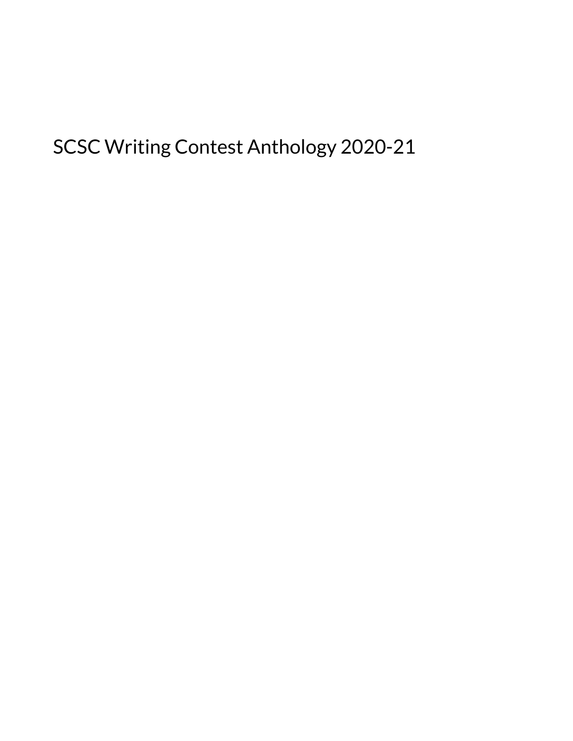# SCSC Writing Contest Anthology 2020-21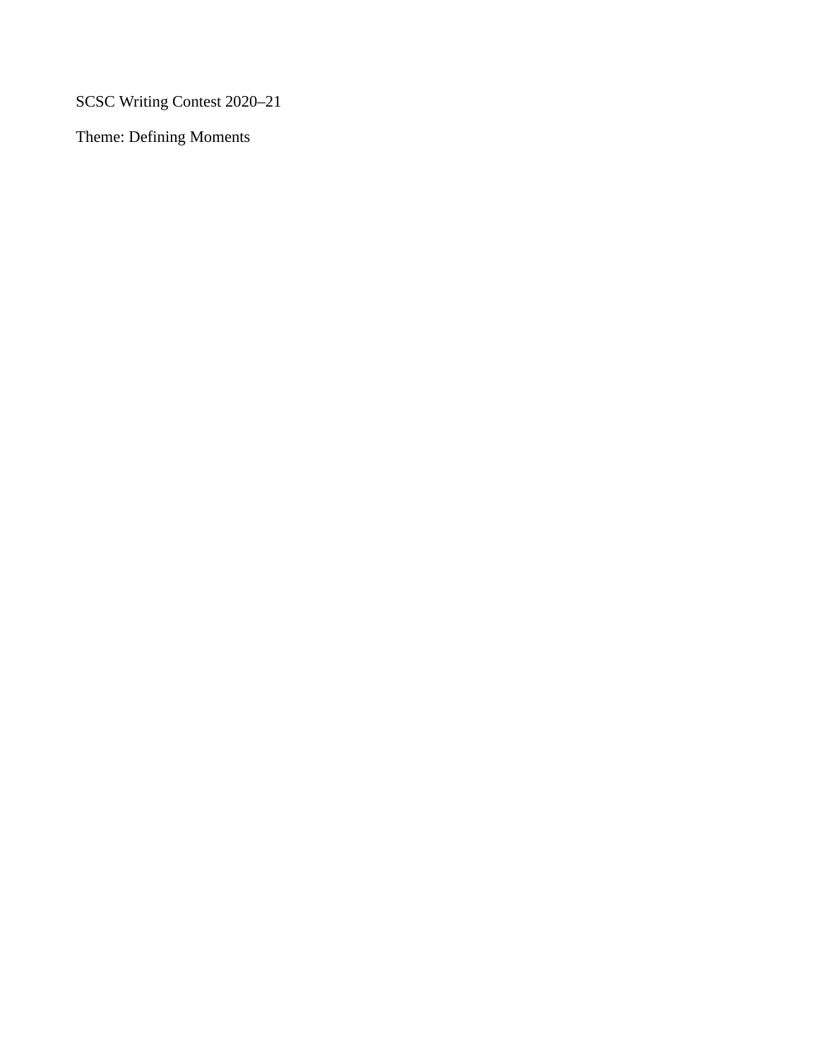SCSC Writing Contest 2020–21

Theme: Defining Moments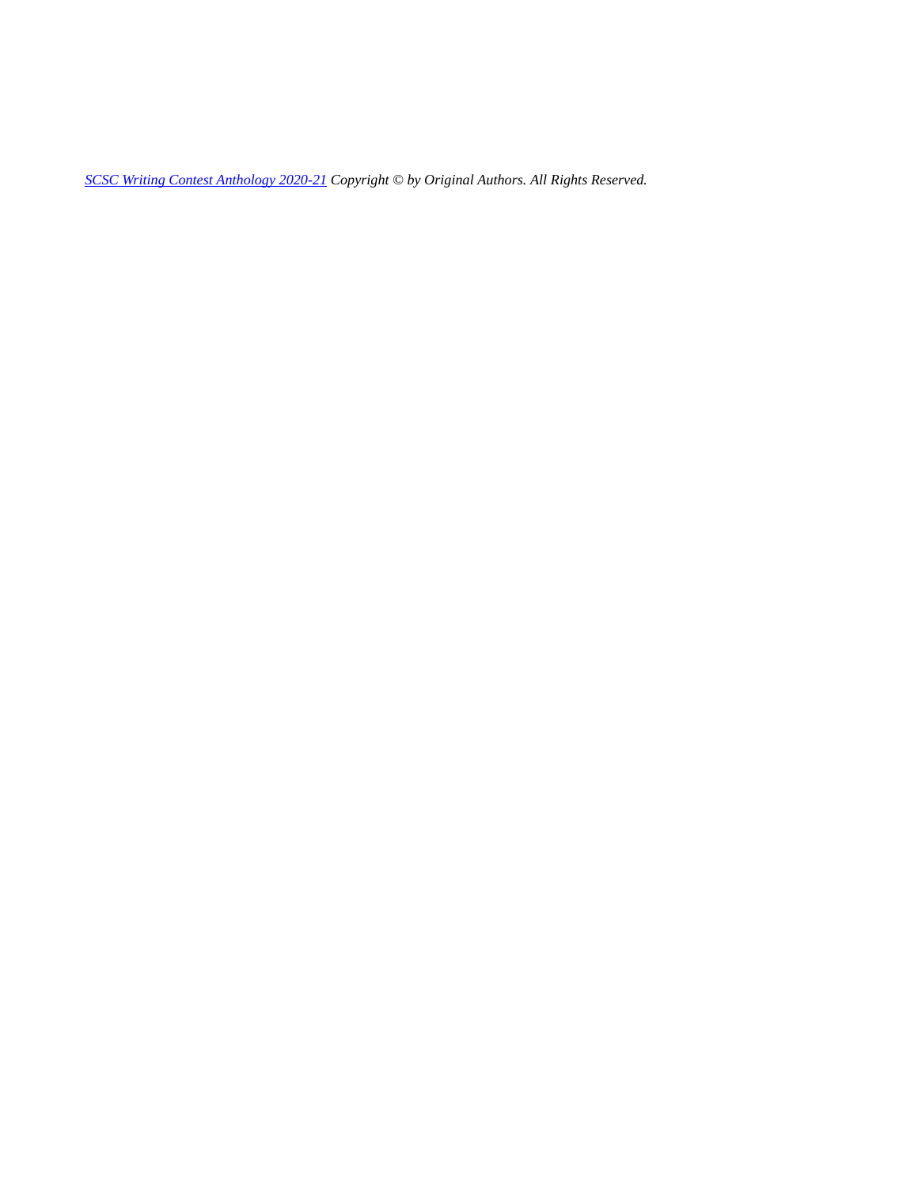*[SCSC Writing Contest Anthology 2020-21](#) Copyright © by Original Authors. All Rights Reserved.*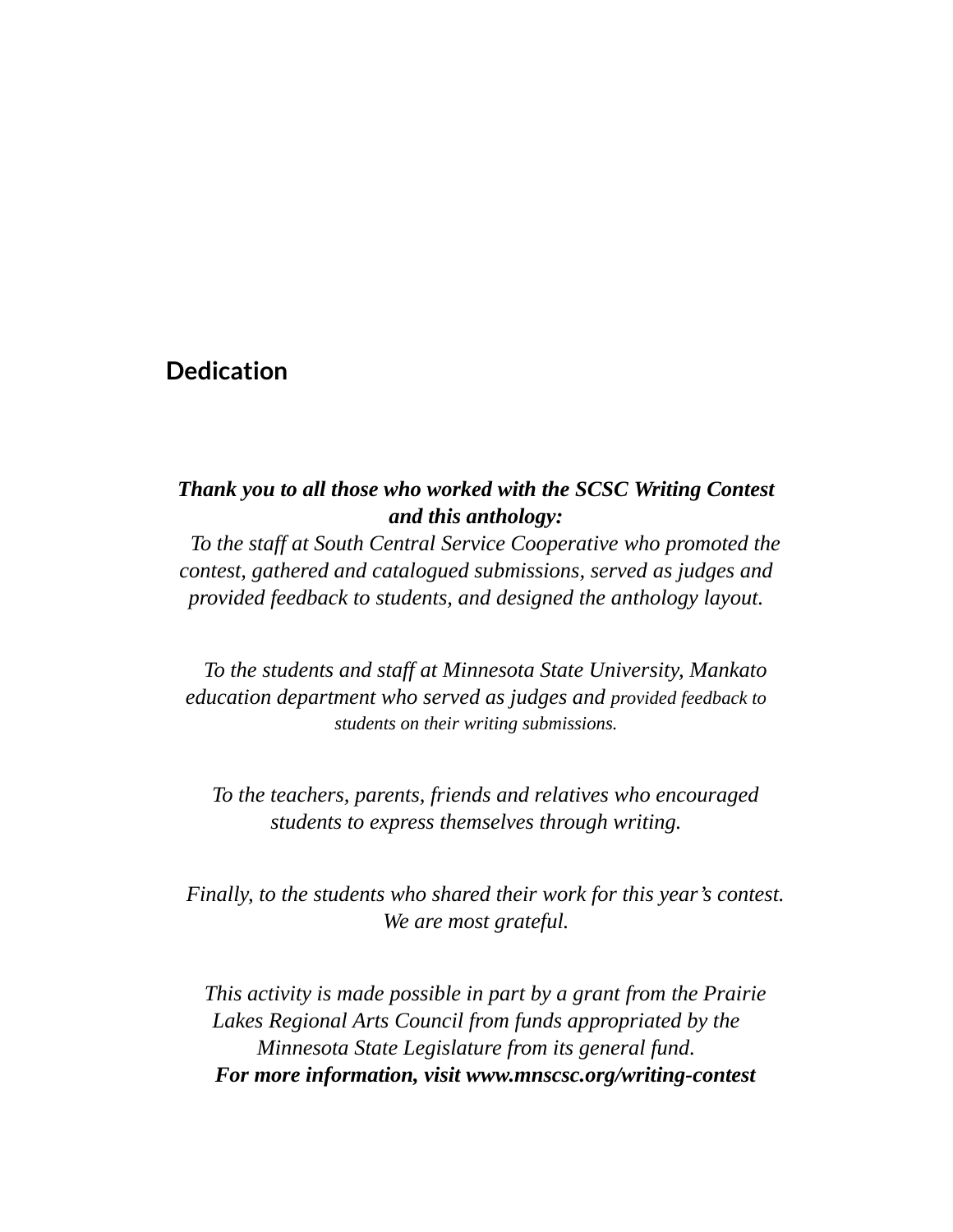## Dedication

***Thank you to all those who worked with the SCSC Writing Contest and this anthology:***

*To the staff at South Central Service Cooperative who promoted the contest, gathered and catalogued submissions, served as judges and provided feedback to students, and designed the anthology layout.*

*To the students and staff at Minnesota State University, Mankato education department who served as judges and provided feedback to students on their writing submissions.*

*To the teachers, parents, friends and relatives who encouraged students to express themselves through writing.*

*Finally, to the students who shared their work for this year's contest. We are most grateful.*

*This activity is made possible in part by a grant from the Prairie Lakes Regional Arts Council from funds appropriated by the Minnesota State Legislature from its general fund.*

***For more information, visit www.mnscsc.org/writing-contest***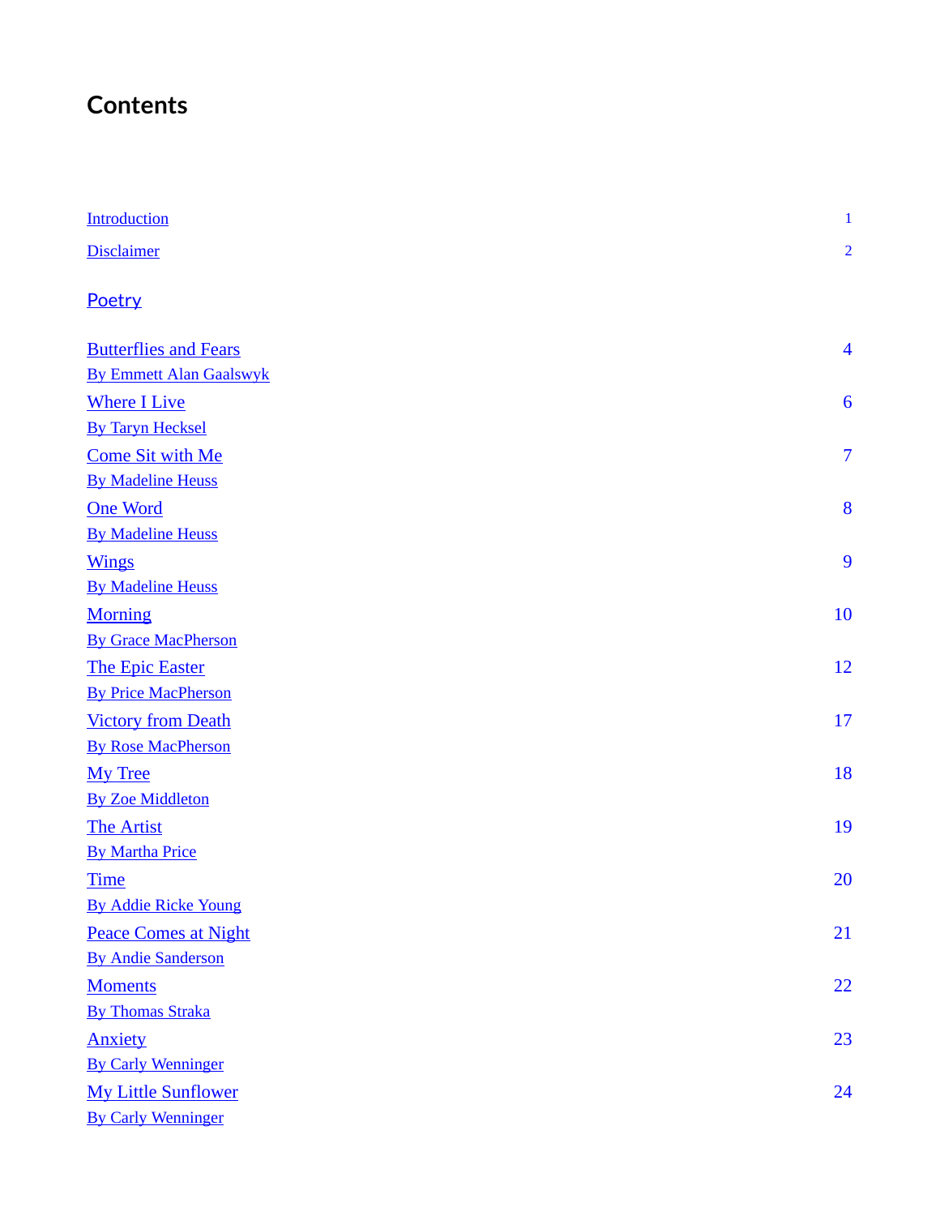# Contents

Introduction 1

Disclaimer 2

## Poetry

Butterflies and Fears 4
By Emmett Alan Gaalswyk

Where I Live 6
By Taryn Hecksel

Come Sit with Me 7
By Madeline Heuss

One Word 8
By Madeline Heuss

Wings 9
By Madeline Heuss

Morning 10
By Grace MacPherson

The Epic Easter 12
By Price MacPherson

Victory from Death 17
By Rose MacPherson

My Tree 18
By Zoe Middleton

The Artist 19
By Martha Price

Time 20
By Addie Ricke Young

Peace Comes at Night 21
By Andie Sanderson

Moments 22
By Thomas Straka

Anxiety 23
By Carly Wenninger

My Little Sunflower 24
By Carly Wenninger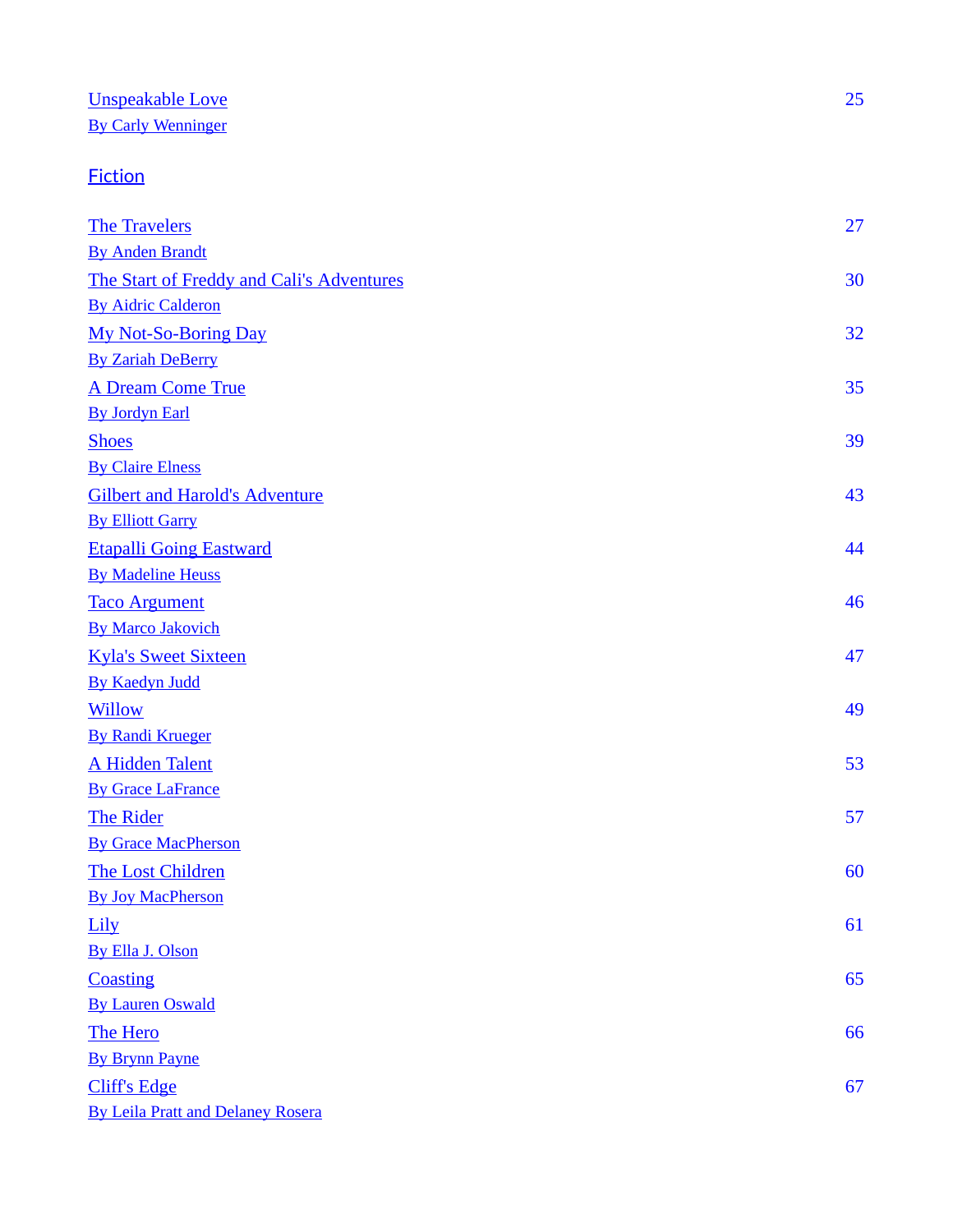Unspeakable Love — 25
By Carly Wenninger

## Fiction

The Travelers — 27
By Anden Brandt

The Start of Freddy and Cali's Adventures — 30
By Aidric Calderon

My Not-So-Boring Day — 32
By Zariah DeBerry

A Dream Come True — 35
By Jordyn Earl

Shoes — 39
By Claire Elness

Gilbert and Harold's Adventure — 43
By Elliott Garry

Etapalli Going Eastward — 44
By Madeline Heuss

Taco Argument — 46
By Marco Jakovich

Kyla's Sweet Sixteen — 47
By Kaedyn Judd

Willow — 49
By Randi Krueger

A Hidden Talent — 53
By Grace LaFrance

The Rider — 57
By Grace MacPherson

The Lost Children — 60
By Joy MacPherson

Lily — 61
By Ella J. Olson

Coasting — 65
By Lauren Oswald

The Hero — 66
By Brynn Payne

Cliff's Edge — 67
By Leila Pratt and Delaney Rosera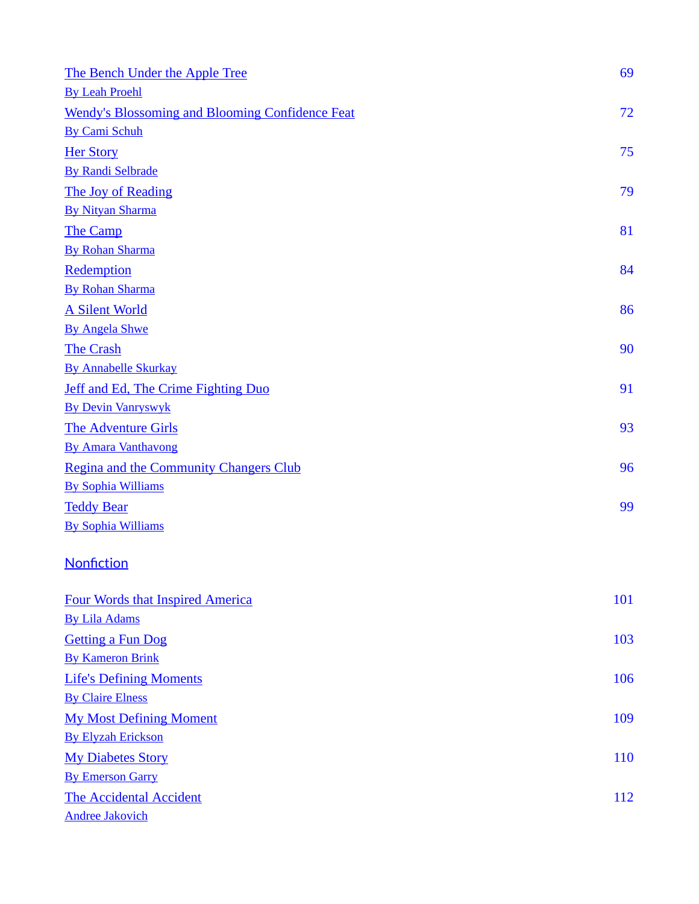The Bench Under the Apple Tree — 69
By Leah Proehl

Wendy's Blossoming and Blooming Confidence Feat — 72
By Cami Schuh

Her Story — 75
By Randi Selbrade

The Joy of Reading — 79
By Nityan Sharma

The Camp — 81
By Rohan Sharma

Redemption — 84
By Rohan Sharma

A Silent World — 86
By Angela Shwe

The Crash — 90
By Annabelle Skurkay

Jeff and Ed, The Crime Fighting Duo — 91
By Devin Vanryswyk

The Adventure Girls — 93
By Amara Vanthavong

Regina and the Community Changers Club — 96
By Sophia Williams

Teddy Bear — 99
By Sophia Williams

## Nonfiction

Four Words that Inspired America — 101
By Lila Adams

Getting a Fun Dog — 103
By Kameron Brink

Life's Defining Moments — 106
By Claire Elness

My Most Defining Moment — 109
By Elyzah Erickson

My Diabetes Story — 110
By Emerson Garry

The Accidental Accident — 112
Andree Jakovich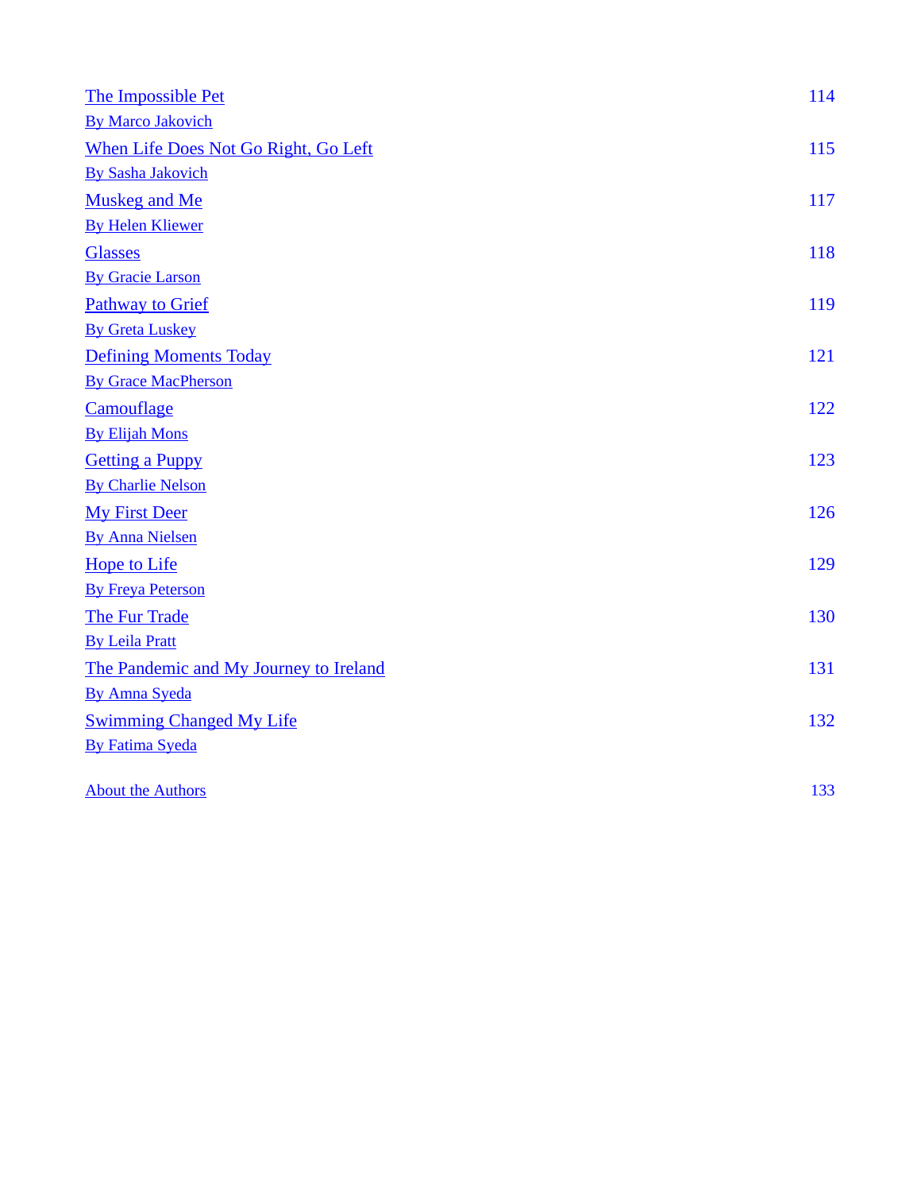The Impossible Pet 114
By Marco Jakovich

When Life Does Not Go Right, Go Left 115
By Sasha Jakovich

Muskeg and Me 117
By Helen Kliewer

Glasses 118
By Gracie Larson

Pathway to Grief 119
By Greta Luskey

Defining Moments Today 121
By Grace MacPherson

Camouflage 122
By Elijah Mons

Getting a Puppy 123
By Charlie Nelson

My First Deer 126
By Anna Nielsen

Hope to Life 129
By Freya Peterson

The Fur Trade 130
By Leila Pratt

The Pandemic and My Journey to Ireland 131
By Amna Syeda

Swimming Changed My Life 132
By Fatima Syeda

About the Authors 133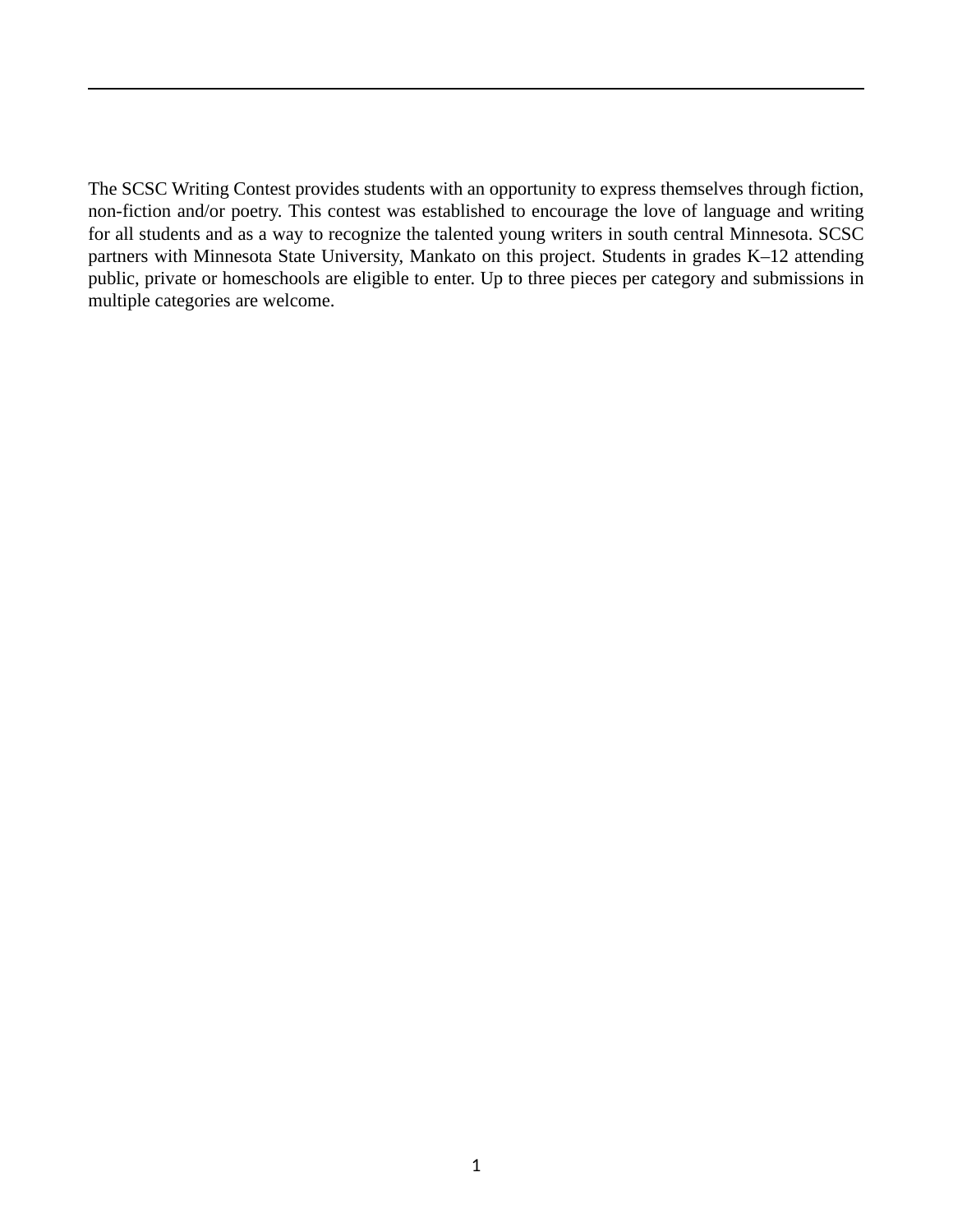The SCSC Writing Contest provides students with an opportunity to express themselves through fiction, non-fiction and/or poetry. This contest was established to encourage the love of language and writing for all students and as a way to recognize the talented young writers in south central Minnesota. SCSC partners with Minnesota State University, Mankato on this project. Students in grades K–12 attending public, private or homeschools are eligible to enter. Up to three pieces per category and submissions in multiple categories are welcome.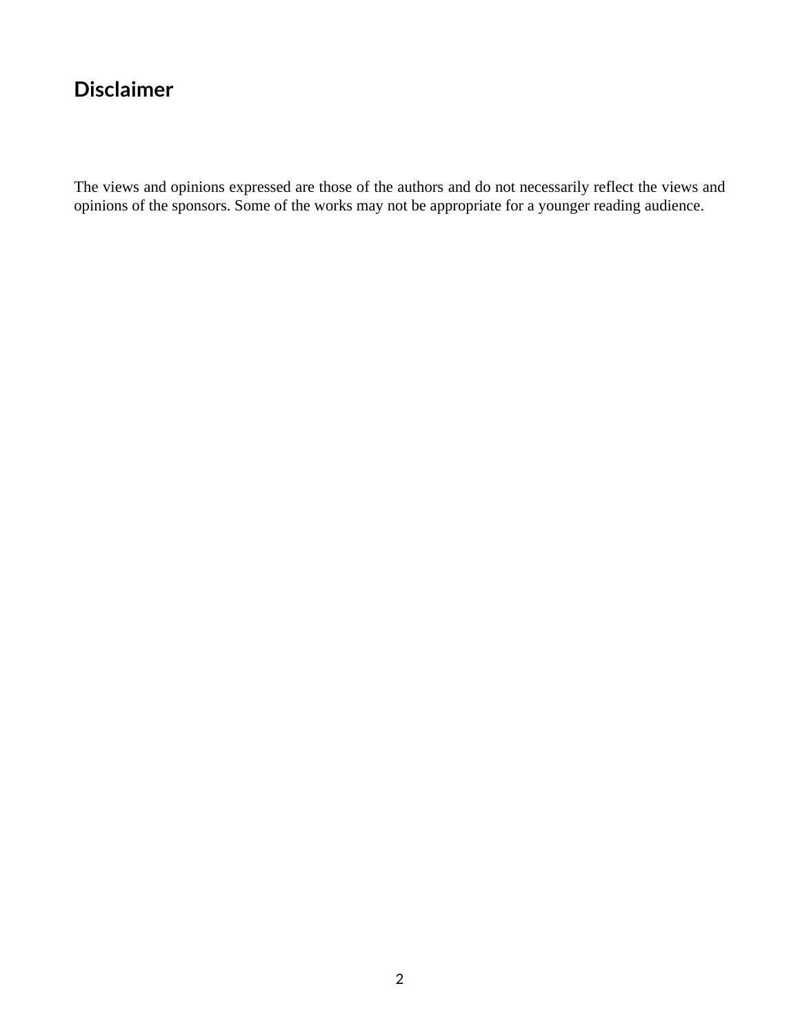## Disclaimer

The views and opinions expressed are those of the authors and do not necessarily reflect the views and opinions of the sponsors. Some of the works may not be appropriate for a younger reading audience.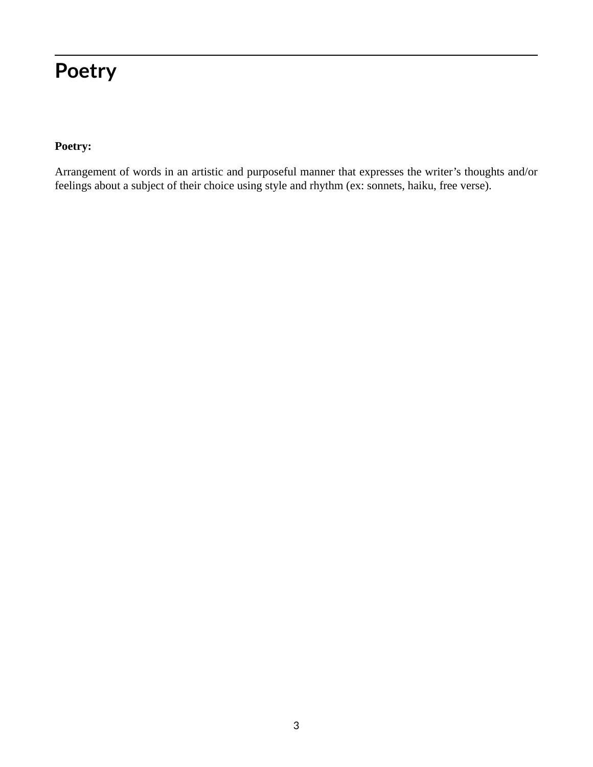# Poetry

**Poetry:**

Arrangement of words in an artistic and purposeful manner that expresses the writer’s thoughts and/or feelings about a subject of their choice using style and rhythm (ex: sonnets, haiku, free verse).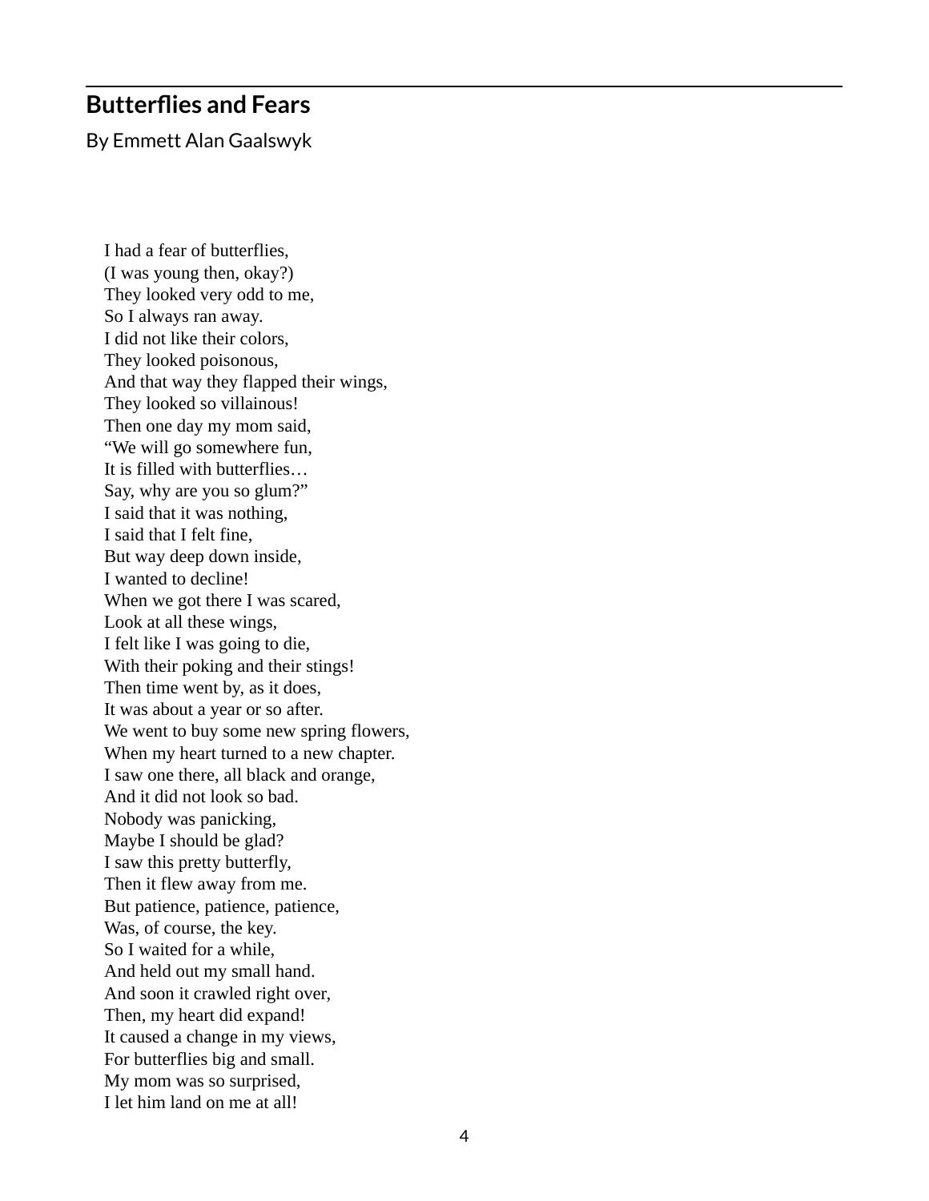## Butterflies and Fears

By Emmett Alan Gaalswyk

I had a fear of butterflies,  
(I was young then, okay?)  
They looked very odd to me,  
So I always ran away.  
I did not like their colors,  
They looked poisonous,  
And that way they flapped their wings,  
They looked so villainous!  
Then one day my mom said,  
“We will go somewhere fun,  
It is filled with butterflies…  
Say, why are you so glum?”  
I said that it was nothing,  
I said that I felt fine,  
But way deep down inside,  
I wanted to decline!  
When we got there I was scared,  
Look at all these wings,  
I felt like I was going to die,  
With their poking and their stings!  
Then time went by, as it does,  
It was about a year or so after.  
We went to buy some new spring flowers,  
When my heart turned to a new chapter.  
I saw one there, all black and orange,  
And it did not look so bad.  
Nobody was panicking,  
Maybe I should be glad?  
I saw this pretty butterfly,  
Then it flew away from me.  
But patience, patience, patience,  
Was, of course, the key.  
So I waited for a while,  
And held out my small hand.  
And soon it crawled right over,  
Then, my heart did expand!  
It caused a change in my views,  
For butterflies big and small.  
My mom was so surprised,  
I let him land on me at all!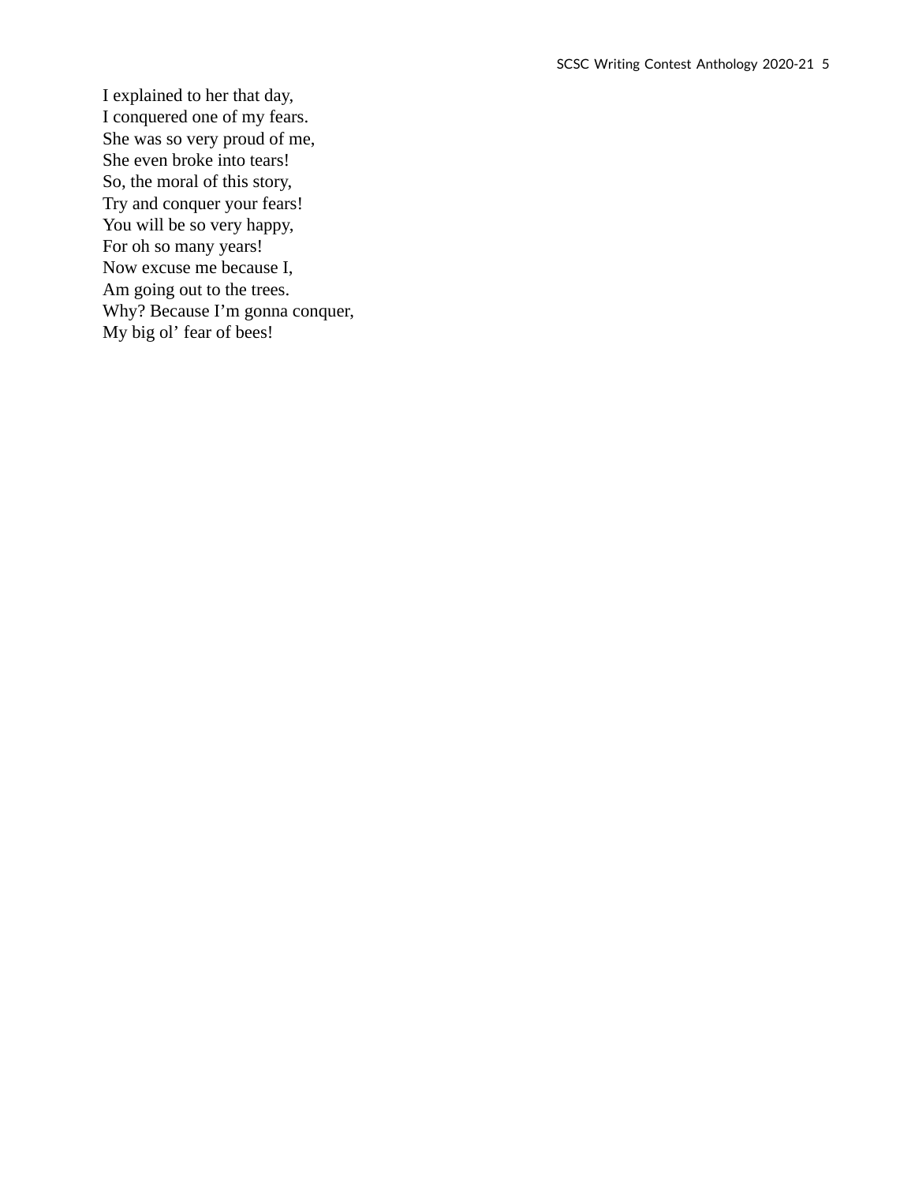I explained to her that day,  
I conquered one of my fears.  
She was so very proud of me,  
She even broke into tears!  
So, the moral of this story,  
Try and conquer your fears!  
You will be so very happy,  
For oh so many years!  
Now excuse me because I,  
Am going out to the trees.  
Why? Because I'm gonna conquer,  
My big ol' fear of bees!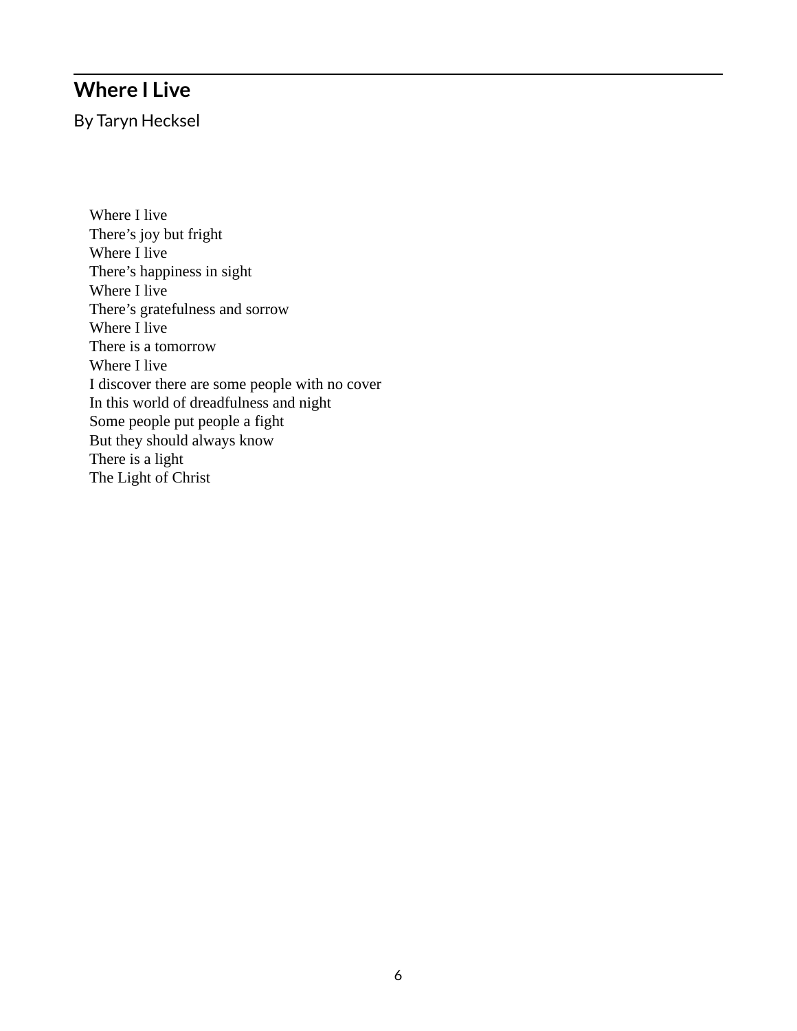## Where I Live

By Taryn Hecksel

Where I live  
There's joy but fright  
Where I live  
There's happiness in sight  
Where I live  
There's gratefulness and sorrow  
Where I live  
There is a tomorrow  
Where I live  
I discover there are some people with no cover  
In this world of dreadfulness and night  
Some people put people a fight  
But they should always know  
There is a light  
The Light of Christ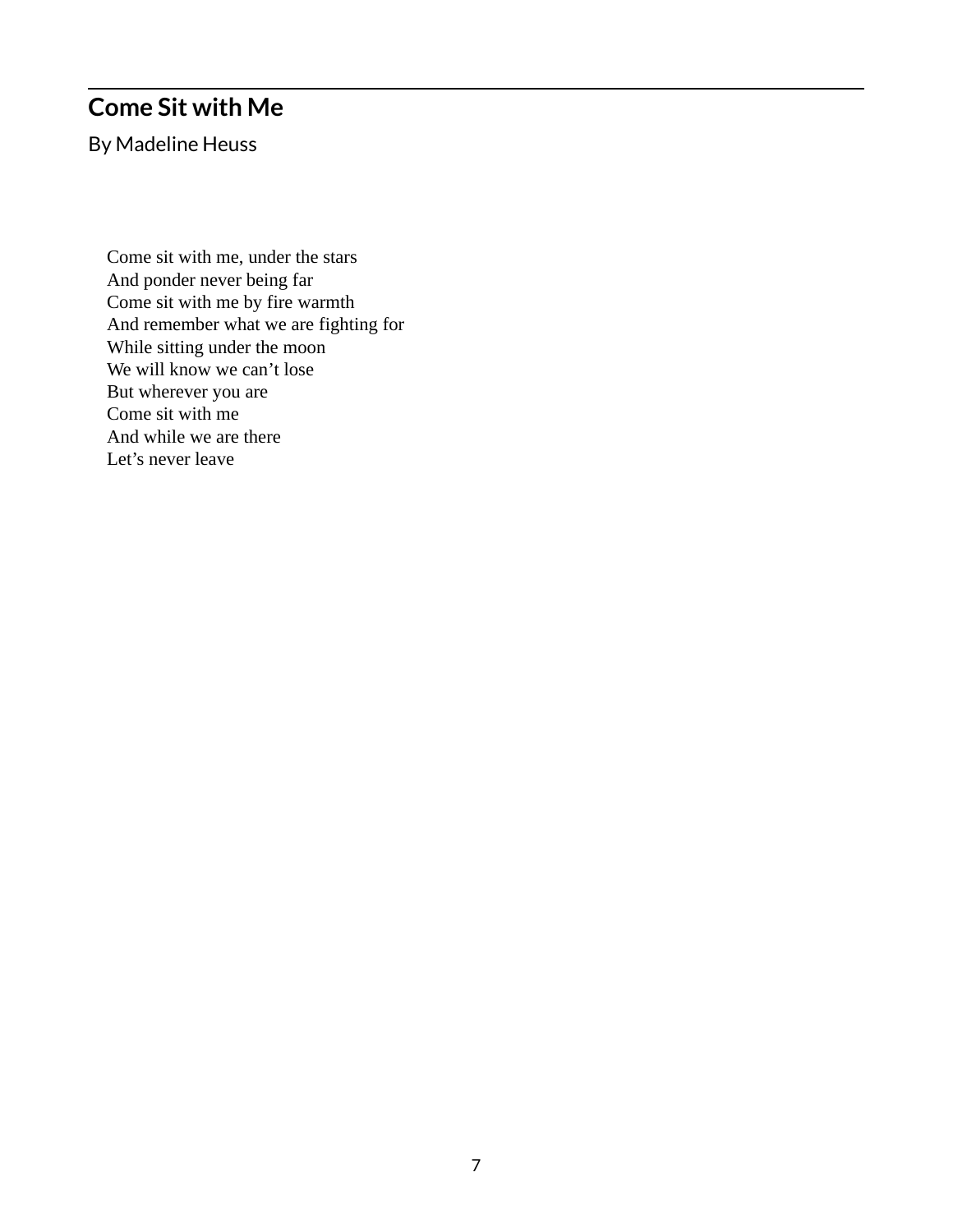## Come Sit with Me

By Madeline Heuss

Come sit with me, under the stars  
And ponder never being far  
Come sit with me by fire warmth  
And remember what we are fighting for  
While sitting under the moon  
We will know we can't lose  
But wherever you are  
Come sit with me  
And while we are there  
Let's never leave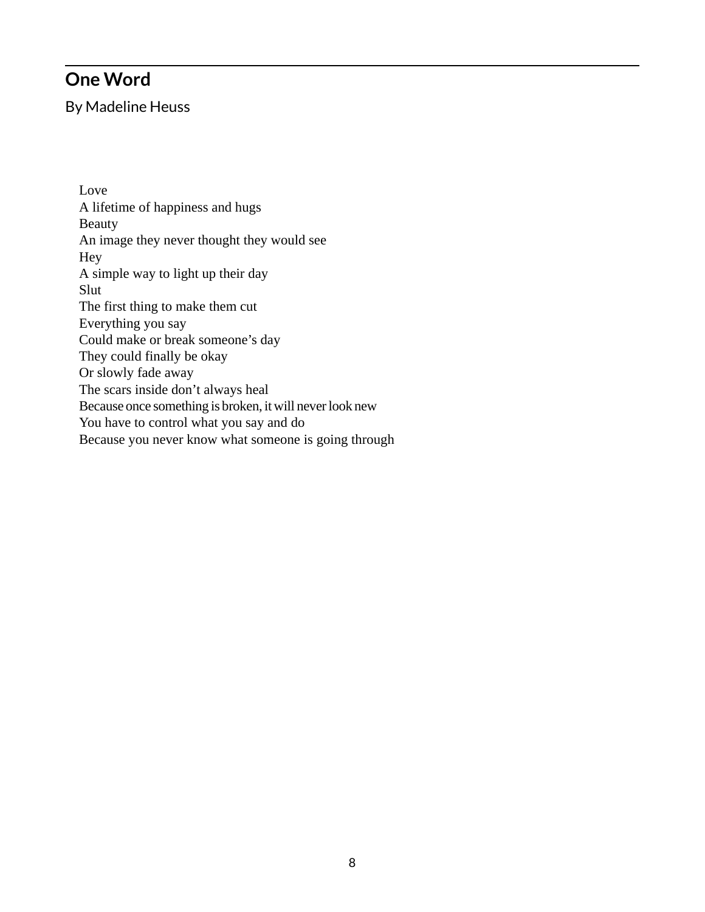## One Word

By Madeline Heuss

Love  
A lifetime of happiness and hugs  
Beauty  
An image they never thought they would see  
Hey  
A simple way to light up their day  
Slut  
The first thing to make them cut  
Everything you say  
Could make or break someone's day  
They could finally be okay  
Or slowly fade away  
The scars inside don't always heal  
Because once something is broken, it will never look new  
You have to control what you say and do  
Because you never know what someone is going through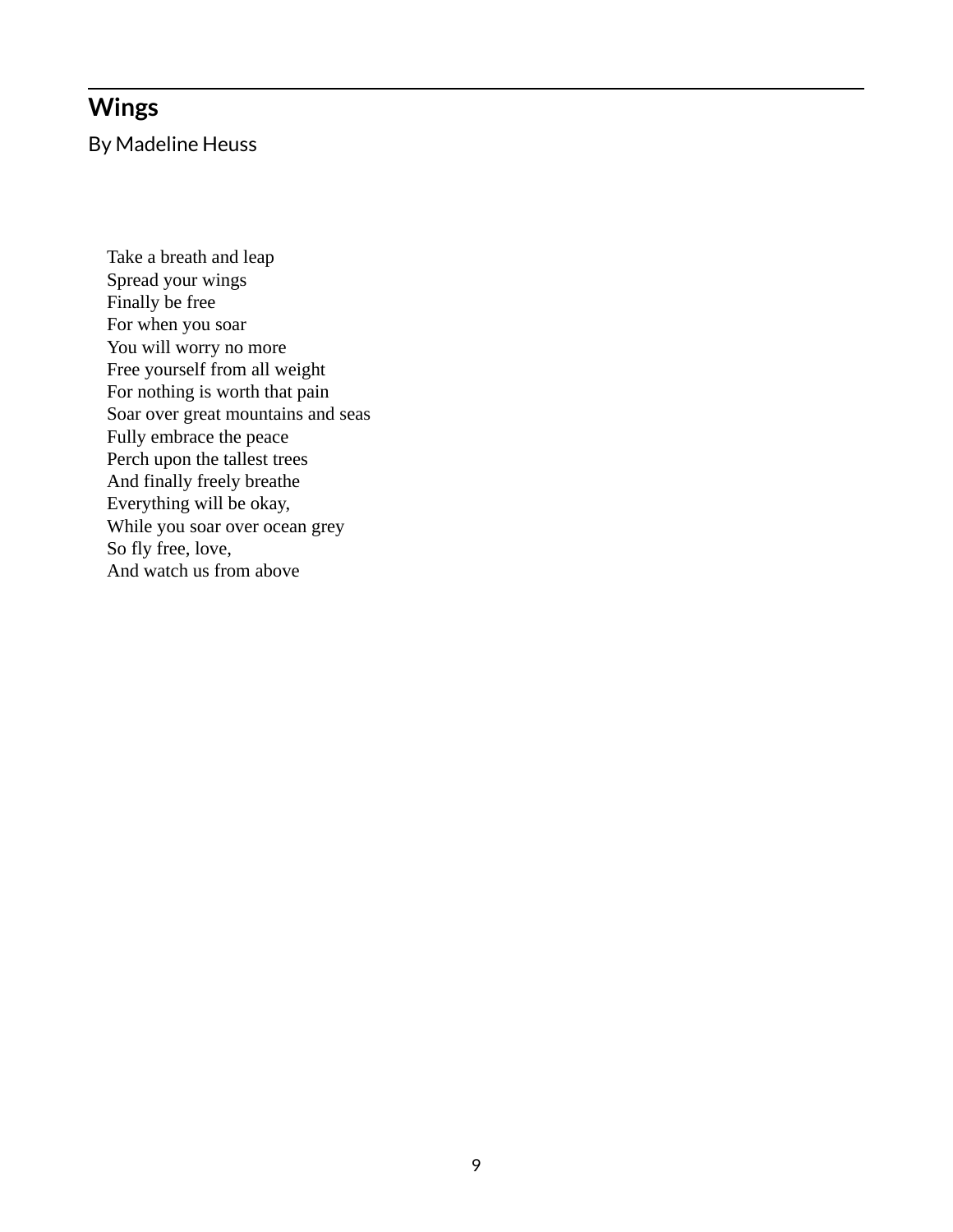## Wings

By Madeline Heuss

Take a breath and leap  
Spread your wings  
Finally be free  
For when you soar  
You will worry no more  
Free yourself from all weight  
For nothing is worth that pain  
Soar over great mountains and seas  
Fully embrace the peace  
Perch upon the tallest trees  
And finally freely breathe  
Everything will be okay,  
While you soar over ocean grey  
So fly free, love,  
And watch us from above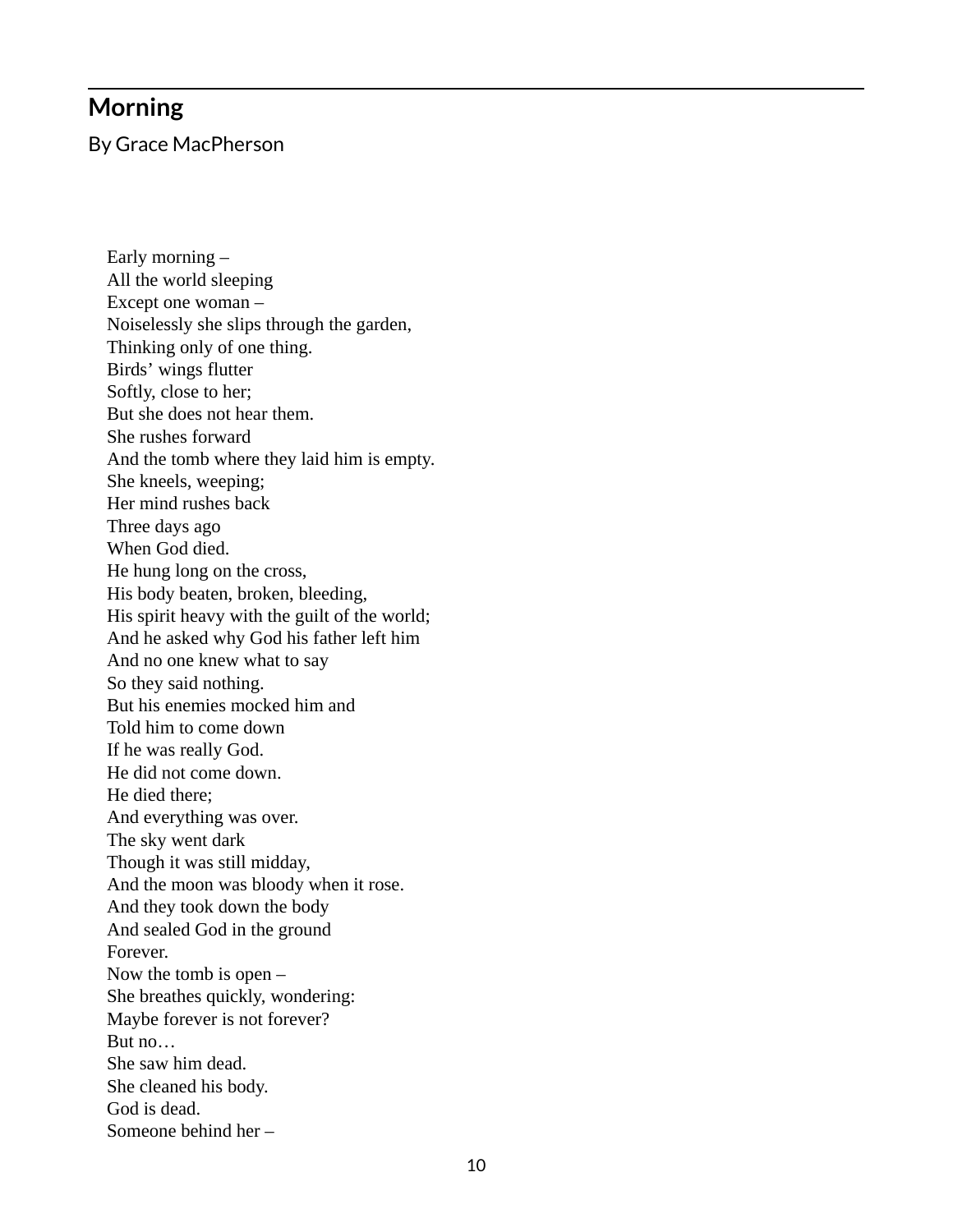## Morning

By Grace MacPherson

Early morning –  
All the world sleeping  
Except one woman –  
Noiselessly she slips through the garden,  
Thinking only of one thing.  
Birds' wings flutter  
Softly, close to her;  
But she does not hear them.  
She rushes forward  
And the tomb where they laid him is empty.  
She kneels, weeping;  
Her mind rushes back  
Three days ago  
When God died.  
He hung long on the cross,  
His body beaten, broken, bleeding,  
His spirit heavy with the guilt of the world;  
And he asked why God his father left him  
And no one knew what to say  
So they said nothing.  
But his enemies mocked him and  
Told him to come down  
If he was really God.  
He did not come down.  
He died there;  
And everything was over.  
The sky went dark  
Though it was still midday,  
And the moon was bloody when it rose.  
And they took down the body  
And sealed God in the ground  
Forever.  
Now the tomb is open –  
She breathes quickly, wondering:  
Maybe forever is not forever?  
But no…  
She saw him dead.  
She cleaned his body.  
God is dead.  
Someone behind her –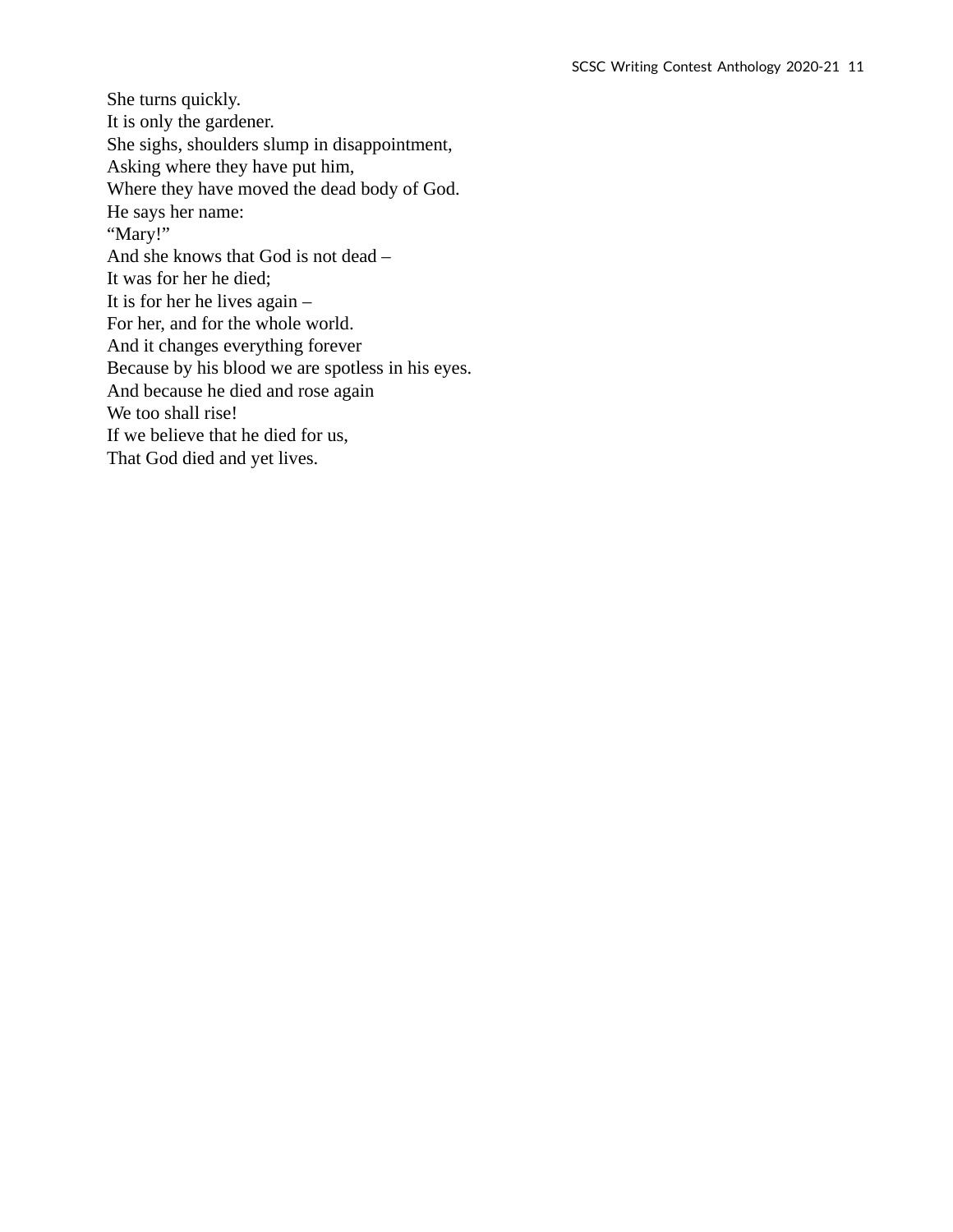She turns quickly.  
It is only the gardener.  
She sighs, shoulders slump in disappointment,  
Asking where they have put him,  
Where they have moved the dead body of God.  
He says her name:  
"Mary!"  
And she knows that God is not dead –  
It was for her he died;  
It is for her he lives again –  
For her, and for the whole world.  
And it changes everything forever  
Because by his blood we are spotless in his eyes.  
And because he died and rose again  
We too shall rise!  
If we believe that he died for us,  
That God died and yet lives.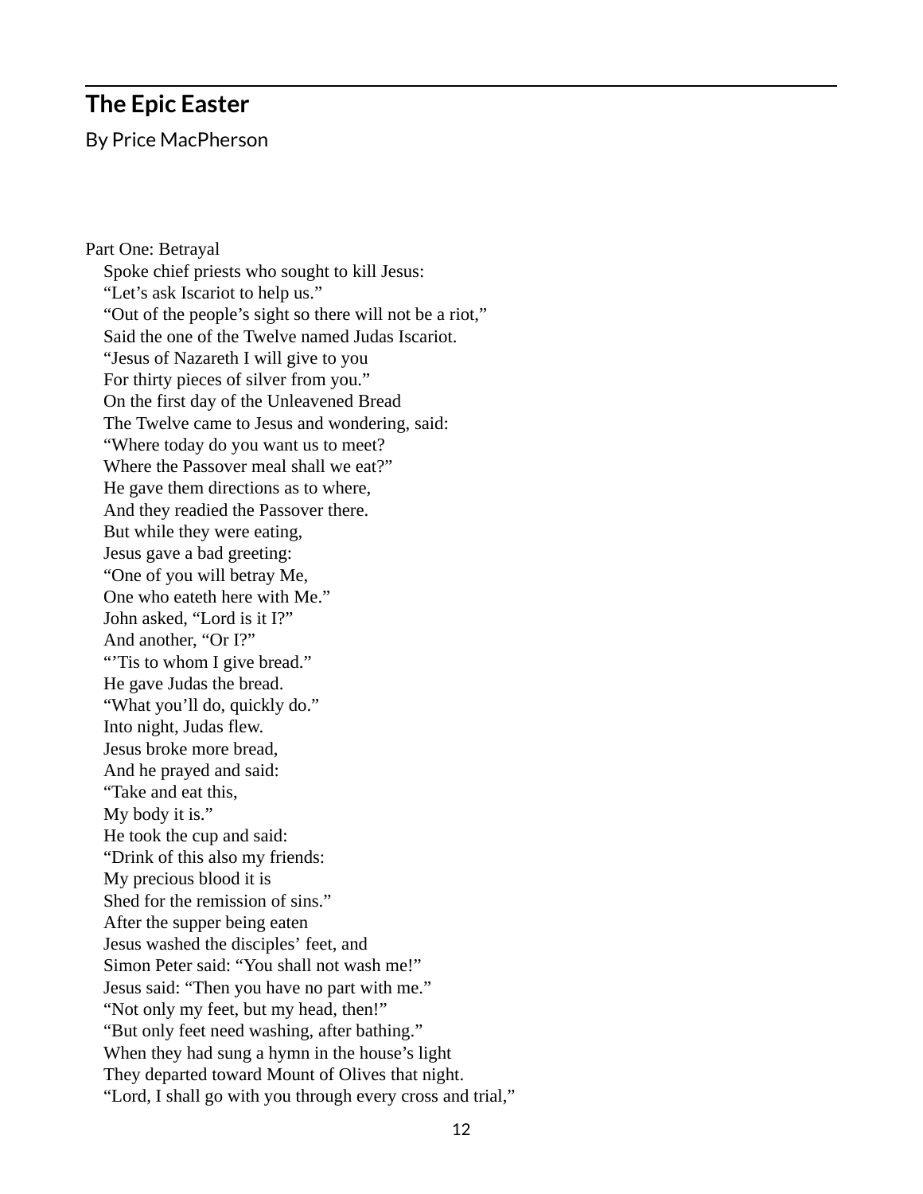## The Epic Easter

By Price MacPherson

Part One: Betrayal

Spoke chief priests who sought to kill Jesus:
"Let's ask Iscariot to help us."
"Out of the people's sight so there will not be a riot,"
Said the one of the Twelve named Judas Iscariot.
"Jesus of Nazareth I will give to you
For thirty pieces of silver from you."
On the first day of the Unleavened Bread
The Twelve came to Jesus and wondering, said:
"Where today do you want us to meet?
Where the Passover meal shall we eat?"
He gave them directions as to where,
And they readied the Passover there.
But while they were eating,
Jesus gave a bad greeting:
"One of you will betray Me,
One who eateth here with Me."
John asked, "Lord is it I?"
And another, "Or I?"
"'Tis to whom I give bread."
He gave Judas the bread.
"What you'll do, quickly do."
Into night, Judas flew.
Jesus broke more bread,
And he prayed and said:
"Take and eat this,
My body it is."
He took the cup and said:
"Drink of this also my friends:
My precious blood it is
Shed for the remission of sins."
After the supper being eaten
Jesus washed the disciples' feet, and
Simon Peter said: "You shall not wash me!"
Jesus said: "Then you have no part with me."
"Not only my feet, but my head, then!"
"But only feet need washing, after bathing."
When they had sung a hymn in the house's light
They departed toward Mount of Olives that night.
"Lord, I shall go with you through every cross and trial,"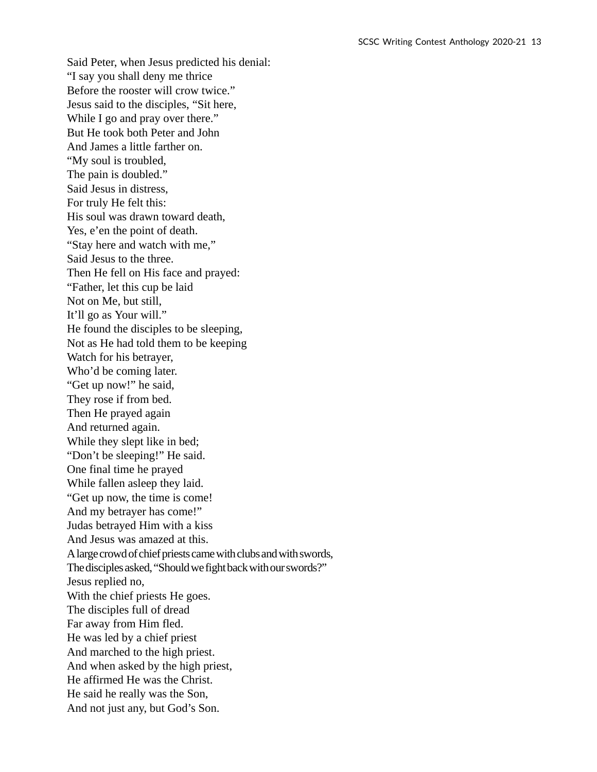Said Peter, when Jesus predicted his denial:  
"I say you shall deny me thrice  
Before the rooster will crow twice."  
Jesus said to the disciples, "Sit here,  
While I go and pray over there."  
But He took both Peter and John  
And James a little farther on.  
"My soul is troubled,  
The pain is doubled."  
Said Jesus in distress,  
For truly He felt this:  
His soul was drawn toward death,  
Yes, e'en the point of death.  
"Stay here and watch with me,"  
Said Jesus to the three.  
Then He fell on His face and prayed:  
"Father, let this cup be laid  
Not on Me, but still,  
It'll go as Your will."  
He found the disciples to be sleeping,  
Not as He had told them to be keeping  
Watch for his betrayer,  
Who'd be coming later.  
"Get up now!" he said,  
They rose if from bed.  
Then He prayed again  
And returned again.  
While they slept like in bed;  
"Don't be sleeping!" He said.  
One final time he prayed  
While fallen asleep they laid.  
"Get up now, the time is come!  
And my betrayer has come!"  
Judas betrayed Him with a kiss  
And Jesus was amazed at this.  
A large crowd of chief priests came with clubs and with swords,  
The disciples asked, "Should we fight back with our swords?"  
Jesus replied no,  
With the chief priests He goes.  
The disciples full of dread  
Far away from Him fled.  
He was led by a chief priest  
And marched to the high priest.  
And when asked by the high priest,  
He affirmed He was the Christ.  
He said he really was the Son,  
And not just any, but God's Son.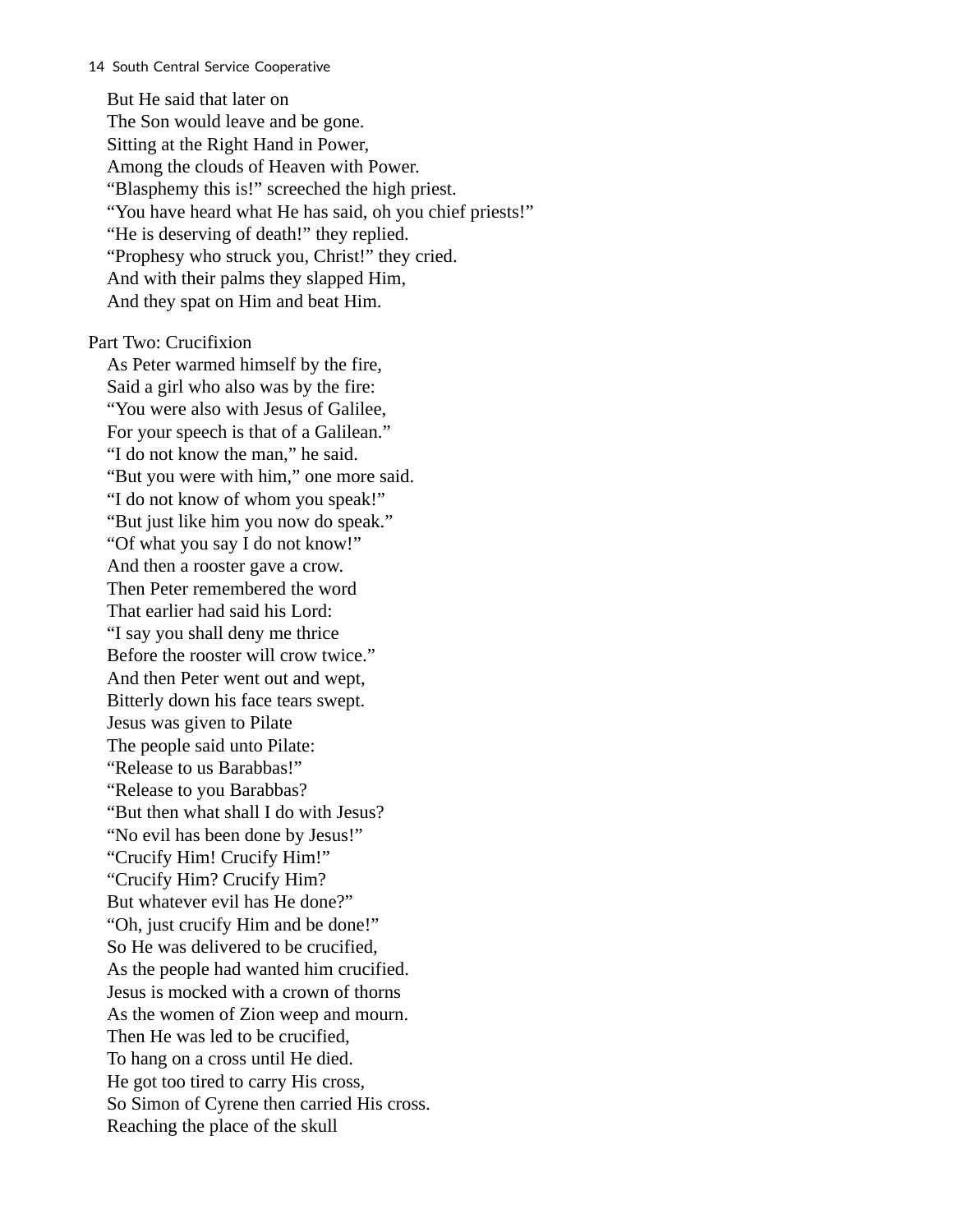But He said that later on  
The Son would leave and be gone.  
Sitting at the Right Hand in Power,  
Among the clouds of Heaven with Power.  
“Blasphemy this is!” screeched the high priest.  
“You have heard what He has said, oh you chief priests!”  
“He is deserving of death!” they replied.  
“Prophesy who struck you, Christ!” they cried.  
And with their palms they slapped Him,  
And they spat on Him and beat Him.

Part Two: Crucifixion

As Peter warmed himself by the fire,  
Said a girl who also was by the fire:  
“You were also with Jesus of Galilee,  
For your speech is that of a Galilean.”  
“I do not know the man,” he said.  
“But you were with him,” one more said.  
“I do not know of whom you speak!”  
“But just like him you now do speak.”  
“Of what you say I do not know!”  
And then a rooster gave a crow.  
Then Peter remembered the word  
That earlier had said his Lord:  
“I say you shall deny me thrice  
Before the rooster will crow twice.”  
And then Peter went out and wept,  
Bitterly down his face tears swept.  
Jesus was given to Pilate  
The people said unto Pilate:  
“Release to us Barabbas!”  
“Release to you Barabbas?  
“But then what shall I do with Jesus?  
“No evil has been done by Jesus!”  
“Crucify Him! Crucify Him!”  
“Crucify Him? Crucify Him?  
But whatever evil has He done?”  
“Oh, just crucify Him and be done!”  
So He was delivered to be crucified,  
As the people had wanted him crucified.  
Jesus is mocked with a crown of thorns  
As the women of Zion weep and mourn.  
Then He was led to be crucified,  
To hang on a cross until He died.  
He got too tired to carry His cross,  
So Simon of Cyrene then carried His cross.  
Reaching the place of the skull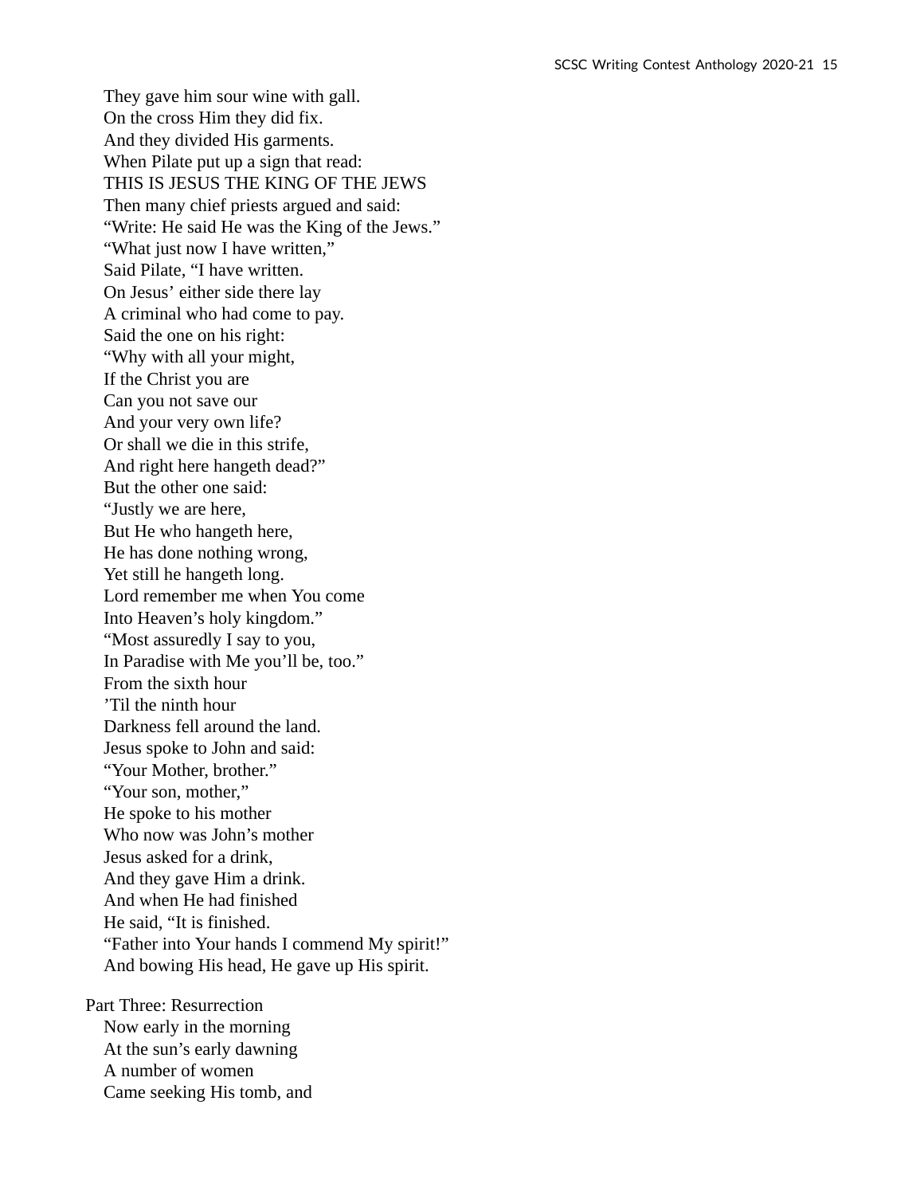They gave him sour wine with gall.  
On the cross Him they did fix.  
And they divided His garments.  
When Pilate put up a sign that read:  
THIS IS JESUS THE KING OF THE JEWS  
Then many chief priests argued and said:  
“Write: He said He was the King of the Jews.”  
“What just now I have written,”  
Said Pilate, “I have written.  
On Jesus’ either side there lay  
A criminal who had come to pay.  
Said the one on his right:  
“Why with all your might,  
If the Christ you are  
Can you not save our  
And your very own life?  
Or shall we die in this strife,  
And right here hangeth dead?”  
But the other one said:  
“Justly we are here,  
But He who hangeth here,  
He has done nothing wrong,  
Yet still he hangeth long.  
Lord remember me when You come  
Into Heaven’s holy kingdom.”  
“Most assuredly I say to you,  
In Paradise with Me you’ll be, too.”  
From the sixth hour  
’Til the ninth hour  
Darkness fell around the land.  
Jesus spoke to John and said:  
“Your Mother, brother.”  
“Your son, mother,”  
He spoke to his mother  
Who now was John’s mother  
Jesus asked for a drink,  
And they gave Him a drink.  
And when He had finished  
He said, “It is finished.  
“Father into Your hands I commend My spirit!”  
And bowing His head, He gave up His spirit.

Part Three: Resurrection

Now early in the morning  
At the sun’s early dawning  
A number of women  
Came seeking His tomb, and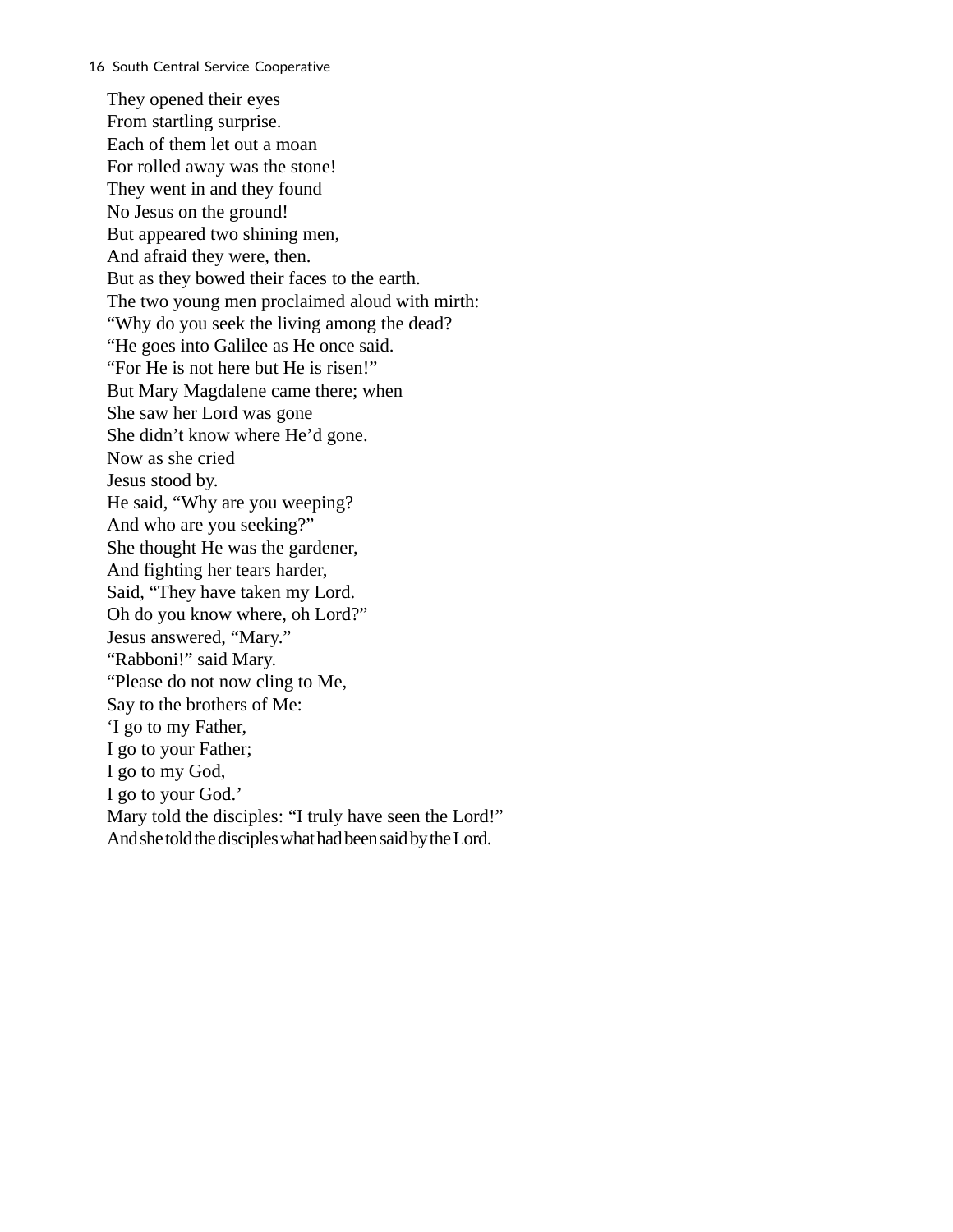They opened their eyes  
From startling surprise.  
Each of them let out a moan  
For rolled away was the stone!  
They went in and they found  
No Jesus on the ground!  
But appeared two shining men,  
And afraid they were, then.  
But as they bowed their faces to the earth.  
The two young men proclaimed aloud with mirth:  
“Why do you seek the living among the dead?  
“He goes into Galilee as He once said.  
“For He is not here but He is risen!”  
But Mary Magdalene came there; when  
She saw her Lord was gone  
She didn’t know where He’d gone.  
Now as she cried  
Jesus stood by.  
He said, “Why are you weeping?  
And who are you seeking?”  
She thought He was the gardener,  
And fighting her tears harder,  
Said, “They have taken my Lord.  
Oh do you know where, oh Lord?”  
Jesus answered, “Mary.”  
“Rabboni!” said Mary.  
“Please do not now cling to Me,  
Say to the brothers of Me:  
‘I go to my Father,  
I go to your Father;  
I go to my God,  
I go to your God.’  
Mary told the disciples: “I truly have seen the Lord!”  
And she told the disciples what had been said by the Lord.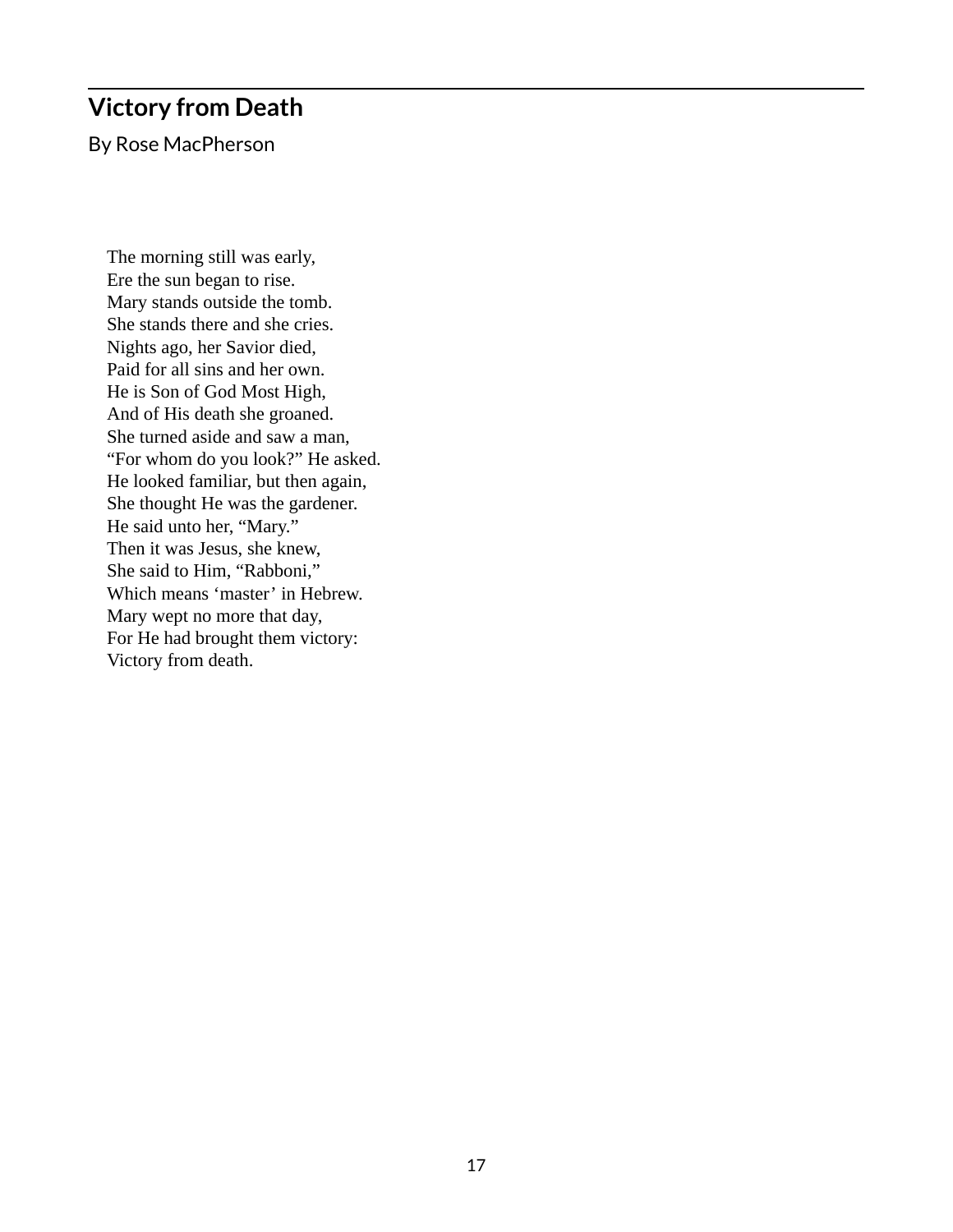## Victory from Death

By Rose MacPherson

The morning still was early,  
Ere the sun began to rise.  
Mary stands outside the tomb.  
She stands there and she cries.  
Nights ago, her Savior died,  
Paid for all sins and her own.  
He is Son of God Most High,  
And of His death she groaned.  
She turned aside and saw a man,  
"For whom do you look?" He asked.  
He looked familiar, but then again,  
She thought He was the gardener.  
He said unto her, "Mary."  
Then it was Jesus, she knew,  
She said to Him, "Rabboni,"  
Which means 'master' in Hebrew.  
Mary wept no more that day,  
For He had brought them victory:  
Victory from death.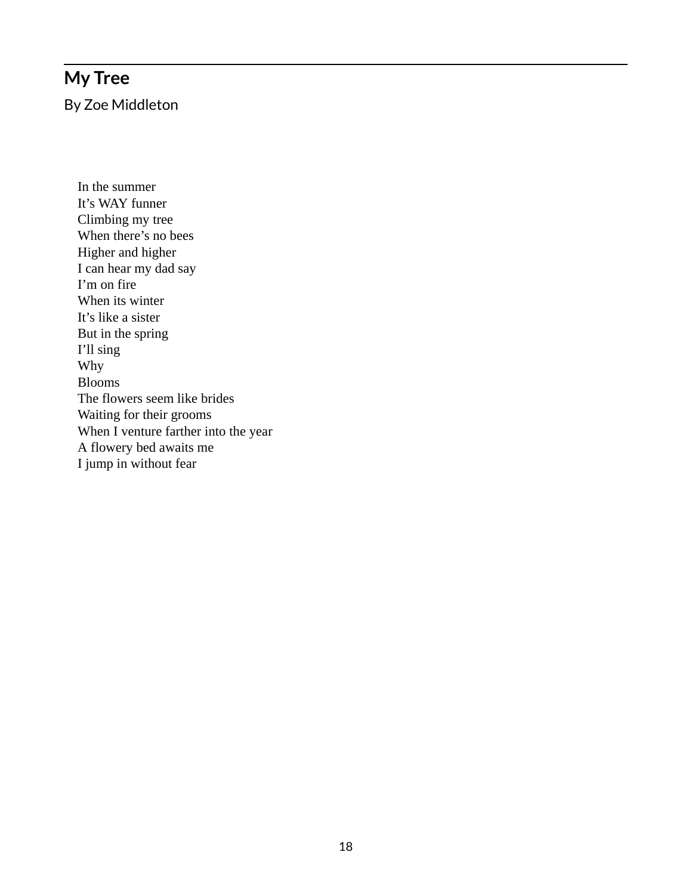## My Tree

By Zoe Middleton

In the summer  
It's WAY funner  
Climbing my tree  
When there's no bees  
Higher and higher  
I can hear my dad say  
I'm on fire  
When its winter  
It's like a sister  
But in the spring  
I'll sing  
Why  
Blooms  
The flowers seem like brides  
Waiting for their grooms  
When I venture farther into the year  
A flowery bed awaits me  
I jump in without fear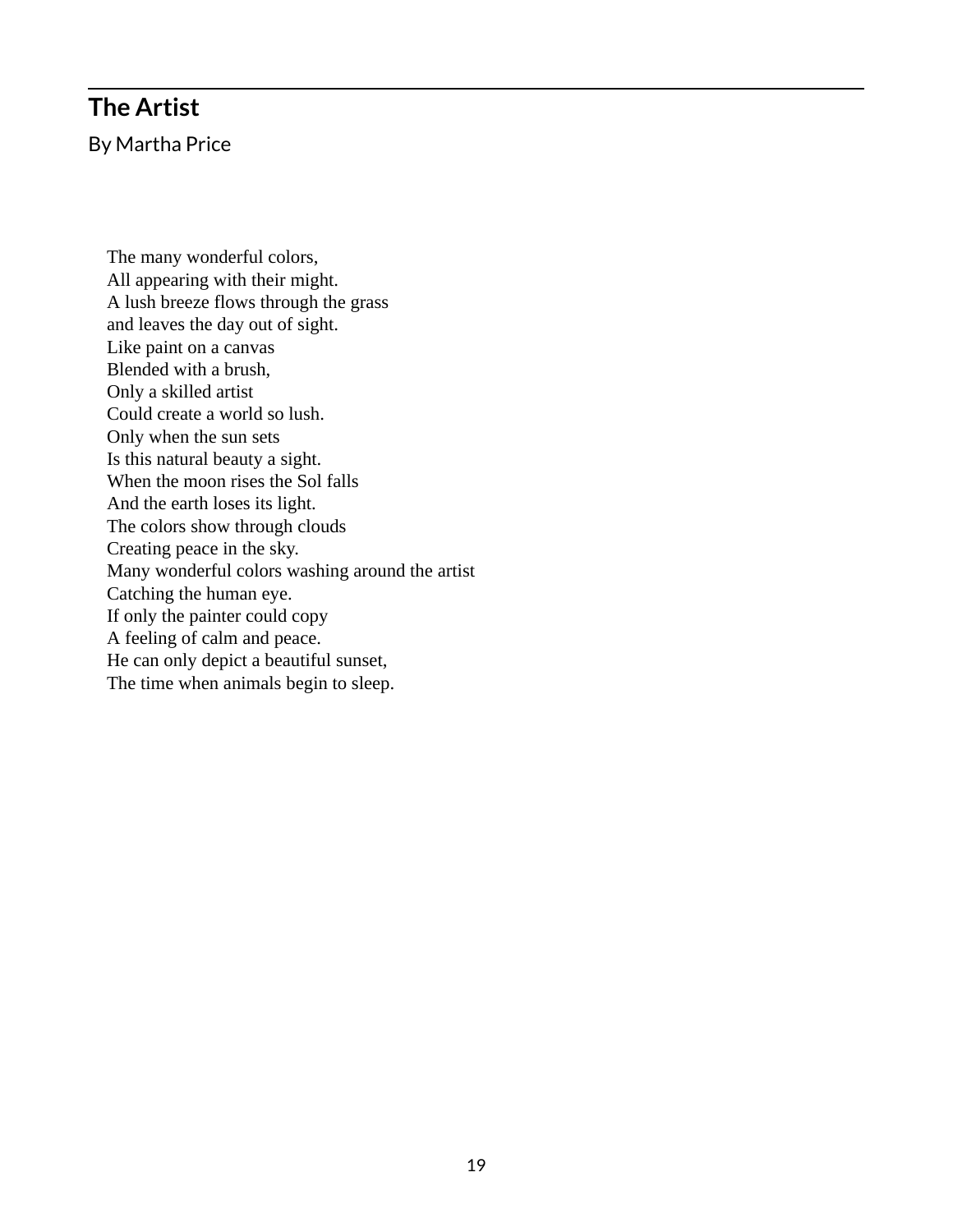## The Artist

By Martha Price

The many wonderful colors,
All appearing with their might.
A lush breeze flows through the grass
and leaves the day out of sight.
Like paint on a canvas
Blended with a brush,
Only a skilled artist
Could create a world so lush.
Only when the sun sets
Is this natural beauty a sight.
When the moon rises the Sol falls
And the earth loses its light.
The colors show through clouds
Creating peace in the sky.
Many wonderful colors washing around the artist
Catching the human eye.
If only the painter could copy
A feeling of calm and peace.
He can only depict a beautiful sunset,
The time when animals begin to sleep.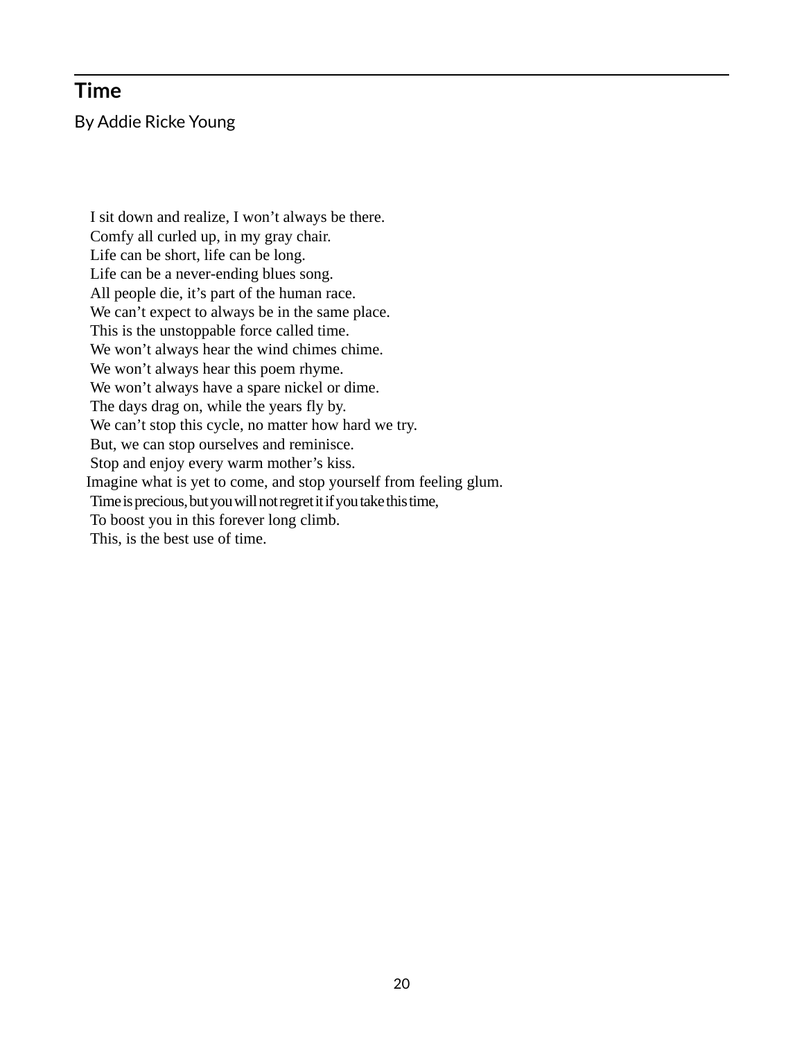## Time

By Addie Ricke Young

I sit down and realize, I won't always be there.  
Comfy all curled up, in my gray chair.  
Life can be short, life can be long.  
Life can be a never-ending blues song.  
All people die, it's part of the human race.  
We can't expect to always be in the same place.  
This is the unstoppable force called time.  
We won't always hear the wind chimes chime.  
We won't always hear this poem rhyme.  
We won't always have a spare nickel or dime.  
The days drag on, while the years fly by.  
We can't stop this cycle, no matter how hard we try.  
But, we can stop ourselves and reminisce.  
Stop and enjoy every warm mother's kiss.  
Imagine what is yet to come, and stop yourself from feeling glum.  
Time is precious, but you will not regret it if you take this time,  
To boost you in this forever long climb.  
This, is the best use of time.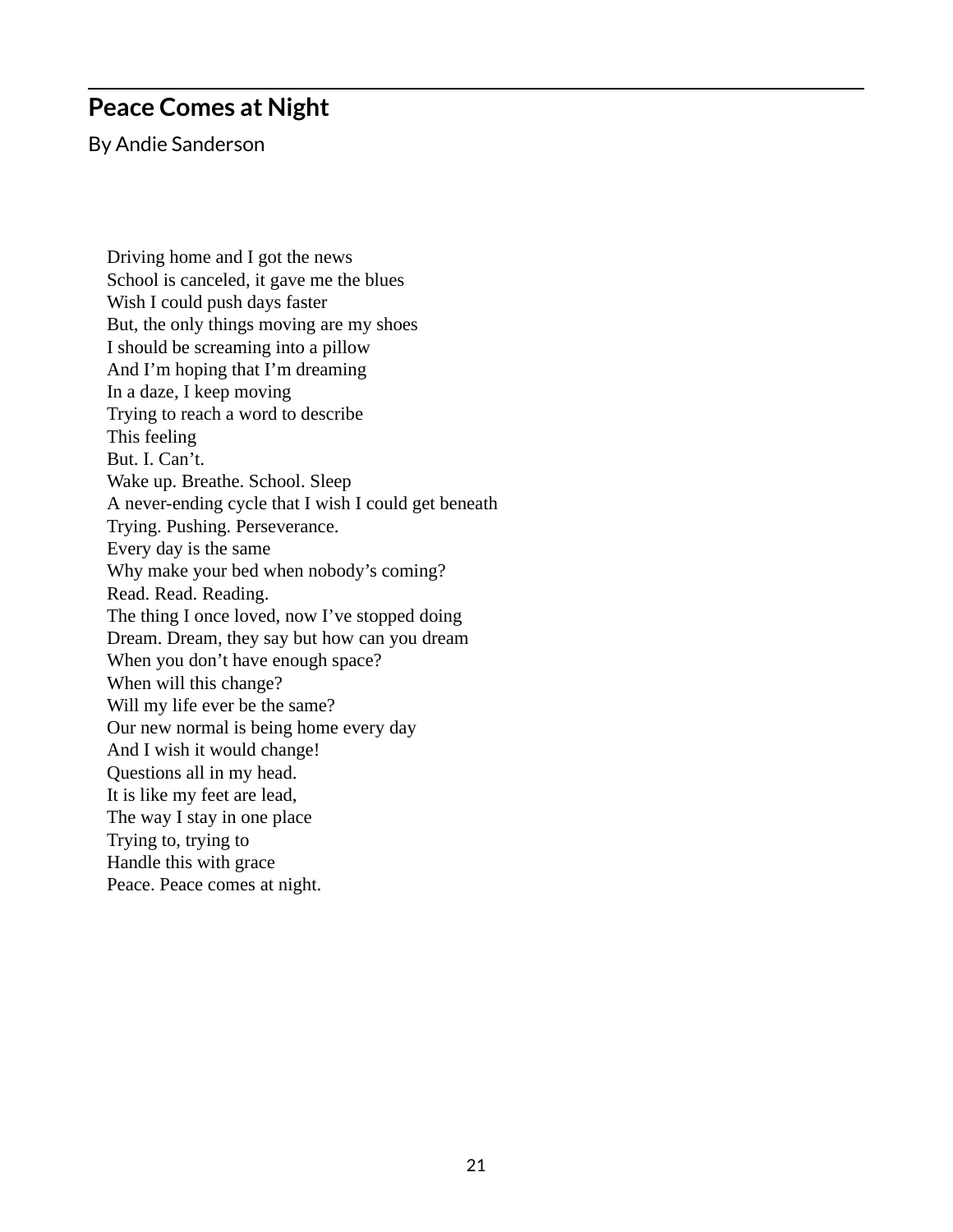## Peace Comes at Night

By Andie Sanderson

Driving home and I got the news  
School is canceled, it gave me the blues  
Wish I could push days faster  
But, the only things moving are my shoes  
I should be screaming into a pillow  
And I'm hoping that I'm dreaming  
In a daze, I keep moving  
Trying to reach a word to describe  
This feeling  
But. I. Can't.  
Wake up. Breathe. School. Sleep  
A never-ending cycle that I wish I could get beneath  
Trying. Pushing. Perseverance.  
Every day is the same  
Why make your bed when nobody's coming?  
Read. Read. Reading.  
The thing I once loved, now I've stopped doing  
Dream. Dream, they say but how can you dream  
When you don't have enough space?  
When will this change?  
Will my life ever be the same?  
Our new normal is being home every day  
And I wish it would change!  
Questions all in my head.  
It is like my feet are lead,  
The way I stay in one place  
Trying to, trying to  
Handle this with grace  
Peace. Peace comes at night.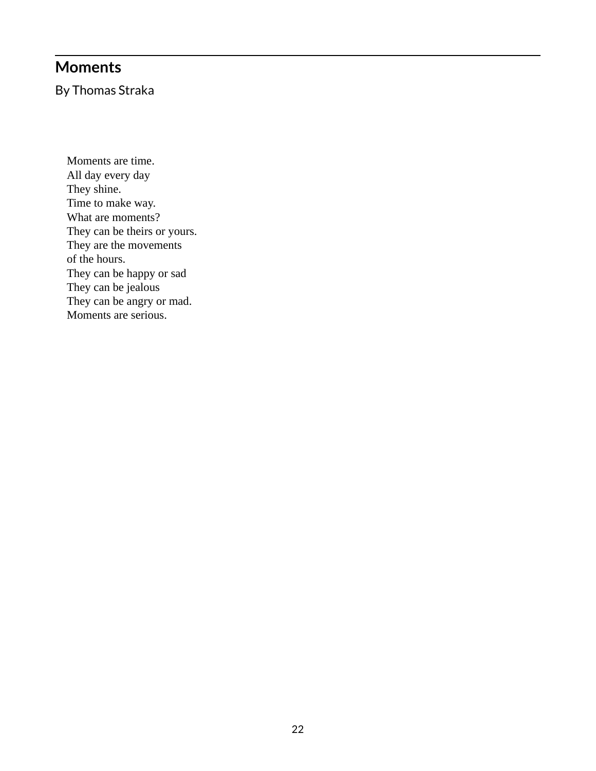## Moments

By Thomas Straka

Moments are time.  
All day every day  
They shine.  
Time to make way.  
What are moments?  
They can be theirs or yours.  
They are the movements  
of the hours.  
They can be happy or sad  
They can be jealous  
They can be angry or mad.  
Moments are serious.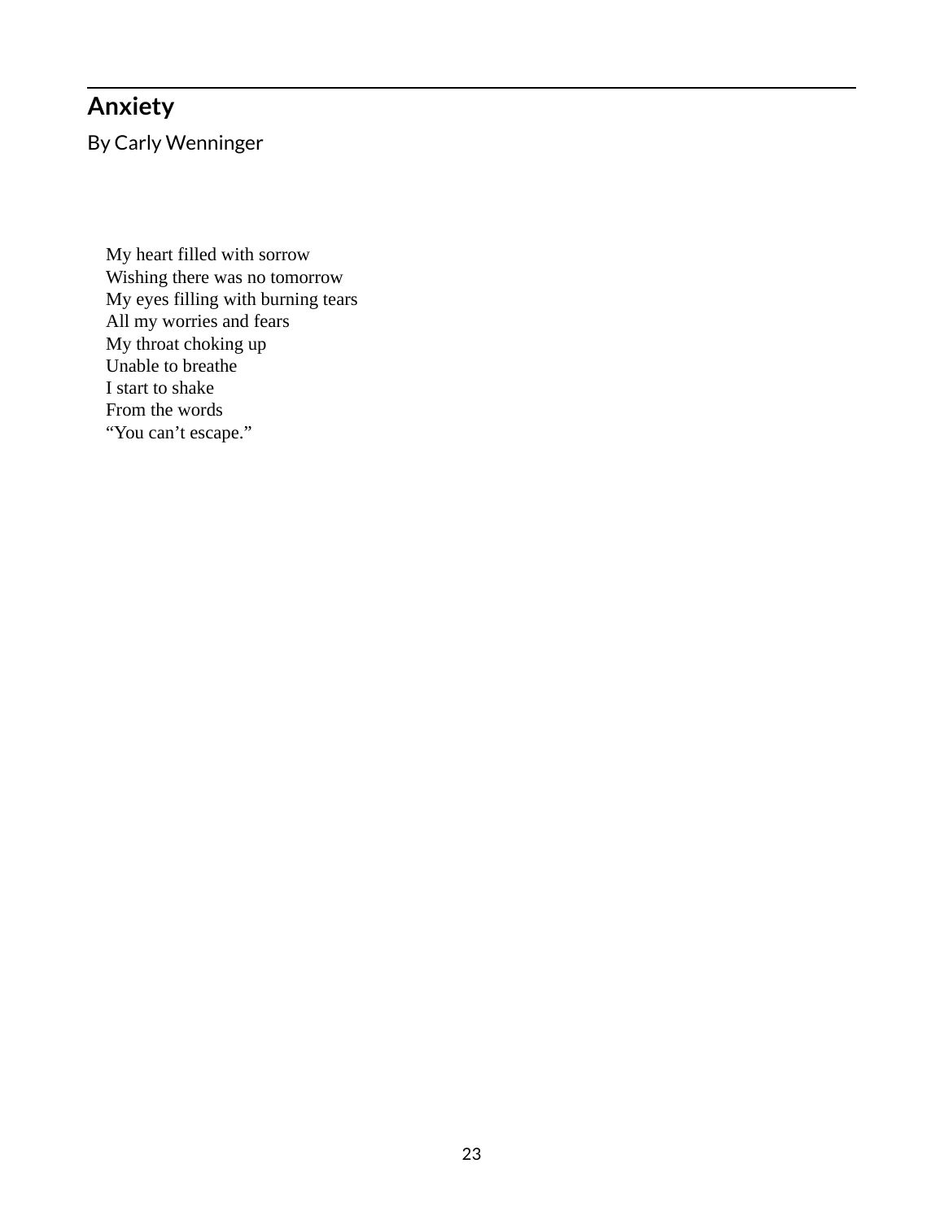## Anxiety

By Carly Wenninger

My heart filled with sorrow  
Wishing there was no tomorrow  
My eyes filling with burning tears  
All my worries and fears  
My throat choking up  
Unable to breathe  
I start to shake  
From the words  
“You can’t escape.”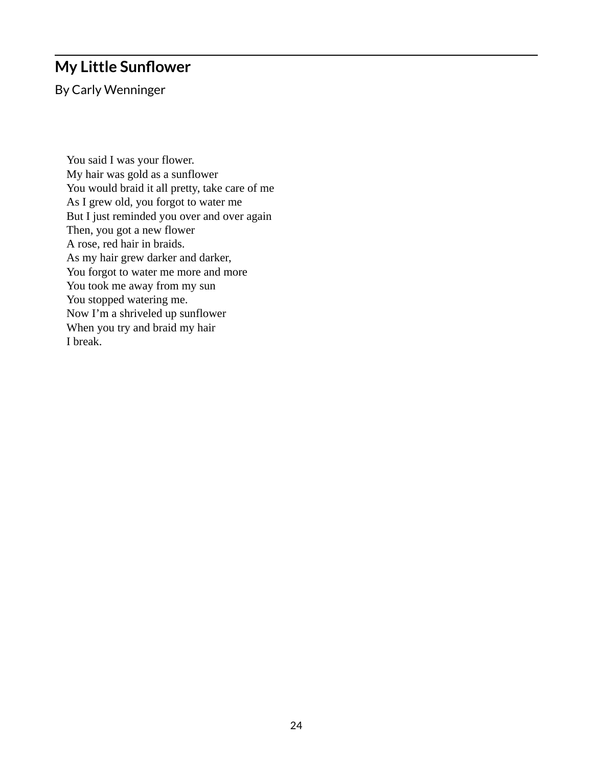## My Little Sunflower

By Carly Wenninger

You said I was your flower.  
My hair was gold as a sunflower  
You would braid it all pretty, take care of me  
As I grew old, you forgot to water me  
But I just reminded you over and over again  
Then, you got a new flower  
A rose, red hair in braids.  
As my hair grew darker and darker,  
You forgot to water me more and more  
You took me away from my sun  
You stopped watering me.  
Now I'm a shriveled up sunflower  
When you try and braid my hair  
I break.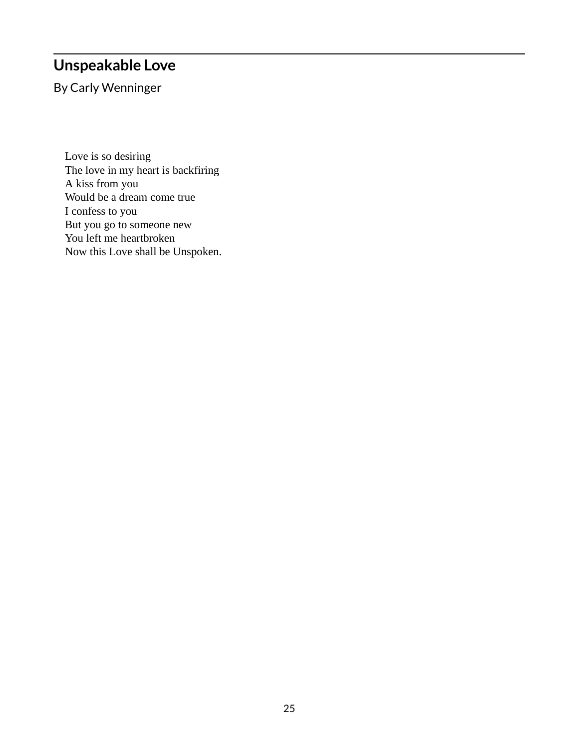## Unspeakable Love

By Carly Wenninger

Love is so desiring  
The love in my heart is backfiring  
A kiss from you  
Would be a dream come true  
I confess to you  
But you go to someone new  
You left me heartbroken  
Now this Love shall be Unspoken.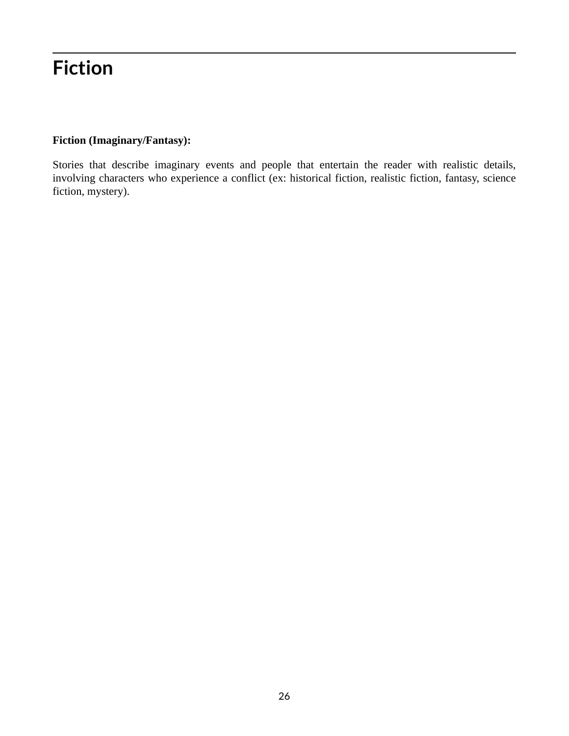# Fiction

**Fiction (Imaginary/Fantasy):**

Stories that describe imaginary events and people that entertain the reader with realistic details, involving characters who experience a conflict (ex: historical fiction, realistic fiction, fantasy, science fiction, mystery).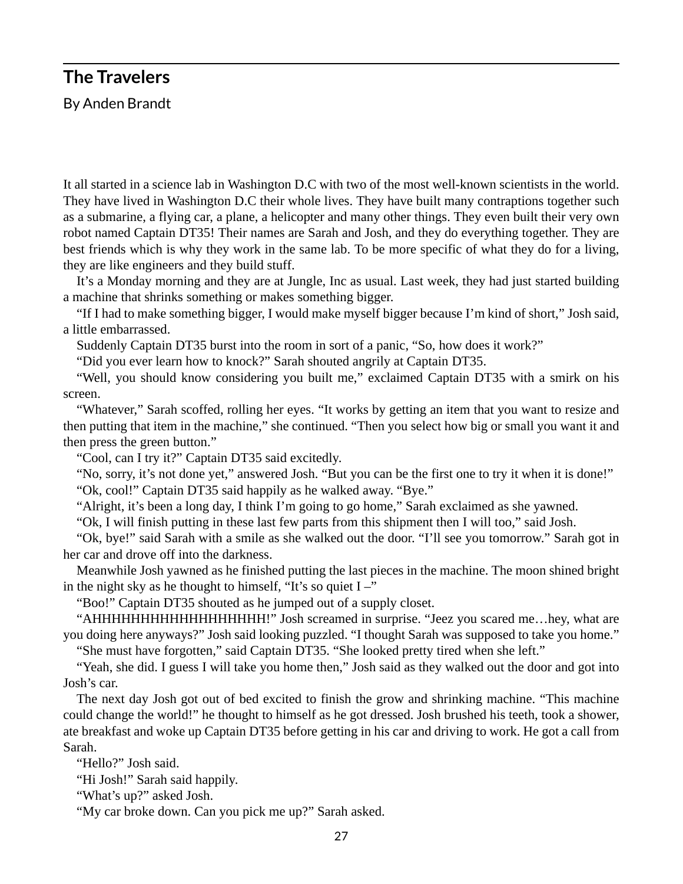## The Travelers

By Anden Brandt

It all started in a science lab in Washington D.C with two of the most well-known scientists in the world. They have lived in Washington D.C their whole lives. They have built many contraptions together such as a submarine, a flying car, a plane, a helicopter and many other things. They even built their very own robot named Captain DT35! Their names are Sarah and Josh, and they do everything together. They are best friends which is why they work in the same lab. To be more specific of what they do for a living, they are like engineers and they build stuff.

It’s a Monday morning and they are at Jungle, Inc as usual. Last week, they had just started building a machine that shrinks something or makes something bigger.

“If I had to make something bigger, I would make myself bigger because I’m kind of short,” Josh said, a little embarrassed.

Suddenly Captain DT35 burst into the room in sort of a panic, “So, how does it work?”

“Did you ever learn how to knock?” Sarah shouted angrily at Captain DT35.

“Well, you should know considering you built me,” exclaimed Captain DT35 with a smirk on his screen.

“Whatever,” Sarah scoffed, rolling her eyes. “It works by getting an item that you want to resize and then putting that item in the machine,” she continued. “Then you select how big or small you want it and then press the green button.”

“Cool, can I try it?” Captain DT35 said excitedly.

“No, sorry, it’s not done yet,” answered Josh. “But you can be the first one to try it when it is done!”

“Ok, cool!” Captain DT35 said happily as he walked away. “Bye.”

“Alright, it’s been a long day, I think I’m going to go home,” Sarah exclaimed as she yawned.

“Ok, I will finish putting in these last few parts from this shipment then I will too,” said Josh.

“Ok, bye!” said Sarah with a smile as she walked out the door. “I’ll see you tomorrow.” Sarah got in her car and drove off into the darkness.

Meanwhile Josh yawned as he finished putting the last pieces in the machine. The moon shined bright in the night sky as he thought to himself, “It’s so quiet I –”

“Boo!” Captain DT35 shouted as he jumped out of a supply closet.

“AHHHHHHHHHHHHHHHHHH!” Josh screamed in surprise. “Jeez you scared me…hey, what are you doing here anyways?” Josh said looking puzzled. “I thought Sarah was supposed to take you home.”

“She must have forgotten,” said Captain DT35. “She looked pretty tired when she left.”

“Yeah, she did. I guess I will take you home then,” Josh said as they walked out the door and got into Josh’s car.

The next day Josh got out of bed excited to finish the grow and shrinking machine. “This machine could change the world!” he thought to himself as he got dressed. Josh brushed his teeth, took a shower, ate breakfast and woke up Captain DT35 before getting in his car and driving to work. He got a call from Sarah.

“Hello?” Josh said.

“Hi Josh!” Sarah said happily.

“What’s up?” asked Josh.

“My car broke down. Can you pick me up?” Sarah asked.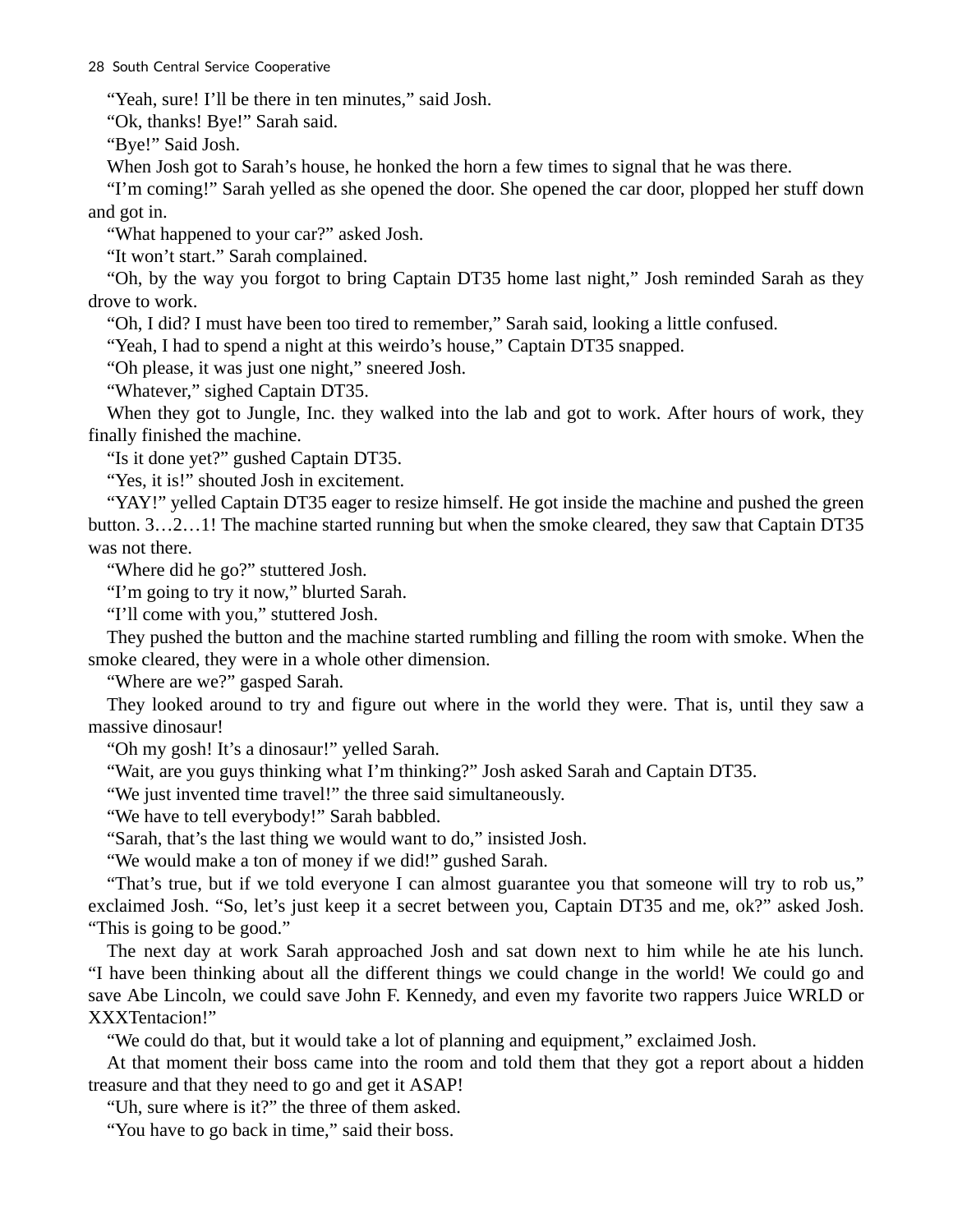"Yeah, sure! I'll be there in ten minutes," said Josh.

"Ok, thanks! Bye!" Sarah said.

"Bye!" Said Josh.

When Josh got to Sarah's house, he honked the horn a few times to signal that he was there.

"I'm coming!" Sarah yelled as she opened the door. She opened the car door, plopped her stuff down and got in.

"What happened to your car?" asked Josh.

"It won't start." Sarah complained.

"Oh, by the way you forgot to bring Captain DT35 home last night," Josh reminded Sarah as they drove to work.

"Oh, I did? I must have been too tired to remember," Sarah said, looking a little confused.

"Yeah, I had to spend a night at this weirdo's house," Captain DT35 snapped.

"Oh please, it was just one night," sneered Josh.

"Whatever," sighed Captain DT35.

When they got to Jungle, Inc. they walked into the lab and got to work. After hours of work, they finally finished the machine.

"Is it done yet?" gushed Captain DT35.

"Yes, it is!" shouted Josh in excitement.

"YAY!" yelled Captain DT35 eager to resize himself. He got inside the machine and pushed the green button. 3…2…1! The machine started running but when the smoke cleared, they saw that Captain DT35 was not there.

"Where did he go?" stuttered Josh.

"I'm going to try it now," blurted Sarah.

"I'll come with you," stuttered Josh.

They pushed the button and the machine started rumbling and filling the room with smoke. When the smoke cleared, they were in a whole other dimension.

"Where are we?" gasped Sarah.

They looked around to try and figure out where in the world they were. That is, until they saw a massive dinosaur!

"Oh my gosh! It's a dinosaur!" yelled Sarah.

"Wait, are you guys thinking what I'm thinking?" Josh asked Sarah and Captain DT35.

"We just invented time travel!" the three said simultaneously.

"We have to tell everybody!" Sarah babbled.

"Sarah, that's the last thing we would want to do," insisted Josh.

"We would make a ton of money if we did!" gushed Sarah.

"That's true, but if we told everyone I can almost guarantee you that someone will try to rob us," exclaimed Josh. "So, let's just keep it a secret between you, Captain DT35 and me, ok?" asked Josh. "This is going to be good."

The next day at work Sarah approached Josh and sat down next to him while he ate his lunch. "I have been thinking about all the different things we could change in the world! We could go and save Abe Lincoln, we could save John F. Kennedy, and even my favorite two rappers Juice WRLD or XXXTentacion!"

"We could do that, but it would take a lot of planning and equipment," exclaimed Josh.

At that moment their boss came into the room and told them that they got a report about a hidden treasure and that they need to go and get it ASAP!

"Uh, sure where is it?" the three of them asked.

"You have to go back in time," said their boss.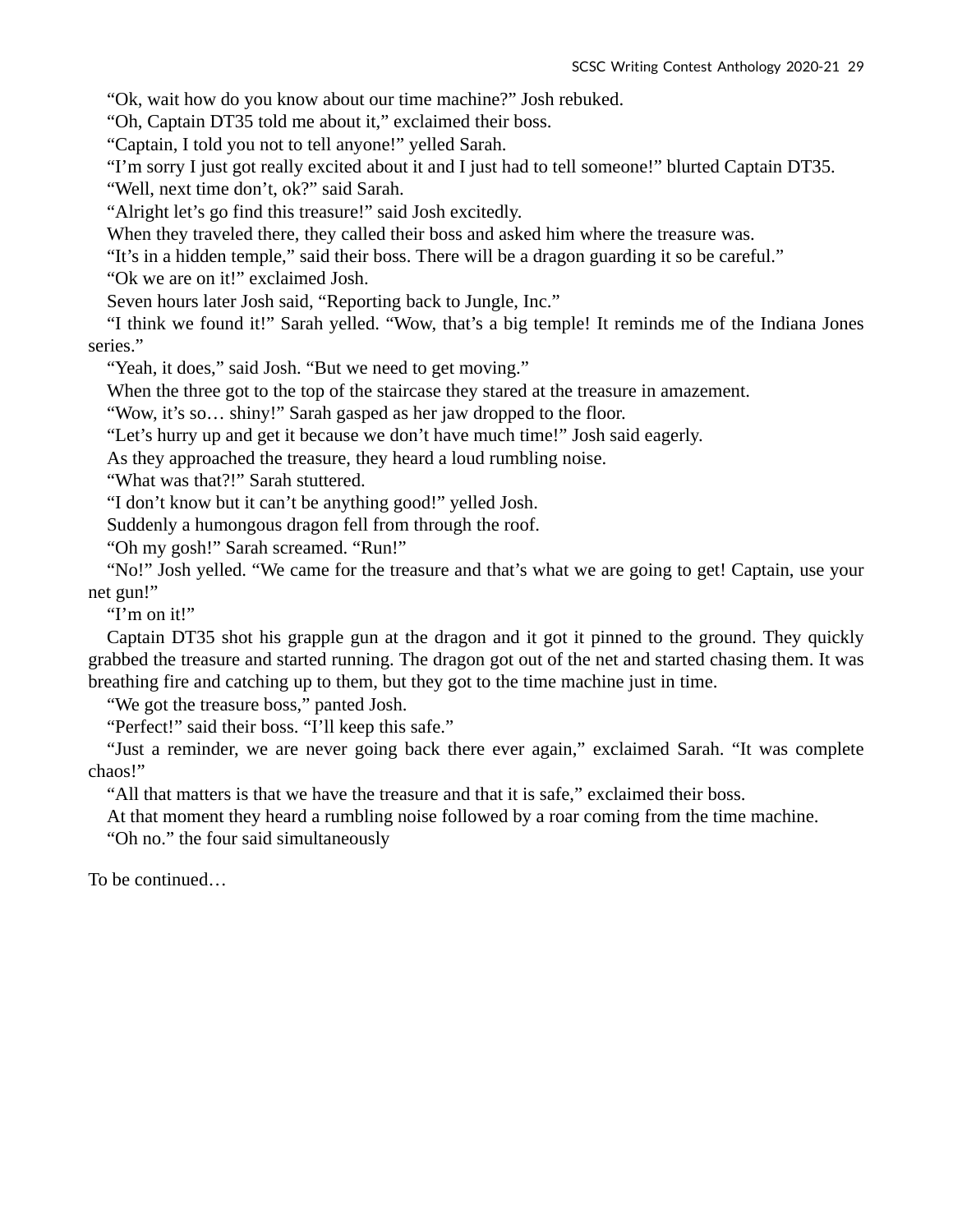"Ok, wait how do you know about our time machine?" Josh rebuked.

"Oh, Captain DT35 told me about it," exclaimed their boss.

"Captain, I told you not to tell anyone!" yelled Sarah.

"I'm sorry I just got really excited about it and I just had to tell someone!" blurted Captain DT35.

"Well, next time don't, ok?" said Sarah.

"Alright let's go find this treasure!" said Josh excitedly.

When they traveled there, they called their boss and asked him where the treasure was.

"It's in a hidden temple," said their boss. There will be a dragon guarding it so be careful."

"Ok we are on it!" exclaimed Josh.

Seven hours later Josh said, "Reporting back to Jungle, Inc."

"I think we found it!" Sarah yelled. "Wow, that's a big temple! It reminds me of the Indiana Jones series."

"Yeah, it does," said Josh. "But we need to get moving."

When the three got to the top of the staircase they stared at the treasure in amazement.

"Wow, it's so… shiny!" Sarah gasped as her jaw dropped to the floor.

"Let's hurry up and get it because we don't have much time!" Josh said eagerly.

As they approached the treasure, they heard a loud rumbling noise.

"What was that?!" Sarah stuttered.

"I don't know but it can't be anything good!" yelled Josh.

Suddenly a humongous dragon fell from through the roof.

"Oh my gosh!" Sarah screamed. "Run!"

"No!" Josh yelled. "We came for the treasure and that's what we are going to get! Captain, use your net gun!"

"I'm on it!"

Captain DT35 shot his grapple gun at the dragon and it got it pinned to the ground. They quickly grabbed the treasure and started running. The dragon got out of the net and started chasing them. It was breathing fire and catching up to them, but they got to the time machine just in time.

"We got the treasure boss," panted Josh.

"Perfect!" said their boss. "I'll keep this safe."

"Just a reminder, we are never going back there ever again," exclaimed Sarah. "It was complete chaos!"

"All that matters is that we have the treasure and that it is safe," exclaimed their boss.

At that moment they heard a rumbling noise followed by a roar coming from the time machine.

"Oh no." the four said simultaneously

To be continued…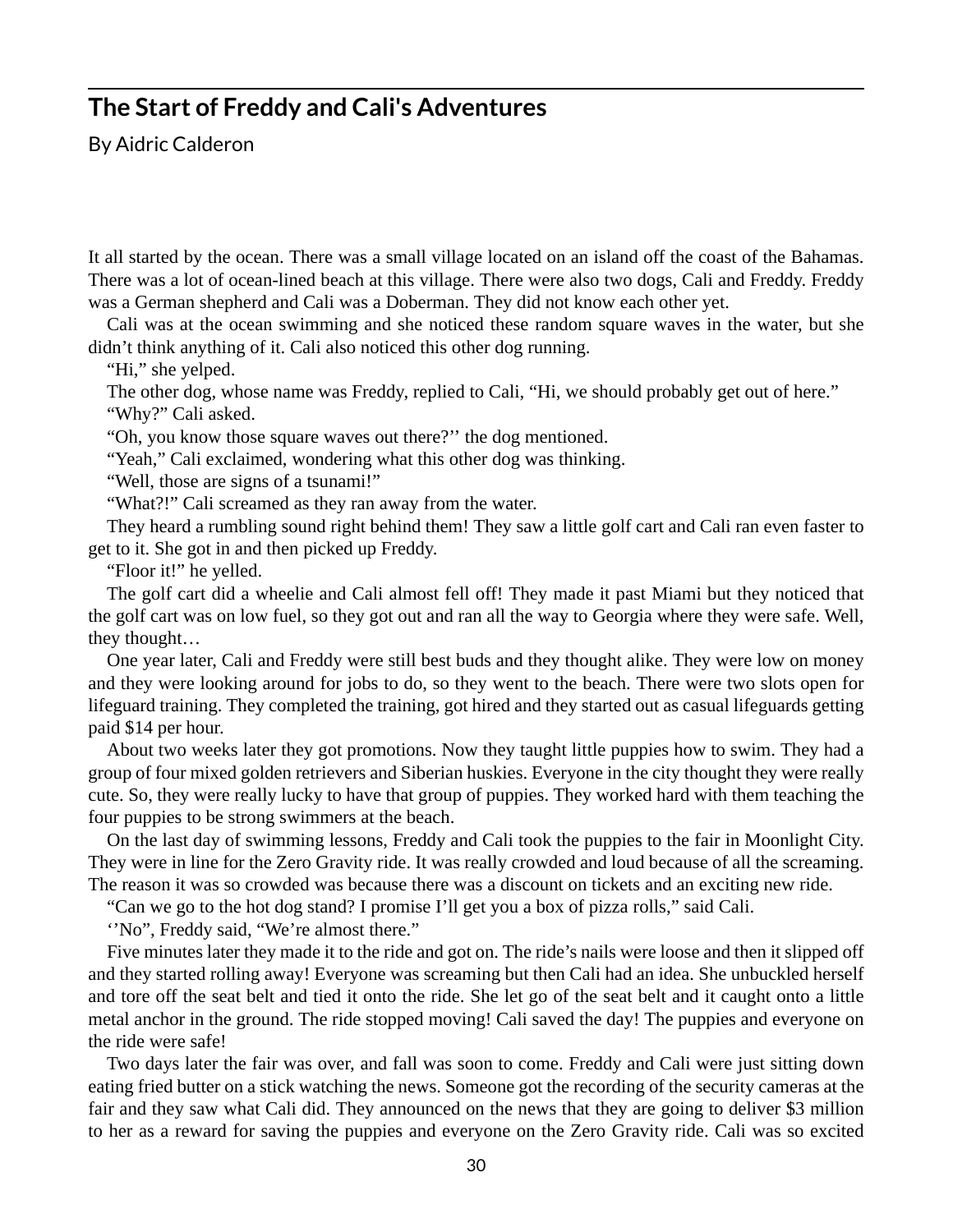## The Start of Freddy and Cali's Adventures

By Aidric Calderon

It all started by the ocean. There was a small village located on an island off the coast of the Bahamas. There was a lot of ocean-lined beach at this village. There were also two dogs, Cali and Freddy. Freddy was a German shepherd and Cali was a Doberman. They did not know each other yet.

Cali was at the ocean swimming and she noticed these random square waves in the water, but she didn't think anything of it. Cali also noticed this other dog running.

"Hi," she yelped.

The other dog, whose name was Freddy, replied to Cali, "Hi, we should probably get out of here."

"Why?" Cali asked.

"Oh, you know those square waves out there?'' the dog mentioned.

"Yeah," Cali exclaimed, wondering what this other dog was thinking.

"Well, those are signs of a tsunami!"

"What?!" Cali screamed as they ran away from the water.

They heard a rumbling sound right behind them! They saw a little golf cart and Cali ran even faster to get to it. She got in and then picked up Freddy.

"Floor it!" he yelled.

The golf cart did a wheelie and Cali almost fell off! They made it past Miami but they noticed that the golf cart was on low fuel, so they got out and ran all the way to Georgia where they were safe. Well, they thought…

One year later, Cali and Freddy were still best buds and they thought alike. They were low on money and they were looking around for jobs to do, so they went to the beach. There were two slots open for lifeguard training. They completed the training, got hired and they started out as casual lifeguards getting paid $14 per hour.

About two weeks later they got promotions. Now they taught little puppies how to swim. They had a group of four mixed golden retrievers and Siberian huskies. Everyone in the city thought they were really cute. So, they were really lucky to have that group of puppies. They worked hard with them teaching the four puppies to be strong swimmers at the beach.

On the last day of swimming lessons, Freddy and Cali took the puppies to the fair in Moonlight City. They were in line for the Zero Gravity ride. It was really crowded and loud because of all the screaming. The reason it was so crowded was because there was a discount on tickets and an exciting new ride.

"Can we go to the hot dog stand? I promise I'll get you a box of pizza rolls," said Cali.

''No", Freddy said, "We're almost there."

Five minutes later they made it to the ride and got on. The ride's nails were loose and then it slipped off and they started rolling away! Everyone was screaming but then Cali had an idea. She unbuckled herself and tore off the seat belt and tied it onto the ride. She let go of the seat belt and it caught onto a little metal anchor in the ground. The ride stopped moving! Cali saved the day! The puppies and everyone on the ride were safe!

Two days later the fair was over, and fall was soon to come. Freddy and Cali were just sitting down eating fried butter on a stick watching the news. Someone got the recording of the security cameras at the fair and they saw what Cali did. They announced on the news that they are going to deliver $3 million to her as a reward for saving the puppies and everyone on the Zero Gravity ride. Cali was so excited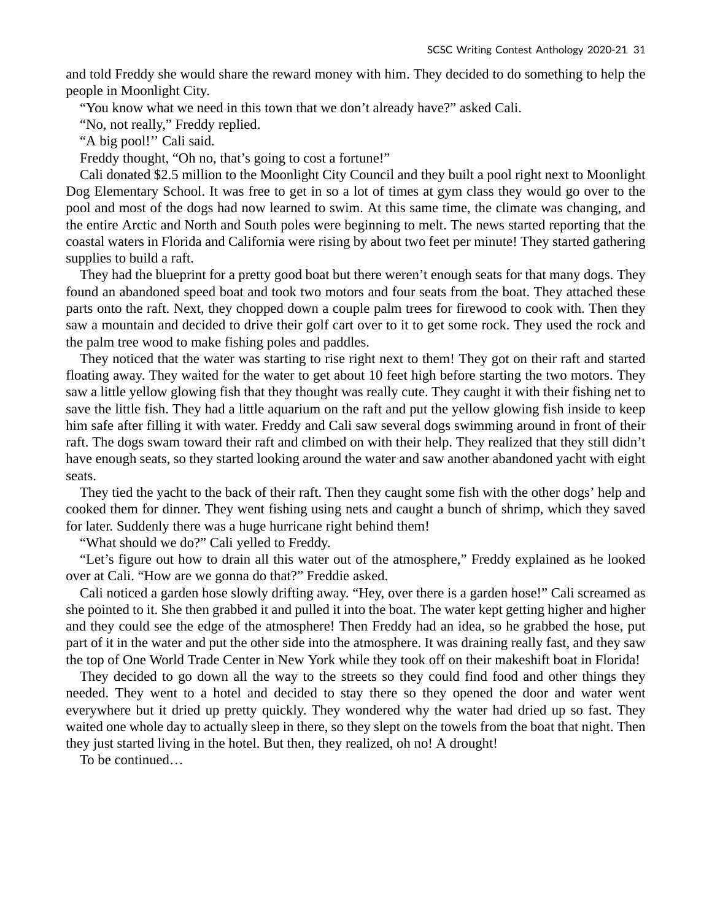and told Freddy she would share the reward money with him. They decided to do something to help the people in Moonlight City.

"You know what we need in this town that we don't already have?" asked Cali.

"No, not really," Freddy replied.

"A big pool!'' Cali said.

Freddy thought, "Oh no, that's going to cost a fortune!"

Cali donated $2.5 million to the Moonlight City Council and they built a pool right next to Moonlight Dog Elementary School. It was free to get in so a lot of times at gym class they would go over to the pool and most of the dogs had now learned to swim. At this same time, the climate was changing, and the entire Arctic and North and South poles were beginning to melt. The news started reporting that the coastal waters in Florida and California were rising by about two feet per minute! They started gathering supplies to build a raft.

They had the blueprint for a pretty good boat but there weren't enough seats for that many dogs. They found an abandoned speed boat and took two motors and four seats from the boat. They attached these parts onto the raft. Next, they chopped down a couple palm trees for firewood to cook with. Then they saw a mountain and decided to drive their golf cart over to it to get some rock. They used the rock and the palm tree wood to make fishing poles and paddles.

They noticed that the water was starting to rise right next to them! They got on their raft and started floating away. They waited for the water to get about 10 feet high before starting the two motors. They saw a little yellow glowing fish that they thought was really cute. They caught it with their fishing net to save the little fish. They had a little aquarium on the raft and put the yellow glowing fish inside to keep him safe after filling it with water. Freddy and Cali saw several dogs swimming around in front of their raft. The dogs swam toward their raft and climbed on with their help. They realized that they still didn't have enough seats, so they started looking around the water and saw another abandoned yacht with eight seats.

They tied the yacht to the back of their raft. Then they caught some fish with the other dogs' help and cooked them for dinner. They went fishing using nets and caught a bunch of shrimp, which they saved for later. Suddenly there was a huge hurricane right behind them!

"What should we do?" Cali yelled to Freddy.

"Let's figure out how to drain all this water out of the atmosphere," Freddy explained as he looked over at Cali. "How are we gonna do that?" Freddie asked.

Cali noticed a garden hose slowly drifting away. "Hey, over there is a garden hose!" Cali screamed as she pointed to it. She then grabbed it and pulled it into the boat. The water kept getting higher and higher and they could see the edge of the atmosphere! Then Freddy had an idea, so he grabbed the hose, put part of it in the water and put the other side into the atmosphere. It was draining really fast, and they saw the top of One World Trade Center in New York while they took off on their makeshift boat in Florida!

They decided to go down all the way to the streets so they could find food and other things they needed. They went to a hotel and decided to stay there so they opened the door and water went everywhere but it dried up pretty quickly. They wondered why the water had dried up so fast. They waited one whole day to actually sleep in there, so they slept on the towels from the boat that night. Then they just started living in the hotel. But then, they realized, oh no! A drought!

To be continued…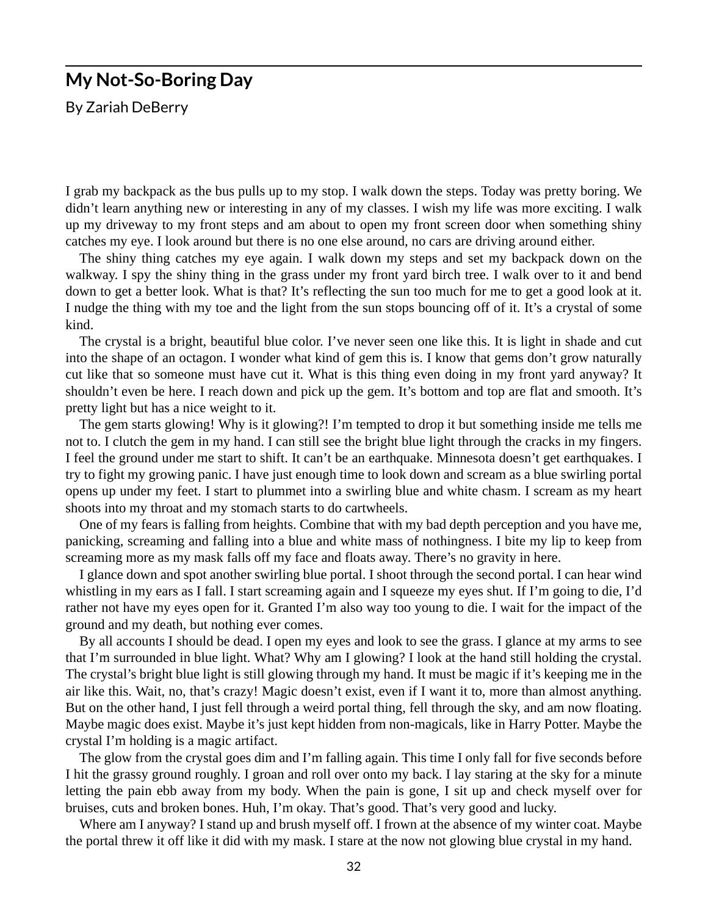## My Not-So-Boring Day

By Zariah DeBerry

I grab my backpack as the bus pulls up to my stop. I walk down the steps. Today was pretty boring. We didn't learn anything new or interesting in any of my classes. I wish my life was more exciting. I walk up my driveway to my front steps and am about to open my front screen door when something shiny catches my eye. I look around but there is no one else around, no cars are driving around either.

The shiny thing catches my eye again. I walk down my steps and set my backpack down on the walkway. I spy the shiny thing in the grass under my front yard birch tree. I walk over to it and bend down to get a better look. What is that? It's reflecting the sun too much for me to get a good look at it. I nudge the thing with my toe and the light from the sun stops bouncing off of it. It's a crystal of some kind.

The crystal is a bright, beautiful blue color. I've never seen one like this. It is light in shade and cut into the shape of an octagon. I wonder what kind of gem this is. I know that gems don't grow naturally cut like that so someone must have cut it. What is this thing even doing in my front yard anyway? It shouldn't even be here. I reach down and pick up the gem. It's bottom and top are flat and smooth. It's pretty light but has a nice weight to it.

The gem starts glowing! Why is it glowing?! I'm tempted to drop it but something inside me tells me not to. I clutch the gem in my hand. I can still see the bright blue light through the cracks in my fingers. I feel the ground under me start to shift. It can't be an earthquake. Minnesota doesn't get earthquakes. I try to fight my growing panic. I have just enough time to look down and scream as a blue swirling portal opens up under my feet. I start to plummet into a swirling blue and white chasm. I scream as my heart shoots into my throat and my stomach starts to do cartwheels.

One of my fears is falling from heights. Combine that with my bad depth perception and you have me, panicking, screaming and falling into a blue and white mass of nothingness. I bite my lip to keep from screaming more as my mask falls off my face and floats away. There's no gravity in here.

I glance down and spot another swirling blue portal. I shoot through the second portal. I can hear wind whistling in my ears as I fall. I start screaming again and I squeeze my eyes shut. If I'm going to die, I'd rather not have my eyes open for it. Granted I'm also way too young to die. I wait for the impact of the ground and my death, but nothing ever comes.

By all accounts I should be dead. I open my eyes and look to see the grass. I glance at my arms to see that I'm surrounded in blue light. What? Why am I glowing? I look at the hand still holding the crystal. The crystal's bright blue light is still glowing through my hand. It must be magic if it's keeping me in the air like this. Wait, no, that's crazy! Magic doesn't exist, even if I want it to, more than almost anything. But on the other hand, I just fell through a weird portal thing, fell through the sky, and am now floating. Maybe magic does exist. Maybe it's just kept hidden from non-magicals, like in Harry Potter. Maybe the crystal I'm holding is a magic artifact.

The glow from the crystal goes dim and I'm falling again. This time I only fall for five seconds before I hit the grassy ground roughly. I groan and roll over onto my back. I lay staring at the sky for a minute letting the pain ebb away from my body. When the pain is gone, I sit up and check myself over for bruises, cuts and broken bones. Huh, I'm okay. That's good. That's very good and lucky.

Where am I anyway? I stand up and brush myself off. I frown at the absence of my winter coat. Maybe the portal threw it off like it did with my mask. I stare at the now not glowing blue crystal in my hand.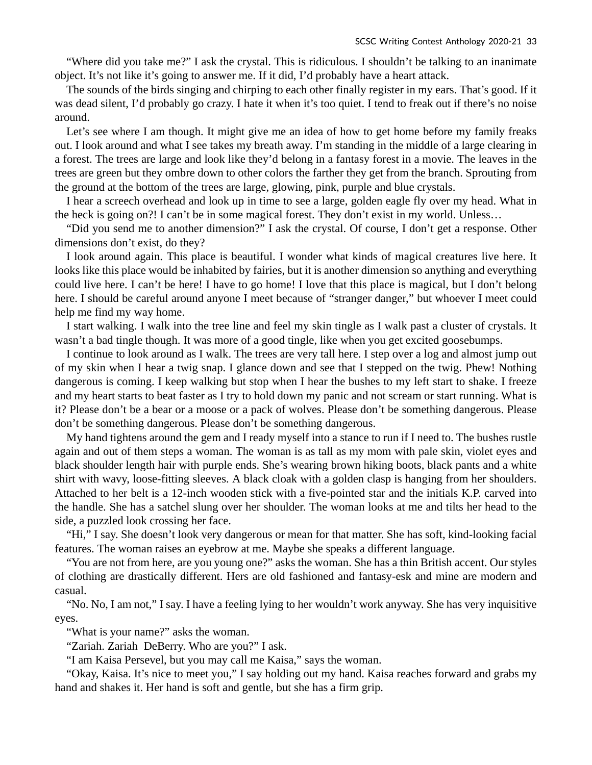"Where did you take me?" I ask the crystal. This is ridiculous. I shouldn't be talking to an inanimate object. It's not like it's going to answer me. If it did, I'd probably have a heart attack.

The sounds of the birds singing and chirping to each other finally register in my ears. That's good. If it was dead silent, I'd probably go crazy. I hate it when it's too quiet. I tend to freak out if there's no noise around.

Let's see where I am though. It might give me an idea of how to get home before my family freaks out. I look around and what I see takes my breath away. I'm standing in the middle of a large clearing in a forest. The trees are large and look like they'd belong in a fantasy forest in a movie. The leaves in the trees are green but they ombre down to other colors the farther they get from the branch. Sprouting from the ground at the bottom of the trees are large, glowing, pink, purple and blue crystals.

I hear a screech overhead and look up in time to see a large, golden eagle fly over my head. What in the heck is going on?! I can't be in some magical forest. They don't exist in my world. Unless…

"Did you send me to another dimension?" I ask the crystal. Of course, I don't get a response. Other dimensions don't exist, do they?

I look around again. This place is beautiful. I wonder what kinds of magical creatures live here. It looks like this place would be inhabited by fairies, but it is another dimension so anything and everything could live here. I can't be here! I have to go home! I love that this place is magical, but I don't belong here. I should be careful around anyone I meet because of "stranger danger," but whoever I meet could help me find my way home.

I start walking. I walk into the tree line and feel my skin tingle as I walk past a cluster of crystals. It wasn't a bad tingle though. It was more of a good tingle, like when you get excited goosebumps.

I continue to look around as I walk. The trees are very tall here. I step over a log and almost jump out of my skin when I hear a twig snap. I glance down and see that I stepped on the twig. Phew! Nothing dangerous is coming. I keep walking but stop when I hear the bushes to my left start to shake. I freeze and my heart starts to beat faster as I try to hold down my panic and not scream or start running. What is it? Please don't be a bear or a moose or a pack of wolves. Please don't be something dangerous. Please don't be something dangerous. Please don't be something dangerous.

My hand tightens around the gem and I ready myself into a stance to run if I need to. The bushes rustle again and out of them steps a woman. The woman is as tall as my mom with pale skin, violet eyes and black shoulder length hair with purple ends. She's wearing brown hiking boots, black pants and a white shirt with wavy, loose-fitting sleeves. A black cloak with a golden clasp is hanging from her shoulders. Attached to her belt is a 12-inch wooden stick with a five-pointed star and the initials K.P. carved into the handle. She has a satchel slung over her shoulder. The woman looks at me and tilts her head to the side, a puzzled look crossing her face.

"Hi," I say. She doesn't look very dangerous or mean for that matter. She has soft, kind-looking facial features. The woman raises an eyebrow at me. Maybe she speaks a different language.

"You are not from here, are you young one?" asks the woman. She has a thin British accent. Our styles of clothing are drastically different. Hers are old fashioned and fantasy-esk and mine are modern and casual.

"No. No, I am not," I say. I have a feeling lying to her wouldn't work anyway. She has very inquisitive eyes.

"What is your name?" asks the woman.

"Zariah. Zariah DeBerry. Who are you?" I ask.

"I am Kaisa Persevel, but you may call me Kaisa," says the woman.

"Okay, Kaisa. It's nice to meet you," I say holding out my hand. Kaisa reaches forward and grabs my hand and shakes it. Her hand is soft and gentle, but she has a firm grip.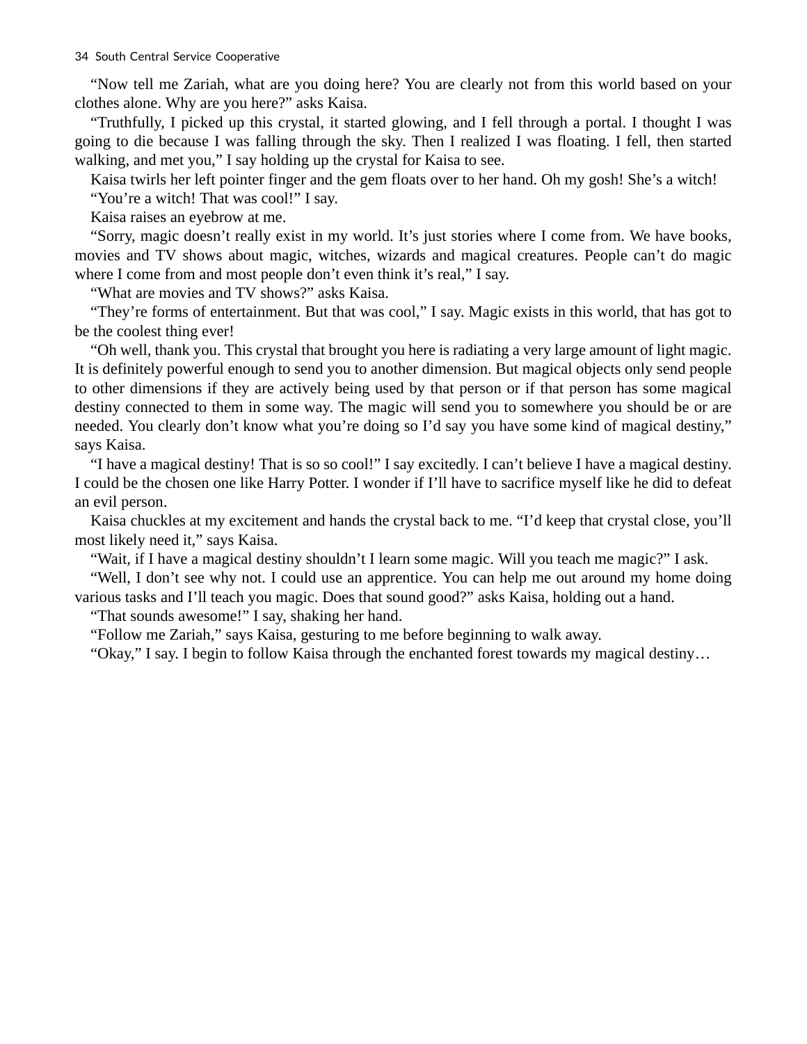"Now tell me Zariah, what are you doing here? You are clearly not from this world based on your clothes alone. Why are you here?" asks Kaisa.

"Truthfully, I picked up this crystal, it started glowing, and I fell through a portal. I thought I was going to die because I was falling through the sky. Then I realized I was floating. I fell, then started walking, and met you," I say holding up the crystal for Kaisa to see.

Kaisa twirls her left pointer finger and the gem floats over to her hand. Oh my gosh! She's a witch!

"You're a witch! That was cool!" I say.

Kaisa raises an eyebrow at me.

"Sorry, magic doesn't really exist in my world. It's just stories where I come from. We have books, movies and TV shows about magic, witches, wizards and magical creatures. People can't do magic where I come from and most people don't even think it's real," I say.

"What are movies and TV shows?" asks Kaisa.

"They're forms of entertainment. But that was cool," I say. Magic exists in this world, that has got to be the coolest thing ever!

"Oh well, thank you. This crystal that brought you here is radiating a very large amount of light magic. It is definitely powerful enough to send you to another dimension. But magical objects only send people to other dimensions if they are actively being used by that person or if that person has some magical destiny connected to them in some way. The magic will send you to somewhere you should be or are needed. You clearly don't know what you're doing so I'd say you have some kind of magical destiny," says Kaisa.

"I have a magical destiny! That is so so cool!" I say excitedly. I can't believe I have a magical destiny. I could be the chosen one like Harry Potter. I wonder if I'll have to sacrifice myself like he did to defeat an evil person.

Kaisa chuckles at my excitement and hands the crystal back to me. "I'd keep that crystal close, you'll most likely need it," says Kaisa.

"Wait, if I have a magical destiny shouldn't I learn some magic. Will you teach me magic?" I ask.

"Well, I don't see why not. I could use an apprentice. You can help me out around my home doing various tasks and I'll teach you magic. Does that sound good?" asks Kaisa, holding out a hand.

"That sounds awesome!" I say, shaking her hand.

"Follow me Zariah," says Kaisa, gesturing to me before beginning to walk away.

"Okay," I say. I begin to follow Kaisa through the enchanted forest towards my magical destiny…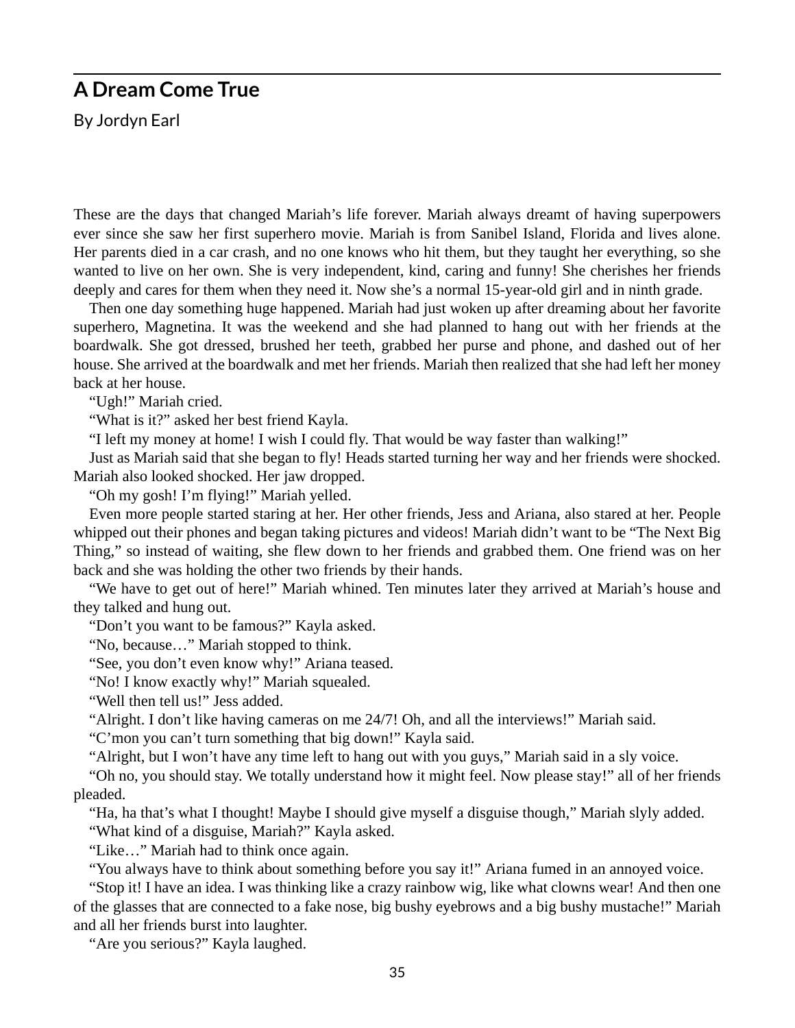## A Dream Come True

By Jordyn Earl

These are the days that changed Mariah's life forever. Mariah always dreamt of having superpowers ever since she saw her first superhero movie. Mariah is from Sanibel Island, Florida and lives alone. Her parents died in a car crash, and no one knows who hit them, but they taught her everything, so she wanted to live on her own. She is very independent, kind, caring and funny! She cherishes her friends deeply and cares for them when they need it. Now she's a normal 15-year-old girl and in ninth grade.

Then one day something huge happened. Mariah had just woken up after dreaming about her favorite superhero, Magnetina. It was the weekend and she had planned to hang out with her friends at the boardwalk. She got dressed, brushed her teeth, grabbed her purse and phone, and dashed out of her house. She arrived at the boardwalk and met her friends. Mariah then realized that she had left her money back at her house.

"Ugh!" Mariah cried.

"What is it?" asked her best friend Kayla.

"I left my money at home! I wish I could fly. That would be way faster than walking!"

Just as Mariah said that she began to fly! Heads started turning her way and her friends were shocked. Mariah also looked shocked. Her jaw dropped.

"Oh my gosh! I'm flying!" Mariah yelled.

Even more people started staring at her. Her other friends, Jess and Ariana, also stared at her. People whipped out their phones and began taking pictures and videos! Mariah didn't want to be "The Next Big Thing," so instead of waiting, she flew down to her friends and grabbed them. One friend was on her back and she was holding the other two friends by their hands.

"We have to get out of here!" Mariah whined. Ten minutes later they arrived at Mariah's house and they talked and hung out.

"Don't you want to be famous?" Kayla asked.

"No, because…" Mariah stopped to think.

"See, you don't even know why!" Ariana teased.

"No! I know exactly why!" Mariah squealed.

"Well then tell us!" Jess added.

"Alright. I don't like having cameras on me 24/7! Oh, and all the interviews!" Mariah said.

"C'mon you can't turn something that big down!" Kayla said.

"Alright, but I won't have any time left to hang out with you guys," Mariah said in a sly voice.

"Oh no, you should stay. We totally understand how it might feel. Now please stay!" all of her friends pleaded.

"Ha, ha that's what I thought! Maybe I should give myself a disguise though," Mariah slyly added.

"What kind of a disguise, Mariah?" Kayla asked.

"Like…" Mariah had to think once again.

"You always have to think about something before you say it!" Ariana fumed in an annoyed voice.

"Stop it! I have an idea. I was thinking like a crazy rainbow wig, like what clowns wear! And then one of the glasses that are connected to a fake nose, big bushy eyebrows and a big bushy mustache!" Mariah and all her friends burst into laughter.

"Are you serious?" Kayla laughed.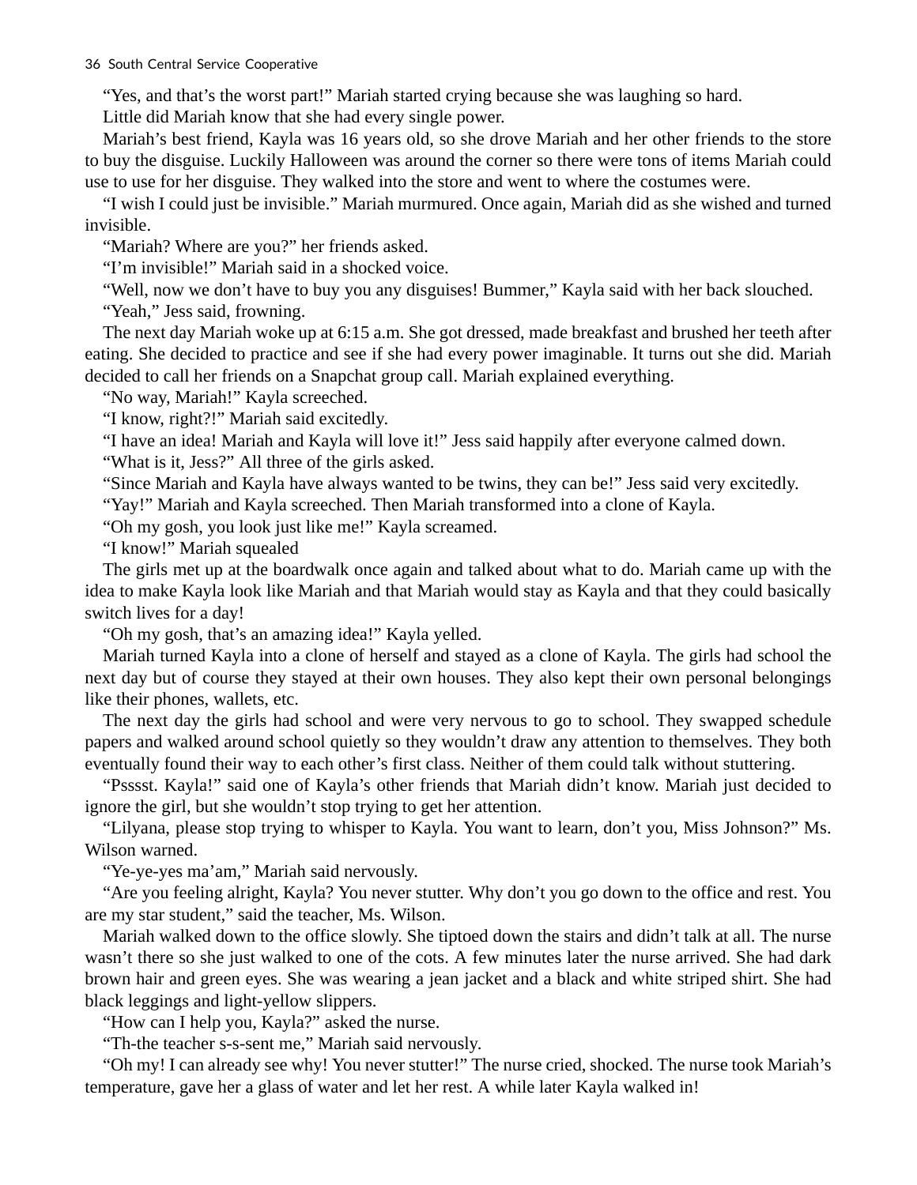"Yes, and that's the worst part!" Mariah started crying because she was laughing so hard.

Little did Mariah know that she had every single power.

Mariah's best friend, Kayla was 16 years old, so she drove Mariah and her other friends to the store to buy the disguise. Luckily Halloween was around the corner so there were tons of items Mariah could use to use for her disguise. They walked into the store and went to where the costumes were.

"I wish I could just be invisible." Mariah murmured. Once again, Mariah did as she wished and turned invisible.

"Mariah? Where are you?" her friends asked.

"I'm invisible!" Mariah said in a shocked voice.

"Well, now we don't have to buy you any disguises! Bummer," Kayla said with her back slouched.

"Yeah," Jess said, frowning.

The next day Mariah woke up at 6:15 a.m. She got dressed, made breakfast and brushed her teeth after eating. She decided to practice and see if she had every power imaginable. It turns out she did. Mariah decided to call her friends on a Snapchat group call. Mariah explained everything.

"No way, Mariah!" Kayla screeched.

"I know, right?!" Mariah said excitedly.

"I have an idea! Mariah and Kayla will love it!" Jess said happily after everyone calmed down.

"What is it, Jess?" All three of the girls asked.

"Since Mariah and Kayla have always wanted to be twins, they can be!" Jess said very excitedly.

"Yay!" Mariah and Kayla screeched. Then Mariah transformed into a clone of Kayla.

"Oh my gosh, you look just like me!" Kayla screamed.

"I know!" Mariah squealed

The girls met up at the boardwalk once again and talked about what to do. Mariah came up with the idea to make Kayla look like Mariah and that Mariah would stay as Kayla and that they could basically switch lives for a day!

"Oh my gosh, that's an amazing idea!" Kayla yelled.

Mariah turned Kayla into a clone of herself and stayed as a clone of Kayla. The girls had school the next day but of course they stayed at their own houses. They also kept their own personal belongings like their phones, wallets, etc.

The next day the girls had school and were very nervous to go to school. They swapped schedule papers and walked around school quietly so they wouldn't draw any attention to themselves. They both eventually found their way to each other's first class. Neither of them could talk without stuttering.

"Psssst. Kayla!" said one of Kayla's other friends that Mariah didn't know. Mariah just decided to ignore the girl, but she wouldn't stop trying to get her attention.

"Lilyana, please stop trying to whisper to Kayla. You want to learn, don't you, Miss Johnson?" Ms. Wilson warned.

"Ye-ye-yes ma'am," Mariah said nervously.

"Are you feeling alright, Kayla? You never stutter. Why don't you go down to the office and rest. You are my star student," said the teacher, Ms. Wilson.

Mariah walked down to the office slowly. She tiptoed down the stairs and didn't talk at all. The nurse wasn't there so she just walked to one of the cots. A few minutes later the nurse arrived. She had dark brown hair and green eyes. She was wearing a jean jacket and a black and white striped shirt. She had black leggings and light-yellow slippers.

"How can I help you, Kayla?" asked the nurse.

"Th-the teacher s-s-sent me," Mariah said nervously.

"Oh my! I can already see why! You never stutter!" The nurse cried, shocked. The nurse took Mariah's temperature, gave her a glass of water and let her rest. A while later Kayla walked in!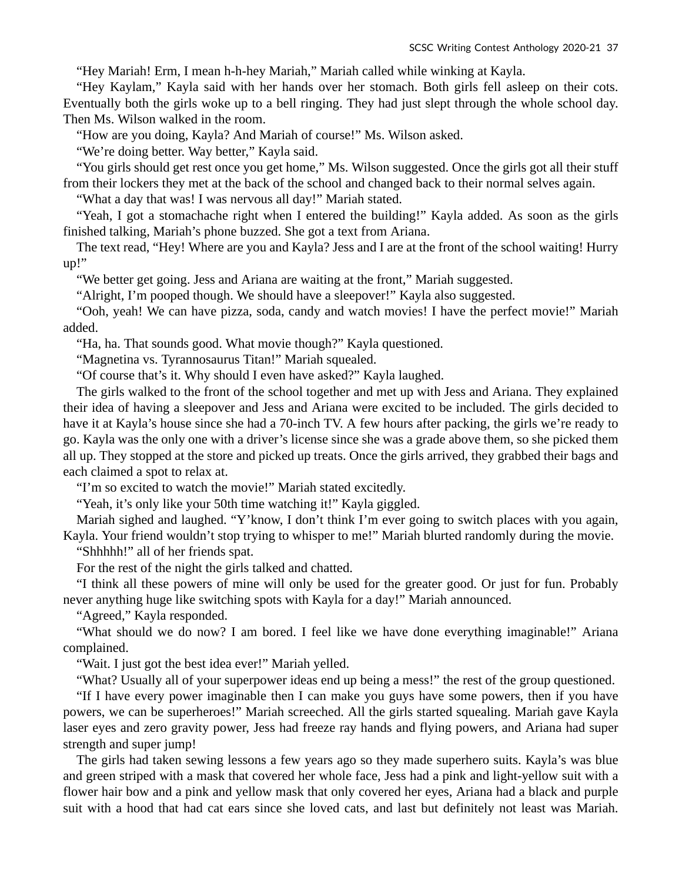"Hey Mariah! Erm, I mean h-h-hey Mariah," Mariah called while winking at Kayla.

"Hey Kaylam," Kayla said with her hands over her stomach. Both girls fell asleep on their cots. Eventually both the girls woke up to a bell ringing. They had just slept through the whole school day. Then Ms. Wilson walked in the room.

"How are you doing, Kayla? And Mariah of course!" Ms. Wilson asked.

"We're doing better. Way better," Kayla said.

"You girls should get rest once you get home," Ms. Wilson suggested. Once the girls got all their stuff from their lockers they met at the back of the school and changed back to their normal selves again.

"What a day that was! I was nervous all day!" Mariah stated.

"Yeah, I got a stomachache right when I entered the building!" Kayla added. As soon as the girls finished talking, Mariah's phone buzzed. She got a text from Ariana.

The text read, "Hey! Where are you and Kayla? Jess and I are at the front of the school waiting! Hurry up!"

"We better get going. Jess and Ariana are waiting at the front," Mariah suggested.

"Alright, I'm pooped though. We should have a sleepover!" Kayla also suggested.

"Ooh, yeah! We can have pizza, soda, candy and watch movies! I have the perfect movie!" Mariah added.

"Ha, ha. That sounds good. What movie though?" Kayla questioned.

"Magnetina vs. Tyrannosaurus Titan!" Mariah squealed.

"Of course that's it. Why should I even have asked?" Kayla laughed.

The girls walked to the front of the school together and met up with Jess and Ariana. They explained their idea of having a sleepover and Jess and Ariana were excited to be included. The girls decided to have it at Kayla's house since she had a 70-inch TV. A few hours after packing, the girls we're ready to go. Kayla was the only one with a driver's license since she was a grade above them, so she picked them all up. They stopped at the store and picked up treats. Once the girls arrived, they grabbed their bags and each claimed a spot to relax at.

"I'm so excited to watch the movie!" Mariah stated excitedly.

"Yeah, it's only like your 50th time watching it!" Kayla giggled.

Mariah sighed and laughed. "Y'know, I don't think I'm ever going to switch places with you again, Kayla. Your friend wouldn't stop trying to whisper to me!" Mariah blurted randomly during the movie.

"Shhhhh!" all of her friends spat.

For the rest of the night the girls talked and chatted.

"I think all these powers of mine will only be used for the greater good. Or just for fun. Probably never anything huge like switching spots with Kayla for a day!" Mariah announced.

"Agreed," Kayla responded.

"What should we do now? I am bored. I feel like we have done everything imaginable!" Ariana complained.

"Wait. I just got the best idea ever!" Mariah yelled.

"What? Usually all of your superpower ideas end up being a mess!" the rest of the group questioned.

"If I have every power imaginable then I can make you guys have some powers, then if you have powers, we can be superheroes!" Mariah screeched. All the girls started squealing. Mariah gave Kayla laser eyes and zero gravity power, Jess had freeze ray hands and flying powers, and Ariana had super strength and super jump!

The girls had taken sewing lessons a few years ago so they made superhero suits. Kayla's was blue and green striped with a mask that covered her whole face, Jess had a pink and light-yellow suit with a flower hair bow and a pink and yellow mask that only covered her eyes, Ariana had a black and purple suit with a hood that had cat ears since she loved cats, and last but definitely not least was Mariah.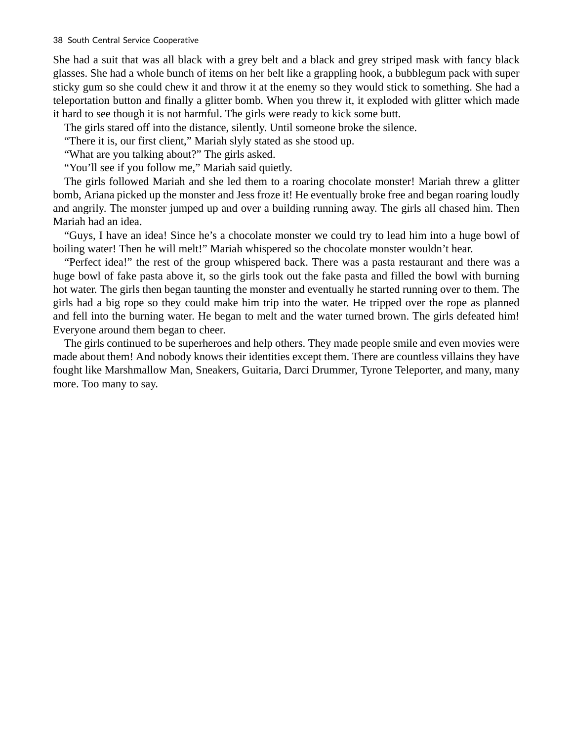She had a suit that was all black with a grey belt and a black and grey striped mask with fancy black glasses. She had a whole bunch of items on her belt like a grappling hook, a bubblegum pack with super sticky gum so she could chew it and throw it at the enemy so they would stick to something. She had a teleportation button and finally a glitter bomb. When you threw it, it exploded with glitter which made it hard to see though it is not harmful. The girls were ready to kick some butt.

The girls stared off into the distance, silently. Until someone broke the silence.

"There it is, our first client," Mariah slyly stated as she stood up.

"What are you talking about?" The girls asked.

"You'll see if you follow me," Mariah said quietly.

The girls followed Mariah and she led them to a roaring chocolate monster! Mariah threw a glitter bomb, Ariana picked up the monster and Jess froze it! He eventually broke free and began roaring loudly and angrily. The monster jumped up and over a building running away. The girls all chased him. Then Mariah had an idea.

"Guys, I have an idea! Since he's a chocolate monster we could try to lead him into a huge bowl of boiling water! Then he will melt!" Mariah whispered so the chocolate monster wouldn't hear.

"Perfect idea!" the rest of the group whispered back. There was a pasta restaurant and there was a huge bowl of fake pasta above it, so the girls took out the fake pasta and filled the bowl with burning hot water. The girls then began taunting the monster and eventually he started running over to them. The girls had a big rope so they could make him trip into the water. He tripped over the rope as planned and fell into the burning water. He began to melt and the water turned brown. The girls defeated him! Everyone around them began to cheer.

The girls continued to be superheroes and help others. They made people smile and even movies were made about them! And nobody knows their identities except them. There are countless villains they have fought like Marshmallow Man, Sneakers, Guitaria, Darci Drummer, Tyrone Teleporter, and many, many more. Too many to say.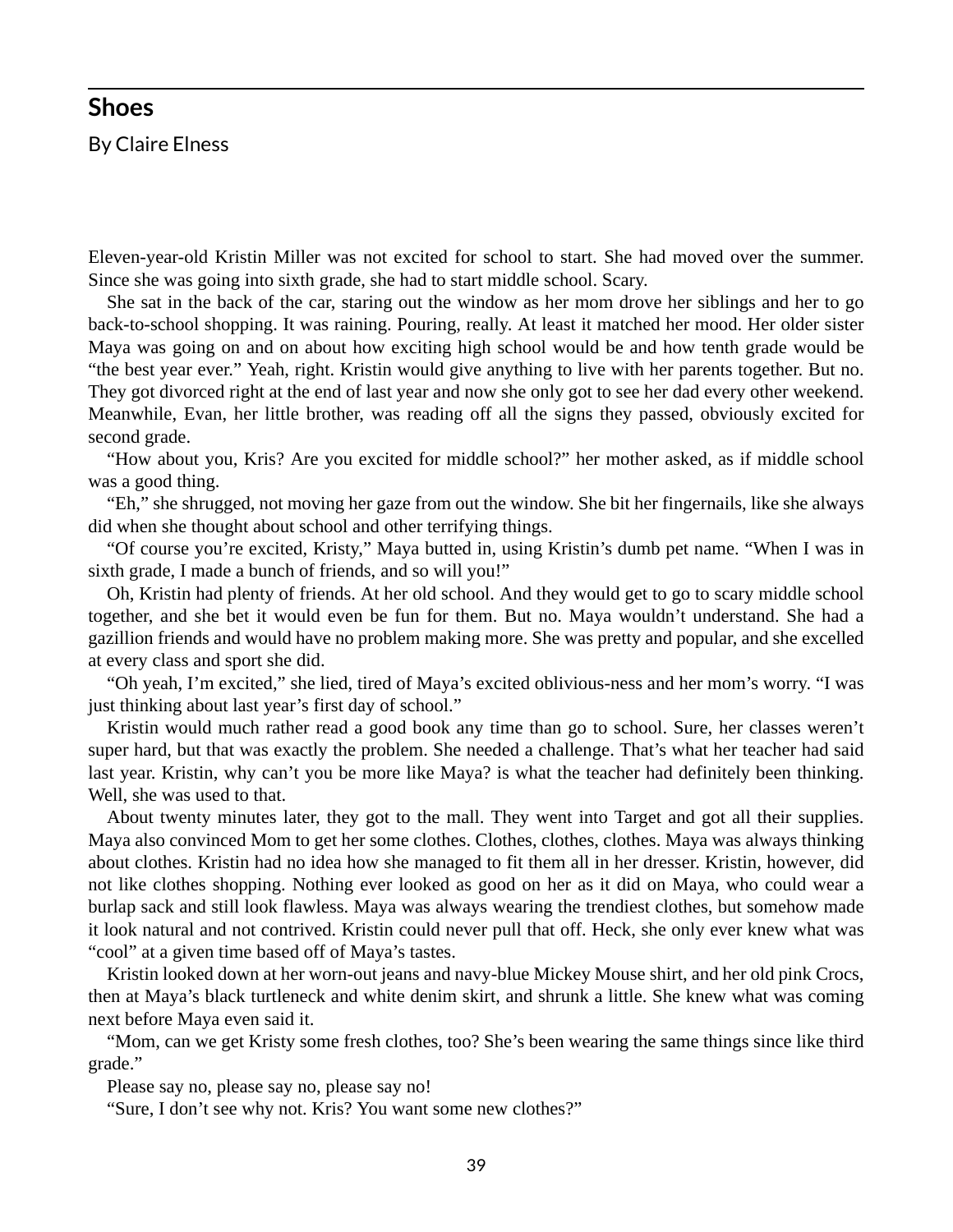## Shoes

By Claire Elness

Eleven-year-old Kristin Miller was not excited for school to start. She had moved over the summer. Since she was going into sixth grade, she had to start middle school. Scary.

She sat in the back of the car, staring out the window as her mom drove her siblings and her to go back-to-school shopping. It was raining. Pouring, really. At least it matched her mood. Her older sister Maya was going on and on about how exciting high school would be and how tenth grade would be "the best year ever." Yeah, right. Kristin would give anything to live with her parents together. But no. They got divorced right at the end of last year and now she only got to see her dad every other weekend. Meanwhile, Evan, her little brother, was reading off all the signs they passed, obviously excited for second grade.

"How about you, Kris? Are you excited for middle school?" her mother asked, as if middle school was a good thing.

"Eh," she shrugged, not moving her gaze from out the window. She bit her fingernails, like she always did when she thought about school and other terrifying things.

"Of course you're excited, Kristy," Maya butted in, using Kristin's dumb pet name. "When I was in sixth grade, I made a bunch of friends, and so will you!"

Oh, Kristin had plenty of friends. At her old school. And they would get to go to scary middle school together, and she bet it would even be fun for them. But no. Maya wouldn't understand. She had a gazillion friends and would have no problem making more. She was pretty and popular, and she excelled at every class and sport she did.

"Oh yeah, I'm excited," she lied, tired of Maya's excited oblivious-ness and her mom's worry. "I was just thinking about last year's first day of school."

Kristin would much rather read a good book any time than go to school. Sure, her classes weren't super hard, but that was exactly the problem. She needed a challenge. That's what her teacher had said last year. Kristin, why can't you be more like Maya? is what the teacher had definitely been thinking. Well, she was used to that.

About twenty minutes later, they got to the mall. They went into Target and got all their supplies. Maya also convinced Mom to get her some clothes. Clothes, clothes, clothes. Maya was always thinking about clothes. Kristin had no idea how she managed to fit them all in her dresser. Kristin, however, did not like clothes shopping. Nothing ever looked as good on her as it did on Maya, who could wear a burlap sack and still look flawless. Maya was always wearing the trendiest clothes, but somehow made it look natural and not contrived. Kristin could never pull that off. Heck, she only ever knew what was "cool" at a given time based off of Maya's tastes.

Kristin looked down at her worn-out jeans and navy-blue Mickey Mouse shirt, and her old pink Crocs, then at Maya's black turtleneck and white denim skirt, and shrunk a little. She knew what was coming next before Maya even said it.

"Mom, can we get Kristy some fresh clothes, too? She's been wearing the same things since like third grade."

Please say no, please say no, please say no!

"Sure, I don't see why not. Kris? You want some new clothes?"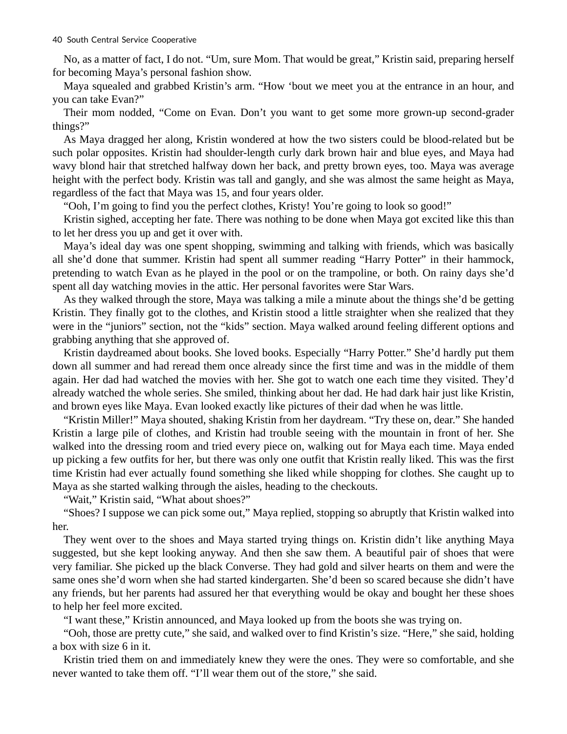No, as a matter of fact, I do not. "Um, sure Mom. That would be great," Kristin said, preparing herself for becoming Maya's personal fashion show.

Maya squealed and grabbed Kristin's arm. "How 'bout we meet you at the entrance in an hour, and you can take Evan?"

Their mom nodded, "Come on Evan. Don't you want to get some more grown-up second-grader things?"

As Maya dragged her along, Kristin wondered at how the two sisters could be blood-related but be such polar opposites. Kristin had shoulder-length curly dark brown hair and blue eyes, and Maya had wavy blond hair that stretched halfway down her back, and pretty brown eyes, too. Maya was average height with the perfect body. Kristin was tall and gangly, and she was almost the same height as Maya, regardless of the fact that Maya was 15, and four years older.

"Ooh, I'm going to find you the perfect clothes, Kristy! You're going to look so good!"

Kristin sighed, accepting her fate. There was nothing to be done when Maya got excited like this than to let her dress you up and get it over with.

Maya's ideal day was one spent shopping, swimming and talking with friends, which was basically all she'd done that summer. Kristin had spent all summer reading "Harry Potter" in their hammock, pretending to watch Evan as he played in the pool or on the trampoline, or both. On rainy days she'd spent all day watching movies in the attic. Her personal favorites were Star Wars.

As they walked through the store, Maya was talking a mile a minute about the things she'd be getting Kristin. They finally got to the clothes, and Kristin stood a little straighter when she realized that they were in the "juniors" section, not the "kids" section. Maya walked around feeling different options and grabbing anything that she approved of.

Kristin daydreamed about books. She loved books. Especially "Harry Potter." She'd hardly put them down all summer and had reread them once already since the first time and was in the middle of them again. Her dad had watched the movies with her. She got to watch one each time they visited. They'd already watched the whole series. She smiled, thinking about her dad. He had dark hair just like Kristin, and brown eyes like Maya. Evan looked exactly like pictures of their dad when he was little.

"Kristin Miller!" Maya shouted, shaking Kristin from her daydream. "Try these on, dear." She handed Kristin a large pile of clothes, and Kristin had trouble seeing with the mountain in front of her. She walked into the dressing room and tried every piece on, walking out for Maya each time. Maya ended up picking a few outfits for her, but there was only one outfit that Kristin really liked. This was the first time Kristin had ever actually found something she liked while shopping for clothes. She caught up to Maya as she started walking through the aisles, heading to the checkouts.

"Wait," Kristin said, "What about shoes?"

"Shoes? I suppose we can pick some out," Maya replied, stopping so abruptly that Kristin walked into her.

They went over to the shoes and Maya started trying things on. Kristin didn't like anything Maya suggested, but she kept looking anyway. And then she saw them. A beautiful pair of shoes that were very familiar. She picked up the black Converse. They had gold and silver hearts on them and were the same ones she'd worn when she had started kindergarten. She'd been so scared because she didn't have any friends, but her parents had assured her that everything would be okay and bought her these shoes to help her feel more excited.

"I want these," Kristin announced, and Maya looked up from the boots she was trying on.

"Ooh, those are pretty cute," she said, and walked over to find Kristin's size. "Here," she said, holding a box with size 6 in it.

Kristin tried them on and immediately knew they were the ones. They were so comfortable, and she never wanted to take them off. "I'll wear them out of the store," she said.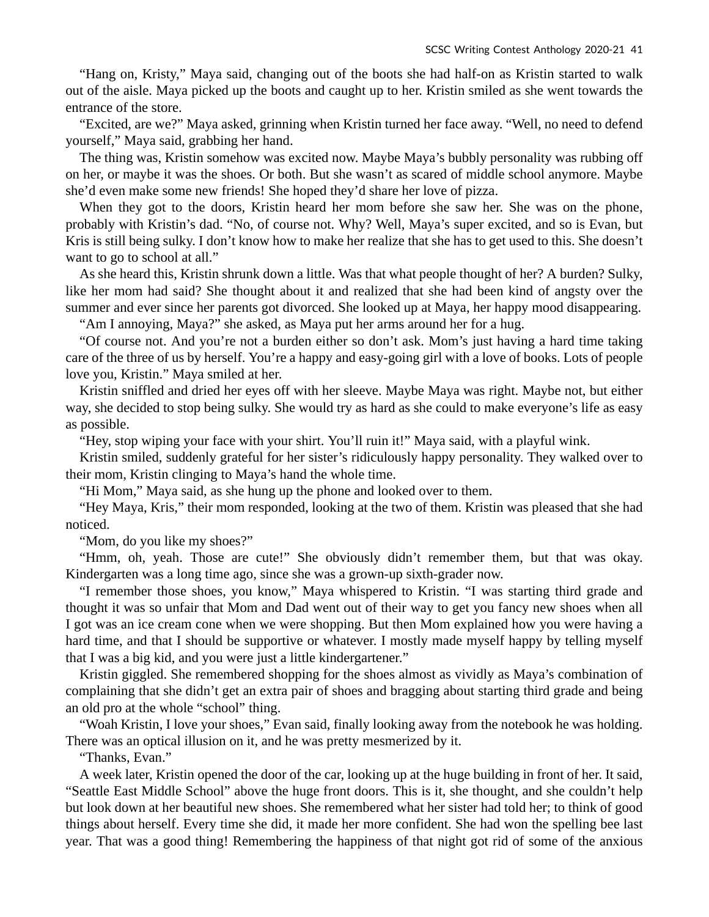"Hang on, Kristy," Maya said, changing out of the boots she had half-on as Kristin started to walk out of the aisle. Maya picked up the boots and caught up to her. Kristin smiled as she went towards the entrance of the store.

"Excited, are we?" Maya asked, grinning when Kristin turned her face away. "Well, no need to defend yourself," Maya said, grabbing her hand.

The thing was, Kristin somehow was excited now. Maybe Maya's bubbly personality was rubbing off on her, or maybe it was the shoes. Or both. But she wasn't as scared of middle school anymore. Maybe she'd even make some new friends! She hoped they'd share her love of pizza.

When they got to the doors, Kristin heard her mom before she saw her. She was on the phone, probably with Kristin's dad. "No, of course not. Why? Well, Maya's super excited, and so is Evan, but Kris is still being sulky. I don't know how to make her realize that she has to get used to this. She doesn't want to go to school at all."

As she heard this, Kristin shrunk down a little. Was that what people thought of her? A burden? Sulky, like her mom had said? She thought about it and realized that she had been kind of angsty over the summer and ever since her parents got divorced. She looked up at Maya, her happy mood disappearing.

"Am I annoying, Maya?" she asked, as Maya put her arms around her for a hug.

"Of course not. And you're not a burden either so don't ask. Mom's just having a hard time taking care of the three of us by herself. You're a happy and easy-going girl with a love of books. Lots of people love you, Kristin." Maya smiled at her.

Kristin sniffled and dried her eyes off with her sleeve. Maybe Maya was right. Maybe not, but either way, she decided to stop being sulky. She would try as hard as she could to make everyone's life as easy as possible.

"Hey, stop wiping your face with your shirt. You'll ruin it!" Maya said, with a playful wink.

Kristin smiled, suddenly grateful for her sister's ridiculously happy personality. They walked over to their mom, Kristin clinging to Maya's hand the whole time.

"Hi Mom," Maya said, as she hung up the phone and looked over to them.

"Hey Maya, Kris," their mom responded, looking at the two of them. Kristin was pleased that she had noticed.

"Mom, do you like my shoes?"

"Hmm, oh, yeah. Those are cute!" She obviously didn't remember them, but that was okay. Kindergarten was a long time ago, since she was a grown-up sixth-grader now.

"I remember those shoes, you know," Maya whispered to Kristin. "I was starting third grade and thought it was so unfair that Mom and Dad went out of their way to get you fancy new shoes when all I got was an ice cream cone when we were shopping. But then Mom explained how you were having a hard time, and that I should be supportive or whatever. I mostly made myself happy by telling myself that I was a big kid, and you were just a little kindergartener."

Kristin giggled. She remembered shopping for the shoes almost as vividly as Maya's combination of complaining that she didn't get an extra pair of shoes and bragging about starting third grade and being an old pro at the whole "school" thing.

"Woah Kristin, I love your shoes," Evan said, finally looking away from the notebook he was holding. There was an optical illusion on it, and he was pretty mesmerized by it.

"Thanks, Evan."

A week later, Kristin opened the door of the car, looking up at the huge building in front of her. It said, "Seattle East Middle School" above the huge front doors. This is it, she thought, and she couldn't help but look down at her beautiful new shoes. She remembered what her sister had told her; to think of good things about herself. Every time she did, it made her more confident. She had won the spelling bee last year. That was a good thing! Remembering the happiness of that night got rid of some of the anxious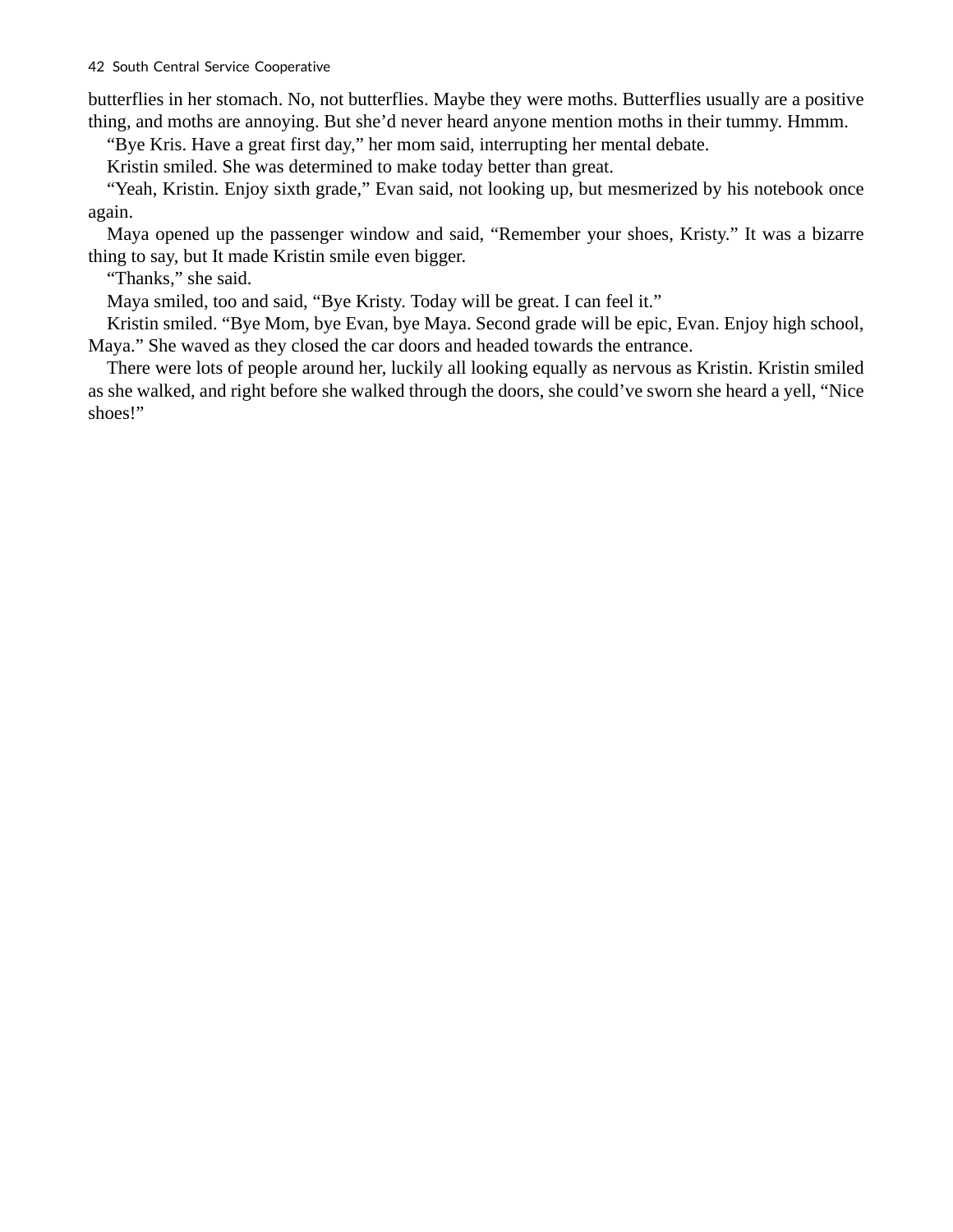butterflies in her stomach. No, not butterflies. Maybe they were moths. Butterflies usually are a positive thing, and moths are annoying. But she'd never heard anyone mention moths in their tummy. Hmmm.

"Bye Kris. Have a great first day," her mom said, interrupting her mental debate.

Kristin smiled. She was determined to make today better than great.

"Yeah, Kristin. Enjoy sixth grade," Evan said, not looking up, but mesmerized by his notebook once again.

Maya opened up the passenger window and said, "Remember your shoes, Kristy." It was a bizarre thing to say, but It made Kristin smile even bigger.

"Thanks," she said.

Maya smiled, too and said, "Bye Kristy. Today will be great. I can feel it."

Kristin smiled. "Bye Mom, bye Evan, bye Maya. Second grade will be epic, Evan. Enjoy high school, Maya." She waved as they closed the car doors and headed towards the entrance.

There were lots of people around her, luckily all looking equally as nervous as Kristin. Kristin smiled as she walked, and right before she walked through the doors, she could've sworn she heard a yell, "Nice shoes!"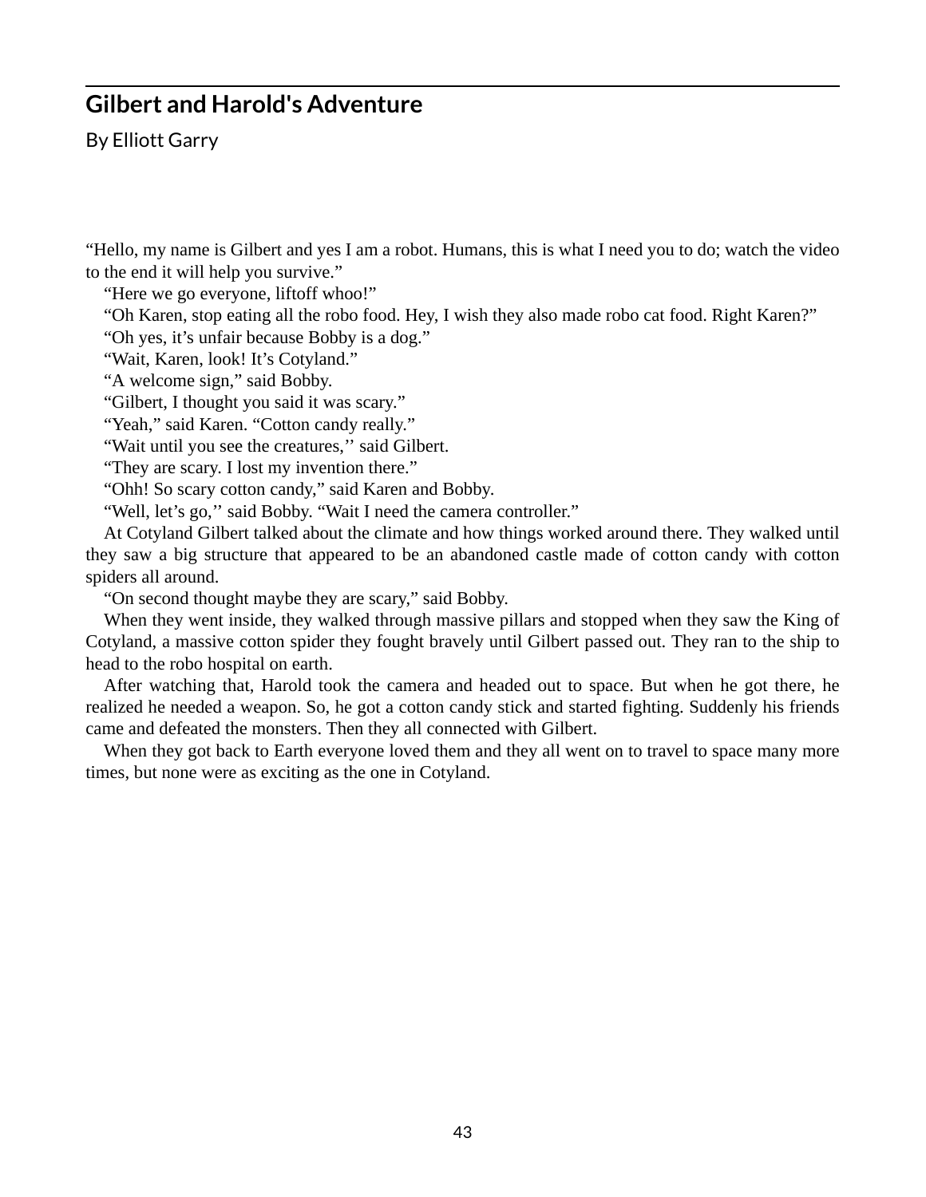## Gilbert and Harold's Adventure

By Elliott Garry

"Hello, my name is Gilbert and yes I am a robot. Humans, this is what I need you to do; watch the video to the end it will help you survive."

"Here we go everyone, liftoff whoo!"

"Oh Karen, stop eating all the robo food. Hey, I wish they also made robo cat food. Right Karen?"

"Oh yes, it's unfair because Bobby is a dog."

"Wait, Karen, look! It's Cotyland."

"A welcome sign," said Bobby.

"Gilbert, I thought you said it was scary."

"Yeah," said Karen. "Cotton candy really."

"Wait until you see the creatures,'' said Gilbert.

"They are scary. I lost my invention there."

"Ohh! So scary cotton candy," said Karen and Bobby.

"Well, let's go,'' said Bobby. "Wait I need the camera controller."

At Cotyland Gilbert talked about the climate and how things worked around there. They walked until they saw a big structure that appeared to be an abandoned castle made of cotton candy with cotton spiders all around.

"On second thought maybe they are scary," said Bobby.

When they went inside, they walked through massive pillars and stopped when they saw the King of Cotyland, a massive cotton spider they fought bravely until Gilbert passed out. They ran to the ship to head to the robo hospital on earth.

After watching that, Harold took the camera and headed out to space. But when he got there, he realized he needed a weapon. So, he got a cotton candy stick and started fighting. Suddenly his friends came and defeated the monsters. Then they all connected with Gilbert.

When they got back to Earth everyone loved them and they all went on to travel to space many more times, but none were as exciting as the one in Cotyland.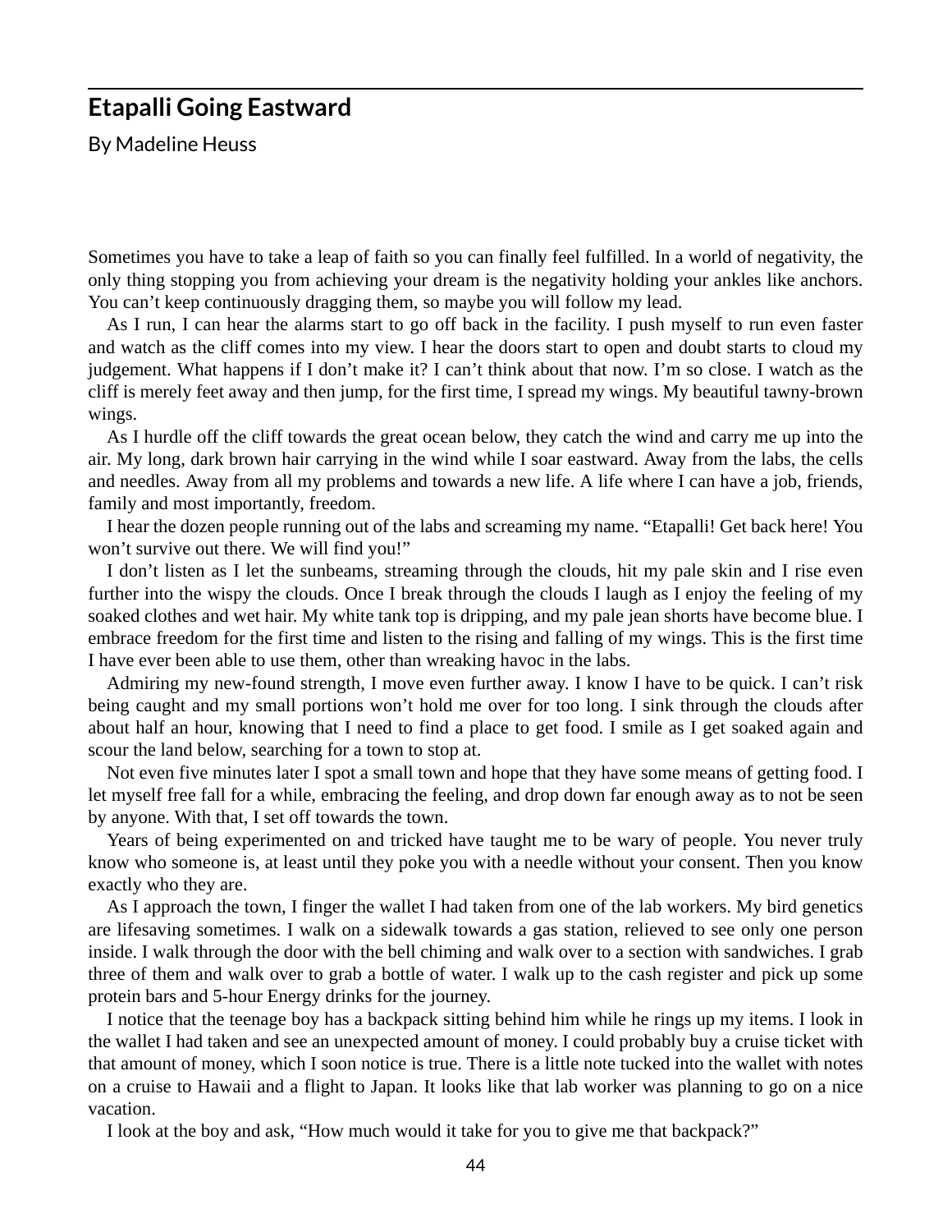## Etapalli Going Eastward

By Madeline Heuss

Sometimes you have to take a leap of faith so you can finally feel fulfilled. In a world of negativity, the only thing stopping you from achieving your dream is the negativity holding your ankles like anchors. You can't keep continuously dragging them, so maybe you will follow my lead.

As I run, I can hear the alarms start to go off back in the facility. I push myself to run even faster and watch as the cliff comes into my view. I hear the doors start to open and doubt starts to cloud my judgement. What happens if I don't make it? I can't think about that now. I'm so close. I watch as the cliff is merely feet away and then jump, for the first time, I spread my wings. My beautiful tawny-brown wings.

As I hurdle off the cliff towards the great ocean below, they catch the wind and carry me up into the air. My long, dark brown hair carrying in the wind while I soar eastward. Away from the labs, the cells and needles. Away from all my problems and towards a new life. A life where I can have a job, friends, family and most importantly, freedom.

I hear the dozen people running out of the labs and screaming my name. "Etapalli! Get back here! You won't survive out there. We will find you!"

I don't listen as I let the sunbeams, streaming through the clouds, hit my pale skin and I rise even further into the wispy the clouds. Once I break through the clouds I laugh as I enjoy the feeling of my soaked clothes and wet hair. My white tank top is dripping, and my pale jean shorts have become blue. I embrace freedom for the first time and listen to the rising and falling of my wings. This is the first time I have ever been able to use them, other than wreaking havoc in the labs.

Admiring my new-found strength, I move even further away. I know I have to be quick. I can't risk being caught and my small portions won't hold me over for too long. I sink through the clouds after about half an hour, knowing that I need to find a place to get food. I smile as I get soaked again and scour the land below, searching for a town to stop at.

Not even five minutes later I spot a small town and hope that they have some means of getting food. I let myself free fall for a while, embracing the feeling, and drop down far enough away as to not be seen by anyone. With that, I set off towards the town.

Years of being experimented on and tricked have taught me to be wary of people. You never truly know who someone is, at least until they poke you with a needle without your consent. Then you know exactly who they are.

As I approach the town, I finger the wallet I had taken from one of the lab workers. My bird genetics are lifesaving sometimes. I walk on a sidewalk towards a gas station, relieved to see only one person inside. I walk through the door with the bell chiming and walk over to a section with sandwiches. I grab three of them and walk over to grab a bottle of water. I walk up to the cash register and pick up some protein bars and 5-hour Energy drinks for the journey.

I notice that the teenage boy has a backpack sitting behind him while he rings up my items. I look in the wallet I had taken and see an unexpected amount of money. I could probably buy a cruise ticket with that amount of money, which I soon notice is true. There is a little note tucked into the wallet with notes on a cruise to Hawaii and a flight to Japan. It looks like that lab worker was planning to go on a nice vacation.

I look at the boy and ask, "How much would it take for you to give me that backpack?"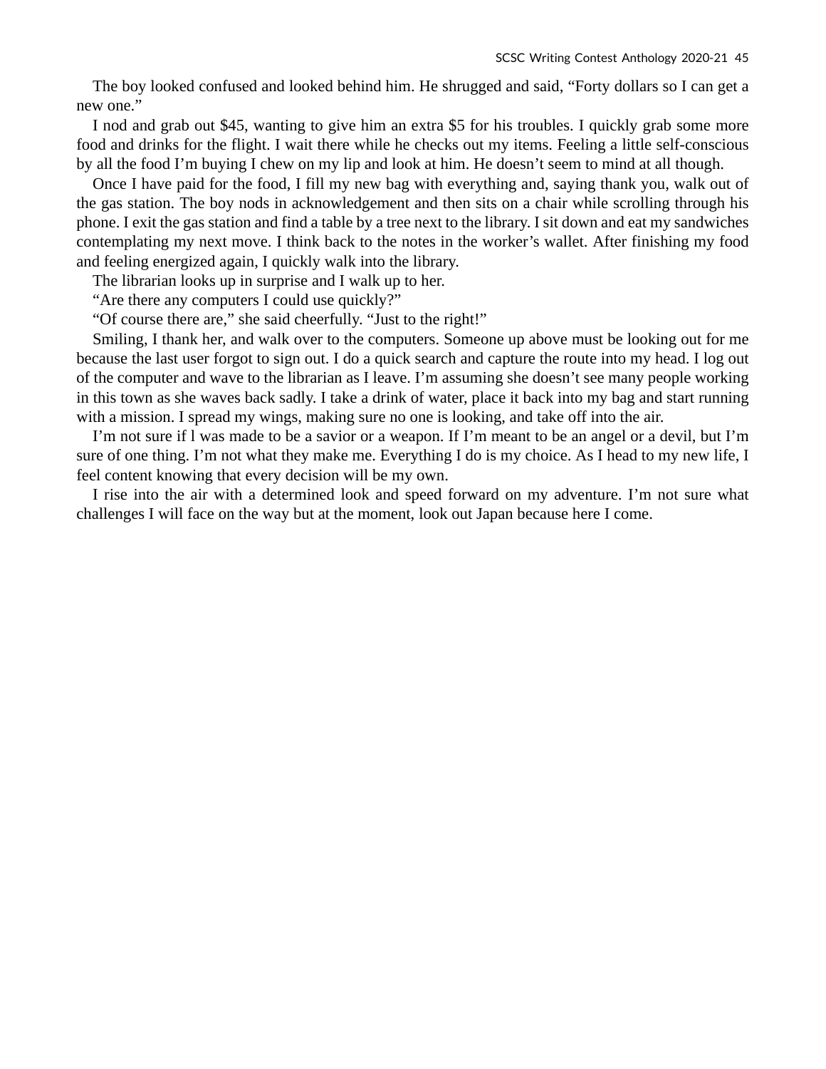The boy looked confused and looked behind him. He shrugged and said, “Forty dollars so I can get a new one.”

I nod and grab out $45, wanting to give him an extra $5 for his troubles. I quickly grab some more food and drinks for the flight. I wait there while he checks out my items. Feeling a little self-conscious by all the food I’m buying I chew on my lip and look at him. He doesn’t seem to mind at all though.

Once I have paid for the food, I fill my new bag with everything and, saying thank you, walk out of the gas station. The boy nods in acknowledgement and then sits on a chair while scrolling through his phone. I exit the gas station and find a table by a tree next to the library. I sit down and eat my sandwiches contemplating my next move. I think back to the notes in the worker’s wallet. After finishing my food and feeling energized again, I quickly walk into the library.

The librarian looks up in surprise and I walk up to her.

“Are there any computers I could use quickly?”

“Of course there are,” she said cheerfully. “Just to the right!”

Smiling, I thank her, and walk over to the computers. Someone up above must be looking out for me because the last user forgot to sign out. I do a quick search and capture the route into my head. I log out of the computer and wave to the librarian as I leave. I’m assuming she doesn’t see many people working in this town as she waves back sadly. I take a drink of water, place it back into my bag and start running with a mission. I spread my wings, making sure no one is looking, and take off into the air.

I’m not sure if l was made to be a savior or a weapon. If I’m meant to be an angel or a devil, but I’m sure of one thing. I’m not what they make me. Everything I do is my choice. As I head to my new life, I feel content knowing that every decision will be my own.

I rise into the air with a determined look and speed forward on my adventure. I’m not sure what challenges I will face on the way but at the moment, look out Japan because here I come.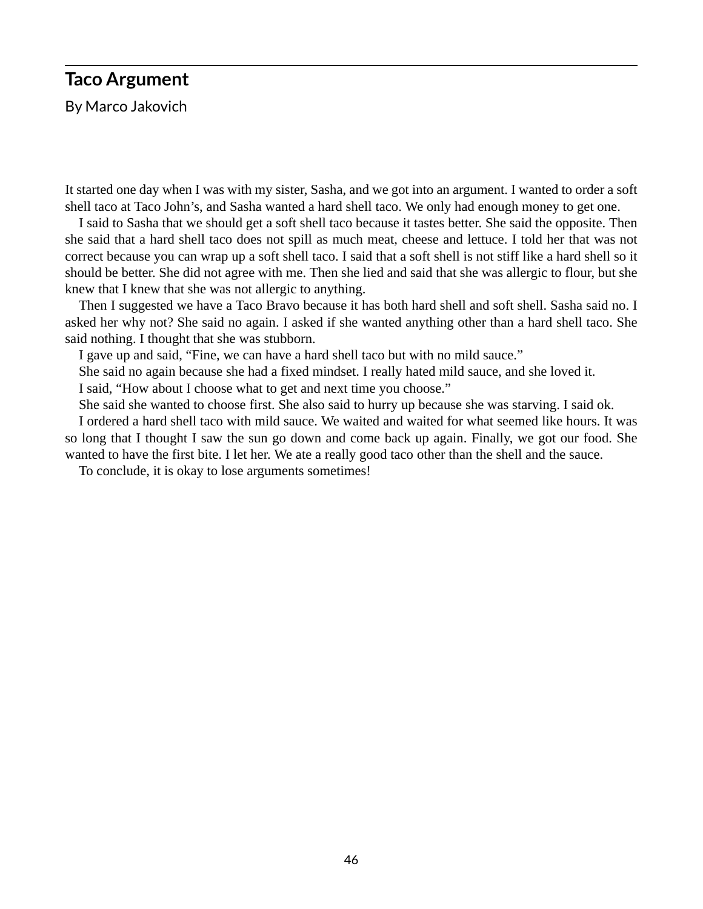## Taco Argument

By Marco Jakovich

It started one day when I was with my sister, Sasha, and we got into an argument. I wanted to order a soft shell taco at Taco John's, and Sasha wanted a hard shell taco. We only had enough money to get one.

I said to Sasha that we should get a soft shell taco because it tastes better. She said the opposite. Then she said that a hard shell taco does not spill as much meat, cheese and lettuce. I told her that was not correct because you can wrap up a soft shell taco. I said that a soft shell is not stiff like a hard shell so it should be better. She did not agree with me. Then she lied and said that she was allergic to flour, but she knew that I knew that she was not allergic to anything.

Then I suggested we have a Taco Bravo because it has both hard shell and soft shell. Sasha said no. I asked her why not? She said no again. I asked if she wanted anything other than a hard shell taco. She said nothing. I thought that she was stubborn.

I gave up and said, "Fine, we can have a hard shell taco but with no mild sauce."

She said no again because she had a fixed mindset. I really hated mild sauce, and she loved it.

I said, "How about I choose what to get and next time you choose."

She said she wanted to choose first. She also said to hurry up because she was starving. I said ok.

I ordered a hard shell taco with mild sauce. We waited and waited for what seemed like hours. It was so long that I thought I saw the sun go down and come back up again. Finally, we got our food. She wanted to have the first bite. I let her. We ate a really good taco other than the shell and the sauce.

To conclude, it is okay to lose arguments sometimes!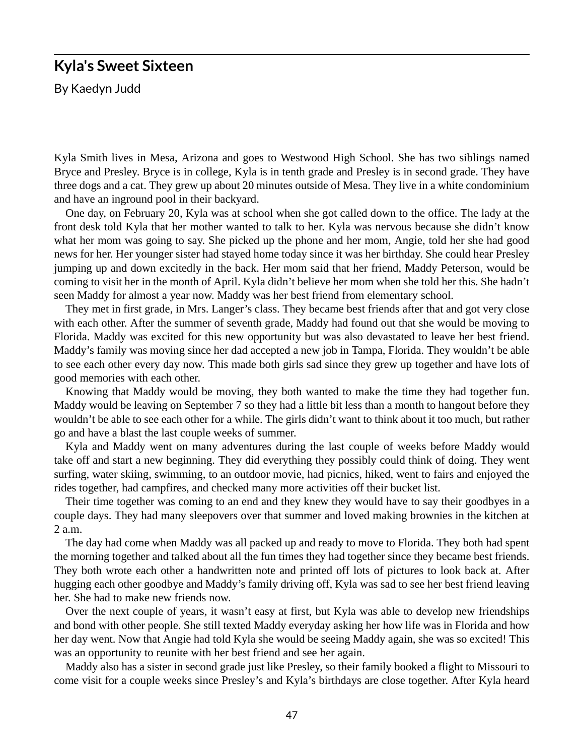## Kyla's Sweet Sixteen

By Kaedyn Judd

Kyla Smith lives in Mesa, Arizona and goes to Westwood High School. She has two siblings named Bryce and Presley. Bryce is in college, Kyla is in tenth grade and Presley is in second grade. They have three dogs and a cat. They grew up about 20 minutes outside of Mesa. They live in a white condominium and have an inground pool in their backyard.

One day, on February 20, Kyla was at school when she got called down to the office. The lady at the front desk told Kyla that her mother wanted to talk to her. Kyla was nervous because she didn't know what her mom was going to say. She picked up the phone and her mom, Angie, told her she had good news for her. Her younger sister had stayed home today since it was her birthday. She could hear Presley jumping up and down excitedly in the back. Her mom said that her friend, Maddy Peterson, would be coming to visit her in the month of April. Kyla didn't believe her mom when she told her this. She hadn't seen Maddy for almost a year now. Maddy was her best friend from elementary school.

They met in first grade, in Mrs. Langer's class. They became best friends after that and got very close with each other. After the summer of seventh grade, Maddy had found out that she would be moving to Florida. Maddy was excited for this new opportunity but was also devastated to leave her best friend. Maddy's family was moving since her dad accepted a new job in Tampa, Florida. They wouldn't be able to see each other every day now. This made both girls sad since they grew up together and have lots of good memories with each other.

Knowing that Maddy would be moving, they both wanted to make the time they had together fun. Maddy would be leaving on September 7 so they had a little bit less than a month to hangout before they wouldn't be able to see each other for a while. The girls didn't want to think about it too much, but rather go and have a blast the last couple weeks of summer.

Kyla and Maddy went on many adventures during the last couple of weeks before Maddy would take off and start a new beginning. They did everything they possibly could think of doing. They went surfing, water skiing, swimming, to an outdoor movie, had picnics, hiked, went to fairs and enjoyed the rides together, had campfires, and checked many more activities off their bucket list.

Their time together was coming to an end and they knew they would have to say their goodbyes in a couple days. They had many sleepovers over that summer and loved making brownies in the kitchen at 2 a.m.

The day had come when Maddy was all packed up and ready to move to Florida. They both had spent the morning together and talked about all the fun times they had together since they became best friends. They both wrote each other a handwritten note and printed off lots of pictures to look back at. After hugging each other goodbye and Maddy's family driving off, Kyla was sad to see her best friend leaving her. She had to make new friends now.

Over the next couple of years, it wasn't easy at first, but Kyla was able to develop new friendships and bond with other people. She still texted Maddy everyday asking her how life was in Florida and how her day went. Now that Angie had told Kyla she would be seeing Maddy again, she was so excited! This was an opportunity to reunite with her best friend and see her again.

Maddy also has a sister in second grade just like Presley, so their family booked a flight to Missouri to come visit for a couple weeks since Presley's and Kyla's birthdays are close together. After Kyla heard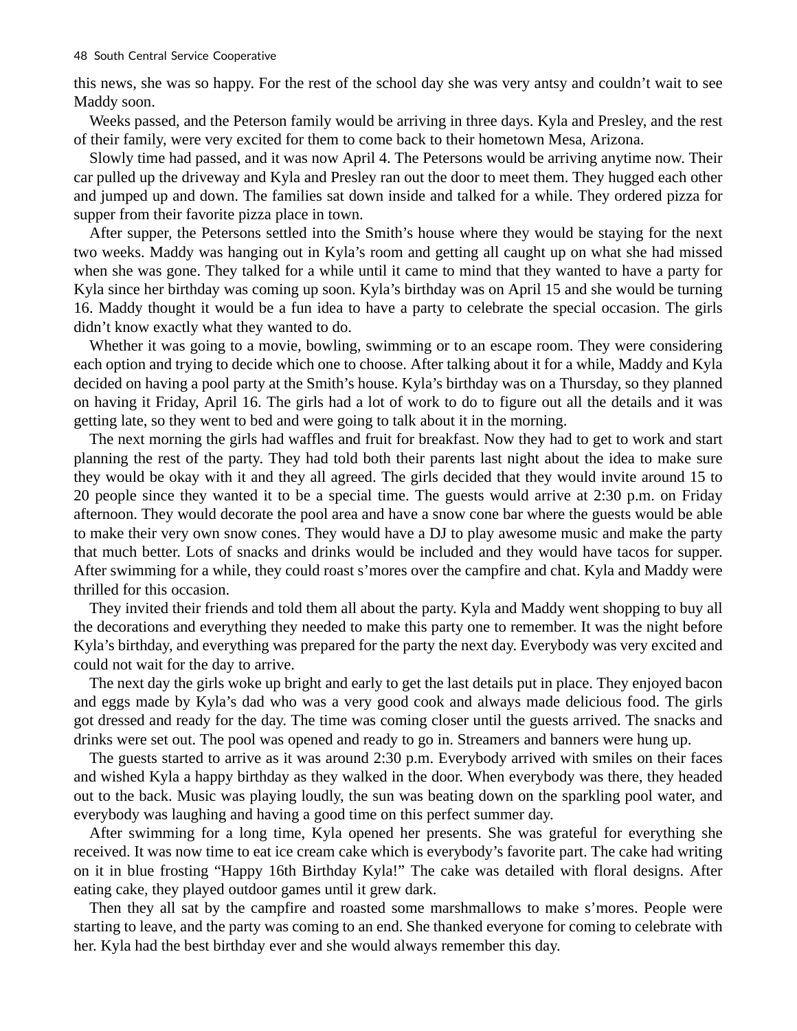this news, she was so happy. For the rest of the school day she was very antsy and couldn't wait to see Maddy soon.

Weeks passed, and the Peterson family would be arriving in three days. Kyla and Presley, and the rest of their family, were very excited for them to come back to their hometown Mesa, Arizona.

Slowly time had passed, and it was now April 4. The Petersons would be arriving anytime now. Their car pulled up the driveway and Kyla and Presley ran out the door to meet them. They hugged each other and jumped up and down. The families sat down inside and talked for a while. They ordered pizza for supper from their favorite pizza place in town.

After supper, the Petersons settled into the Smith's house where they would be staying for the next two weeks. Maddy was hanging out in Kyla's room and getting all caught up on what she had missed when she was gone. They talked for a while until it came to mind that they wanted to have a party for Kyla since her birthday was coming up soon. Kyla's birthday was on April 15 and she would be turning 16. Maddy thought it would be a fun idea to have a party to celebrate the special occasion. The girls didn't know exactly what they wanted to do.

Whether it was going to a movie, bowling, swimming or to an escape room. They were considering each option and trying to decide which one to choose. After talking about it for a while, Maddy and Kyla decided on having a pool party at the Smith's house. Kyla's birthday was on a Thursday, so they planned on having it Friday, April 16. The girls had a lot of work to do to figure out all the details and it was getting late, so they went to bed and were going to talk about it in the morning.

The next morning the girls had waffles and fruit for breakfast. Now they had to get to work and start planning the rest of the party. They had told both their parents last night about the idea to make sure they would be okay with it and they all agreed. The girls decided that they would invite around 15 to 20 people since they wanted it to be a special time. The guests would arrive at 2:30 p.m. on Friday afternoon. They would decorate the pool area and have a snow cone bar where the guests would be able to make their very own snow cones. They would have a DJ to play awesome music and make the party that much better. Lots of snacks and drinks would be included and they would have tacos for supper. After swimming for a while, they could roast s'mores over the campfire and chat. Kyla and Maddy were thrilled for this occasion.

They invited their friends and told them all about the party. Kyla and Maddy went shopping to buy all the decorations and everything they needed to make this party one to remember. It was the night before Kyla's birthday, and everything was prepared for the party the next day. Everybody was very excited and could not wait for the day to arrive.

The next day the girls woke up bright and early to get the last details put in place. They enjoyed bacon and eggs made by Kyla's dad who was a very good cook and always made delicious food. The girls got dressed and ready for the day. The time was coming closer until the guests arrived. The snacks and drinks were set out. The pool was opened and ready to go in. Streamers and banners were hung up.

The guests started to arrive as it was around 2:30 p.m. Everybody arrived with smiles on their faces and wished Kyla a happy birthday as they walked in the door. When everybody was there, they headed out to the back. Music was playing loudly, the sun was beating down on the sparkling pool water, and everybody was laughing and having a good time on this perfect summer day.

After swimming for a long time, Kyla opened her presents. She was grateful for everything she received. It was now time to eat ice cream cake which is everybody's favorite part. The cake had writing on it in blue frosting "Happy 16th Birthday Kyla!" The cake was detailed with floral designs. After eating cake, they played outdoor games until it grew dark.

Then they all sat by the campfire and roasted some marshmallows to make s'mores. People were starting to leave, and the party was coming to an end. She thanked everyone for coming to celebrate with her. Kyla had the best birthday ever and she would always remember this day.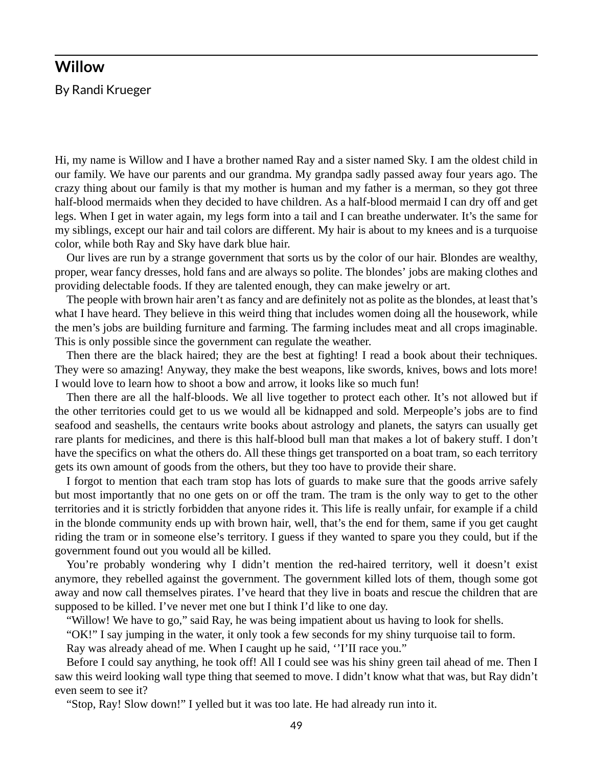## Willow

By Randi Krueger

Hi, my name is Willow and I have a brother named Ray and a sister named Sky. I am the oldest child in our family. We have our parents and our grandma. My grandpa sadly passed away four years ago. The crazy thing about our family is that my mother is human and my father is a merman, so they got three half-blood mermaids when they decided to have children. As a half-blood mermaid I can dry off and get legs. When I get in water again, my legs form into a tail and I can breathe underwater. It's the same for my siblings, except our hair and tail colors are different. My hair is about to my knees and is a turquoise color, while both Ray and Sky have dark blue hair.

Our lives are run by a strange government that sorts us by the color of our hair. Blondes are wealthy, proper, wear fancy dresses, hold fans and are always so polite. The blondes' jobs are making clothes and providing delectable foods. If they are talented enough, they can make jewelry or art.

The people with brown hair aren't as fancy and are definitely not as polite as the blondes, at least that's what I have heard. They believe in this weird thing that includes women doing all the housework, while the men's jobs are building furniture and farming. The farming includes meat and all crops imaginable. This is only possible since the government can regulate the weather.

Then there are the black haired; they are the best at fighting! I read a book about their techniques. They were so amazing! Anyway, they make the best weapons, like swords, knives, bows and lots more! I would love to learn how to shoot a bow and arrow, it looks like so much fun!

Then there are all the half-bloods. We all live together to protect each other. It's not allowed but if the other territories could get to us we would all be kidnapped and sold. Merpeople's jobs are to find seafood and seashells, the centaurs write books about astrology and planets, the satyrs can usually get rare plants for medicines, and there is this half-blood bull man that makes a lot of bakery stuff. I don't have the specifics on what the others do. All these things get transported on a boat tram, so each territory gets its own amount of goods from the others, but they too have to provide their share.

I forgot to mention that each tram stop has lots of guards to make sure that the goods arrive safely but most importantly that no one gets on or off the tram. The tram is the only way to get to the other territories and it is strictly forbidden that anyone rides it. This life is really unfair, for example if a child in the blonde community ends up with brown hair, well, that's the end for them, same if you get caught riding the tram or in someone else's territory. I guess if they wanted to spare you they could, but if the government found out you would all be killed.

You're probably wondering why I didn't mention the red-haired territory, well it doesn't exist anymore, they rebelled against the government. The government killed lots of them, though some got away and now call themselves pirates. I've heard that they live in boats and rescue the children that are supposed to be killed. I've never met one but I think I'd like to one day.

"Willow! We have to go," said Ray, he was being impatient about us having to look for shells.

"OK!" I say jumping in the water, it only took a few seconds for my shiny turquoise tail to form.

Ray was already ahead of me. When I caught up he said, ''I'II race you."

Before I could say anything, he took off! All I could see was his shiny green tail ahead of me. Then I saw this weird looking wall type thing that seemed to move. I didn't know what that was, but Ray didn't even seem to see it?

"Stop, Ray! Slow down!" I yelled but it was too late. He had already run into it.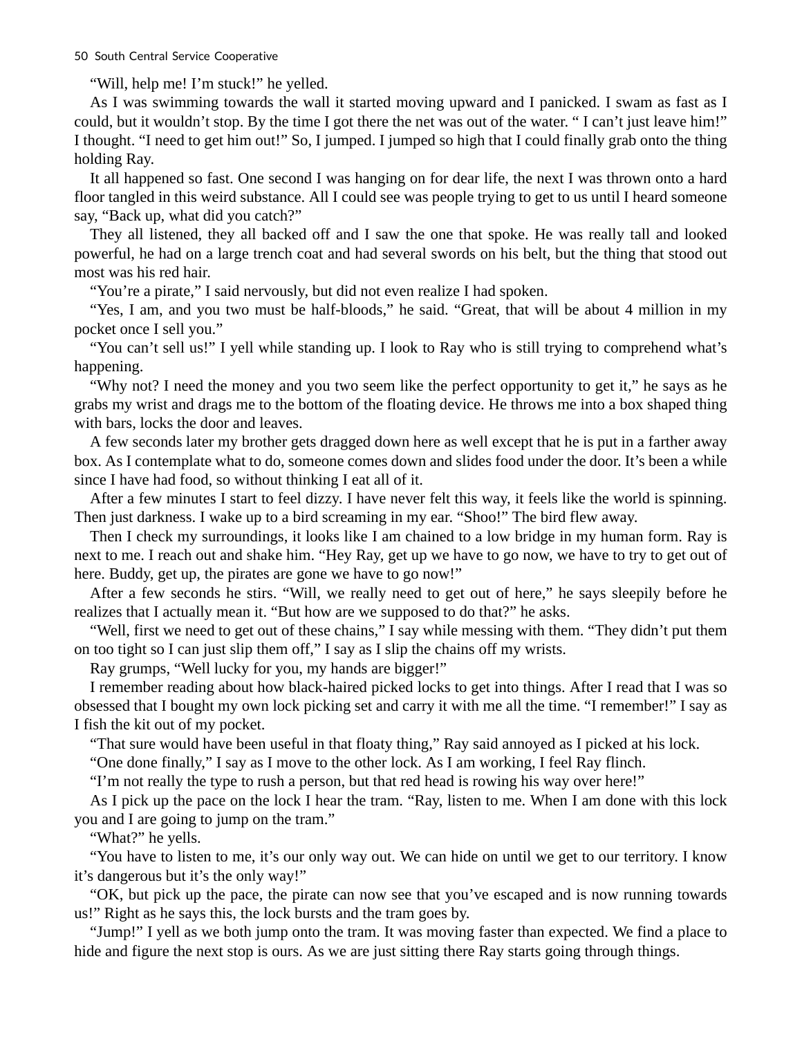"Will, help me! I'm stuck!" he yelled.

As I was swimming towards the wall it started moving upward and I panicked. I swam as fast as I could, but it wouldn't stop. By the time I got there the net was out of the water. " I can't just leave him!" I thought. "I need to get him out!" So, I jumped. I jumped so high that I could finally grab onto the thing holding Ray.

It all happened so fast. One second I was hanging on for dear life, the next I was thrown onto a hard floor tangled in this weird substance. All I could see was people trying to get to us until I heard someone say, "Back up, what did you catch?"

They all listened, they all backed off and I saw the one that spoke. He was really tall and looked powerful, he had on a large trench coat and had several swords on his belt, but the thing that stood out most was his red hair.

"You're a pirate," I said nervously, but did not even realize I had spoken.

"Yes, I am, and you two must be half-bloods," he said. "Great, that will be about 4 million in my pocket once I sell you."

"You can't sell us!" I yell while standing up. I look to Ray who is still trying to comprehend what's happening.

"Why not? I need the money and you two seem like the perfect opportunity to get it," he says as he grabs my wrist and drags me to the bottom of the floating device. He throws me into a box shaped thing with bars, locks the door and leaves.

A few seconds later my brother gets dragged down here as well except that he is put in a farther away box. As I contemplate what to do, someone comes down and slides food under the door. It's been a while since I have had food, so without thinking I eat all of it.

After a few minutes I start to feel dizzy. I have never felt this way, it feels like the world is spinning. Then just darkness. I wake up to a bird screaming in my ear. "Shoo!" The bird flew away.

Then I check my surroundings, it looks like I am chained to a low bridge in my human form. Ray is next to me. I reach out and shake him. "Hey Ray, get up we have to go now, we have to try to get out of here. Buddy, get up, the pirates are gone we have to go now!"

After a few seconds he stirs. "Will, we really need to get out of here," he says sleepily before he realizes that I actually mean it. "But how are we supposed to do that?" he asks.

"Well, first we need to get out of these chains," I say while messing with them. "They didn't put them on too tight so I can just slip them off," I say as I slip the chains off my wrists.

Ray grumps, "Well lucky for you, my hands are bigger!"

I remember reading about how black-haired picked locks to get into things. After I read that I was so obsessed that I bought my own lock picking set and carry it with me all the time. "I remember!" I say as I fish the kit out of my pocket.

"That sure would have been useful in that floaty thing," Ray said annoyed as I picked at his lock.

"One done finally," I say as I move to the other lock. As I am working, I feel Ray flinch.

"I'm not really the type to rush a person, but that red head is rowing his way over here!"

As I pick up the pace on the lock I hear the tram. "Ray, listen to me. When I am done with this lock you and I are going to jump on the tram."

"What?" he yells.

"You have to listen to me, it's our only way out. We can hide on until we get to our territory. I know it's dangerous but it's the only way!"

"OK, but pick up the pace, the pirate can now see that you've escaped and is now running towards us!" Right as he says this, the lock bursts and the tram goes by.

"Jump!" I yell as we both jump onto the tram. It was moving faster than expected. We find a place to hide and figure the next stop is ours. As we are just sitting there Ray starts going through things.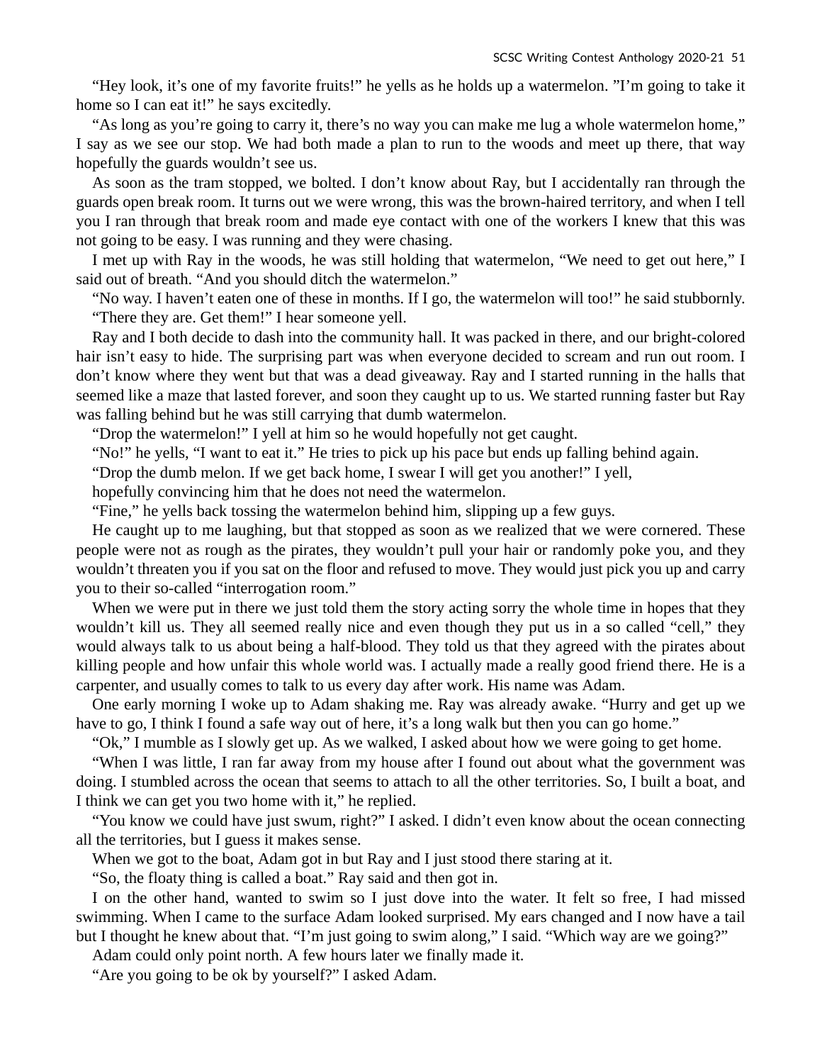"Hey look, it's one of my favorite fruits!" he yells as he holds up a watermelon. "I'm going to take it home so I can eat it!" he says excitedly.

"As long as you're going to carry it, there's no way you can make me lug a whole watermelon home," I say as we see our stop. We had both made a plan to run to the woods and meet up there, that way hopefully the guards wouldn't see us.

As soon as the tram stopped, we bolted. I don't know about Ray, but I accidentally ran through the guards open break room. It turns out we were wrong, this was the brown-haired territory, and when I tell you I ran through that break room and made eye contact with one of the workers I knew that this was not going to be easy. I was running and they were chasing.

I met up with Ray in the woods, he was still holding that watermelon, "We need to get out here," I said out of breath. "And you should ditch the watermelon."

"No way. I haven't eaten one of these in months. If I go, the watermelon will too!" he said stubbornly.

"There they are. Get them!" I hear someone yell.

Ray and I both decide to dash into the community hall. It was packed in there, and our bright-colored hair isn't easy to hide. The surprising part was when everyone decided to scream and run out room. I don't know where they went but that was a dead giveaway. Ray and I started running in the halls that seemed like a maze that lasted forever, and soon they caught up to us. We started running faster but Ray was falling behind but he was still carrying that dumb watermelon.

"Drop the watermelon!" I yell at him so he would hopefully not get caught.

"No!" he yells, "I want to eat it." He tries to pick up his pace but ends up falling behind again.

"Drop the dumb melon. If we get back home, I swear I will get you another!" I yell,

hopefully convincing him that he does not need the watermelon.

"Fine," he yells back tossing the watermelon behind him, slipping up a few guys.

He caught up to me laughing, but that stopped as soon as we realized that we were cornered. These people were not as rough as the pirates, they wouldn't pull your hair or randomly poke you, and they wouldn't threaten you if you sat on the floor and refused to move. They would just pick you up and carry you to their so-called "interrogation room."

When we were put in there we just told them the story acting sorry the whole time in hopes that they wouldn't kill us. They all seemed really nice and even though they put us in a so called "cell," they would always talk to us about being a half-blood. They told us that they agreed with the pirates about killing people and how unfair this whole world was. I actually made a really good friend there. He is a carpenter, and usually comes to talk to us every day after work. His name was Adam.

One early morning I woke up to Adam shaking me. Ray was already awake. "Hurry and get up we have to go, I think I found a safe way out of here, it's a long walk but then you can go home."

"Ok," I mumble as I slowly get up. As we walked, I asked about how we were going to get home.

"When I was little, I ran far away from my house after I found out about what the government was doing. I stumbled across the ocean that seems to attach to all the other territories. So, I built a boat, and I think we can get you two home with it," he replied.

"You know we could have just swum, right?" I asked. I didn't even know about the ocean connecting all the territories, but I guess it makes sense.

When we got to the boat, Adam got in but Ray and I just stood there staring at it.

"So, the floaty thing is called a boat." Ray said and then got in.

I on the other hand, wanted to swim so I just dove into the water. It felt so free, I had missed swimming. When I came to the surface Adam looked surprised. My ears changed and I now have a tail but I thought he knew about that. "I'm just going to swim along," I said. "Which way are we going?"

Adam could only point north. A few hours later we finally made it.

"Are you going to be ok by yourself?" I asked Adam.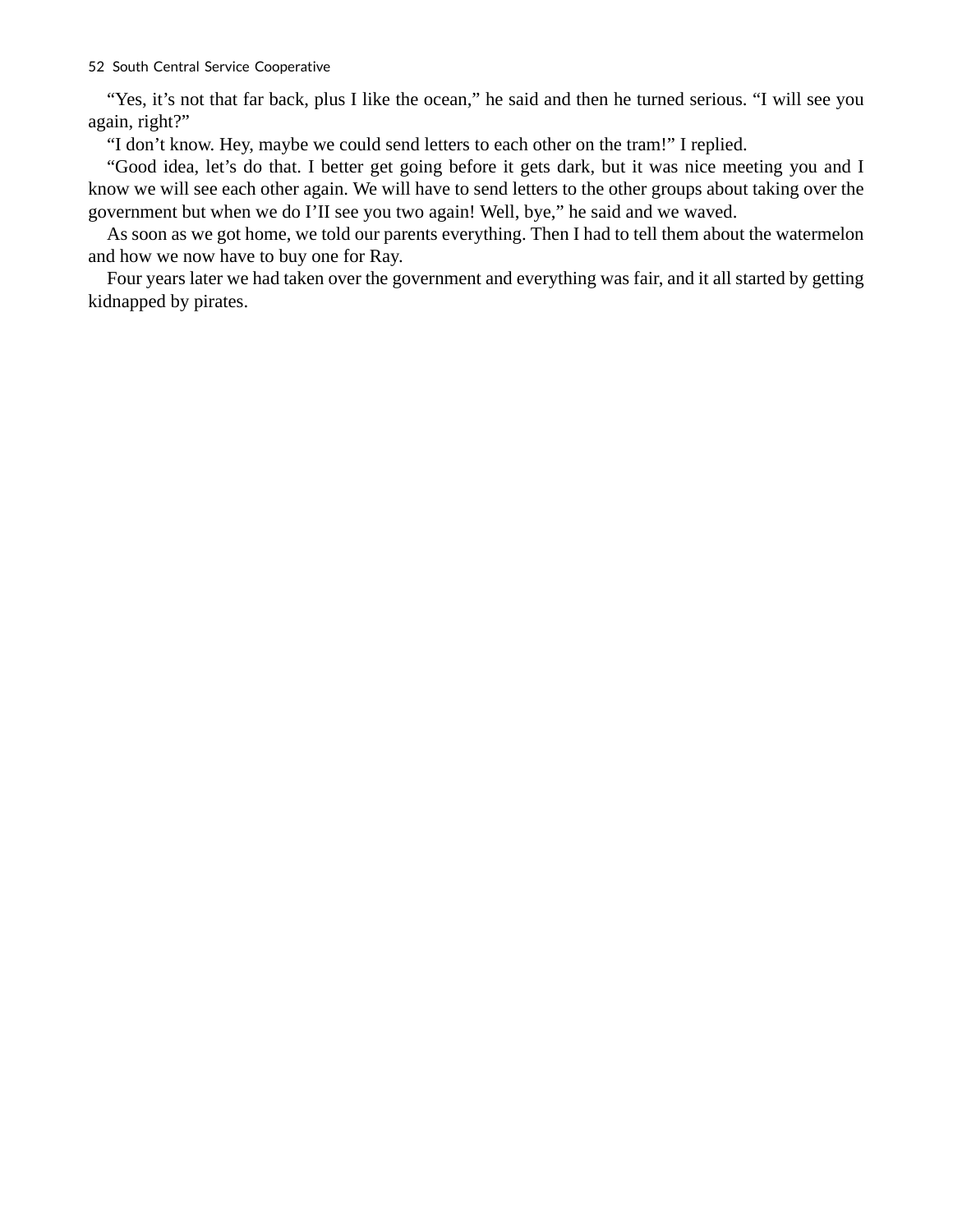“Yes, it’s not that far back, plus I like the ocean,” he said and then he turned serious. “I will see you again, right?”

“I don’t know. Hey, maybe we could send letters to each other on the tram!” I replied.

“Good idea, let’s do that. I better get going before it gets dark, but it was nice meeting you and I know we will see each other again. We will have to send letters to the other groups about taking over the government but when we do I’II see you two again! Well, bye,” he said and we waved.

As soon as we got home, we told our parents everything. Then I had to tell them about the watermelon and how we now have to buy one for Ray.

Four years later we had taken over the government and everything was fair, and it all started by getting kidnapped by pirates.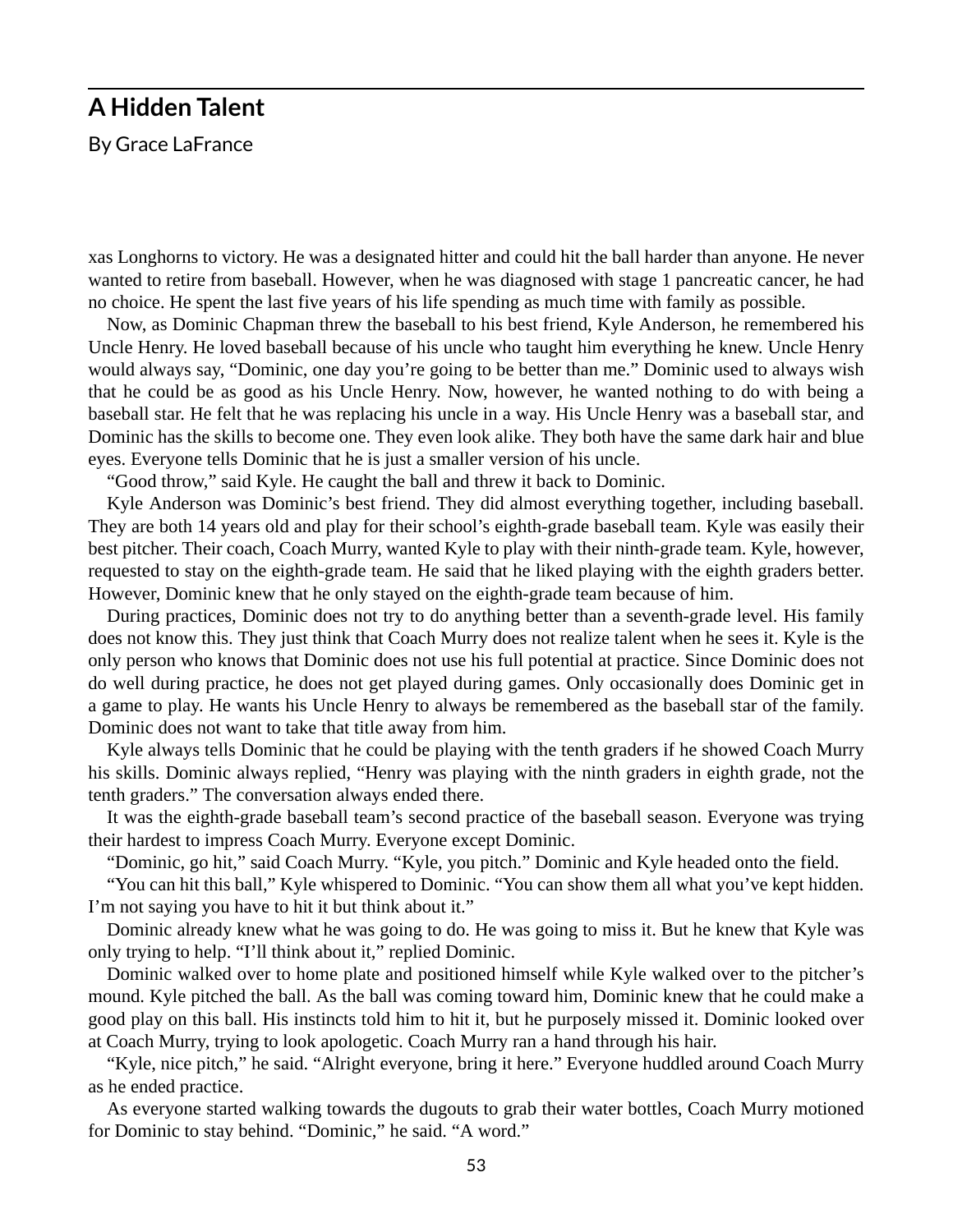## A Hidden Talent

By Grace LaFrance

xas Longhorns to victory. He was a designated hitter and could hit the ball harder than anyone. He never wanted to retire from baseball. However, when he was diagnosed with stage 1 pancreatic cancer, he had no choice. He spent the last five years of his life spending as much time with family as possible.

Now, as Dominic Chapman threw the baseball to his best friend, Kyle Anderson, he remembered his Uncle Henry. He loved baseball because of his uncle who taught him everything he knew. Uncle Henry would always say, "Dominic, one day you're going to be better than me." Dominic used to always wish that he could be as good as his Uncle Henry. Now, however, he wanted nothing to do with being a baseball star. He felt that he was replacing his uncle in a way. His Uncle Henry was a baseball star, and Dominic has the skills to become one. They even look alike. They both have the same dark hair and blue eyes. Everyone tells Dominic that he is just a smaller version of his uncle.

"Good throw," said Kyle. He caught the ball and threw it back to Dominic.

Kyle Anderson was Dominic's best friend. They did almost everything together, including baseball. They are both 14 years old and play for their school's eighth-grade baseball team. Kyle was easily their best pitcher. Their coach, Coach Murry, wanted Kyle to play with their ninth-grade team. Kyle, however, requested to stay on the eighth-grade team. He said that he liked playing with the eighth graders better. However, Dominic knew that he only stayed on the eighth-grade team because of him.

During practices, Dominic does not try to do anything better than a seventh-grade level. His family does not know this. They just think that Coach Murry does not realize talent when he sees it. Kyle is the only person who knows that Dominic does not use his full potential at practice. Since Dominic does not do well during practice, he does not get played during games. Only occasionally does Dominic get in a game to play. He wants his Uncle Henry to always be remembered as the baseball star of the family. Dominic does not want to take that title away from him.

Kyle always tells Dominic that he could be playing with the tenth graders if he showed Coach Murry his skills. Dominic always replied, "Henry was playing with the ninth graders in eighth grade, not the tenth graders." The conversation always ended there.

It was the eighth-grade baseball team's second practice of the baseball season. Everyone was trying their hardest to impress Coach Murry. Everyone except Dominic.

"Dominic, go hit," said Coach Murry. "Kyle, you pitch." Dominic and Kyle headed onto the field.

"You can hit this ball," Kyle whispered to Dominic. "You can show them all what you've kept hidden. I'm not saying you have to hit it but think about it."

Dominic already knew what he was going to do. He was going to miss it. But he knew that Kyle was only trying to help. "I'll think about it," replied Dominic.

Dominic walked over to home plate and positioned himself while Kyle walked over to the pitcher's mound. Kyle pitched the ball. As the ball was coming toward him, Dominic knew that he could make a good play on this ball. His instincts told him to hit it, but he purposely missed it. Dominic looked over at Coach Murry, trying to look apologetic. Coach Murry ran a hand through his hair.

"Kyle, nice pitch," he said. "Alright everyone, bring it here." Everyone huddled around Coach Murry as he ended practice.

As everyone started walking towards the dugouts to grab their water bottles, Coach Murry motioned for Dominic to stay behind. "Dominic," he said. "A word."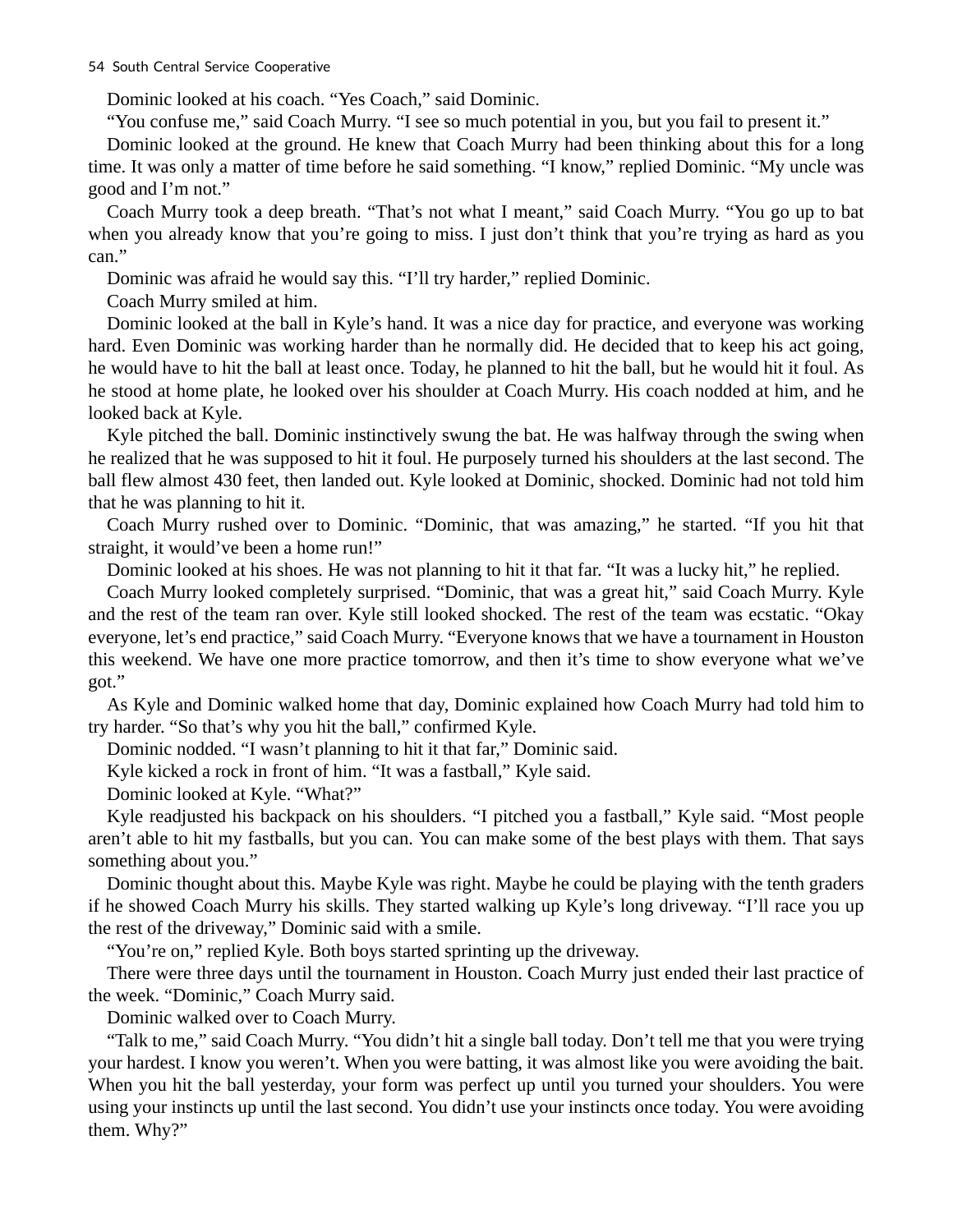Dominic looked at his coach. “Yes Coach,” said Dominic.

“You confuse me,” said Coach Murry. “I see so much potential in you, but you fail to present it.”

Dominic looked at the ground. He knew that Coach Murry had been thinking about this for a long time. It was only a matter of time before he said something. “I know,” replied Dominic. “My uncle was good and I’m not.”

Coach Murry took a deep breath. “That’s not what I meant,” said Coach Murry. “You go up to bat when you already know that you’re going to miss. I just don’t think that you’re trying as hard as you can.”

Dominic was afraid he would say this. “I’ll try harder,” replied Dominic.

Coach Murry smiled at him.

Dominic looked at the ball in Kyle’s hand. It was a nice day for practice, and everyone was working hard. Even Dominic was working harder than he normally did. He decided that to keep his act going, he would have to hit the ball at least once. Today, he planned to hit the ball, but he would hit it foul. As he stood at home plate, he looked over his shoulder at Coach Murry. His coach nodded at him, and he looked back at Kyle.

Kyle pitched the ball. Dominic instinctively swung the bat. He was halfway through the swing when he realized that he was supposed to hit it foul. He purposely turned his shoulders at the last second. The ball flew almost 430 feet, then landed out. Kyle looked at Dominic, shocked. Dominic had not told him that he was planning to hit it.

Coach Murry rushed over to Dominic. “Dominic, that was amazing,” he started. “If you hit that straight, it would’ve been a home run!”

Dominic looked at his shoes. He was not planning to hit it that far. “It was a lucky hit,” he replied.

Coach Murry looked completely surprised. “Dominic, that was a great hit,” said Coach Murry. Kyle and the rest of the team ran over. Kyle still looked shocked. The rest of the team was ecstatic. “Okay everyone, let’s end practice,” said Coach Murry. “Everyone knows that we have a tournament in Houston this weekend. We have one more practice tomorrow, and then it’s time to show everyone what we’ve got.”

As Kyle and Dominic walked home that day, Dominic explained how Coach Murry had told him to try harder. “So that’s why you hit the ball,” confirmed Kyle.

Dominic nodded. “I wasn’t planning to hit it that far,” Dominic said.

Kyle kicked a rock in front of him. “It was a fastball,” Kyle said.

Dominic looked at Kyle. “What?”

Kyle readjusted his backpack on his shoulders. “I pitched you a fastball,” Kyle said. “Most people aren’t able to hit my fastballs, but you can. You can make some of the best plays with them. That says something about you.”

Dominic thought about this. Maybe Kyle was right. Maybe he could be playing with the tenth graders if he showed Coach Murry his skills. They started walking up Kyle’s long driveway. “I’ll race you up the rest of the driveway,” Dominic said with a smile.

“You’re on,” replied Kyle. Both boys started sprinting up the driveway.

There were three days until the tournament in Houston. Coach Murry just ended their last practice of the week. “Dominic,” Coach Murry said.

Dominic walked over to Coach Murry.

“Talk to me,” said Coach Murry. “You didn’t hit a single ball today. Don’t tell me that you were trying your hardest. I know you weren’t. When you were batting, it was almost like you were avoiding the bait. When you hit the ball yesterday, your form was perfect up until you turned your shoulders. You were using your instincts up until the last second. You didn’t use your instincts once today. You were avoiding them. Why?”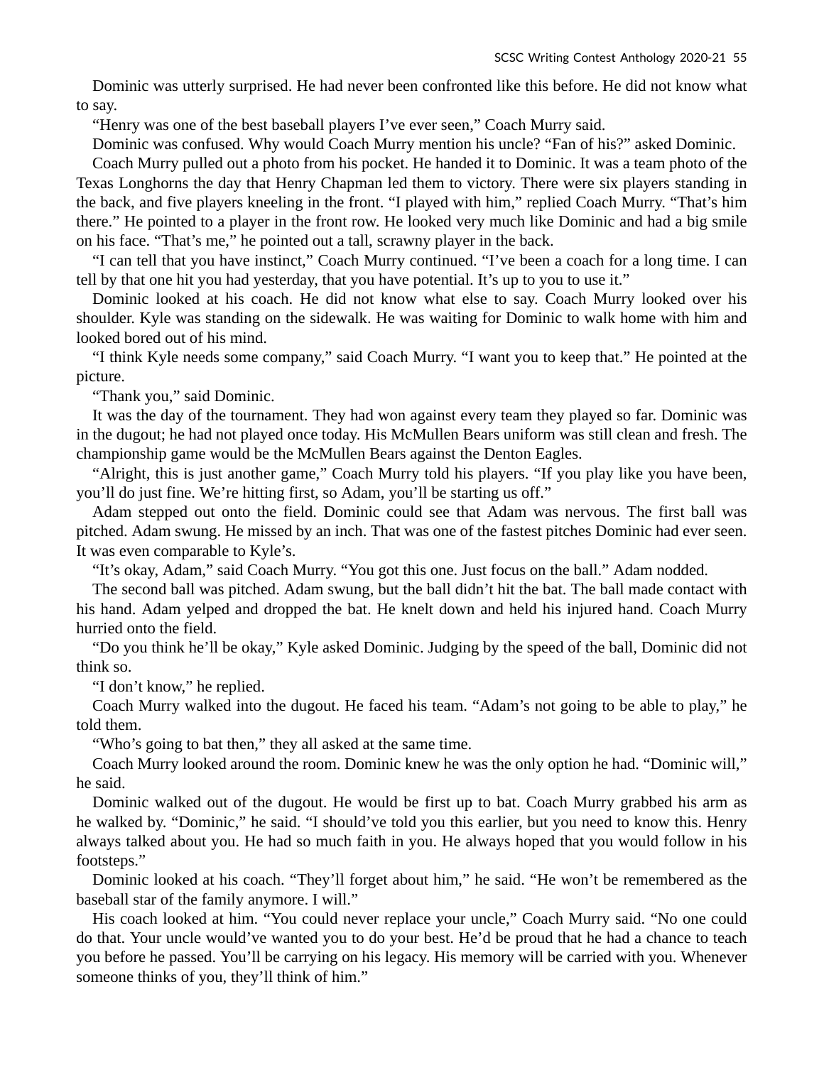Dominic was utterly surprised. He had never been confronted like this before. He did not know what to say.

"Henry was one of the best baseball players I've ever seen," Coach Murry said.

Dominic was confused. Why would Coach Murry mention his uncle? "Fan of his?" asked Dominic.

Coach Murry pulled out a photo from his pocket. He handed it to Dominic. It was a team photo of the Texas Longhorns the day that Henry Chapman led them to victory. There were six players standing in the back, and five players kneeling in the front. "I played with him," replied Coach Murry. "That's him there." He pointed to a player in the front row. He looked very much like Dominic and had a big smile on his face. "That's me," he pointed out a tall, scrawny player in the back.

"I can tell that you have instinct," Coach Murry continued. "I've been a coach for a long time. I can tell by that one hit you had yesterday, that you have potential. It's up to you to use it."

Dominic looked at his coach. He did not know what else to say. Coach Murry looked over his shoulder. Kyle was standing on the sidewalk. He was waiting for Dominic to walk home with him and looked bored out of his mind.

"I think Kyle needs some company," said Coach Murry. "I want you to keep that." He pointed at the picture.

"Thank you," said Dominic.

It was the day of the tournament. They had won against every team they played so far. Dominic was in the dugout; he had not played once today. His McMullen Bears uniform was still clean and fresh. The championship game would be the McMullen Bears against the Denton Eagles.

"Alright, this is just another game," Coach Murry told his players. "If you play like you have been, you'll do just fine. We're hitting first, so Adam, you'll be starting us off."

Adam stepped out onto the field. Dominic could see that Adam was nervous. The first ball was pitched. Adam swung. He missed by an inch. That was one of the fastest pitches Dominic had ever seen. It was even comparable to Kyle's.

"It's okay, Adam," said Coach Murry. "You got this one. Just focus on the ball." Adam nodded.

The second ball was pitched. Adam swung, but the ball didn't hit the bat. The ball made contact with his hand. Adam yelped and dropped the bat. He knelt down and held his injured hand. Coach Murry hurried onto the field.

"Do you think he'll be okay," Kyle asked Dominic. Judging by the speed of the ball, Dominic did not think so.

"I don't know," he replied.

Coach Murry walked into the dugout. He faced his team. "Adam's not going to be able to play," he told them.

"Who's going to bat then," they all asked at the same time.

Coach Murry looked around the room. Dominic knew he was the only option he had. "Dominic will," he said.

Dominic walked out of the dugout. He would be first up to bat. Coach Murry grabbed his arm as he walked by. "Dominic," he said. "I should've told you this earlier, but you need to know this. Henry always talked about you. He had so much faith in you. He always hoped that you would follow in his footsteps."

Dominic looked at his coach. "They'll forget about him," he said. "He won't be remembered as the baseball star of the family anymore. I will."

His coach looked at him. "You could never replace your uncle," Coach Murry said. "No one could do that. Your uncle would've wanted you to do your best. He'd be proud that he had a chance to teach you before he passed. You'll be carrying on his legacy. His memory will be carried with you. Whenever someone thinks of you, they'll think of him."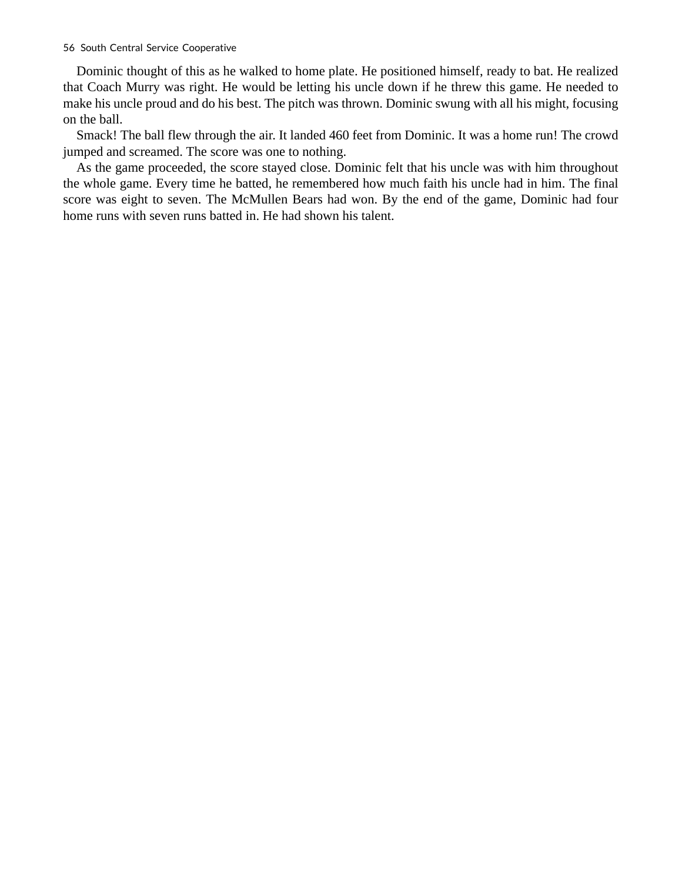Dominic thought of this as he walked to home plate. He positioned himself, ready to bat. He realized that Coach Murry was right. He would be letting his uncle down if he threw this game. He needed to make his uncle proud and do his best. The pitch was thrown. Dominic swung with all his might, focusing on the ball.

Smack! The ball flew through the air. It landed 460 feet from Dominic. It was a home run! The crowd jumped and screamed. The score was one to nothing.

As the game proceeded, the score stayed close. Dominic felt that his uncle was with him throughout the whole game. Every time he batted, he remembered how much faith his uncle had in him. The final score was eight to seven. The McMullen Bears had won. By the end of the game, Dominic had four home runs with seven runs batted in. He had shown his talent.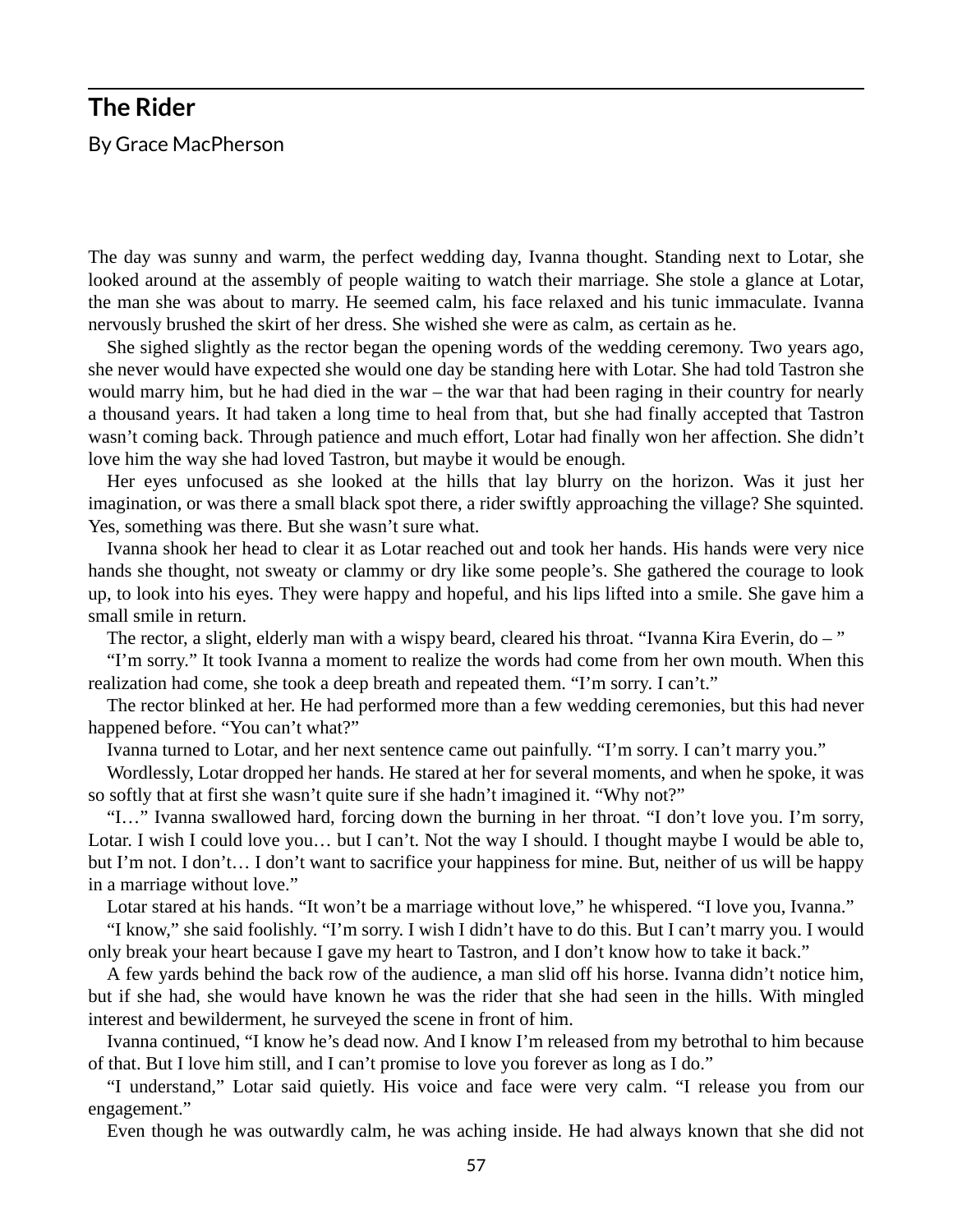## The Rider

By Grace MacPherson

The day was sunny and warm, the perfect wedding day, Ivanna thought. Standing next to Lotar, she looked around at the assembly of people waiting to watch their marriage. She stole a glance at Lotar, the man she was about to marry. He seemed calm, his face relaxed and his tunic immaculate. Ivanna nervously brushed the skirt of her dress. She wished she were as calm, as certain as he.

She sighed slightly as the rector began the opening words of the wedding ceremony. Two years ago, she never would have expected she would one day be standing here with Lotar. She had told Tastron she would marry him, but he had died in the war – the war that had been raging in their country for nearly a thousand years. It had taken a long time to heal from that, but she had finally accepted that Tastron wasn't coming back. Through patience and much effort, Lotar had finally won her affection. She didn't love him the way she had loved Tastron, but maybe it would be enough.

Her eyes unfocused as she looked at the hills that lay blurry on the horizon. Was it just her imagination, or was there a small black spot there, a rider swiftly approaching the village? She squinted. Yes, something was there. But she wasn't sure what.

Ivanna shook her head to clear it as Lotar reached out and took her hands. His hands were very nice hands she thought, not sweaty or clammy or dry like some people's. She gathered the courage to look up, to look into his eyes. They were happy and hopeful, and his lips lifted into a smile. She gave him a small smile in return.

The rector, a slight, elderly man with a wispy beard, cleared his throat. "Ivanna Kira Everin, do – "

"I'm sorry." It took Ivanna a moment to realize the words had come from her own mouth. When this realization had come, she took a deep breath and repeated them. "I'm sorry. I can't."

The rector blinked at her. He had performed more than a few wedding ceremonies, but this had never happened before. "You can't what?"

Ivanna turned to Lotar, and her next sentence came out painfully. "I'm sorry. I can't marry you."

Wordlessly, Lotar dropped her hands. He stared at her for several moments, and when he spoke, it was so softly that at first she wasn't quite sure if she hadn't imagined it. "Why not?"

"I…" Ivanna swallowed hard, forcing down the burning in her throat. "I don't love you. I'm sorry, Lotar. I wish I could love you… but I can't. Not the way I should. I thought maybe I would be able to, but I'm not. I don't… I don't want to sacrifice your happiness for mine. But, neither of us will be happy in a marriage without love."

Lotar stared at his hands. "It won't be a marriage without love," he whispered. "I love you, Ivanna."

"I know," she said foolishly. "I'm sorry. I wish I didn't have to do this. But I can't marry you. I would only break your heart because I gave my heart to Tastron, and I don't know how to take it back."

A few yards behind the back row of the audience, a man slid off his horse. Ivanna didn't notice him, but if she had, she would have known he was the rider that she had seen in the hills. With mingled interest and bewilderment, he surveyed the scene in front of him.

Ivanna continued, "I know he's dead now. And I know I'm released from my betrothal to him because of that. But I love him still, and I can't promise to love you forever as long as I do."

"I understand," Lotar said quietly. His voice and face were very calm. "I release you from our engagement."

Even though he was outwardly calm, he was aching inside. He had always known that she did not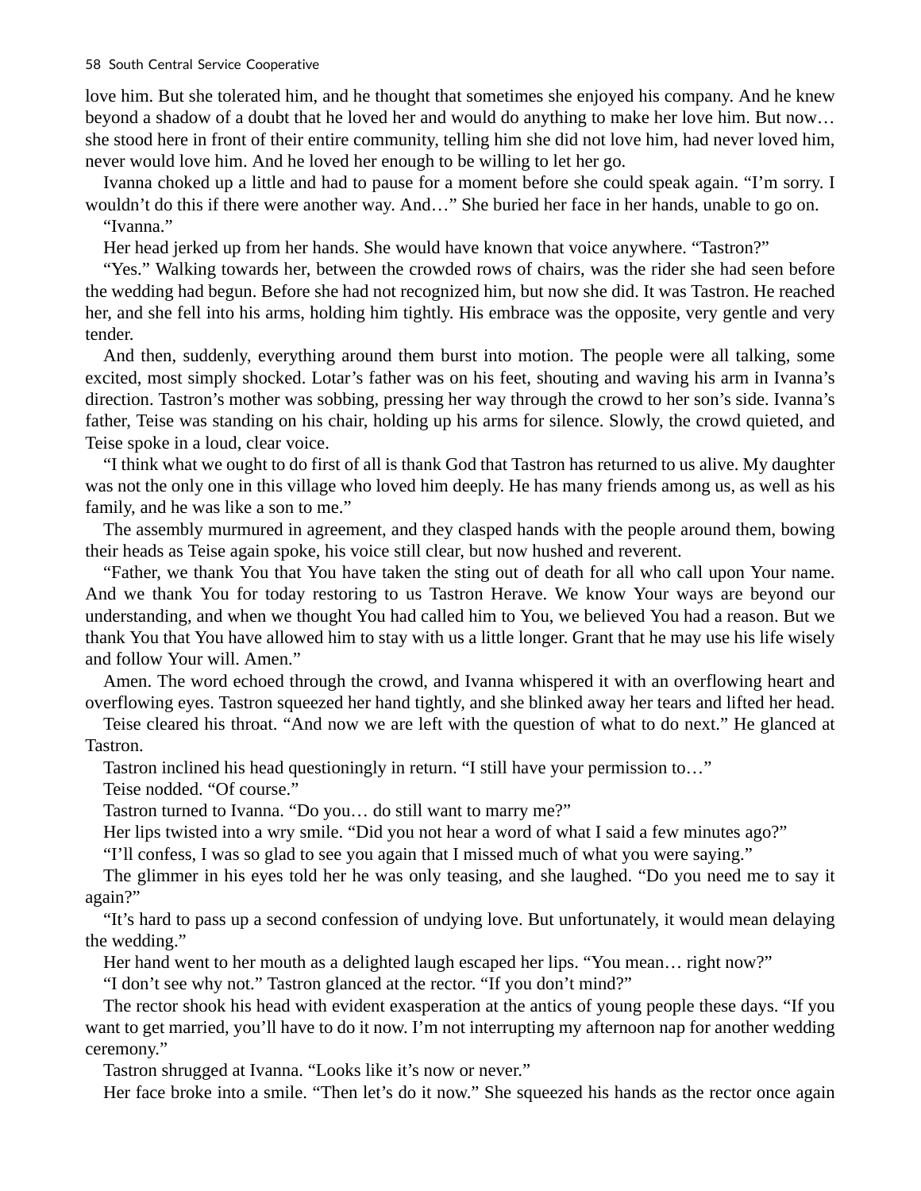love him. But she tolerated him, and he thought that sometimes she enjoyed his company. And he knew beyond a shadow of a doubt that he loved her and would do anything to make her love him. But now… she stood here in front of their entire community, telling him she did not love him, had never loved him, never would love him. And he loved her enough to be willing to let her go.

Ivanna choked up a little and had to pause for a moment before she could speak again. “I’m sorry. I wouldn’t do this if there were another way. And…” She buried her face in her hands, unable to go on.

“Ivanna.”

Her head jerked up from her hands. She would have known that voice anywhere. “Tastron?”

“Yes.” Walking towards her, between the crowded rows of chairs, was the rider she had seen before the wedding had begun. Before she had not recognized him, but now she did. It was Tastron. He reached her, and she fell into his arms, holding him tightly. His embrace was the opposite, very gentle and very tender.

And then, suddenly, everything around them burst into motion. The people were all talking, some excited, most simply shocked. Lotar’s father was on his feet, shouting and waving his arm in Ivanna’s direction. Tastron’s mother was sobbing, pressing her way through the crowd to her son’s side. Ivanna’s father, Teise was standing on his chair, holding up his arms for silence. Slowly, the crowd quieted, and Teise spoke in a loud, clear voice.

“I think what we ought to do first of all is thank God that Tastron has returned to us alive. My daughter was not the only one in this village who loved him deeply. He has many friends among us, as well as his family, and he was like a son to me.”

The assembly murmured in agreement, and they clasped hands with the people around them, bowing their heads as Teise again spoke, his voice still clear, but now hushed and reverent.

“Father, we thank You that You have taken the sting out of death for all who call upon Your name. And we thank You for today restoring to us Tastron Herave. We know Your ways are beyond our understanding, and when we thought You had called him to You, we believed You had a reason. But we thank You that You have allowed him to stay with us a little longer. Grant that he may use his life wisely and follow Your will. Amen.”

Amen. The word echoed through the crowd, and Ivanna whispered it with an overflowing heart and overflowing eyes. Tastron squeezed her hand tightly, and she blinked away her tears and lifted her head.

Teise cleared his throat. “And now we are left with the question of what to do next.” He glanced at Tastron.

Tastron inclined his head questioningly in return. “I still have your permission to…”

Teise nodded. “Of course.”

Tastron turned to Ivanna. “Do you… do still want to marry me?”

Her lips twisted into a wry smile. “Did you not hear a word of what I said a few minutes ago?”

“I’ll confess, I was so glad to see you again that I missed much of what you were saying.”

The glimmer in his eyes told her he was only teasing, and she laughed. “Do you need me to say it again?”

“It’s hard to pass up a second confession of undying love. But unfortunately, it would mean delaying the wedding.”

Her hand went to her mouth as a delighted laugh escaped her lips. “You mean… right now?”

“I don’t see why not.” Tastron glanced at the rector. “If you don’t mind?”

The rector shook his head with evident exasperation at the antics of young people these days. “If you want to get married, you’ll have to do it now. I’m not interrupting my afternoon nap for another wedding ceremony.”

Tastron shrugged at Ivanna. “Looks like it’s now or never.”

Her face broke into a smile. “Then let’s do it now.” She squeezed his hands as the rector once again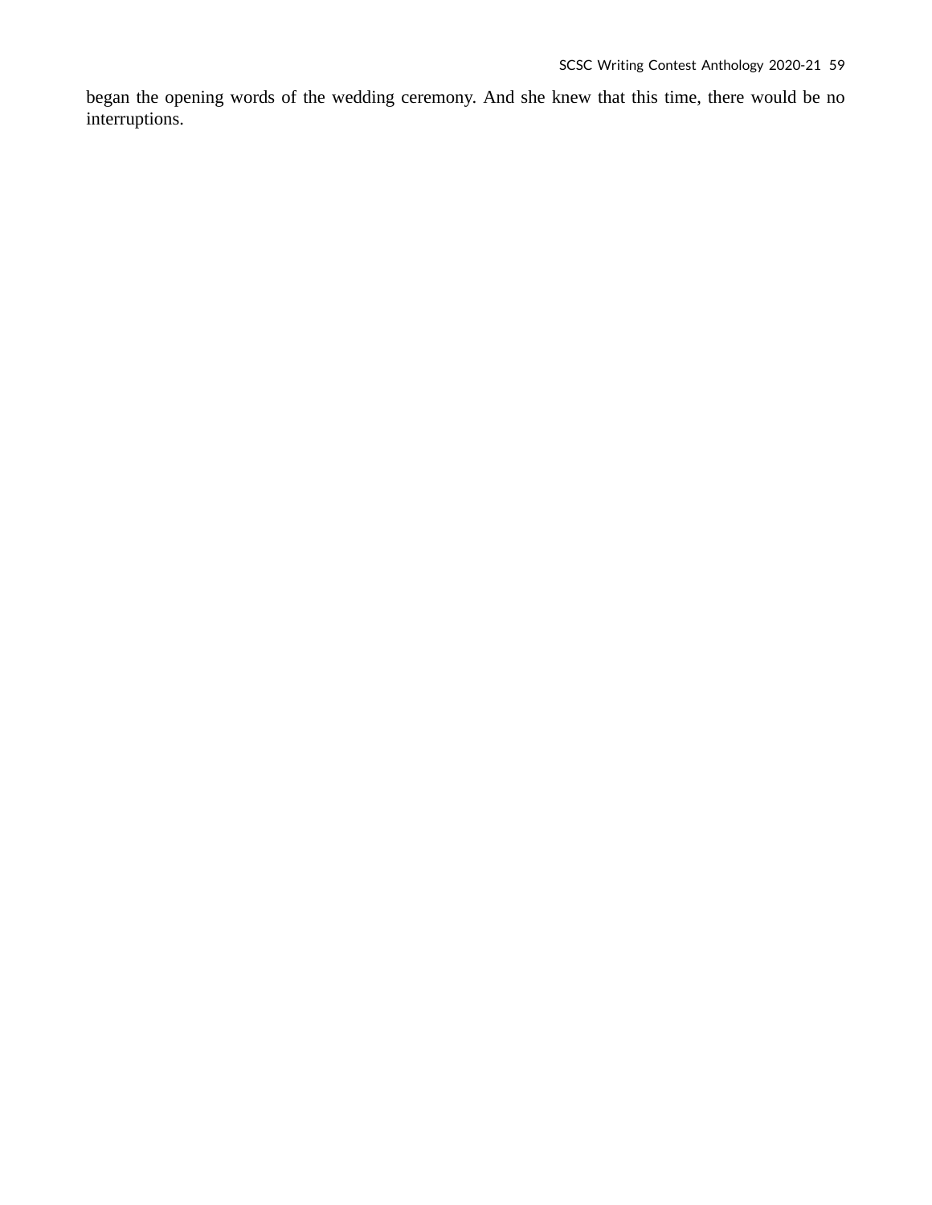began the opening words of the wedding ceremony. And she knew that this time, there would be no interruptions.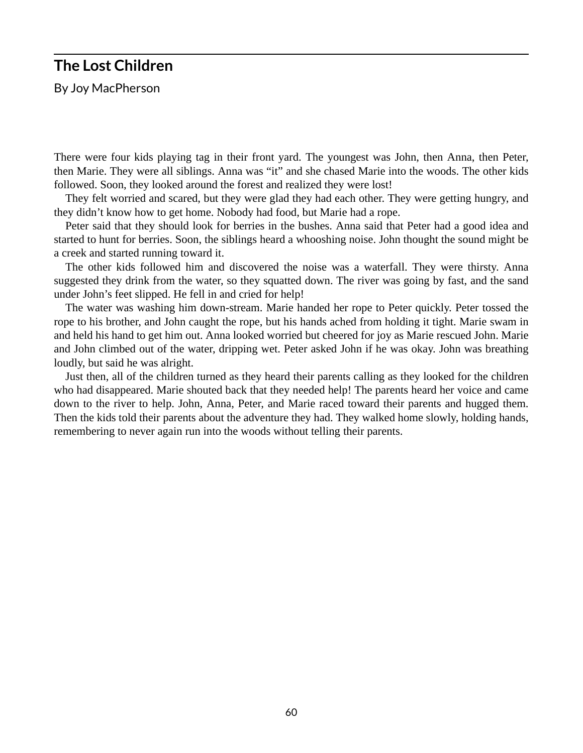## The Lost Children

By Joy MacPherson

There were four kids playing tag in their front yard. The youngest was John, then Anna, then Peter, then Marie. They were all siblings. Anna was "it" and she chased Marie into the woods. The other kids followed. Soon, they looked around the forest and realized they were lost!

They felt worried and scared, but they were glad they had each other. They were getting hungry, and they didn't know how to get home. Nobody had food, but Marie had a rope.

Peter said that they should look for berries in the bushes. Anna said that Peter had a good idea and started to hunt for berries. Soon, the siblings heard a whooshing noise. John thought the sound might be a creek and started running toward it.

The other kids followed him and discovered the noise was a waterfall. They were thirsty. Anna suggested they drink from the water, so they squatted down. The river was going by fast, and the sand under John's feet slipped. He fell in and cried for help!

The water was washing him down-stream. Marie handed her rope to Peter quickly. Peter tossed the rope to his brother, and John caught the rope, but his hands ached from holding it tight. Marie swam in and held his hand to get him out. Anna looked worried but cheered for joy as Marie rescued John. Marie and John climbed out of the water, dripping wet. Peter asked John if he was okay. John was breathing loudly, but said he was alright.

Just then, all of the children turned as they heard their parents calling as they looked for the children who had disappeared. Marie shouted back that they needed help! The parents heard her voice and came down to the river to help. John, Anna, Peter, and Marie raced toward their parents and hugged them. Then the kids told their parents about the adventure they had. They walked home slowly, holding hands, remembering to never again run into the woods without telling their parents.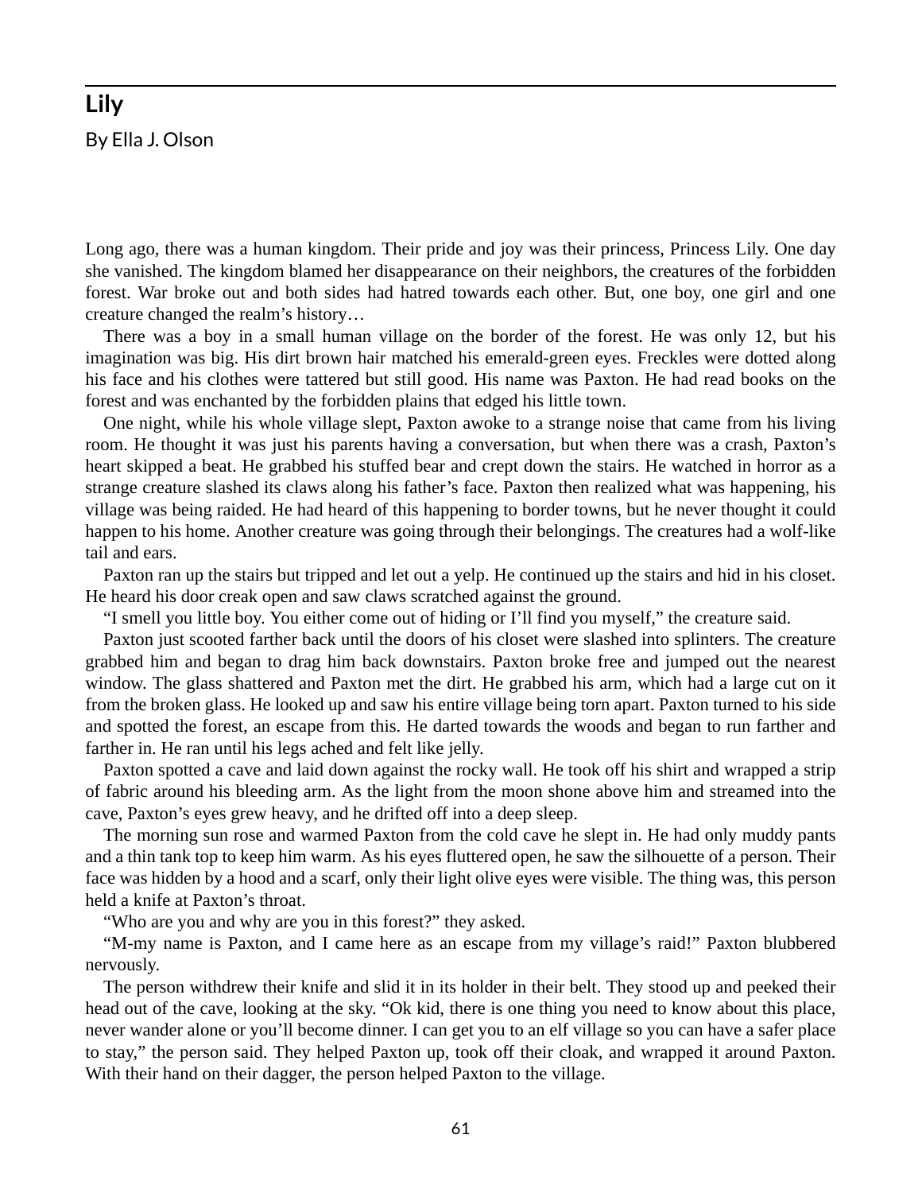## Lily

By Ella J. Olson

Long ago, there was a human kingdom. Their pride and joy was their princess, Princess Lily. One day she vanished. The kingdom blamed her disappearance on their neighbors, the creatures of the forbidden forest. War broke out and both sides had hatred towards each other. But, one boy, one girl and one creature changed the realm's history…

There was a boy in a small human village on the border of the forest. He was only 12, but his imagination was big. His dirt brown hair matched his emerald-green eyes. Freckles were dotted along his face and his clothes were tattered but still good. His name was Paxton. He had read books on the forest and was enchanted by the forbidden plains that edged his little town.

One night, while his whole village slept, Paxton awoke to a strange noise that came from his living room. He thought it was just his parents having a conversation, but when there was a crash, Paxton's heart skipped a beat. He grabbed his stuffed bear and crept down the stairs. He watched in horror as a strange creature slashed its claws along his father's face. Paxton then realized what was happening, his village was being raided. He had heard of this happening to border towns, but he never thought it could happen to his home. Another creature was going through their belongings. The creatures had a wolf-like tail and ears.

Paxton ran up the stairs but tripped and let out a yelp. He continued up the stairs and hid in his closet. He heard his door creak open and saw claws scratched against the ground.

"I smell you little boy. You either come out of hiding or I'll find you myself," the creature said.

Paxton just scooted farther back until the doors of his closet were slashed into splinters. The creature grabbed him and began to drag him back downstairs. Paxton broke free and jumped out the nearest window. The glass shattered and Paxton met the dirt. He grabbed his arm, which had a large cut on it from the broken glass. He looked up and saw his entire village being torn apart. Paxton turned to his side and spotted the forest, an escape from this. He darted towards the woods and began to run farther and farther in. He ran until his legs ached and felt like jelly.

Paxton spotted a cave and laid down against the rocky wall. He took off his shirt and wrapped a strip of fabric around his bleeding arm. As the light from the moon shone above him and streamed into the cave, Paxton's eyes grew heavy, and he drifted off into a deep sleep.

The morning sun rose and warmed Paxton from the cold cave he slept in. He had only muddy pants and a thin tank top to keep him warm. As his eyes fluttered open, he saw the silhouette of a person. Their face was hidden by a hood and a scarf, only their light olive eyes were visible. The thing was, this person held a knife at Paxton's throat.

"Who are you and why are you in this forest?" they asked.

"M-my name is Paxton, and I came here as an escape from my village's raid!" Paxton blubbered nervously.

The person withdrew their knife and slid it in its holder in their belt. They stood up and peeked their head out of the cave, looking at the sky. "Ok kid, there is one thing you need to know about this place, never wander alone or you'll become dinner. I can get you to an elf village so you can have a safer place to stay," the person said. They helped Paxton up, took off their cloak, and wrapped it around Paxton. With their hand on their dagger, the person helped Paxton to the village.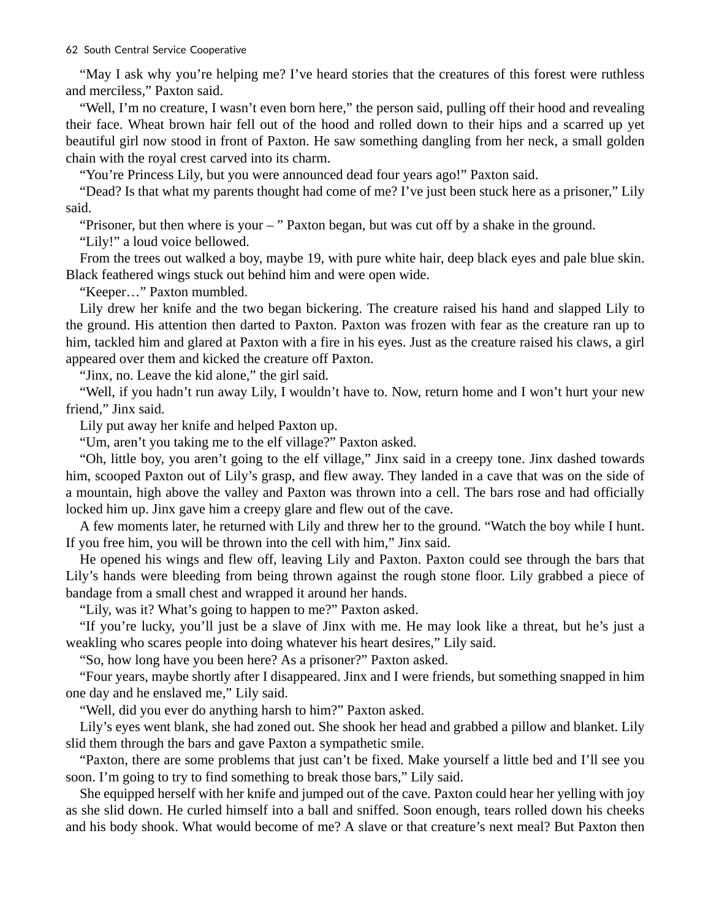"May I ask why you're helping me? I've heard stories that the creatures of this forest were ruthless and merciless," Paxton said.

"Well, I'm no creature, I wasn't even born here," the person said, pulling off their hood and revealing their face. Wheat brown hair fell out of the hood and rolled down to their hips and a scarred up yet beautiful girl now stood in front of Paxton. He saw something dangling from her neck, a small golden chain with the royal crest carved into its charm.

"You're Princess Lily, but you were announced dead four years ago!" Paxton said.

"Dead? Is that what my parents thought had come of me? I've just been stuck here as a prisoner," Lily said.

"Prisoner, but then where is your – " Paxton began, but was cut off by a shake in the ground.

"Lily!" a loud voice bellowed.

From the trees out walked a boy, maybe 19, with pure white hair, deep black eyes and pale blue skin. Black feathered wings stuck out behind him and were open wide.

"Keeper…" Paxton mumbled.

Lily drew her knife and the two began bickering. The creature raised his hand and slapped Lily to the ground. His attention then darted to Paxton. Paxton was frozen with fear as the creature ran up to him, tackled him and glared at Paxton with a fire in his eyes. Just as the creature raised his claws, a girl appeared over them and kicked the creature off Paxton.

"Jinx, no. Leave the kid alone," the girl said.

"Well, if you hadn't run away Lily, I wouldn't have to. Now, return home and I won't hurt your new friend," Jinx said.

Lily put away her knife and helped Paxton up.

"Um, aren't you taking me to the elf village?" Paxton asked.

"Oh, little boy, you aren't going to the elf village," Jinx said in a creepy tone. Jinx dashed towards him, scooped Paxton out of Lily's grasp, and flew away. They landed in a cave that was on the side of a mountain, high above the valley and Paxton was thrown into a cell. The bars rose and had officially locked him up. Jinx gave him a creepy glare and flew out of the cave.

A few moments later, he returned with Lily and threw her to the ground. "Watch the boy while I hunt. If you free him, you will be thrown into the cell with him," Jinx said.

He opened his wings and flew off, leaving Lily and Paxton. Paxton could see through the bars that Lily's hands were bleeding from being thrown against the rough stone floor. Lily grabbed a piece of bandage from a small chest and wrapped it around her hands.

"Lily, was it? What's going to happen to me?" Paxton asked.

"If you're lucky, you'll just be a slave of Jinx with me. He may look like a threat, but he's just a weakling who scares people into doing whatever his heart desires," Lily said.

"So, how long have you been here? As a prisoner?" Paxton asked.

"Four years, maybe shortly after I disappeared. Jinx and I were friends, but something snapped in him one day and he enslaved me," Lily said.

"Well, did you ever do anything harsh to him?" Paxton asked.

Lily's eyes went blank, she had zoned out. She shook her head and grabbed a pillow and blanket. Lily slid them through the bars and gave Paxton a sympathetic smile.

"Paxton, there are some problems that just can't be fixed. Make yourself a little bed and I'll see you soon. I'm going to try to find something to break those bars," Lily said.

She equipped herself with her knife and jumped out of the cave. Paxton could hear her yelling with joy as she slid down. He curled himself into a ball and sniffed. Soon enough, tears rolled down his cheeks and his body shook. What would become of me? A slave or that creature's next meal? But Paxton then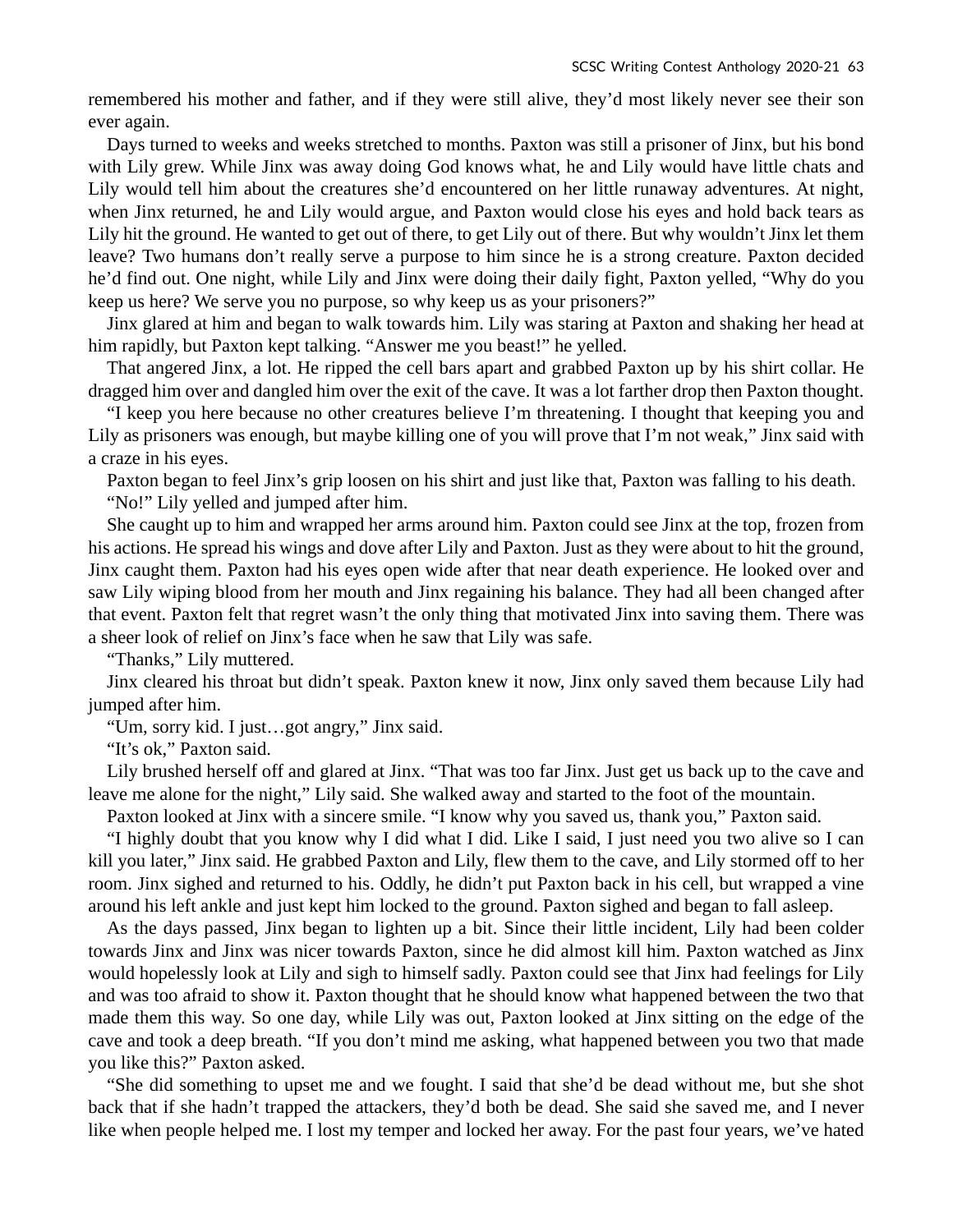remembered his mother and father, and if they were still alive, they'd most likely never see their son ever again.

Days turned to weeks and weeks stretched to months. Paxton was still a prisoner of Jinx, but his bond with Lily grew. While Jinx was away doing God knows what, he and Lily would have little chats and Lily would tell him about the creatures she'd encountered on her little runaway adventures. At night, when Jinx returned, he and Lily would argue, and Paxton would close his eyes and hold back tears as Lily hit the ground. He wanted to get out of there, to get Lily out of there. But why wouldn't Jinx let them leave? Two humans don't really serve a purpose to him since he is a strong creature. Paxton decided he'd find out. One night, while Lily and Jinx were doing their daily fight, Paxton yelled, "Why do you keep us here? We serve you no purpose, so why keep us as your prisoners?"

Jinx glared at him and began to walk towards him. Lily was staring at Paxton and shaking her head at him rapidly, but Paxton kept talking. "Answer me you beast!" he yelled.

That angered Jinx, a lot. He ripped the cell bars apart and grabbed Paxton up by his shirt collar. He dragged him over and dangled him over the exit of the cave. It was a lot farther drop then Paxton thought.

"I keep you here because no other creatures believe I'm threatening. I thought that keeping you and Lily as prisoners was enough, but maybe killing one of you will prove that I'm not weak," Jinx said with a craze in his eyes.

Paxton began to feel Jinx's grip loosen on his shirt and just like that, Paxton was falling to his death.

"No!" Lily yelled and jumped after him.

She caught up to him and wrapped her arms around him. Paxton could see Jinx at the top, frozen from his actions. He spread his wings and dove after Lily and Paxton. Just as they were about to hit the ground, Jinx caught them. Paxton had his eyes open wide after that near death experience. He looked over and saw Lily wiping blood from her mouth and Jinx regaining his balance. They had all been changed after that event. Paxton felt that regret wasn't the only thing that motivated Jinx into saving them. There was a sheer look of relief on Jinx's face when he saw that Lily was safe.

"Thanks," Lily muttered.

Jinx cleared his throat but didn't speak. Paxton knew it now, Jinx only saved them because Lily had jumped after him.

"Um, sorry kid. I just…got angry," Jinx said.

"It's ok," Paxton said.

Lily brushed herself off and glared at Jinx. "That was too far Jinx. Just get us back up to the cave and leave me alone for the night," Lily said. She walked away and started to the foot of the mountain.

Paxton looked at Jinx with a sincere smile. "I know why you saved us, thank you," Paxton said.

"I highly doubt that you know why I did what I did. Like I said, I just need you two alive so I can kill you later," Jinx said. He grabbed Paxton and Lily, flew them to the cave, and Lily stormed off to her room. Jinx sighed and returned to his. Oddly, he didn't put Paxton back in his cell, but wrapped a vine around his left ankle and just kept him locked to the ground. Paxton sighed and began to fall asleep.

As the days passed, Jinx began to lighten up a bit. Since their little incident, Lily had been colder towards Jinx and Jinx was nicer towards Paxton, since he did almost kill him. Paxton watched as Jinx would hopelessly look at Lily and sigh to himself sadly. Paxton could see that Jinx had feelings for Lily and was too afraid to show it. Paxton thought that he should know what happened between the two that made them this way. So one day, while Lily was out, Paxton looked at Jinx sitting on the edge of the cave and took a deep breath. "If you don't mind me asking, what happened between you two that made you like this?" Paxton asked.

"She did something to upset me and we fought. I said that she'd be dead without me, but she shot back that if she hadn't trapped the attackers, they'd both be dead. She said she saved me, and I never like when people helped me. I lost my temper and locked her away. For the past four years, we've hated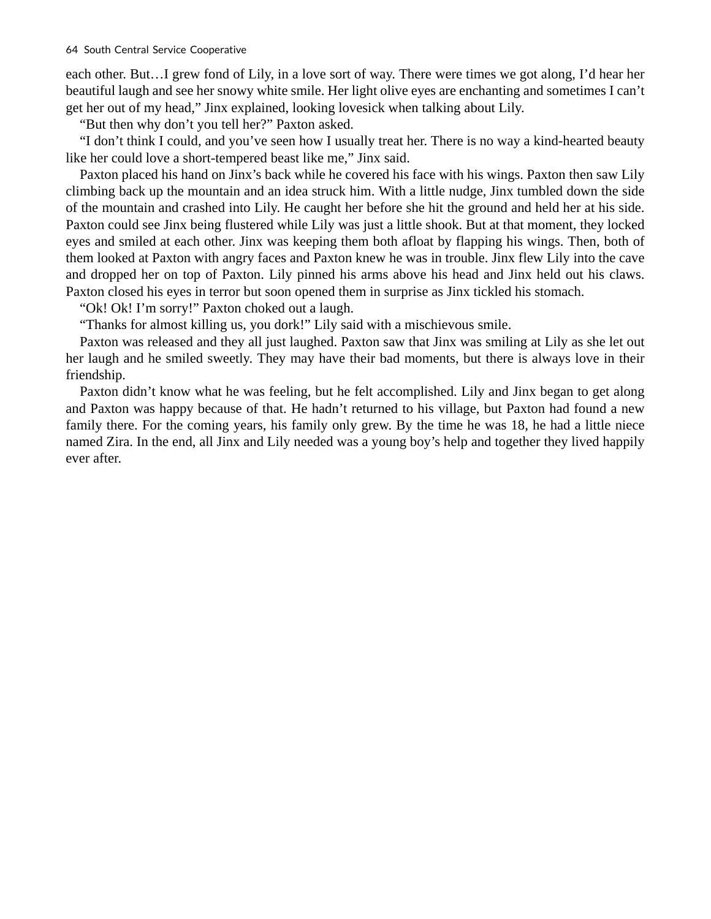each other. But…I grew fond of Lily, in a love sort of way. There were times we got along, I'd hear her beautiful laugh and see her snowy white smile. Her light olive eyes are enchanting and sometimes I can't get her out of my head," Jinx explained, looking lovesick when talking about Lily.

"But then why don't you tell her?" Paxton asked.

"I don't think I could, and you've seen how I usually treat her. There is no way a kind-hearted beauty like her could love a short-tempered beast like me," Jinx said.

Paxton placed his hand on Jinx's back while he covered his face with his wings. Paxton then saw Lily climbing back up the mountain and an idea struck him. With a little nudge, Jinx tumbled down the side of the mountain and crashed into Lily. He caught her before she hit the ground and held her at his side. Paxton could see Jinx being flustered while Lily was just a little shook. But at that moment, they locked eyes and smiled at each other. Jinx was keeping them both afloat by flapping his wings. Then, both of them looked at Paxton with angry faces and Paxton knew he was in trouble. Jinx flew Lily into the cave and dropped her on top of Paxton. Lily pinned his arms above his head and Jinx held out his claws. Paxton closed his eyes in terror but soon opened them in surprise as Jinx tickled his stomach.

"Ok! Ok! I'm sorry!" Paxton choked out a laugh.

"Thanks for almost killing us, you dork!" Lily said with a mischievous smile.

Paxton was released and they all just laughed. Paxton saw that Jinx was smiling at Lily as she let out her laugh and he smiled sweetly. They may have their bad moments, but there is always love in their friendship.

Paxton didn't know what he was feeling, but he felt accomplished. Lily and Jinx began to get along and Paxton was happy because of that. He hadn't returned to his village, but Paxton had found a new family there. For the coming years, his family only grew. By the time he was 18, he had a little niece named Zira. In the end, all Jinx and Lily needed was a young boy's help and together they lived happily ever after.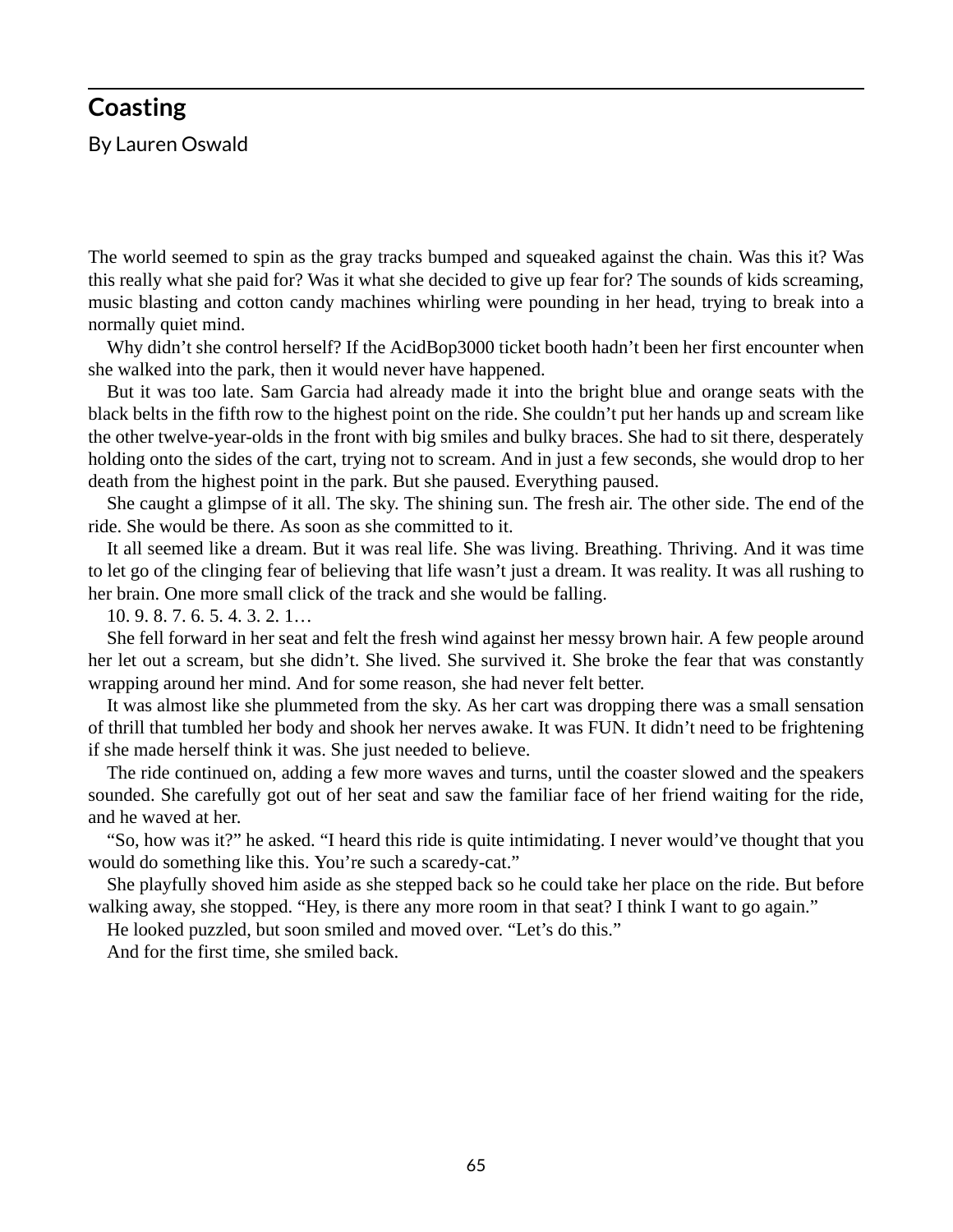## Coasting

By Lauren Oswald

The world seemed to spin as the gray tracks bumped and squeaked against the chain. Was this it? Was this really what she paid for? Was it what she decided to give up fear for? The sounds of kids screaming, music blasting and cotton candy machines whirling were pounding in her head, trying to break into a normally quiet mind.

Why didn't she control herself? If the AcidBop3000 ticket booth hadn't been her first encounter when she walked into the park, then it would never have happened.

But it was too late. Sam Garcia had already made it into the bright blue and orange seats with the black belts in the fifth row to the highest point on the ride. She couldn't put her hands up and scream like the other twelve-year-olds in the front with big smiles and bulky braces. She had to sit there, desperately holding onto the sides of the cart, trying not to scream. And in just a few seconds, she would drop to her death from the highest point in the park. But she paused. Everything paused.

She caught a glimpse of it all. The sky. The shining sun. The fresh air. The other side. The end of the ride. She would be there. As soon as she committed to it.

It all seemed like a dream. But it was real life. She was living. Breathing. Thriving. And it was time to let go of the clinging fear of believing that life wasn't just a dream. It was reality. It was all rushing to her brain. One more small click of the track and she would be falling.

10. 9. 8. 7. 6. 5. 4. 3. 2. 1…

She fell forward in her seat and felt the fresh wind against her messy brown hair. A few people around her let out a scream, but she didn't. She lived. She survived it. She broke the fear that was constantly wrapping around her mind. And for some reason, she had never felt better.

It was almost like she plummeted from the sky. As her cart was dropping there was a small sensation of thrill that tumbled her body and shook her nerves awake. It was FUN. It didn't need to be frightening if she made herself think it was. She just needed to believe.

The ride continued on, adding a few more waves and turns, until the coaster slowed and the speakers sounded. She carefully got out of her seat and saw the familiar face of her friend waiting for the ride, and he waved at her.

"So, how was it?" he asked. "I heard this ride is quite intimidating. I never would've thought that you would do something like this. You're such a scaredy-cat."

She playfully shoved him aside as she stepped back so he could take her place on the ride. But before walking away, she stopped. "Hey, is there any more room in that seat? I think I want to go again."

He looked puzzled, but soon smiled and moved over. "Let's do this."

And for the first time, she smiled back.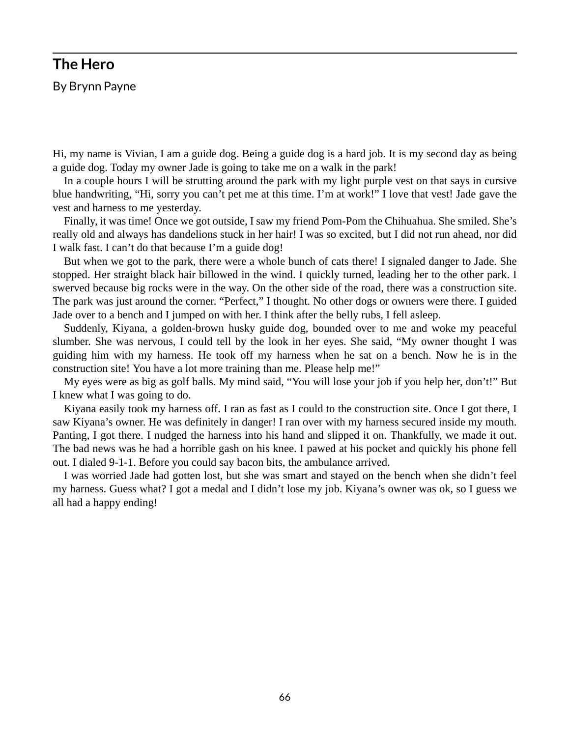## The Hero

By Brynn Payne

Hi, my name is Vivian, I am a guide dog. Being a guide dog is a hard job. It is my second day as being a guide dog. Today my owner Jade is going to take me on a walk in the park!

In a couple hours I will be strutting around the park with my light purple vest on that says in cursive blue handwriting, “Hi, sorry you can’t pet me at this time. I’m at work!” I love that vest! Jade gave the vest and harness to me yesterday.

Finally, it was time! Once we got outside, I saw my friend Pom-Pom the Chihuahua. She smiled. She’s really old and always has dandelions stuck in her hair! I was so excited, but I did not run ahead, nor did I walk fast. I can’t do that because I’m a guide dog!

But when we got to the park, there were a whole bunch of cats there! I signaled danger to Jade. She stopped. Her straight black hair billowed in the wind. I quickly turned, leading her to the other park. I swerved because big rocks were in the way. On the other side of the road, there was a construction site. The park was just around the corner. “Perfect,” I thought. No other dogs or owners were there. I guided Jade over to a bench and I jumped on with her. I think after the belly rubs, I fell asleep.

Suddenly, Kiyana, a golden-brown husky guide dog, bounded over to me and woke my peaceful slumber. She was nervous, I could tell by the look in her eyes. She said, “My owner thought I was guiding him with my harness. He took off my harness when he sat on a bench. Now he is in the construction site! You have a lot more training than me. Please help me!”

My eyes were as big as golf balls. My mind said, “You will lose your job if you help her, don’t!” But I knew what I was going to do.

Kiyana easily took my harness off. I ran as fast as I could to the construction site. Once I got there, I saw Kiyana’s owner. He was definitely in danger! I ran over with my harness secured inside my mouth. Panting, I got there. I nudged the harness into his hand and slipped it on. Thankfully, we made it out. The bad news was he had a horrible gash on his knee. I pawed at his pocket and quickly his phone fell out. I dialed 9-1-1. Before you could say bacon bits, the ambulance arrived.

I was worried Jade had gotten lost, but she was smart and stayed on the bench when she didn’t feel my harness. Guess what? I got a medal and I didn’t lose my job. Kiyana’s owner was ok, so I guess we all had a happy ending!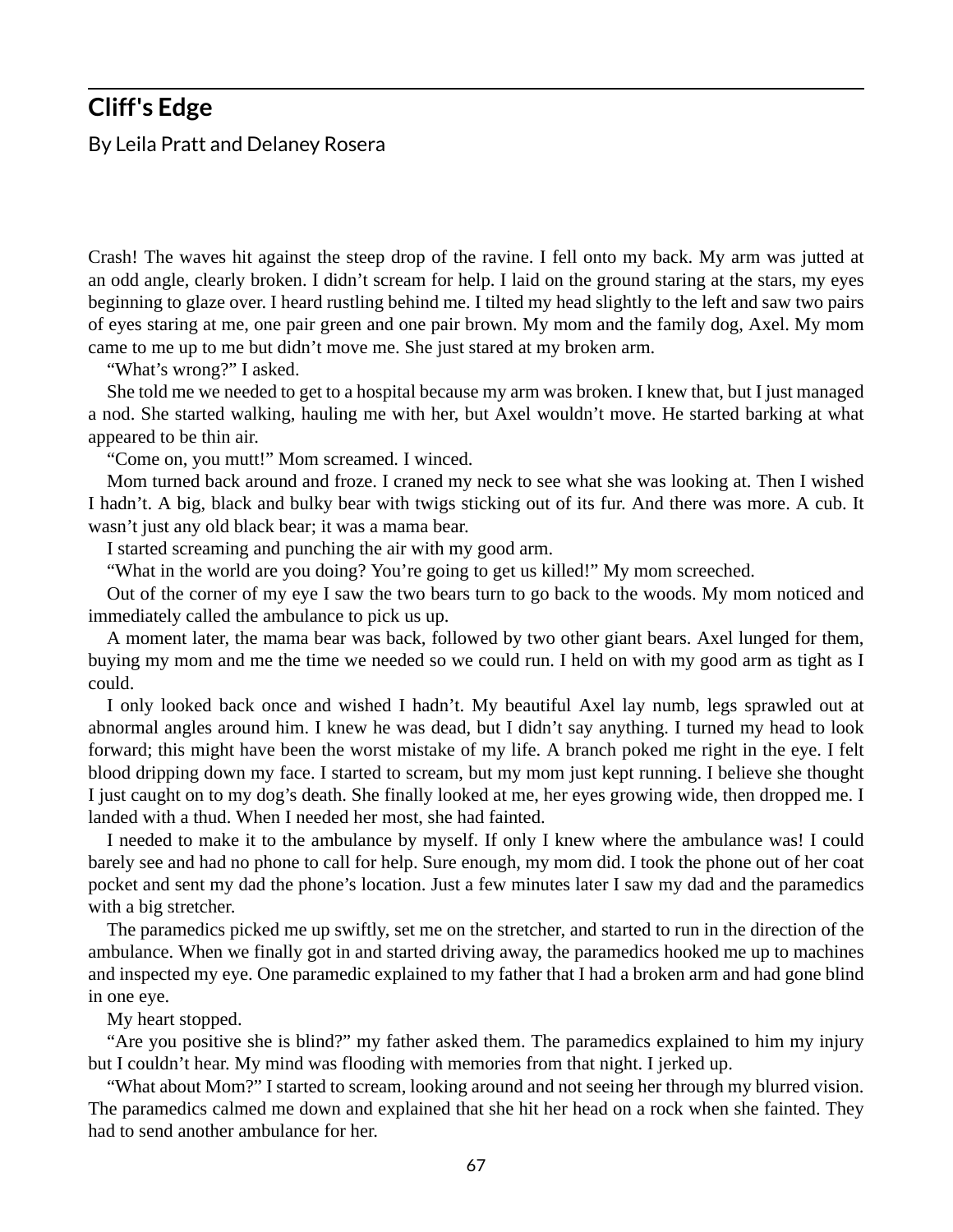## Cliff's Edge

By Leila Pratt and Delaney Rosera

Crash! The waves hit against the steep drop of the ravine. I fell onto my back. My arm was jutted at an odd angle, clearly broken. I didn't scream for help. I laid on the ground staring at the stars, my eyes beginning to glaze over. I heard rustling behind me. I tilted my head slightly to the left and saw two pairs of eyes staring at me, one pair green and one pair brown. My mom and the family dog, Axel. My mom came to me up to me but didn't move me. She just stared at my broken arm.

"What's wrong?" I asked.

She told me we needed to get to a hospital because my arm was broken. I knew that, but I just managed a nod. She started walking, hauling me with her, but Axel wouldn't move. He started barking at what appeared to be thin air.

"Come on, you mutt!" Mom screamed. I winced.

Mom turned back around and froze. I craned my neck to see what she was looking at. Then I wished I hadn't. A big, black and bulky bear with twigs sticking out of its fur. And there was more. A cub. It wasn't just any old black bear; it was a mama bear.

I started screaming and punching the air with my good arm.

"What in the world are you doing? You're going to get us killed!" My mom screeched.

Out of the corner of my eye I saw the two bears turn to go back to the woods. My mom noticed and immediately called the ambulance to pick us up.

A moment later, the mama bear was back, followed by two other giant bears. Axel lunged for them, buying my mom and me the time we needed so we could run. I held on with my good arm as tight as I could.

I only looked back once and wished I hadn't. My beautiful Axel lay numb, legs sprawled out at abnormal angles around him. I knew he was dead, but I didn't say anything. I turned my head to look forward; this might have been the worst mistake of my life. A branch poked me right in the eye. I felt blood dripping down my face. I started to scream, but my mom just kept running. I believe she thought I just caught on to my dog's death. She finally looked at me, her eyes growing wide, then dropped me. I landed with a thud. When I needed her most, she had fainted.

I needed to make it to the ambulance by myself. If only I knew where the ambulance was! I could barely see and had no phone to call for help. Sure enough, my mom did. I took the phone out of her coat pocket and sent my dad the phone's location. Just a few minutes later I saw my dad and the paramedics with a big stretcher.

The paramedics picked me up swiftly, set me on the stretcher, and started to run in the direction of the ambulance. When we finally got in and started driving away, the paramedics hooked me up to machines and inspected my eye. One paramedic explained to my father that I had a broken arm and had gone blind in one eye.

My heart stopped.

"Are you positive she is blind?" my father asked them. The paramedics explained to him my injury but I couldn't hear. My mind was flooding with memories from that night. I jerked up.

"What about Mom?" I started to scream, looking around and not seeing her through my blurred vision. The paramedics calmed me down and explained that she hit her head on a rock when she fainted. They had to send another ambulance for her.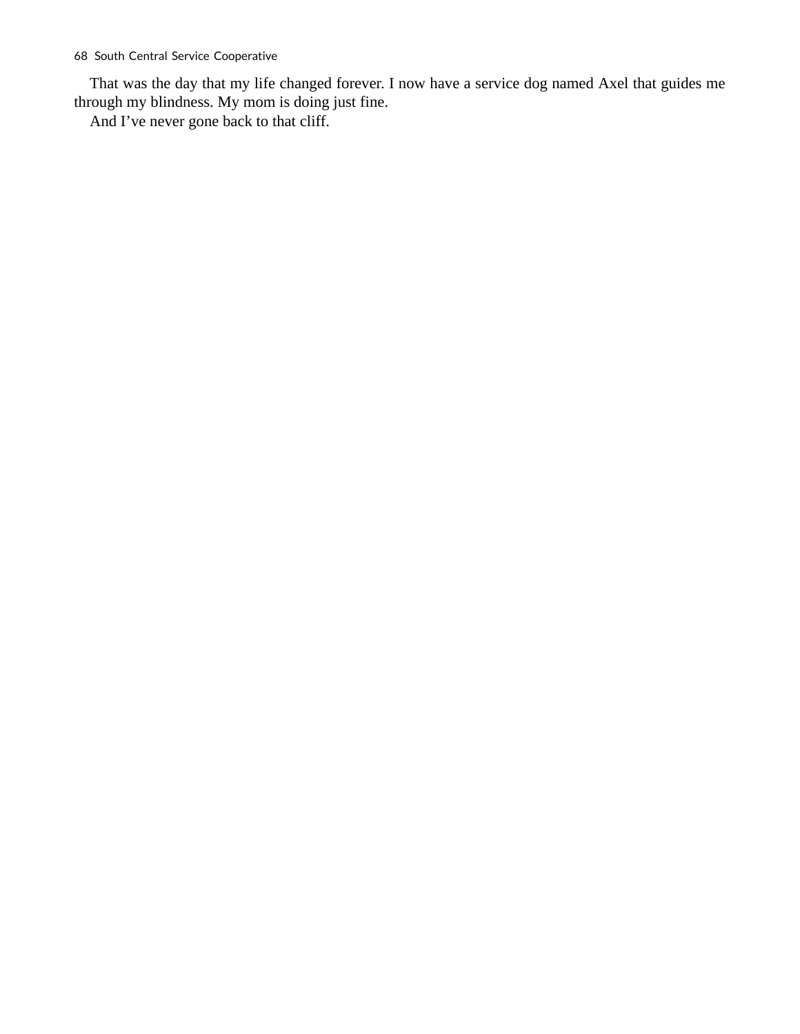That was the day that my life changed forever. I now have a service dog named Axel that guides me through my blindness. My mom is doing just fine.

And I've never gone back to that cliff.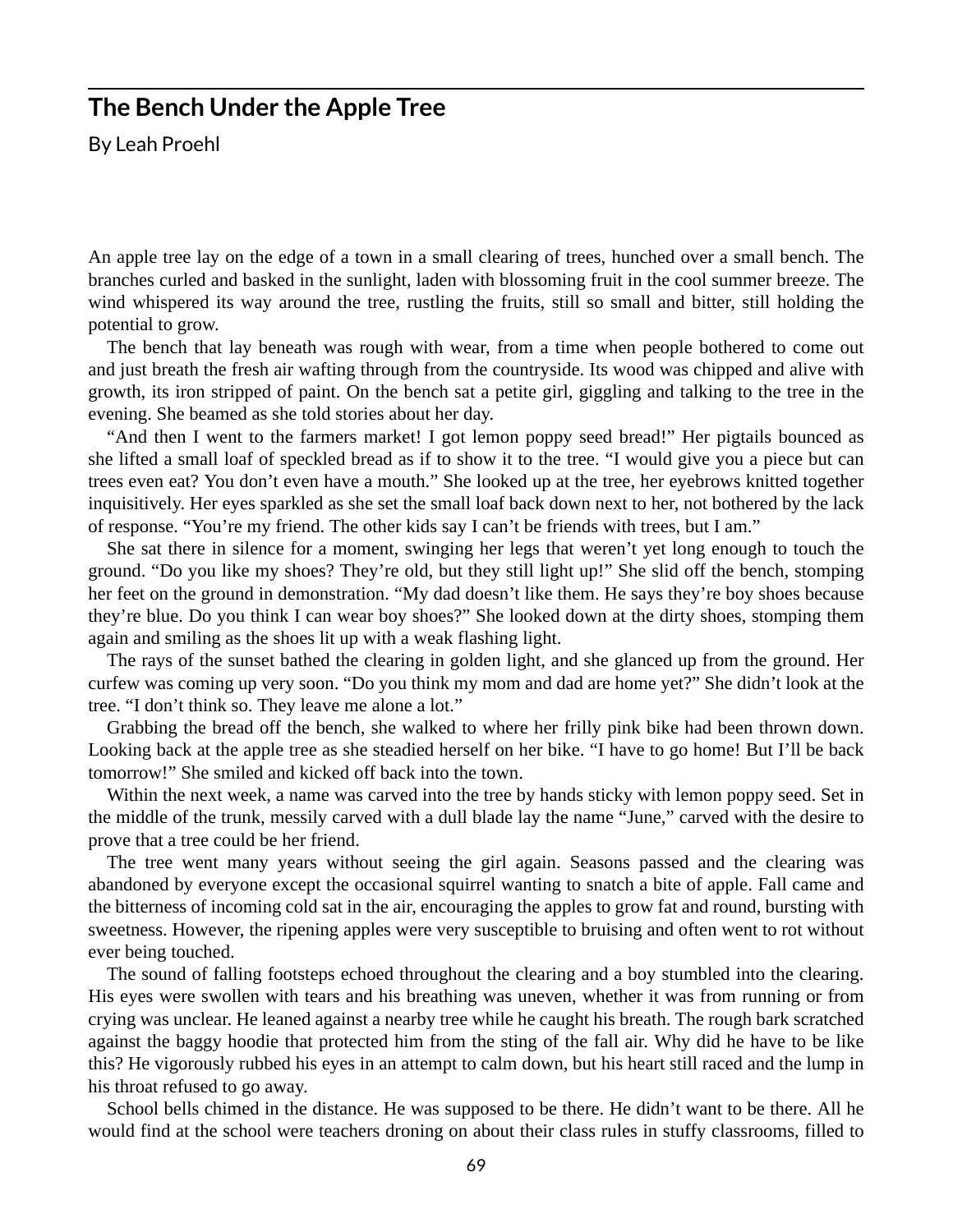## The Bench Under the Apple Tree

By Leah Proehl

An apple tree lay on the edge of a town in a small clearing of trees, hunched over a small bench. The branches curled and basked in the sunlight, laden with blossoming fruit in the cool summer breeze. The wind whispered its way around the tree, rustling the fruits, still so small and bitter, still holding the potential to grow.

The bench that lay beneath was rough with wear, from a time when people bothered to come out and just breath the fresh air wafting through from the countryside. Its wood was chipped and alive with growth, its iron stripped of paint. On the bench sat a petite girl, giggling and talking to the tree in the evening. She beamed as she told stories about her day.

"And then I went to the farmers market! I got lemon poppy seed bread!" Her pigtails bounced as she lifted a small loaf of speckled bread as if to show it to the tree. "I would give you a piece but can trees even eat? You don't even have a mouth." She looked up at the tree, her eyebrows knitted together inquisitively. Her eyes sparkled as she set the small loaf back down next to her, not bothered by the lack of response. "You're my friend. The other kids say I can't be friends with trees, but I am."

She sat there in silence for a moment, swinging her legs that weren't yet long enough to touch the ground. "Do you like my shoes? They're old, but they still light up!" She slid off the bench, stomping her feet on the ground in demonstration. "My dad doesn't like them. He says they're boy shoes because they're blue. Do you think I can wear boy shoes?" She looked down at the dirty shoes, stomping them again and smiling as the shoes lit up with a weak flashing light.

The rays of the sunset bathed the clearing in golden light, and she glanced up from the ground. Her curfew was coming up very soon. "Do you think my mom and dad are home yet?" She didn't look at the tree. "I don't think so. They leave me alone a lot."

Grabbing the bread off the bench, she walked to where her frilly pink bike had been thrown down. Looking back at the apple tree as she steadied herself on her bike. "I have to go home! But I'll be back tomorrow!" She smiled and kicked off back into the town.

Within the next week, a name was carved into the tree by hands sticky with lemon poppy seed. Set in the middle of the trunk, messily carved with a dull blade lay the name "June," carved with the desire to prove that a tree could be her friend.

The tree went many years without seeing the girl again. Seasons passed and the clearing was abandoned by everyone except the occasional squirrel wanting to snatch a bite of apple. Fall came and the bitterness of incoming cold sat in the air, encouraging the apples to grow fat and round, bursting with sweetness. However, the ripening apples were very susceptible to bruising and often went to rot without ever being touched.

The sound of falling footsteps echoed throughout the clearing and a boy stumbled into the clearing. His eyes were swollen with tears and his breathing was uneven, whether it was from running or from crying was unclear. He leaned against a nearby tree while he caught his breath. The rough bark scratched against the baggy hoodie that protected him from the sting of the fall air. Why did he have to be like this? He vigorously rubbed his eyes in an attempt to calm down, but his heart still raced and the lump in his throat refused to go away.

School bells chimed in the distance. He was supposed to be there. He didn't want to be there. All he would find at the school were teachers droning on about their class rules in stuffy classrooms, filled to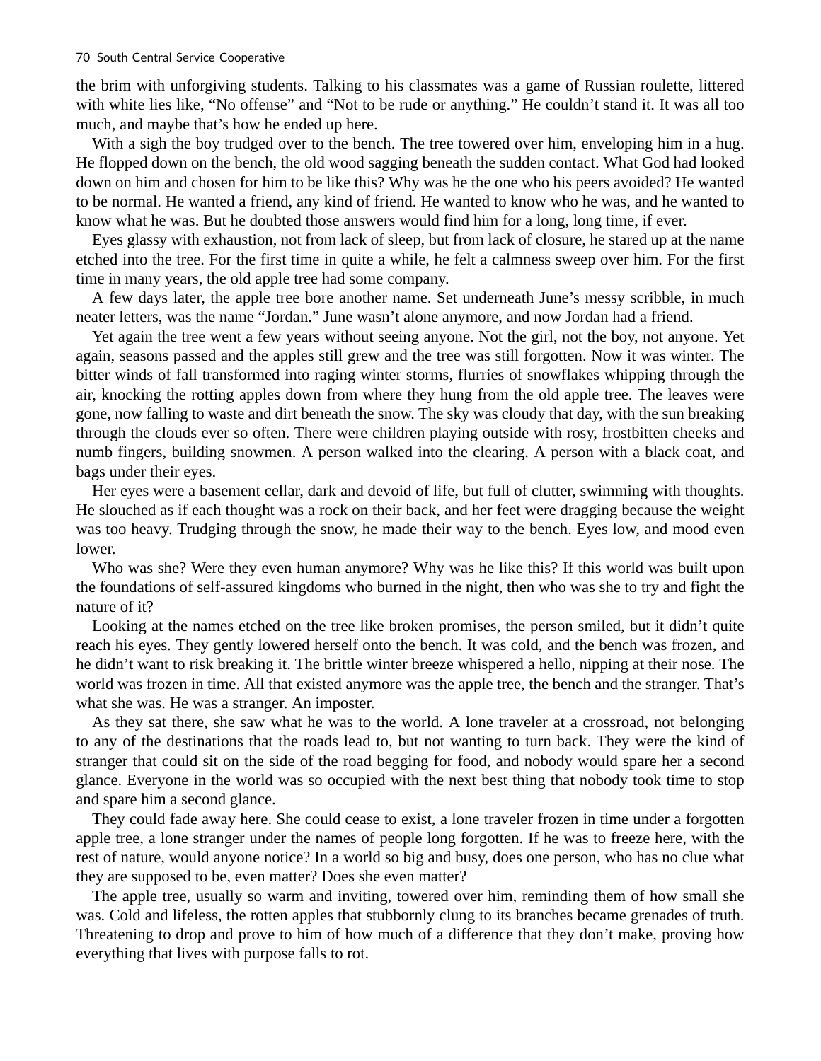the brim with unforgiving students. Talking to his classmates was a game of Russian roulette, littered with white lies like, "No offense" and "Not to be rude or anything." He couldn't stand it. It was all too much, and maybe that's how he ended up here.

With a sigh the boy trudged over to the bench. The tree towered over him, enveloping him in a hug. He flopped down on the bench, the old wood sagging beneath the sudden contact. What God had looked down on him and chosen for him to be like this? Why was he the one who his peers avoided? He wanted to be normal. He wanted a friend, any kind of friend. He wanted to know who he was, and he wanted to know what he was. But he doubted those answers would find him for a long, long time, if ever.

Eyes glassy with exhaustion, not from lack of sleep, but from lack of closure, he stared up at the name etched into the tree. For the first time in quite a while, he felt a calmness sweep over him. For the first time in many years, the old apple tree had some company.

A few days later, the apple tree bore another name. Set underneath June's messy scribble, in much neater letters, was the name "Jordan." June wasn't alone anymore, and now Jordan had a friend.

Yet again the tree went a few years without seeing anyone. Not the girl, not the boy, not anyone. Yet again, seasons passed and the apples still grew and the tree was still forgotten. Now it was winter. The bitter winds of fall transformed into raging winter storms, flurries of snowflakes whipping through the air, knocking the rotting apples down from where they hung from the old apple tree. The leaves were gone, now falling to waste and dirt beneath the snow. The sky was cloudy that day, with the sun breaking through the clouds ever so often. There were children playing outside with rosy, frostbitten cheeks and numb fingers, building snowmen. A person walked into the clearing. A person with a black coat, and bags under their eyes.

Her eyes were a basement cellar, dark and devoid of life, but full of clutter, swimming with thoughts. He slouched as if each thought was a rock on their back, and her feet were dragging because the weight was too heavy. Trudging through the snow, he made their way to the bench. Eyes low, and mood even lower.

Who was she? Were they even human anymore? Why was he like this? If this world was built upon the foundations of self-assured kingdoms who burned in the night, then who was she to try and fight the nature of it?

Looking at the names etched on the tree like broken promises, the person smiled, but it didn't quite reach his eyes. They gently lowered herself onto the bench. It was cold, and the bench was frozen, and he didn't want to risk breaking it. The brittle winter breeze whispered a hello, nipping at their nose. The world was frozen in time. All that existed anymore was the apple tree, the bench and the stranger. That's what she was. He was a stranger. An imposter.

As they sat there, she saw what he was to the world. A lone traveler at a crossroad, not belonging to any of the destinations that the roads lead to, but not wanting to turn back. They were the kind of stranger that could sit on the side of the road begging for food, and nobody would spare her a second glance. Everyone in the world was so occupied with the next best thing that nobody took time to stop and spare him a second glance.

They could fade away here. She could cease to exist, a lone traveler frozen in time under a forgotten apple tree, a lone stranger under the names of people long forgotten. If he was to freeze here, with the rest of nature, would anyone notice? In a world so big and busy, does one person, who has no clue what they are supposed to be, even matter? Does she even matter?

The apple tree, usually so warm and inviting, towered over him, reminding them of how small she was. Cold and lifeless, the rotten apples that stubbornly clung to its branches became grenades of truth. Threatening to drop and prove to him of how much of a difference that they don't make, proving how everything that lives with purpose falls to rot.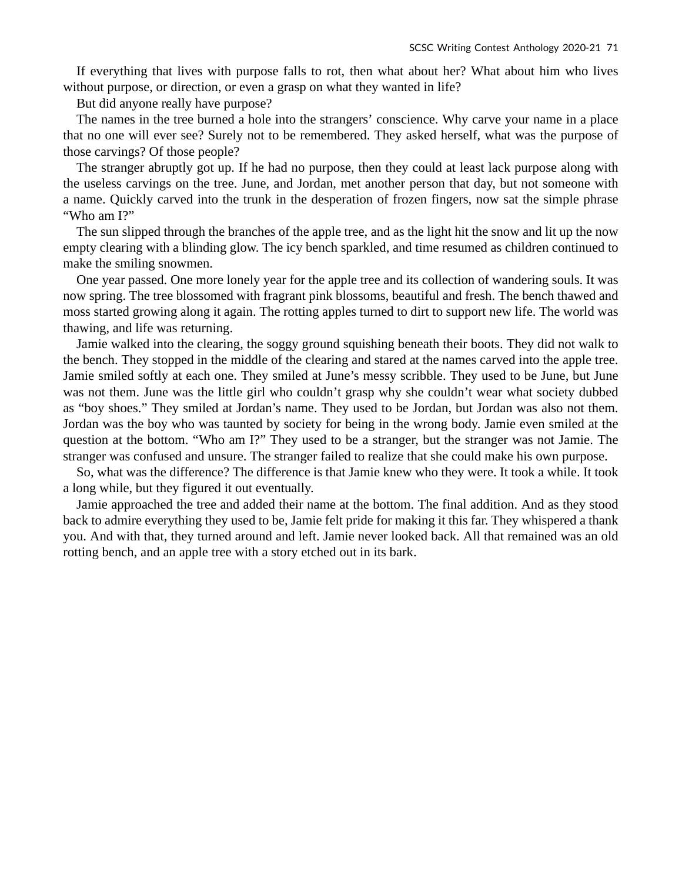If everything that lives with purpose falls to rot, then what about her? What about him who lives without purpose, or direction, or even a grasp on what they wanted in life?

But did anyone really have purpose?

The names in the tree burned a hole into the strangers' conscience. Why carve your name in a place that no one will ever see? Surely not to be remembered. They asked herself, what was the purpose of those carvings? Of those people?

The stranger abruptly got up. If he had no purpose, then they could at least lack purpose along with the useless carvings on the tree. June, and Jordan, met another person that day, but not someone with a name. Quickly carved into the trunk in the desperation of frozen fingers, now sat the simple phrase "Who am I?"

The sun slipped through the branches of the apple tree, and as the light hit the snow and lit up the now empty clearing with a blinding glow. The icy bench sparkled, and time resumed as children continued to make the smiling snowmen.

One year passed. One more lonely year for the apple tree and its collection of wandering souls. It was now spring. The tree blossomed with fragrant pink blossoms, beautiful and fresh. The bench thawed and moss started growing along it again. The rotting apples turned to dirt to support new life. The world was thawing, and life was returning.

Jamie walked into the clearing, the soggy ground squishing beneath their boots. They did not walk to the bench. They stopped in the middle of the clearing and stared at the names carved into the apple tree. Jamie smiled softly at each one. They smiled at June's messy scribble. They used to be June, but June was not them. June was the little girl who couldn't grasp why she couldn't wear what society dubbed as "boy shoes." They smiled at Jordan's name. They used to be Jordan, but Jordan was also not them. Jordan was the boy who was taunted by society for being in the wrong body. Jamie even smiled at the question at the bottom. "Who am I?" They used to be a stranger, but the stranger was not Jamie. The stranger was confused and unsure. The stranger failed to realize that she could make his own purpose.

So, what was the difference? The difference is that Jamie knew who they were. It took a while. It took a long while, but they figured it out eventually.

Jamie approached the tree and added their name at the bottom. The final addition. And as they stood back to admire everything they used to be, Jamie felt pride for making it this far. They whispered a thank you. And with that, they turned around and left. Jamie never looked back. All that remained was an old rotting bench, and an apple tree with a story etched out in its bark.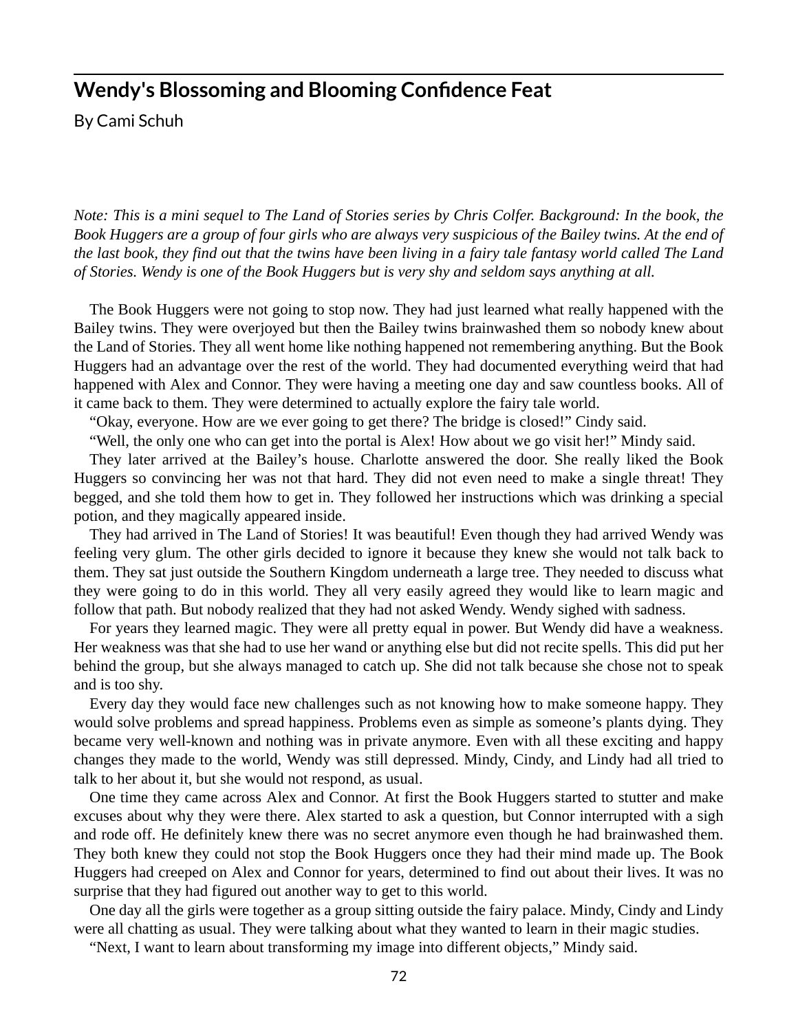## Wendy's Blossoming and Blooming Confidence Feat

By Cami Schuh

*Note: This is a mini sequel to The Land of Stories series by Chris Colfer. Background: In the book, the Book Huggers are a group of four girls who are always very suspicious of the Bailey twins. At the end of the last book, they find out that the twins have been living in a fairy tale fantasy world called The Land of Stories. Wendy is one of the Book Huggers but is very shy and seldom says anything at all.*

The Book Huggers were not going to stop now. They had just learned what really happened with the Bailey twins. They were overjoyed but then the Bailey twins brainwashed them so nobody knew about the Land of Stories. They all went home like nothing happened not remembering anything. But the Book Huggers had an advantage over the rest of the world. They had documented everything weird that had happened with Alex and Connor. They were having a meeting one day and saw countless books. All of it came back to them. They were determined to actually explore the fairy tale world.

"Okay, everyone. How are we ever going to get there? The bridge is closed!" Cindy said.

"Well, the only one who can get into the portal is Alex! How about we go visit her!" Mindy said.

They later arrived at the Bailey's house. Charlotte answered the door. She really liked the Book Huggers so convincing her was not that hard. They did not even need to make a single threat! They begged, and she told them how to get in. They followed her instructions which was drinking a special potion, and they magically appeared inside.

They had arrived in The Land of Stories! It was beautiful! Even though they had arrived Wendy was feeling very glum. The other girls decided to ignore it because they knew she would not talk back to them. They sat just outside the Southern Kingdom underneath a large tree. They needed to discuss what they were going to do in this world. They all very easily agreed they would like to learn magic and follow that path. But nobody realized that they had not asked Wendy. Wendy sighed with sadness.

For years they learned magic. They were all pretty equal in power. But Wendy did have a weakness. Her weakness was that she had to use her wand or anything else but did not recite spells. This did put her behind the group, but she always managed to catch up. She did not talk because she chose not to speak and is too shy.

Every day they would face new challenges such as not knowing how to make someone happy. They would solve problems and spread happiness. Problems even as simple as someone's plants dying. They became very well-known and nothing was in private anymore. Even with all these exciting and happy changes they made to the world, Wendy was still depressed. Mindy, Cindy, and Lindy had all tried to talk to her about it, but she would not respond, as usual.

One time they came across Alex and Connor. At first the Book Huggers started to stutter and make excuses about why they were there. Alex started to ask a question, but Connor interrupted with a sigh and rode off. He definitely knew there was no secret anymore even though he had brainwashed them. They both knew they could not stop the Book Huggers once they had their mind made up. The Book Huggers had creeped on Alex and Connor for years, determined to find out about their lives. It was no surprise that they had figured out another way to get to this world.

One day all the girls were together as a group sitting outside the fairy palace. Mindy, Cindy and Lindy were all chatting as usual. They were talking about what they wanted to learn in their magic studies.

"Next, I want to learn about transforming my image into different objects," Mindy said.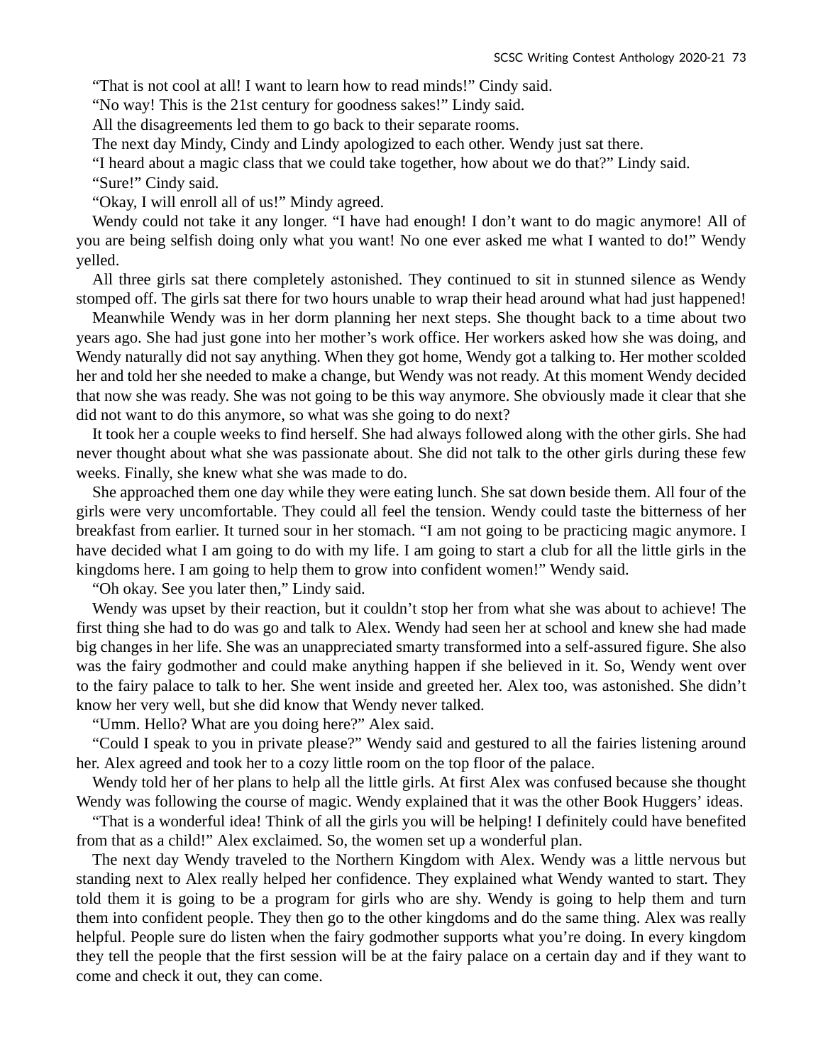"That is not cool at all! I want to learn how to read minds!" Cindy said.

"No way! This is the 21st century for goodness sakes!" Lindy said.

All the disagreements led them to go back to their separate rooms.

The next day Mindy, Cindy and Lindy apologized to each other. Wendy just sat there.

"I heard about a magic class that we could take together, how about we do that?" Lindy said.

"Sure!" Cindy said.

"Okay, I will enroll all of us!" Mindy agreed.

Wendy could not take it any longer. "I have had enough! I don't want to do magic anymore! All of you are being selfish doing only what you want! No one ever asked me what I wanted to do!" Wendy yelled.

All three girls sat there completely astonished. They continued to sit in stunned silence as Wendy stomped off. The girls sat there for two hours unable to wrap their head around what had just happened!

Meanwhile Wendy was in her dorm planning her next steps. She thought back to a time about two years ago. She had just gone into her mother's work office. Her workers asked how she was doing, and Wendy naturally did not say anything. When they got home, Wendy got a talking to. Her mother scolded her and told her she needed to make a change, but Wendy was not ready. At this moment Wendy decided that now she was ready. She was not going to be this way anymore. She obviously made it clear that she did not want to do this anymore, so what was she going to do next?

It took her a couple weeks to find herself. She had always followed along with the other girls. She had never thought about what she was passionate about. She did not talk to the other girls during these few weeks. Finally, she knew what she was made to do.

She approached them one day while they were eating lunch. She sat down beside them. All four of the girls were very uncomfortable. They could all feel the tension. Wendy could taste the bitterness of her breakfast from earlier. It turned sour in her stomach. "I am not going to be practicing magic anymore. I have decided what I am going to do with my life. I am going to start a club for all the little girls in the kingdoms here. I am going to help them to grow into confident women!" Wendy said.

"Oh okay. See you later then," Lindy said.

Wendy was upset by their reaction, but it couldn't stop her from what she was about to achieve! The first thing she had to do was go and talk to Alex. Wendy had seen her at school and knew she had made big changes in her life. She was an unappreciated smarty transformed into a self-assured figure. She also was the fairy godmother and could make anything happen if she believed in it. So, Wendy went over to the fairy palace to talk to her. She went inside and greeted her. Alex too, was astonished. She didn't know her very well, but she did know that Wendy never talked.

"Umm. Hello? What are you doing here?" Alex said.

"Could I speak to you in private please?" Wendy said and gestured to all the fairies listening around her. Alex agreed and took her to a cozy little room on the top floor of the palace.

Wendy told her of her plans to help all the little girls. At first Alex was confused because she thought Wendy was following the course of magic. Wendy explained that it was the other Book Huggers' ideas.

"That is a wonderful idea! Think of all the girls you will be helping! I definitely could have benefited from that as a child!" Alex exclaimed. So, the women set up a wonderful plan.

The next day Wendy traveled to the Northern Kingdom with Alex. Wendy was a little nervous but standing next to Alex really helped her confidence. They explained what Wendy wanted to start. They told them it is going to be a program for girls who are shy. Wendy is going to help them and turn them into confident people. They then go to the other kingdoms and do the same thing. Alex was really helpful. People sure do listen when the fairy godmother supports what you're doing. In every kingdom they tell the people that the first session will be at the fairy palace on a certain day and if they want to come and check it out, they can come.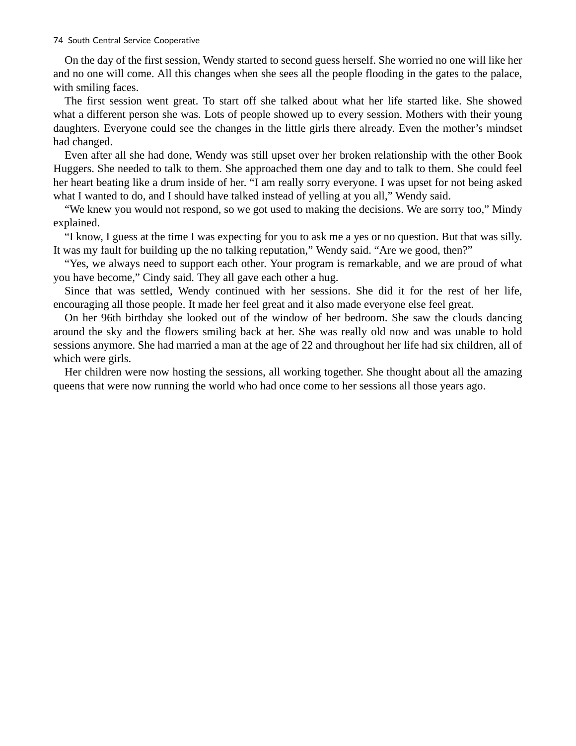On the day of the first session, Wendy started to second guess herself. She worried no one will like her and no one will come. All this changes when she sees all the people flooding in the gates to the palace, with smiling faces.

The first session went great. To start off she talked about what her life started like. She showed what a different person she was. Lots of people showed up to every session. Mothers with their young daughters. Everyone could see the changes in the little girls there already. Even the mother's mindset had changed.

Even after all she had done, Wendy was still upset over her broken relationship with the other Book Huggers. She needed to talk to them. She approached them one day and to talk to them. She could feel her heart beating like a drum inside of her. "I am really sorry everyone. I was upset for not being asked what I wanted to do, and I should have talked instead of yelling at you all," Wendy said.

"We knew you would not respond, so we got used to making the decisions. We are sorry too," Mindy explained.

"I know, I guess at the time I was expecting for you to ask me a yes or no question. But that was silly. It was my fault for building up the no talking reputation," Wendy said. "Are we good, then?"

"Yes, we always need to support each other. Your program is remarkable, and we are proud of what you have become," Cindy said. They all gave each other a hug.

Since that was settled, Wendy continued with her sessions. She did it for the rest of her life, encouraging all those people. It made her feel great and it also made everyone else feel great.

On her 96th birthday she looked out of the window of her bedroom. She saw the clouds dancing around the sky and the flowers smiling back at her. She was really old now and was unable to hold sessions anymore. She had married a man at the age of 22 and throughout her life had six children, all of which were girls.

Her children were now hosting the sessions, all working together. She thought about all the amazing queens that were now running the world who had once come to her sessions all those years ago.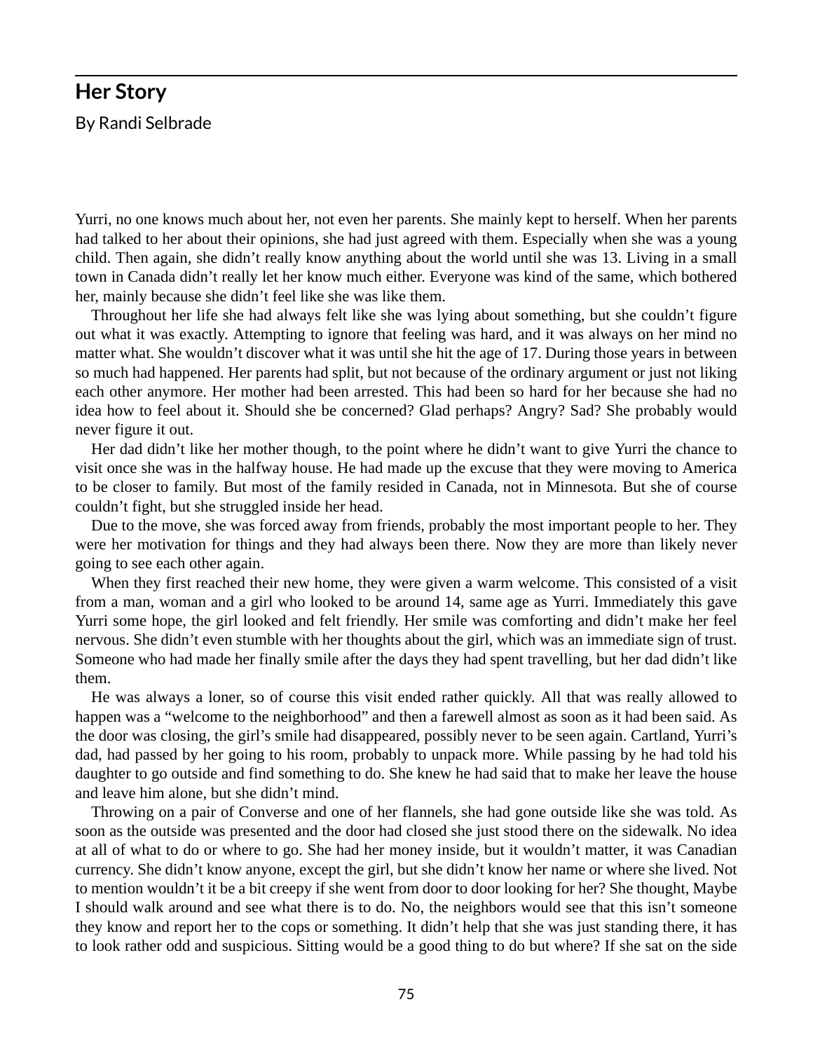## Her Story

By Randi Selbrade

Yurri, no one knows much about her, not even her parents. She mainly kept to herself. When her parents had talked to her about their opinions, she had just agreed with them. Especially when she was a young child. Then again, she didn't really know anything about the world until she was 13. Living in a small town in Canada didn't really let her know much either. Everyone was kind of the same, which bothered her, mainly because she didn't feel like she was like them.

Throughout her life she had always felt like she was lying about something, but she couldn't figure out what it was exactly. Attempting to ignore that feeling was hard, and it was always on her mind no matter what. She wouldn't discover what it was until she hit the age of 17. During those years in between so much had happened. Her parents had split, but not because of the ordinary argument or just not liking each other anymore. Her mother had been arrested. This had been so hard for her because she had no idea how to feel about it. Should she be concerned? Glad perhaps? Angry? Sad? She probably would never figure it out.

Her dad didn't like her mother though, to the point where he didn't want to give Yurri the chance to visit once she was in the halfway house. He had made up the excuse that they were moving to America to be closer to family. But most of the family resided in Canada, not in Minnesota. But she of course couldn't fight, but she struggled inside her head.

Due to the move, she was forced away from friends, probably the most important people to her. They were her motivation for things and they had always been there. Now they are more than likely never going to see each other again.

When they first reached their new home, they were given a warm welcome. This consisted of a visit from a man, woman and a girl who looked to be around 14, same age as Yurri. Immediately this gave Yurri some hope, the girl looked and felt friendly. Her smile was comforting and didn't make her feel nervous. She didn't even stumble with her thoughts about the girl, which was an immediate sign of trust. Someone who had made her finally smile after the days they had spent travelling, but her dad didn't like them.

He was always a loner, so of course this visit ended rather quickly. All that was really allowed to happen was a "welcome to the neighborhood" and then a farewell almost as soon as it had been said. As the door was closing, the girl's smile had disappeared, possibly never to be seen again. Cartland, Yurri's dad, had passed by her going to his room, probably to unpack more. While passing by he had told his daughter to go outside and find something to do. She knew he had said that to make her leave the house and leave him alone, but she didn't mind.

Throwing on a pair of Converse and one of her flannels, she had gone outside like she was told. As soon as the outside was presented and the door had closed she just stood there on the sidewalk. No idea at all of what to do or where to go. She had her money inside, but it wouldn't matter, it was Canadian currency. She didn't know anyone, except the girl, but she didn't know her name or where she lived. Not to mention wouldn't it be a bit creepy if she went from door to door looking for her? She thought, Maybe I should walk around and see what there is to do. No, the neighbors would see that this isn't someone they know and report her to the cops or something. It didn't help that she was just standing there, it has to look rather odd and suspicious. Sitting would be a good thing to do but where? If she sat on the side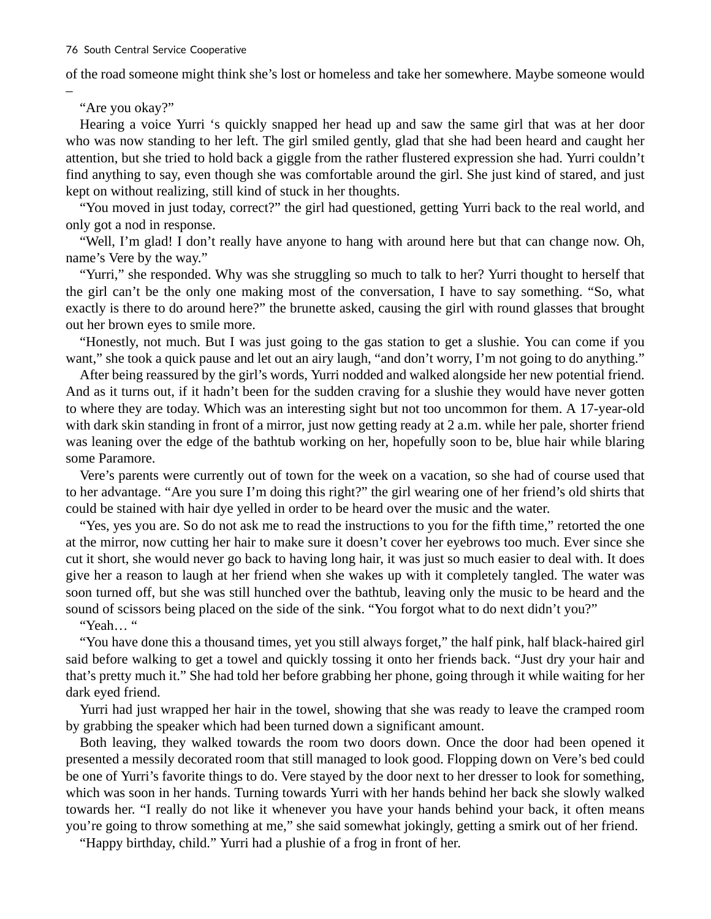of the road someone might think she's lost or homeless and take her somewhere. Maybe someone would –

"Are you okay?"

Hearing a voice Yurri 's quickly snapped her head up and saw the same girl that was at her door who was now standing to her left. The girl smiled gently, glad that she had been heard and caught her attention, but she tried to hold back a giggle from the rather flustered expression she had. Yurri couldn't find anything to say, even though she was comfortable around the girl. She just kind of stared, and just kept on without realizing, still kind of stuck in her thoughts.

"You moved in just today, correct?" the girl had questioned, getting Yurri back to the real world, and only got a nod in response.

"Well, I'm glad! I don't really have anyone to hang with around here but that can change now. Oh, name's Vere by the way."

"Yurri," she responded. Why was she struggling so much to talk to her? Yurri thought to herself that the girl can't be the only one making most of the conversation, I have to say something. "So, what exactly is there to do around here?" the brunette asked, causing the girl with round glasses that brought out her brown eyes to smile more.

"Honestly, not much. But I was just going to the gas station to get a slushie. You can come if you want," she took a quick pause and let out an airy laugh, "and don't worry, I'm not going to do anything."

After being reassured by the girl's words, Yurri nodded and walked alongside her new potential friend. And as it turns out, if it hadn't been for the sudden craving for a slushie they would have never gotten to where they are today. Which was an interesting sight but not too uncommon for them. A 17-year-old with dark skin standing in front of a mirror, just now getting ready at 2 a.m. while her pale, shorter friend was leaning over the edge of the bathtub working on her, hopefully soon to be, blue hair while blaring some Paramore.

Vere's parents were currently out of town for the week on a vacation, so she had of course used that to her advantage. "Are you sure I'm doing this right?" the girl wearing one of her friend's old shirts that could be stained with hair dye yelled in order to be heard over the music and the water.

"Yes, yes you are. So do not ask me to read the instructions to you for the fifth time," retorted the one at the mirror, now cutting her hair to make sure it doesn't cover her eyebrows too much. Ever since she cut it short, she would never go back to having long hair, it was just so much easier to deal with. It does give her a reason to laugh at her friend when she wakes up with it completely tangled. The water was soon turned off, but she was still hunched over the bathtub, leaving only the music to be heard and the sound of scissors being placed on the side of the sink. "You forgot what to do next didn't you?"

"Yeah… "

"You have done this a thousand times, yet you still always forget," the half pink, half black-haired girl said before walking to get a towel and quickly tossing it onto her friends back. "Just dry your hair and that's pretty much it." She had told her before grabbing her phone, going through it while waiting for her dark eyed friend.

Yurri had just wrapped her hair in the towel, showing that she was ready to leave the cramped room by grabbing the speaker which had been turned down a significant amount.

Both leaving, they walked towards the room two doors down. Once the door had been opened it presented a messily decorated room that still managed to look good. Flopping down on Vere's bed could be one of Yurri's favorite things to do. Vere stayed by the door next to her dresser to look for something, which was soon in her hands. Turning towards Yurri with her hands behind her back she slowly walked towards her. "I really do not like it whenever you have your hands behind your back, it often means you're going to throw something at me," she said somewhat jokingly, getting a smirk out of her friend.

"Happy birthday, child." Yurri had a plushie of a frog in front of her.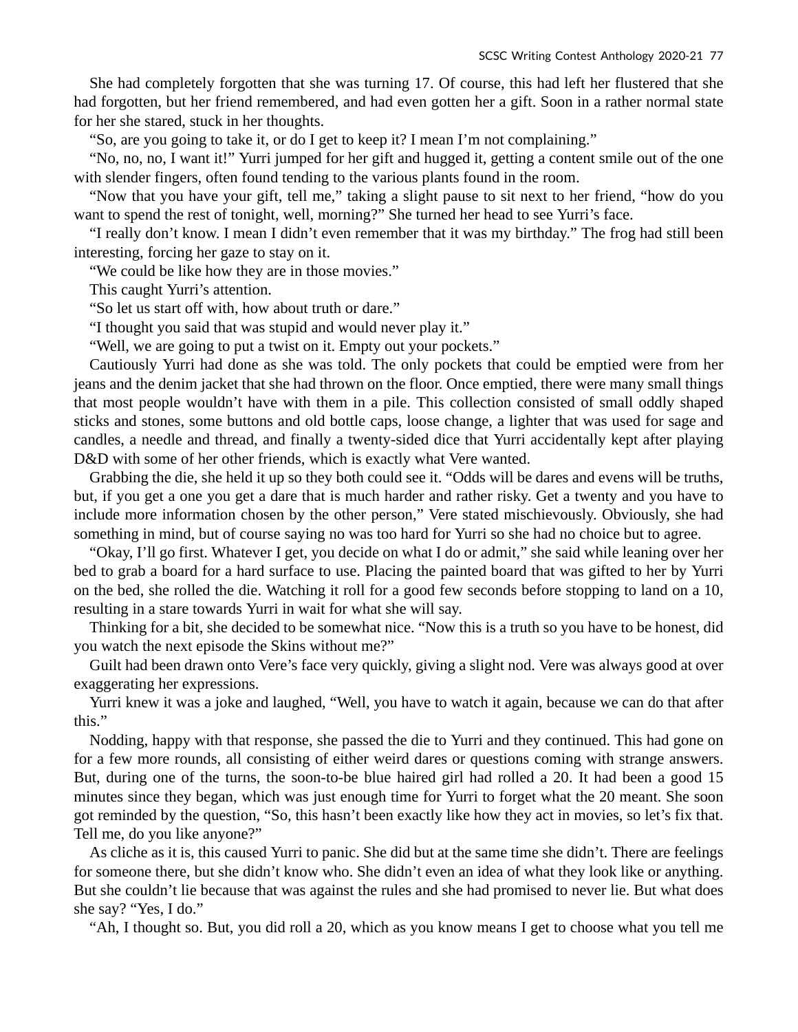She had completely forgotten that she was turning 17. Of course, this had left her flustered that she had forgotten, but her friend remembered, and had even gotten her a gift. Soon in a rather normal state for her she stared, stuck in her thoughts.

"So, are you going to take it, or do I get to keep it? I mean I'm not complaining."

"No, no, no, I want it!" Yurri jumped for her gift and hugged it, getting a content smile out of the one with slender fingers, often found tending to the various plants found in the room.

"Now that you have your gift, tell me," taking a slight pause to sit next to her friend, "how do you want to spend the rest of tonight, well, morning?" She turned her head to see Yurri's face.

"I really don't know. I mean I didn't even remember that it was my birthday." The frog had still been interesting, forcing her gaze to stay on it.

"We could be like how they are in those movies."

This caught Yurri's attention.

"So let us start off with, how about truth or dare."

"I thought you said that was stupid and would never play it."

"Well, we are going to put a twist on it. Empty out your pockets."

Cautiously Yurri had done as she was told. The only pockets that could be emptied were from her jeans and the denim jacket that she had thrown on the floor. Once emptied, there were many small things that most people wouldn't have with them in a pile. This collection consisted of small oddly shaped sticks and stones, some buttons and old bottle caps, loose change, a lighter that was used for sage and candles, a needle and thread, and finally a twenty-sided dice that Yurri accidentally kept after playing D&D with some of her other friends, which is exactly what Vere wanted.

Grabbing the die, she held it up so they both could see it. "Odds will be dares and evens will be truths, but, if you get a one you get a dare that is much harder and rather risky. Get a twenty and you have to include more information chosen by the other person," Vere stated mischievously. Obviously, she had something in mind, but of course saying no was too hard for Yurri so she had no choice but to agree.

"Okay, I'll go first. Whatever I get, you decide on what I do or admit," she said while leaning over her bed to grab a board for a hard surface to use. Placing the painted board that was gifted to her by Yurri on the bed, she rolled the die. Watching it roll for a good few seconds before stopping to land on a 10, resulting in a stare towards Yurri in wait for what she will say.

Thinking for a bit, she decided to be somewhat nice. "Now this is a truth so you have to be honest, did you watch the next episode the Skins without me?"

Guilt had been drawn onto Vere's face very quickly, giving a slight nod. Vere was always good at over exaggerating her expressions.

Yurri knew it was a joke and laughed, "Well, you have to watch it again, because we can do that after this."

Nodding, happy with that response, she passed the die to Yurri and they continued. This had gone on for a few more rounds, all consisting of either weird dares or questions coming with strange answers. But, during one of the turns, the soon-to-be blue haired girl had rolled a 20. It had been a good 15 minutes since they began, which was just enough time for Yurri to forget what the 20 meant. She soon got reminded by the question, "So, this hasn't been exactly like how they act in movies, so let's fix that. Tell me, do you like anyone?"

As cliche as it is, this caused Yurri to panic. She did but at the same time she didn't. There are feelings for someone there, but she didn't know who. She didn't even an idea of what they look like or anything. But she couldn't lie because that was against the rules and she had promised to never lie. But what does she say? "Yes, I do."

"Ah, I thought so. But, you did roll a 20, which as you know means I get to choose what you tell me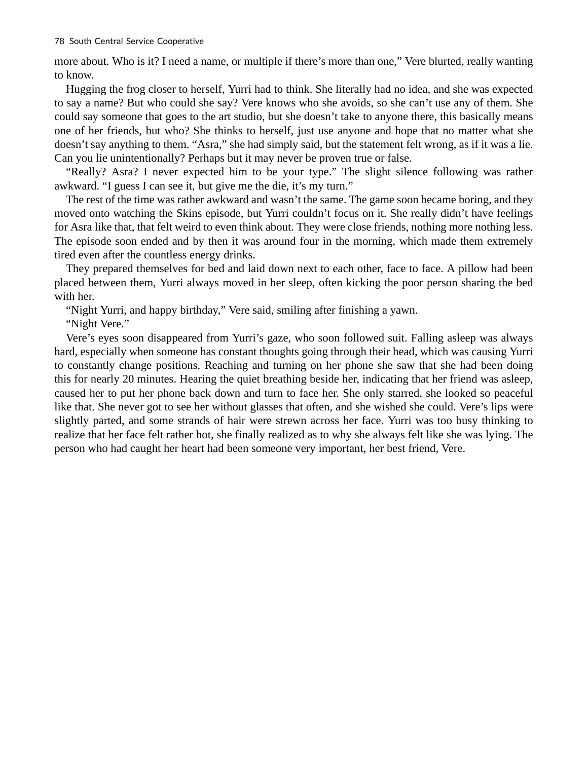more about. Who is it? I need a name, or multiple if there's more than one," Vere blurted, really wanting to know.

Hugging the frog closer to herself, Yurri had to think. She literally had no idea, and she was expected to say a name? But who could she say? Vere knows who she avoids, so she can't use any of them. She could say someone that goes to the art studio, but she doesn't take to anyone there, this basically means one of her friends, but who? She thinks to herself, just use anyone and hope that no matter what she doesn't say anything to them. "Asra," she had simply said, but the statement felt wrong, as if it was a lie. Can you lie unintentionally? Perhaps but it may never be proven true or false.

"Really? Asra? I never expected him to be your type." The slight silence following was rather awkward. "I guess I can see it, but give me the die, it's my turn."

The rest of the time was rather awkward and wasn't the same. The game soon became boring, and they moved onto watching the Skins episode, but Yurri couldn't focus on it. She really didn't have feelings for Asra like that, that felt weird to even think about. They were close friends, nothing more nothing less. The episode soon ended and by then it was around four in the morning, which made them extremely tired even after the countless energy drinks.

They prepared themselves for bed and laid down next to each other, face to face. A pillow had been placed between them, Yurri always moved in her sleep, often kicking the poor person sharing the bed with her.

"Night Yurri, and happy birthday," Vere said, smiling after finishing a yawn.

"Night Vere."

Vere's eyes soon disappeared from Yurri's gaze, who soon followed suit. Falling asleep was always hard, especially when someone has constant thoughts going through their head, which was causing Yurri to constantly change positions. Reaching and turning on her phone she saw that she had been doing this for nearly 20 minutes. Hearing the quiet breathing beside her, indicating that her friend was asleep, caused her to put her phone back down and turn to face her. She only starred, she looked so peaceful like that. She never got to see her without glasses that often, and she wished she could. Vere's lips were slightly parted, and some strands of hair were strewn across her face. Yurri was too busy thinking to realize that her face felt rather hot, she finally realized as to why she always felt like she was lying. The person who had caught her heart had been someone very important, her best friend, Vere.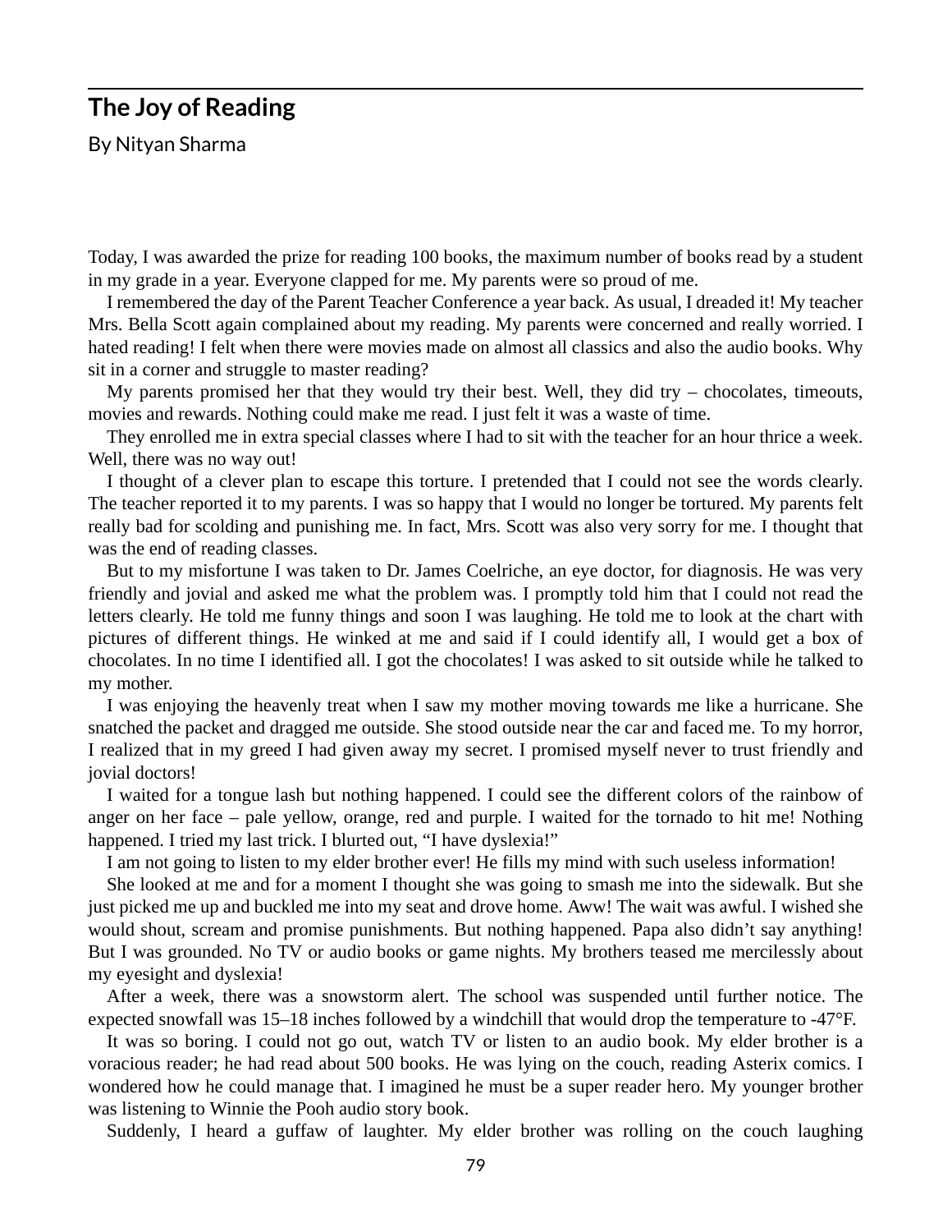## The Joy of Reading

By Nityan Sharma

Today, I was awarded the prize for reading 100 books, the maximum number of books read by a student in my grade in a year. Everyone clapped for me. My parents were so proud of me.

I remembered the day of the Parent Teacher Conference a year back. As usual, I dreaded it! My teacher Mrs. Bella Scott again complained about my reading. My parents were concerned and really worried. I hated reading! I felt when there were movies made on almost all classics and also the audio books. Why sit in a corner and struggle to master reading?

My parents promised her that they would try their best. Well, they did try – chocolates, timeouts, movies and rewards. Nothing could make me read. I just felt it was a waste of time.

They enrolled me in extra special classes where I had to sit with the teacher for an hour thrice a week. Well, there was no way out!

I thought of a clever plan to escape this torture. I pretended that I could not see the words clearly. The teacher reported it to my parents. I was so happy that I would no longer be tortured. My parents felt really bad for scolding and punishing me. In fact, Mrs. Scott was also very sorry for me. I thought that was the end of reading classes.

But to my misfortune I was taken to Dr. James Coelriche, an eye doctor, for diagnosis. He was very friendly and jovial and asked me what the problem was. I promptly told him that I could not read the letters clearly. He told me funny things and soon I was laughing. He told me to look at the chart with pictures of different things. He winked at me and said if I could identify all, I would get a box of chocolates. In no time I identified all. I got the chocolates! I was asked to sit outside while he talked to my mother.

I was enjoying the heavenly treat when I saw my mother moving towards me like a hurricane. She snatched the packet and dragged me outside. She stood outside near the car and faced me. To my horror, I realized that in my greed I had given away my secret. I promised myself never to trust friendly and jovial doctors!

I waited for a tongue lash but nothing happened. I could see the different colors of the rainbow of anger on her face – pale yellow, orange, red and purple. I waited for the tornado to hit me! Nothing happened. I tried my last trick. I blurted out, “I have dyslexia!”

I am not going to listen to my elder brother ever! He fills my mind with such useless information!

She looked at me and for a moment I thought she was going to smash me into the sidewalk. But she just picked me up and buckled me into my seat and drove home. Aww! The wait was awful. I wished she would shout, scream and promise punishments. But nothing happened. Papa also didn’t say anything! But I was grounded. No TV or audio books or game nights. My brothers teased me mercilessly about my eyesight and dyslexia!

After a week, there was a snowstorm alert. The school was suspended until further notice. The expected snowfall was 15–18 inches followed by a windchill that would drop the temperature to -47°F.

It was so boring. I could not go out, watch TV or listen to an audio book. My elder brother is a voracious reader; he had read about 500 books. He was lying on the couch, reading Asterix comics. I wondered how he could manage that. I imagined he must be a super reader hero. My younger brother was listening to Winnie the Pooh audio story book.

Suddenly, I heard a guffaw of laughter. My elder brother was rolling on the couch laughing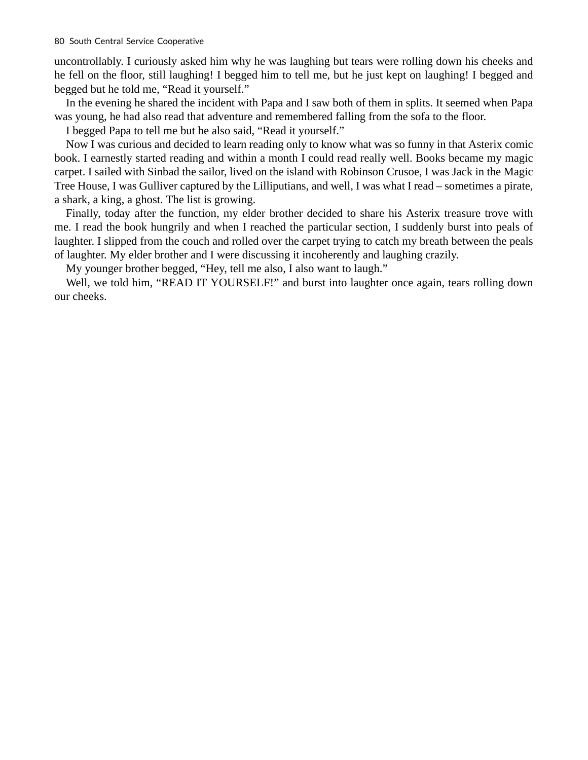uncontrollably. I curiously asked him why he was laughing but tears were rolling down his cheeks and he fell on the floor, still laughing! I begged him to tell me, but he just kept on laughing! I begged and begged but he told me, “Read it yourself.”

In the evening he shared the incident with Papa and I saw both of them in splits. It seemed when Papa was young, he had also read that adventure and remembered falling from the sofa to the floor.

I begged Papa to tell me but he also said, “Read it yourself.”

Now I was curious and decided to learn reading only to know what was so funny in that Asterix comic book. I earnestly started reading and within a month I could read really well. Books became my magic carpet. I sailed with Sinbad the sailor, lived on the island with Robinson Crusoe, I was Jack in the Magic Tree House, I was Gulliver captured by the Lilliputians, and well, I was what I read – sometimes a pirate, a shark, a king, a ghost. The list is growing.

Finally, today after the function, my elder brother decided to share his Asterix treasure trove with me. I read the book hungrily and when I reached the particular section, I suddenly burst into peals of laughter. I slipped from the couch and rolled over the carpet trying to catch my breath between the peals of laughter. My elder brother and I were discussing it incoherently and laughing crazily.

My younger brother begged, “Hey, tell me also, I also want to laugh.”

Well, we told him, “READ IT YOURSELF!” and burst into laughter once again, tears rolling down our cheeks.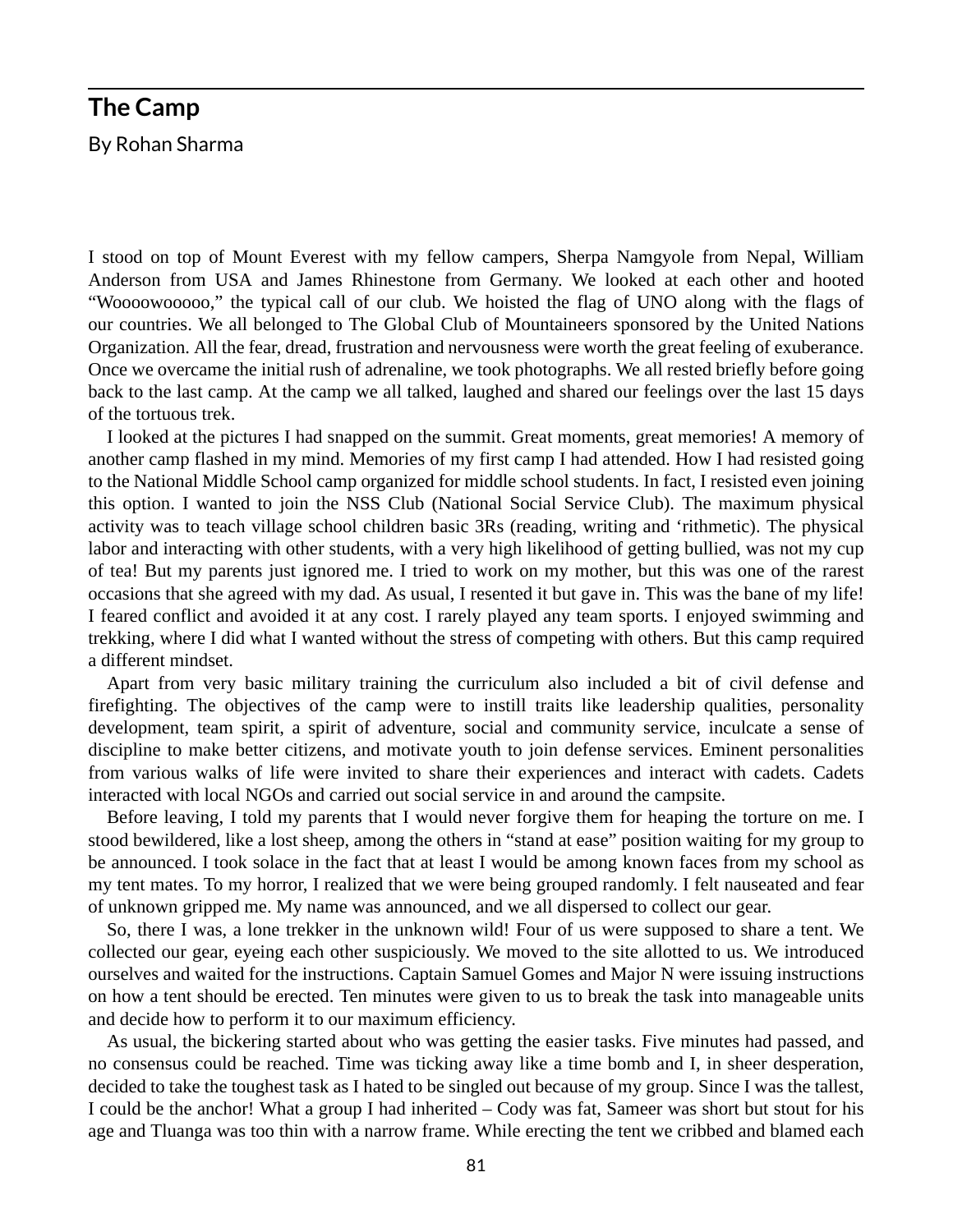## The Camp

By Rohan Sharma

I stood on top of Mount Everest with my fellow campers, Sherpa Namgyole from Nepal, William Anderson from USA and James Rhinestone from Germany. We looked at each other and hooted "Woooowooooo," the typical call of our club. We hoisted the flag of UNO along with the flags of our countries. We all belonged to The Global Club of Mountaineers sponsored by the United Nations Organization. All the fear, dread, frustration and nervousness were worth the great feeling of exuberance. Once we overcame the initial rush of adrenaline, we took photographs. We all rested briefly before going back to the last camp. At the camp we all talked, laughed and shared our feelings over the last 15 days of the tortuous trek.

I looked at the pictures I had snapped on the summit. Great moments, great memories! A memory of another camp flashed in my mind. Memories of my first camp I had attended. How I had resisted going to the National Middle School camp organized for middle school students. In fact, I resisted even joining this option. I wanted to join the NSS Club (National Social Service Club). The maximum physical activity was to teach village school children basic 3Rs (reading, writing and 'rithmetic). The physical labor and interacting with other students, with a very high likelihood of getting bullied, was not my cup of tea! But my parents just ignored me. I tried to work on my mother, but this was one of the rarest occasions that she agreed with my dad. As usual, I resented it but gave in. This was the bane of my life! I feared conflict and avoided it at any cost. I rarely played any team sports. I enjoyed swimming and trekking, where I did what I wanted without the stress of competing with others. But this camp required a different mindset.

Apart from very basic military training the curriculum also included a bit of civil defense and firefighting. The objectives of the camp were to instill traits like leadership qualities, personality development, team spirit, a spirit of adventure, social and community service, inculcate a sense of discipline to make better citizens, and motivate youth to join defense services. Eminent personalities from various walks of life were invited to share their experiences and interact with cadets. Cadets interacted with local NGOs and carried out social service in and around the campsite.

Before leaving, I told my parents that I would never forgive them for heaping the torture on me. I stood bewildered, like a lost sheep, among the others in "stand at ease" position waiting for my group to be announced. I took solace in the fact that at least I would be among known faces from my school as my tent mates. To my horror, I realized that we were being grouped randomly. I felt nauseated and fear of unknown gripped me. My name was announced, and we all dispersed to collect our gear.

So, there I was, a lone trekker in the unknown wild! Four of us were supposed to share a tent. We collected our gear, eyeing each other suspiciously. We moved to the site allotted to us. We introduced ourselves and waited for the instructions. Captain Samuel Gomes and Major N were issuing instructions on how a tent should be erected. Ten minutes were given to us to break the task into manageable units and decide how to perform it to our maximum efficiency.

As usual, the bickering started about who was getting the easier tasks. Five minutes had passed, and no consensus could be reached. Time was ticking away like a time bomb and I, in sheer desperation, decided to take the toughest task as I hated to be singled out because of my group. Since I was the tallest, I could be the anchor! What a group I had inherited – Cody was fat, Sameer was short but stout for his age and Tluanga was too thin with a narrow frame. While erecting the tent we cribbed and blamed each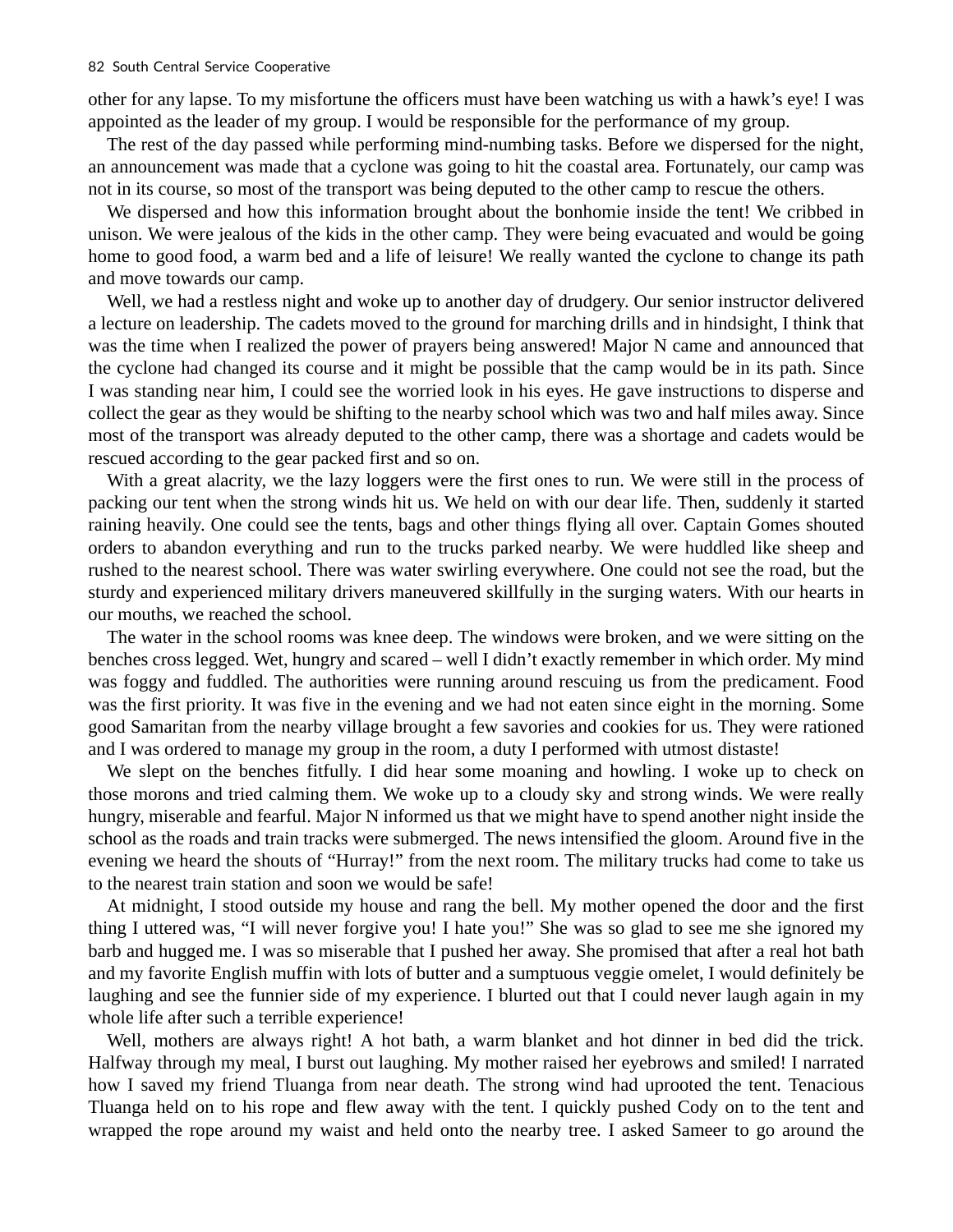other for any lapse. To my misfortune the officers must have been watching us with a hawk's eye! I was appointed as the leader of my group. I would be responsible for the performance of my group.

The rest of the day passed while performing mind-numbing tasks. Before we dispersed for the night, an announcement was made that a cyclone was going to hit the coastal area. Fortunately, our camp was not in its course, so most of the transport was being deputed to the other camp to rescue the others.

We dispersed and how this information brought about the bonhomie inside the tent! We cribbed in unison. We were jealous of the kids in the other camp. They were being evacuated and would be going home to good food, a warm bed and a life of leisure! We really wanted the cyclone to change its path and move towards our camp.

Well, we had a restless night and woke up to another day of drudgery. Our senior instructor delivered a lecture on leadership. The cadets moved to the ground for marching drills and in hindsight, I think that was the time when I realized the power of prayers being answered! Major N came and announced that the cyclone had changed its course and it might be possible that the camp would be in its path. Since I was standing near him, I could see the worried look in his eyes. He gave instructions to disperse and collect the gear as they would be shifting to the nearby school which was two and half miles away. Since most of the transport was already deputed to the other camp, there was a shortage and cadets would be rescued according to the gear packed first and so on.

With a great alacrity, we the lazy loggers were the first ones to run. We were still in the process of packing our tent when the strong winds hit us. We held on with our dear life. Then, suddenly it started raining heavily. One could see the tents, bags and other things flying all over. Captain Gomes shouted orders to abandon everything and run to the trucks parked nearby. We were huddled like sheep and rushed to the nearest school. There was water swirling everywhere. One could not see the road, but the sturdy and experienced military drivers maneuvered skillfully in the surging waters. With our hearts in our mouths, we reached the school.

The water in the school rooms was knee deep. The windows were broken, and we were sitting on the benches cross legged. Wet, hungry and scared – well I didn't exactly remember in which order. My mind was foggy and fuddled. The authorities were running around rescuing us from the predicament. Food was the first priority. It was five in the evening and we had not eaten since eight in the morning. Some good Samaritan from the nearby village brought a few savories and cookies for us. They were rationed and I was ordered to manage my group in the room, a duty I performed with utmost distaste!

We slept on the benches fitfully. I did hear some moaning and howling. I woke up to check on those morons and tried calming them. We woke up to a cloudy sky and strong winds. We were really hungry, miserable and fearful. Major N informed us that we might have to spend another night inside the school as the roads and train tracks were submerged. The news intensified the gloom. Around five in the evening we heard the shouts of "Hurray!" from the next room. The military trucks had come to take us to the nearest train station and soon we would be safe!

At midnight, I stood outside my house and rang the bell. My mother opened the door and the first thing I uttered was, "I will never forgive you! I hate you!" She was so glad to see me she ignored my barb and hugged me. I was so miserable that I pushed her away. She promised that after a real hot bath and my favorite English muffin with lots of butter and a sumptuous veggie omelet, I would definitely be laughing and see the funnier side of my experience. I blurted out that I could never laugh again in my whole life after such a terrible experience!

Well, mothers are always right! A hot bath, a warm blanket and hot dinner in bed did the trick. Halfway through my meal, I burst out laughing. My mother raised her eyebrows and smiled! I narrated how I saved my friend Tluanga from near death. The strong wind had uprooted the tent. Tenacious Tluanga held on to his rope and flew away with the tent. I quickly pushed Cody on to the tent and wrapped the rope around my waist and held onto the nearby tree. I asked Sameer to go around the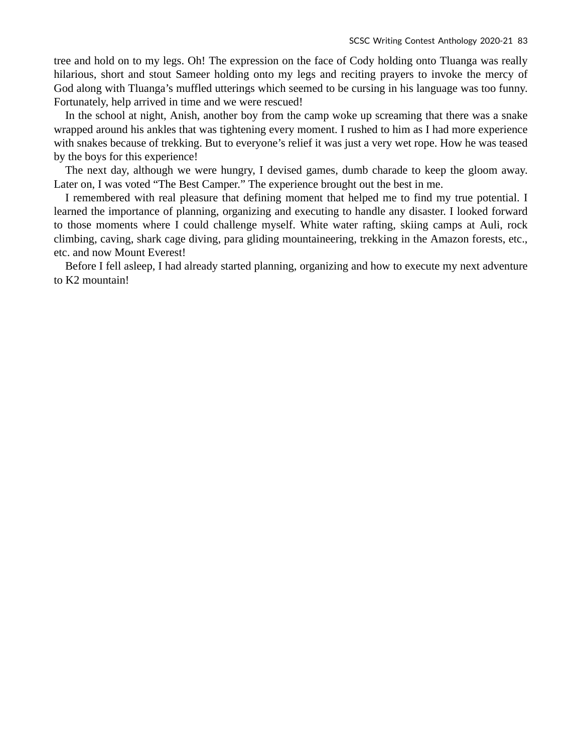tree and hold on to my legs. Oh! The expression on the face of Cody holding onto Tluanga was really hilarious, short and stout Sameer holding onto my legs and reciting prayers to invoke the mercy of God along with Tluanga's muffled utterings which seemed to be cursing in his language was too funny. Fortunately, help arrived in time and we were rescued!

In the school at night, Anish, another boy from the camp woke up screaming that there was a snake wrapped around his ankles that was tightening every moment. I rushed to him as I had more experience with snakes because of trekking. But to everyone's relief it was just a very wet rope. How he was teased by the boys for this experience!

The next day, although we were hungry, I devised games, dumb charade to keep the gloom away. Later on, I was voted "The Best Camper." The experience brought out the best in me.

I remembered with real pleasure that defining moment that helped me to find my true potential. I learned the importance of planning, organizing and executing to handle any disaster. I looked forward to those moments where I could challenge myself. White water rafting, skiing camps at Auli, rock climbing, caving, shark cage diving, para gliding mountaineering, trekking in the Amazon forests, etc., etc. and now Mount Everest!

Before I fell asleep, I had already started planning, organizing and how to execute my next adventure to K2 mountain!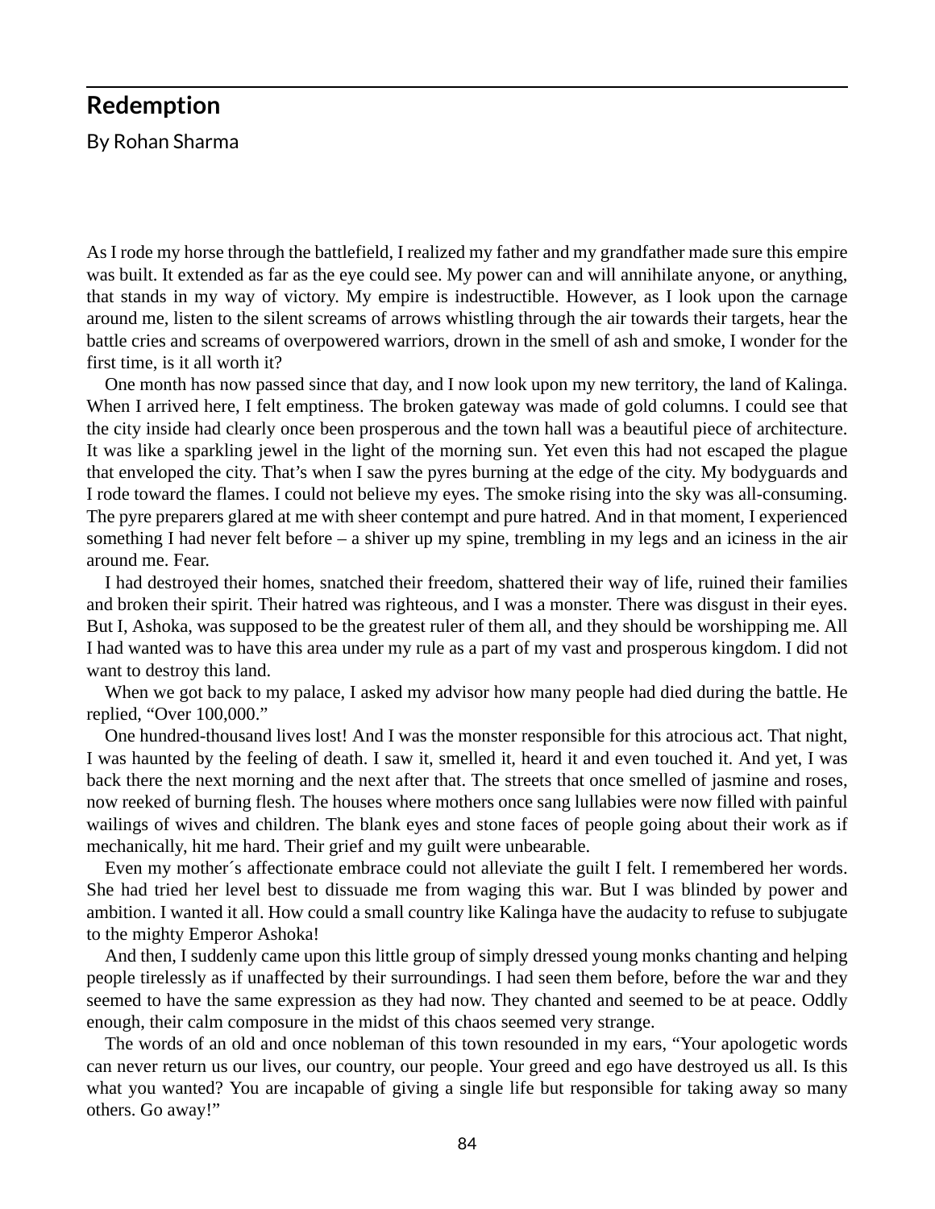## Redemption

By Rohan Sharma

As I rode my horse through the battlefield, I realized my father and my grandfather made sure this empire was built. It extended as far as the eye could see. My power can and will annihilate anyone, or anything, that stands in my way of victory. My empire is indestructible. However, as I look upon the carnage around me, listen to the silent screams of arrows whistling through the air towards their targets, hear the battle cries and screams of overpowered warriors, drown in the smell of ash and smoke, I wonder for the first time, is it all worth it?

One month has now passed since that day, and I now look upon my new territory, the land of Kalinga. When I arrived here, I felt emptiness. The broken gateway was made of gold columns. I could see that the city inside had clearly once been prosperous and the town hall was a beautiful piece of architecture. It was like a sparkling jewel in the light of the morning sun. Yet even this had not escaped the plague that enveloped the city. That's when I saw the pyres burning at the edge of the city. My bodyguards and I rode toward the flames. I could not believe my eyes. The smoke rising into the sky was all-consuming. The pyre preparers glared at me with sheer contempt and pure hatred. And in that moment, I experienced something I had never felt before – a shiver up my spine, trembling in my legs and an iciness in the air around me. Fear.

I had destroyed their homes, snatched their freedom, shattered their way of life, ruined their families and broken their spirit. Their hatred was righteous, and I was a monster. There was disgust in their eyes. But I, Ashoka, was supposed to be the greatest ruler of them all, and they should be worshipping me. All I had wanted was to have this area under my rule as a part of my vast and prosperous kingdom. I did not want to destroy this land.

When we got back to my palace, I asked my advisor how many people had died during the battle. He replied, "Over 100,000."

One hundred-thousand lives lost! And I was the monster responsible for this atrocious act. That night, I was haunted by the feeling of death. I saw it, smelled it, heard it and even touched it. And yet, I was back there the next morning and the next after that. The streets that once smelled of jasmine and roses, now reeked of burning flesh. The houses where mothers once sang lullabies were now filled with painful wailings of wives and children. The blank eyes and stone faces of people going about their work as if mechanically, hit me hard. Their grief and my guilt were unbearable.

Even my mother´s affectionate embrace could not alleviate the guilt I felt. I remembered her words. She had tried her level best to dissuade me from waging this war. But I was blinded by power and ambition. I wanted it all. How could a small country like Kalinga have the audacity to refuse to subjugate to the mighty Emperor Ashoka!

And then, I suddenly came upon this little group of simply dressed young monks chanting and helping people tirelessly as if unaffected by their surroundings. I had seen them before, before the war and they seemed to have the same expression as they had now. They chanted and seemed to be at peace. Oddly enough, their calm composure in the midst of this chaos seemed very strange.

The words of an old and once nobleman of this town resounded in my ears, "Your apologetic words can never return us our lives, our country, our people. Your greed and ego have destroyed us all. Is this what you wanted? You are incapable of giving a single life but responsible for taking away so many others. Go away!"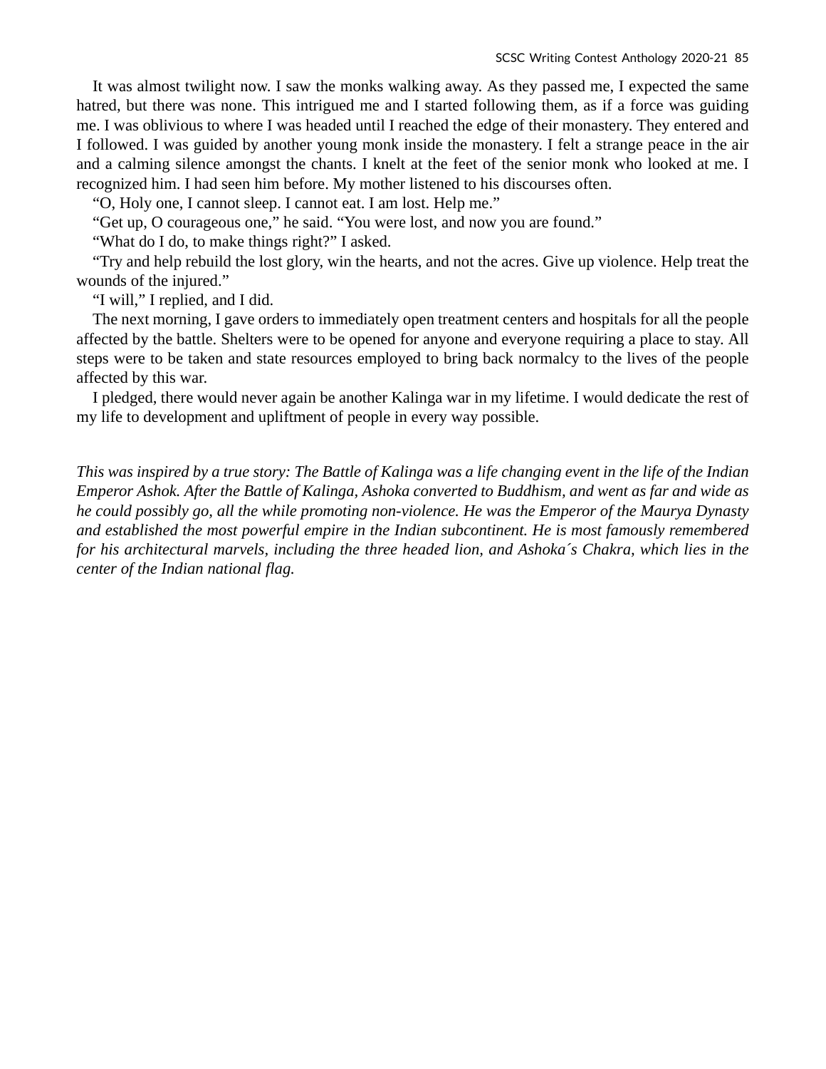It was almost twilight now. I saw the monks walking away. As they passed me, I expected the same hatred, but there was none. This intrigued me and I started following them, as if a force was guiding me. I was oblivious to where I was headed until I reached the edge of their monastery. They entered and I followed. I was guided by another young monk inside the monastery. I felt a strange peace in the air and a calming silence amongst the chants. I knelt at the feet of the senior monk who looked at me. I recognized him. I had seen him before. My mother listened to his discourses often.

"O, Holy one, I cannot sleep. I cannot eat. I am lost. Help me."

"Get up, O courageous one," he said. "You were lost, and now you are found."

"What do I do, to make things right?" I asked.

"Try and help rebuild the lost glory, win the hearts, and not the acres. Give up violence. Help treat the wounds of the injured."

"I will," I replied, and I did.

The next morning, I gave orders to immediately open treatment centers and hospitals for all the people affected by the battle. Shelters were to be opened for anyone and everyone requiring a place to stay. All steps were to be taken and state resources employed to bring back normalcy to the lives of the people affected by this war.

I pledged, there would never again be another Kalinga war in my lifetime. I would dedicate the rest of my life to development and upliftment of people in every way possible.

*This was inspired by a true story: The Battle of Kalinga was a life changing event in the life of the Indian Emperor Ashok. After the Battle of Kalinga, Ashoka converted to Buddhism, and went as far and wide as he could possibly go, all the while promoting non-violence. He was the Emperor of the Maurya Dynasty and established the most powerful empire in the Indian subcontinent. He is most famously remembered for his architectural marvels, including the three headed lion, and Ashoka´s Chakra, which lies in the center of the Indian national flag.*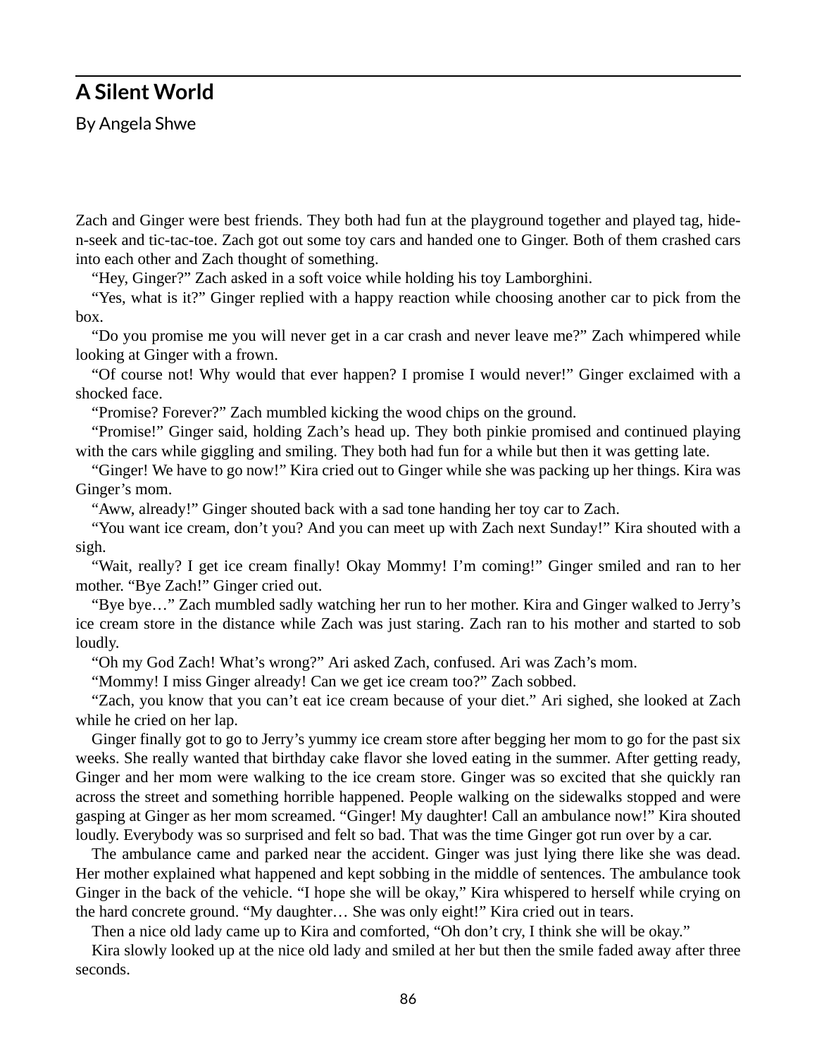## A Silent World

By Angela Shwe

Zach and Ginger were best friends. They both had fun at the playground together and played tag, hide-n-seek and tic-tac-toe. Zach got out some toy cars and handed one to Ginger. Both of them crashed cars into each other and Zach thought of something.

"Hey, Ginger?" Zach asked in a soft voice while holding his toy Lamborghini.

"Yes, what is it?" Ginger replied with a happy reaction while choosing another car to pick from the box.

"Do you promise me you will never get in a car crash and never leave me?" Zach whimpered while looking at Ginger with a frown.

"Of course not! Why would that ever happen? I promise I would never!" Ginger exclaimed with a shocked face.

"Promise? Forever?" Zach mumbled kicking the wood chips on the ground.

"Promise!" Ginger said, holding Zach's head up. They both pinkie promised and continued playing with the cars while giggling and smiling. They both had fun for a while but then it was getting late.

"Ginger! We have to go now!" Kira cried out to Ginger while she was packing up her things. Kira was Ginger's mom.

"Aww, already!" Ginger shouted back with a sad tone handing her toy car to Zach.

"You want ice cream, don't you? And you can meet up with Zach next Sunday!" Kira shouted with a sigh.

"Wait, really? I get ice cream finally! Okay Mommy! I'm coming!" Ginger smiled and ran to her mother. "Bye Zach!" Ginger cried out.

"Bye bye…" Zach mumbled sadly watching her run to her mother. Kira and Ginger walked to Jerry's ice cream store in the distance while Zach was just staring. Zach ran to his mother and started to sob loudly.

"Oh my God Zach! What's wrong?" Ari asked Zach, confused. Ari was Zach's mom.

"Mommy! I miss Ginger already! Can we get ice cream too?" Zach sobbed.

"Zach, you know that you can't eat ice cream because of your diet." Ari sighed, she looked at Zach while he cried on her lap.

Ginger finally got to go to Jerry's yummy ice cream store after begging her mom to go for the past six weeks. She really wanted that birthday cake flavor she loved eating in the summer. After getting ready, Ginger and her mom were walking to the ice cream store. Ginger was so excited that she quickly ran across the street and something horrible happened. People walking on the sidewalks stopped and were gasping at Ginger as her mom screamed. "Ginger! My daughter! Call an ambulance now!" Kira shouted loudly. Everybody was so surprised and felt so bad. That was the time Ginger got run over by a car.

The ambulance came and parked near the accident. Ginger was just lying there like she was dead. Her mother explained what happened and kept sobbing in the middle of sentences. The ambulance took Ginger in the back of the vehicle. "I hope she will be okay," Kira whispered to herself while crying on the hard concrete ground. "My daughter… She was only eight!" Kira cried out in tears.

Then a nice old lady came up to Kira and comforted, "Oh don't cry, I think she will be okay."

Kira slowly looked up at the nice old lady and smiled at her but then the smile faded away after three seconds.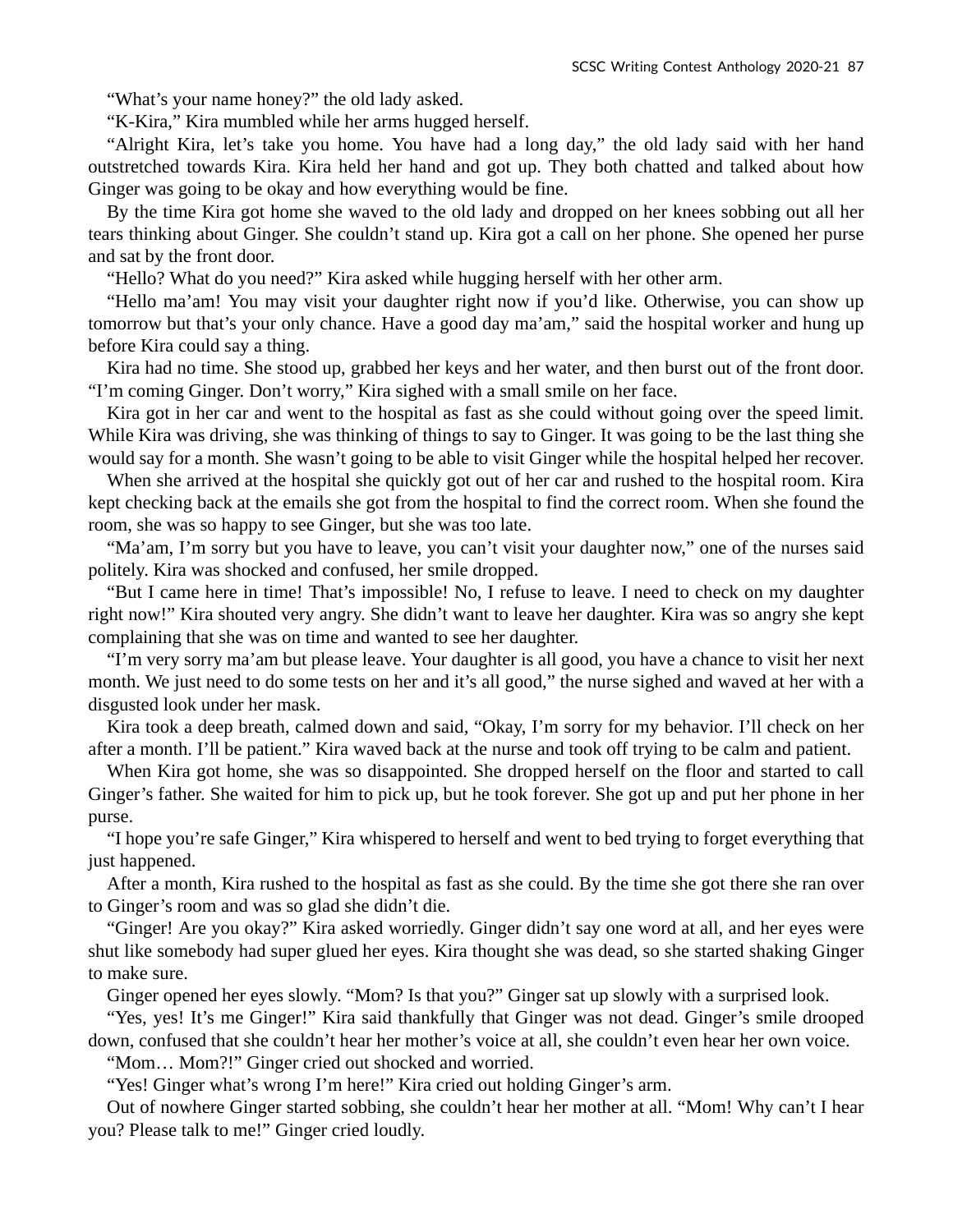"What's your name honey?" the old lady asked.

"K-Kira," Kira mumbled while her arms hugged herself.

"Alright Kira, let's take you home. You have had a long day," the old lady said with her hand outstretched towards Kira. Kira held her hand and got up. They both chatted and talked about how Ginger was going to be okay and how everything would be fine.

By the time Kira got home she waved to the old lady and dropped on her knees sobbing out all her tears thinking about Ginger. She couldn't stand up. Kira got a call on her phone. She opened her purse and sat by the front door.

"Hello? What do you need?" Kira asked while hugging herself with her other arm.

"Hello ma'am! You may visit your daughter right now if you'd like. Otherwise, you can show up tomorrow but that's your only chance. Have a good day ma'am," said the hospital worker and hung up before Kira could say a thing.

Kira had no time. She stood up, grabbed her keys and her water, and then burst out of the front door. "I'm coming Ginger. Don't worry," Kira sighed with a small smile on her face.

Kira got in her car and went to the hospital as fast as she could without going over the speed limit. While Kira was driving, she was thinking of things to say to Ginger. It was going to be the last thing she would say for a month. She wasn't going to be able to visit Ginger while the hospital helped her recover.

When she arrived at the hospital she quickly got out of her car and rushed to the hospital room. Kira kept checking back at the emails she got from the hospital to find the correct room. When she found the room, she was so happy to see Ginger, but she was too late.

"Ma'am, I'm sorry but you have to leave, you can't visit your daughter now," one of the nurses said politely. Kira was shocked and confused, her smile dropped.

"But I came here in time! That's impossible! No, I refuse to leave. I need to check on my daughter right now!" Kira shouted very angry. She didn't want to leave her daughter. Kira was so angry she kept complaining that she was on time and wanted to see her daughter.

"I'm very sorry ma'am but please leave. Your daughter is all good, you have a chance to visit her next month. We just need to do some tests on her and it's all good," the nurse sighed and waved at her with a disgusted look under her mask.

Kira took a deep breath, calmed down and said, "Okay, I'm sorry for my behavior. I'll check on her after a month. I'll be patient." Kira waved back at the nurse and took off trying to be calm and patient.

When Kira got home, she was so disappointed. She dropped herself on the floor and started to call Ginger's father. She waited for him to pick up, but he took forever. She got up and put her phone in her purse.

"I hope you're safe Ginger," Kira whispered to herself and went to bed trying to forget everything that just happened.

After a month, Kira rushed to the hospital as fast as she could. By the time she got there she ran over to Ginger's room and was so glad she didn't die.

"Ginger! Are you okay?" Kira asked worriedly. Ginger didn't say one word at all, and her eyes were shut like somebody had super glued her eyes. Kira thought she was dead, so she started shaking Ginger to make sure.

Ginger opened her eyes slowly. "Mom? Is that you?" Ginger sat up slowly with a surprised look.

"Yes, yes! It's me Ginger!" Kira said thankfully that Ginger was not dead. Ginger's smile drooped down, confused that she couldn't hear her mother's voice at all, she couldn't even hear her own voice.

"Mom… Mom?!" Ginger cried out shocked and worried.

"Yes! Ginger what's wrong I'm here!" Kira cried out holding Ginger's arm.

Out of nowhere Ginger started sobbing, she couldn't hear her mother at all. "Mom! Why can't I hear you? Please talk to me!" Ginger cried loudly.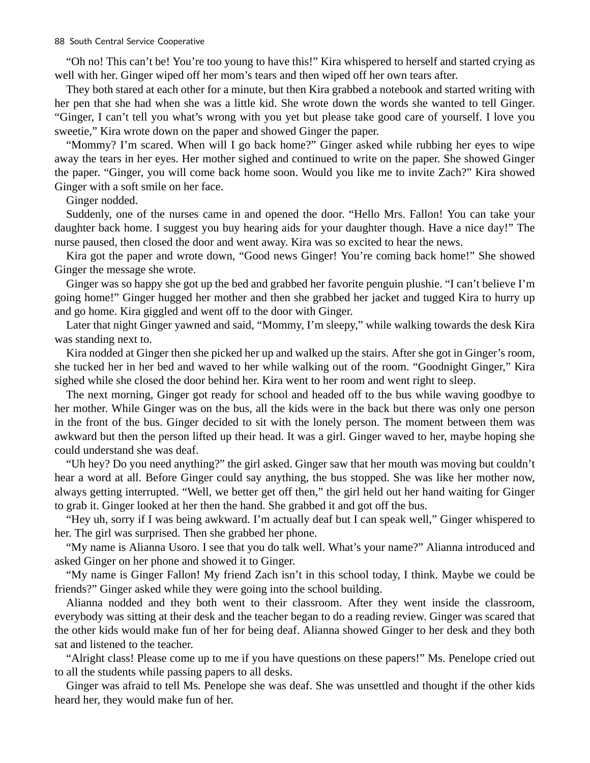"Oh no! This can't be! You're too young to have this!" Kira whispered to herself and started crying as well with her. Ginger wiped off her mom's tears and then wiped off her own tears after.

They both stared at each other for a minute, but then Kira grabbed a notebook and started writing with her pen that she had when she was a little kid. She wrote down the words she wanted to tell Ginger. "Ginger, I can't tell you what's wrong with you yet but please take good care of yourself. I love you sweetie," Kira wrote down on the paper and showed Ginger the paper.

"Mommy? I'm scared. When will I go back home?" Ginger asked while rubbing her eyes to wipe away the tears in her eyes. Her mother sighed and continued to write on the paper. She showed Ginger the paper. "Ginger, you will come back home soon. Would you like me to invite Zach?" Kira showed Ginger with a soft smile on her face.

Ginger nodded.

Suddenly, one of the nurses came in and opened the door. "Hello Mrs. Fallon! You can take your daughter back home. I suggest you buy hearing aids for your daughter though. Have a nice day!" The nurse paused, then closed the door and went away. Kira was so excited to hear the news.

Kira got the paper and wrote down, "Good news Ginger! You're coming back home!" She showed Ginger the message she wrote.

Ginger was so happy she got up the bed and grabbed her favorite penguin plushie. "I can't believe I'm going home!" Ginger hugged her mother and then she grabbed her jacket and tugged Kira to hurry up and go home. Kira giggled and went off to the door with Ginger.

Later that night Ginger yawned and said, "Mommy, I'm sleepy," while walking towards the desk Kira was standing next to.

Kira nodded at Ginger then she picked her up and walked up the stairs. After she got in Ginger's room, she tucked her in her bed and waved to her while walking out of the room. "Goodnight Ginger," Kira sighed while she closed the door behind her. Kira went to her room and went right to sleep.

The next morning, Ginger got ready for school and headed off to the bus while waving goodbye to her mother. While Ginger was on the bus, all the kids were in the back but there was only one person in the front of the bus. Ginger decided to sit with the lonely person. The moment between them was awkward but then the person lifted up their head. It was a girl. Ginger waved to her, maybe hoping she could understand she was deaf.

"Uh hey? Do you need anything?" the girl asked. Ginger saw that her mouth was moving but couldn't hear a word at all. Before Ginger could say anything, the bus stopped. She was like her mother now, always getting interrupted. "Well, we better get off then," the girl held out her hand waiting for Ginger to grab it. Ginger looked at her then the hand. She grabbed it and got off the bus.

"Hey uh, sorry if I was being awkward. I'm actually deaf but I can speak well," Ginger whispered to her. The girl was surprised. Then she grabbed her phone.

"My name is Alianna Usoro. I see that you do talk well. What's your name?" Alianna introduced and asked Ginger on her phone and showed it to Ginger.

"My name is Ginger Fallon! My friend Zach isn't in this school today, I think. Maybe we could be friends?" Ginger asked while they were going into the school building.

Alianna nodded and they both went to their classroom. After they went inside the classroom, everybody was sitting at their desk and the teacher began to do a reading review. Ginger was scared that the other kids would make fun of her for being deaf. Alianna showed Ginger to her desk and they both sat and listened to the teacher.

"Alright class! Please come up to me if you have questions on these papers!" Ms. Penelope cried out to all the students while passing papers to all desks.

Ginger was afraid to tell Ms. Penelope she was deaf. She was unsettled and thought if the other kids heard her, they would make fun of her.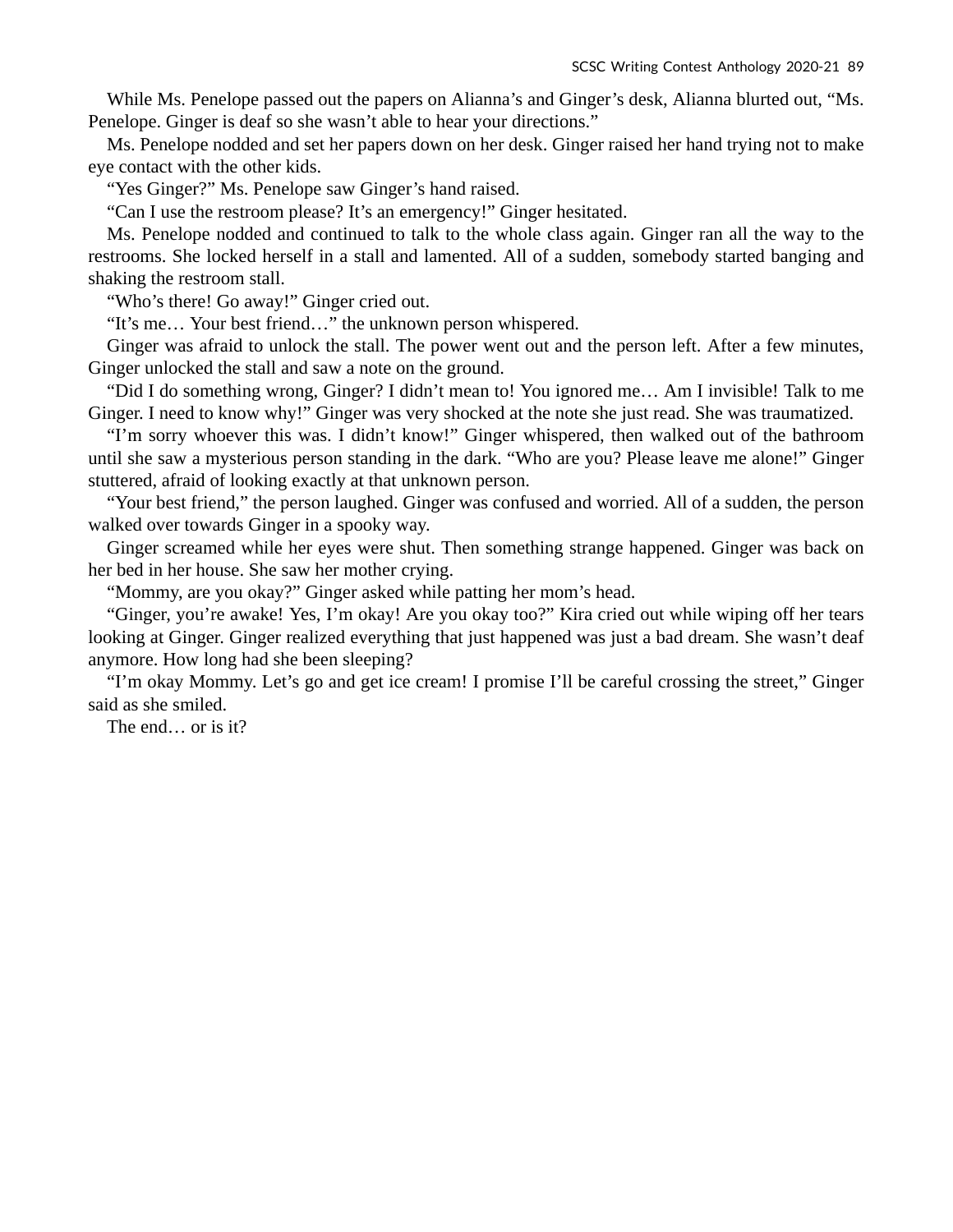While Ms. Penelope passed out the papers on Alianna’s and Ginger’s desk, Alianna blurted out, “Ms. Penelope. Ginger is deaf so she wasn’t able to hear your directions.”

Ms. Penelope nodded and set her papers down on her desk. Ginger raised her hand trying not to make eye contact with the other kids.

“Yes Ginger?” Ms. Penelope saw Ginger’s hand raised.

“Can I use the restroom please? It’s an emergency!” Ginger hesitated.

Ms. Penelope nodded and continued to talk to the whole class again. Ginger ran all the way to the restrooms. She locked herself in a stall and lamented. All of a sudden, somebody started banging and shaking the restroom stall.

“Who’s there! Go away!” Ginger cried out.

“It’s me… Your best friend…” the unknown person whispered.

Ginger was afraid to unlock the stall. The power went out and the person left. After a few minutes, Ginger unlocked the stall and saw a note on the ground.

“Did I do something wrong, Ginger? I didn’t mean to! You ignored me… Am I invisible! Talk to me Ginger. I need to know why!” Ginger was very shocked at the note she just read. She was traumatized.

“I’m sorry whoever this was. I didn’t know!” Ginger whispered, then walked out of the bathroom until she saw a mysterious person standing in the dark. “Who are you? Please leave me alone!” Ginger stuttered, afraid of looking exactly at that unknown person.

“Your best friend,” the person laughed. Ginger was confused and worried. All of a sudden, the person walked over towards Ginger in a spooky way.

Ginger screamed while her eyes were shut. Then something strange happened. Ginger was back on her bed in her house. She saw her mother crying.

“Mommy, are you okay?” Ginger asked while patting her mom’s head.

“Ginger, you’re awake! Yes, I’m okay! Are you okay too?” Kira cried out while wiping off her tears looking at Ginger. Ginger realized everything that just happened was just a bad dream. She wasn’t deaf anymore. How long had she been sleeping?

“I’m okay Mommy. Let’s go and get ice cream! I promise I’ll be careful crossing the street,” Ginger said as she smiled.

The end… or is it?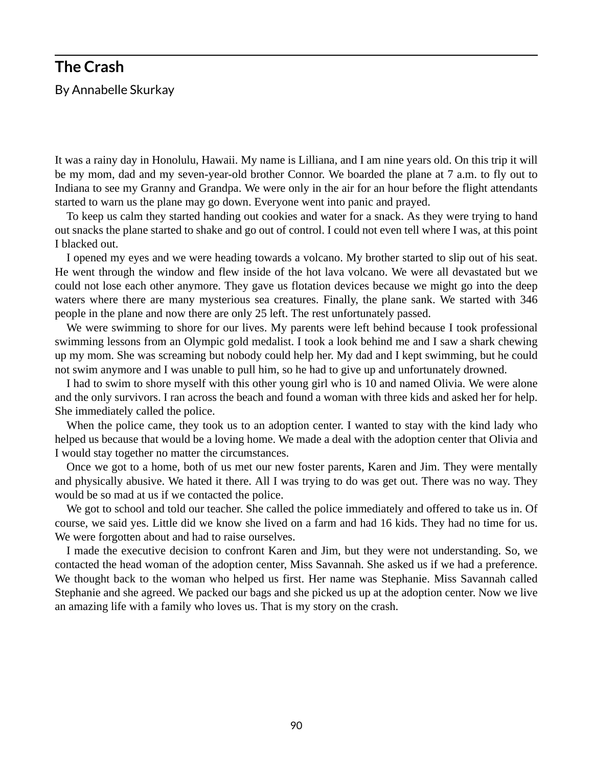## The Crash

By Annabelle Skurkay

It was a rainy day in Honolulu, Hawaii. My name is Lilliana, and I am nine years old. On this trip it will be my mom, dad and my seven-year-old brother Connor. We boarded the plane at 7 a.m. to fly out to Indiana to see my Granny and Grandpa. We were only in the air for an hour before the flight attendants started to warn us the plane may go down. Everyone went into panic and prayed.

To keep us calm they started handing out cookies and water for a snack. As they were trying to hand out snacks the plane started to shake and go out of control. I could not even tell where I was, at this point I blacked out.

I opened my eyes and we were heading towards a volcano. My brother started to slip out of his seat. He went through the window and flew inside of the hot lava volcano. We were all devastated but we could not lose each other anymore. They gave us flotation devices because we might go into the deep waters where there are many mysterious sea creatures. Finally, the plane sank. We started with 346 people in the plane and now there are only 25 left. The rest unfortunately passed.

We were swimming to shore for our lives. My parents were left behind because I took professional swimming lessons from an Olympic gold medalist. I took a look behind me and I saw a shark chewing up my mom. She was screaming but nobody could help her. My dad and I kept swimming, but he could not swim anymore and I was unable to pull him, so he had to give up and unfortunately drowned.

I had to swim to shore myself with this other young girl who is 10 and named Olivia. We were alone and the only survivors. I ran across the beach and found a woman with three kids and asked her for help. She immediately called the police.

When the police came, they took us to an adoption center. I wanted to stay with the kind lady who helped us because that would be a loving home. We made a deal with the adoption center that Olivia and I would stay together no matter the circumstances.

Once we got to a home, both of us met our new foster parents, Karen and Jim. They were mentally and physically abusive. We hated it there. All I was trying to do was get out. There was no way. They would be so mad at us if we contacted the police.

We got to school and told our teacher. She called the police immediately and offered to take us in. Of course, we said yes. Little did we know she lived on a farm and had 16 kids. They had no time for us. We were forgotten about and had to raise ourselves.

I made the executive decision to confront Karen and Jim, but they were not understanding. So, we contacted the head woman of the adoption center, Miss Savannah. She asked us if we had a preference. We thought back to the woman who helped us first. Her name was Stephanie. Miss Savannah called Stephanie and she agreed. We packed our bags and she picked us up at the adoption center. Now we live an amazing life with a family who loves us. That is my story on the crash.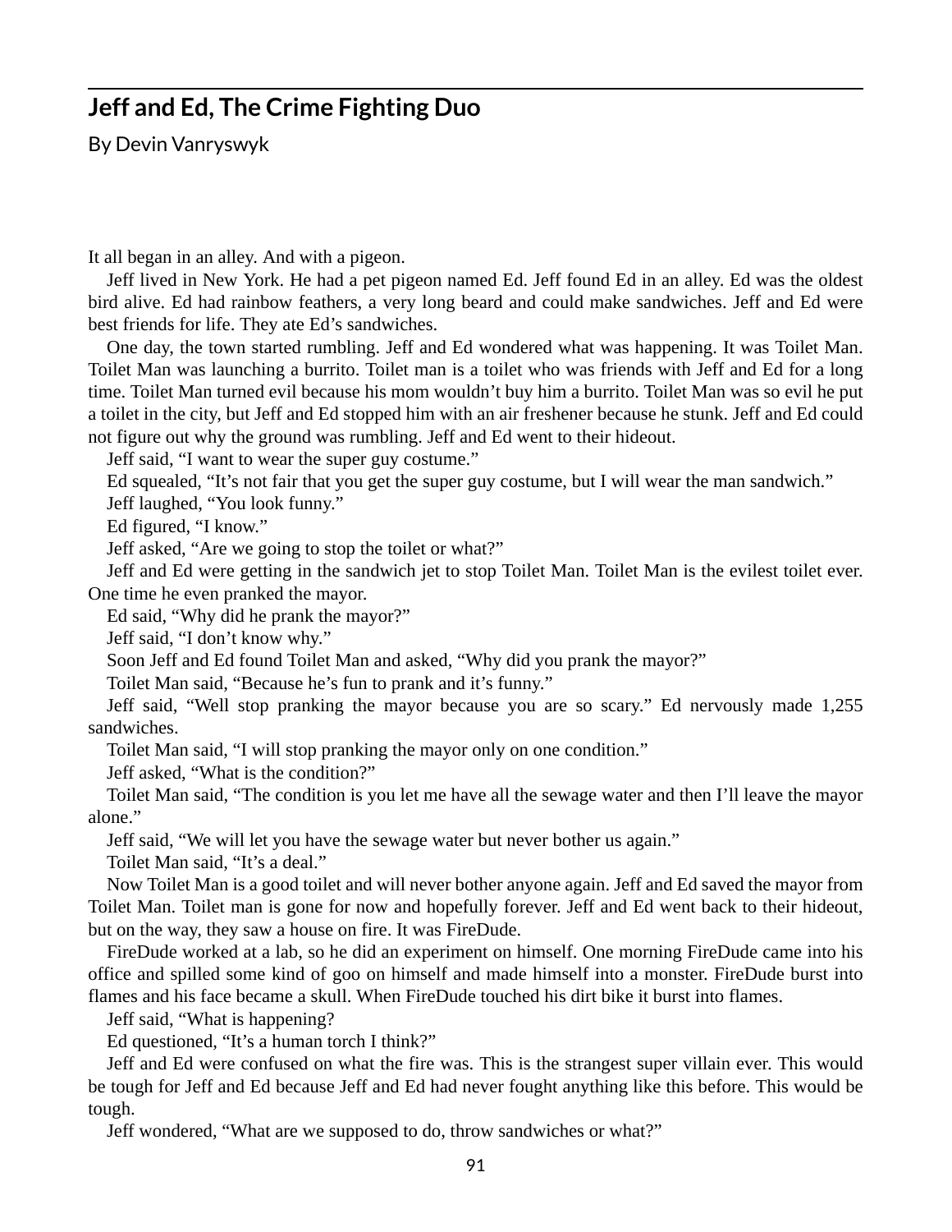## Jeff and Ed, The Crime Fighting Duo

By Devin Vanryswyk

It all began in an alley. And with a pigeon.

Jeff lived in New York. He had a pet pigeon named Ed. Jeff found Ed in an alley. Ed was the oldest bird alive. Ed had rainbow feathers, a very long beard and could make sandwiches. Jeff and Ed were best friends for life. They ate Ed's sandwiches.

One day, the town started rumbling. Jeff and Ed wondered what was happening. It was Toilet Man. Toilet Man was launching a burrito. Toilet man is a toilet who was friends with Jeff and Ed for a long time. Toilet Man turned evil because his mom wouldn't buy him a burrito. Toilet Man was so evil he put a toilet in the city, but Jeff and Ed stopped him with an air freshener because he stunk. Jeff and Ed could not figure out why the ground was rumbling. Jeff and Ed went to their hideout.

Jeff said, "I want to wear the super guy costume."

Ed squealed, "It's not fair that you get the super guy costume, but I will wear the man sandwich."

Jeff laughed, "You look funny."

Ed figured, "I know."

Jeff asked, "Are we going to stop the toilet or what?"

Jeff and Ed were getting in the sandwich jet to stop Toilet Man. Toilet Man is the evilest toilet ever. One time he even pranked the mayor.

Ed said, "Why did he prank the mayor?"

Jeff said, "I don't know why."

Soon Jeff and Ed found Toilet Man and asked, "Why did you prank the mayor?"

Toilet Man said, "Because he's fun to prank and it's funny."

Jeff said, "Well stop pranking the mayor because you are so scary." Ed nervously made 1,255 sandwiches.

Toilet Man said, "I will stop pranking the mayor only on one condition."

Jeff asked, "What is the condition?"

Toilet Man said, "The condition is you let me have all the sewage water and then I'll leave the mayor alone."

Jeff said, "We will let you have the sewage water but never bother us again."

Toilet Man said, "It's a deal."

Now Toilet Man is a good toilet and will never bother anyone again. Jeff and Ed saved the mayor from Toilet Man. Toilet man is gone for now and hopefully forever. Jeff and Ed went back to their hideout, but on the way, they saw a house on fire. It was FireDude.

FireDude worked at a lab, so he did an experiment on himself. One morning FireDude came into his office and spilled some kind of goo on himself and made himself into a monster. FireDude burst into flames and his face became a skull. When FireDude touched his dirt bike it burst into flames.

Jeff said, "What is happening?

Ed questioned, "It's a human torch I think?"

Jeff and Ed were confused on what the fire was. This is the strangest super villain ever. This would be tough for Jeff and Ed because Jeff and Ed had never fought anything like this before. This would be tough.

Jeff wondered, "What are we supposed to do, throw sandwiches or what?"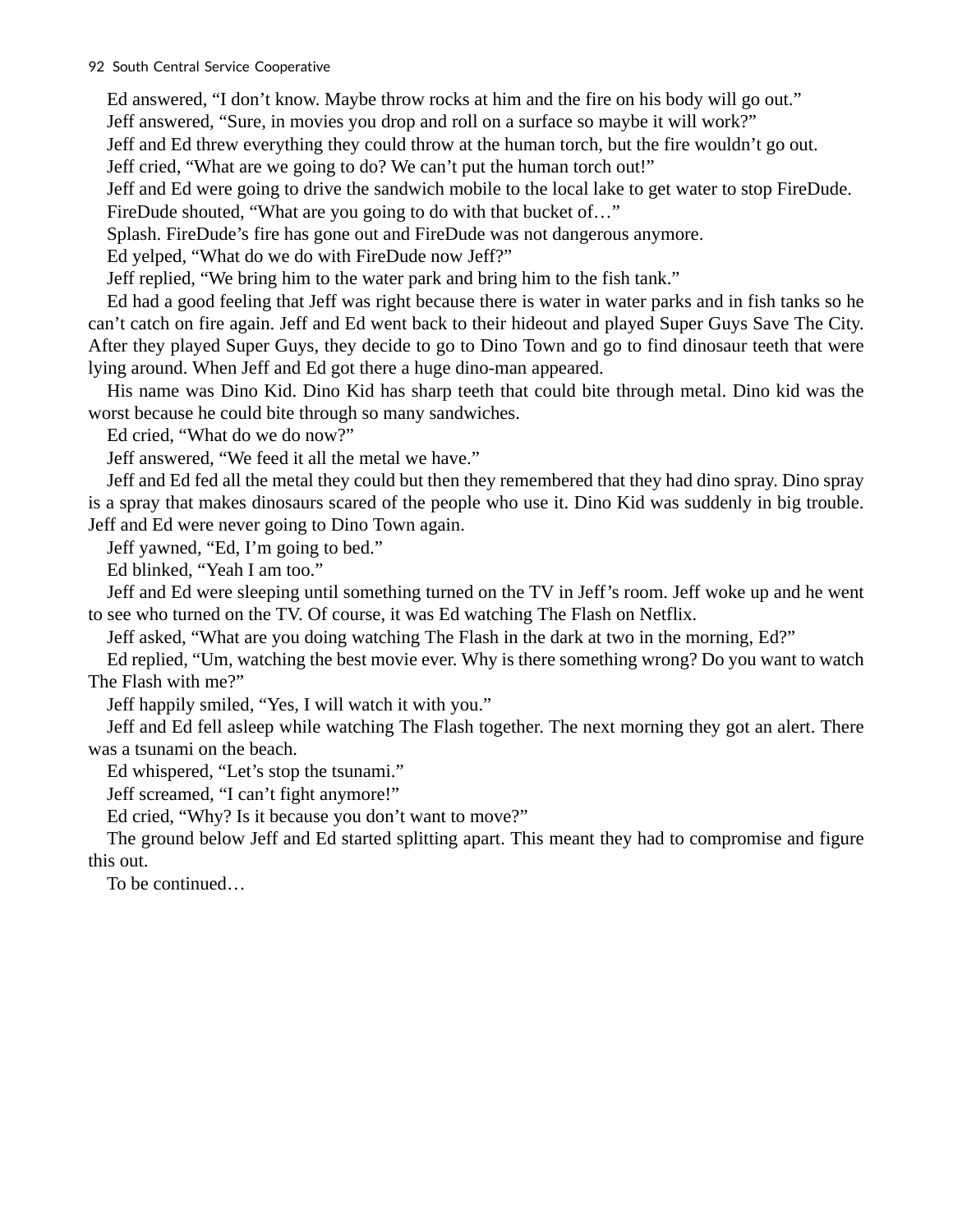Ed answered, "I don't know. Maybe throw rocks at him and the fire on his body will go out."

Jeff answered, "Sure, in movies you drop and roll on a surface so maybe it will work?"

Jeff and Ed threw everything they could throw at the human torch, but the fire wouldn't go out.

Jeff cried, "What are we going to do? We can't put the human torch out!"

Jeff and Ed were going to drive the sandwich mobile to the local lake to get water to stop FireDude.

FireDude shouted, "What are you going to do with that bucket of…"

Splash. FireDude's fire has gone out and FireDude was not dangerous anymore.

Ed yelped, "What do we do with FireDude now Jeff?"

Jeff replied, "We bring him to the water park and bring him to the fish tank."

Ed had a good feeling that Jeff was right because there is water in water parks and in fish tanks so he can't catch on fire again. Jeff and Ed went back to their hideout and played Super Guys Save The City. After they played Super Guys, they decide to go to Dino Town and go to find dinosaur teeth that were lying around. When Jeff and Ed got there a huge dino-man appeared.

His name was Dino Kid. Dino Kid has sharp teeth that could bite through metal. Dino kid was the worst because he could bite through so many sandwiches.

Ed cried, "What do we do now?"

Jeff answered, "We feed it all the metal we have."

Jeff and Ed fed all the metal they could but then they remembered that they had dino spray. Dino spray is a spray that makes dinosaurs scared of the people who use it. Dino Kid was suddenly in big trouble. Jeff and Ed were never going to Dino Town again.

Jeff yawned, "Ed, I'm going to bed."

Ed blinked, "Yeah I am too."

Jeff and Ed were sleeping until something turned on the TV in Jeff's room. Jeff woke up and he went to see who turned on the TV. Of course, it was Ed watching The Flash on Netflix.

Jeff asked, "What are you doing watching The Flash in the dark at two in the morning, Ed?"

Ed replied, "Um, watching the best movie ever. Why is there something wrong? Do you want to watch The Flash with me?"

Jeff happily smiled, "Yes, I will watch it with you."

Jeff and Ed fell asleep while watching The Flash together. The next morning they got an alert. There was a tsunami on the beach.

Ed whispered, "Let's stop the tsunami."

Jeff screamed, "I can't fight anymore!"

Ed cried, "Why? Is it because you don't want to move?"

The ground below Jeff and Ed started splitting apart. This meant they had to compromise and figure this out.

To be continued…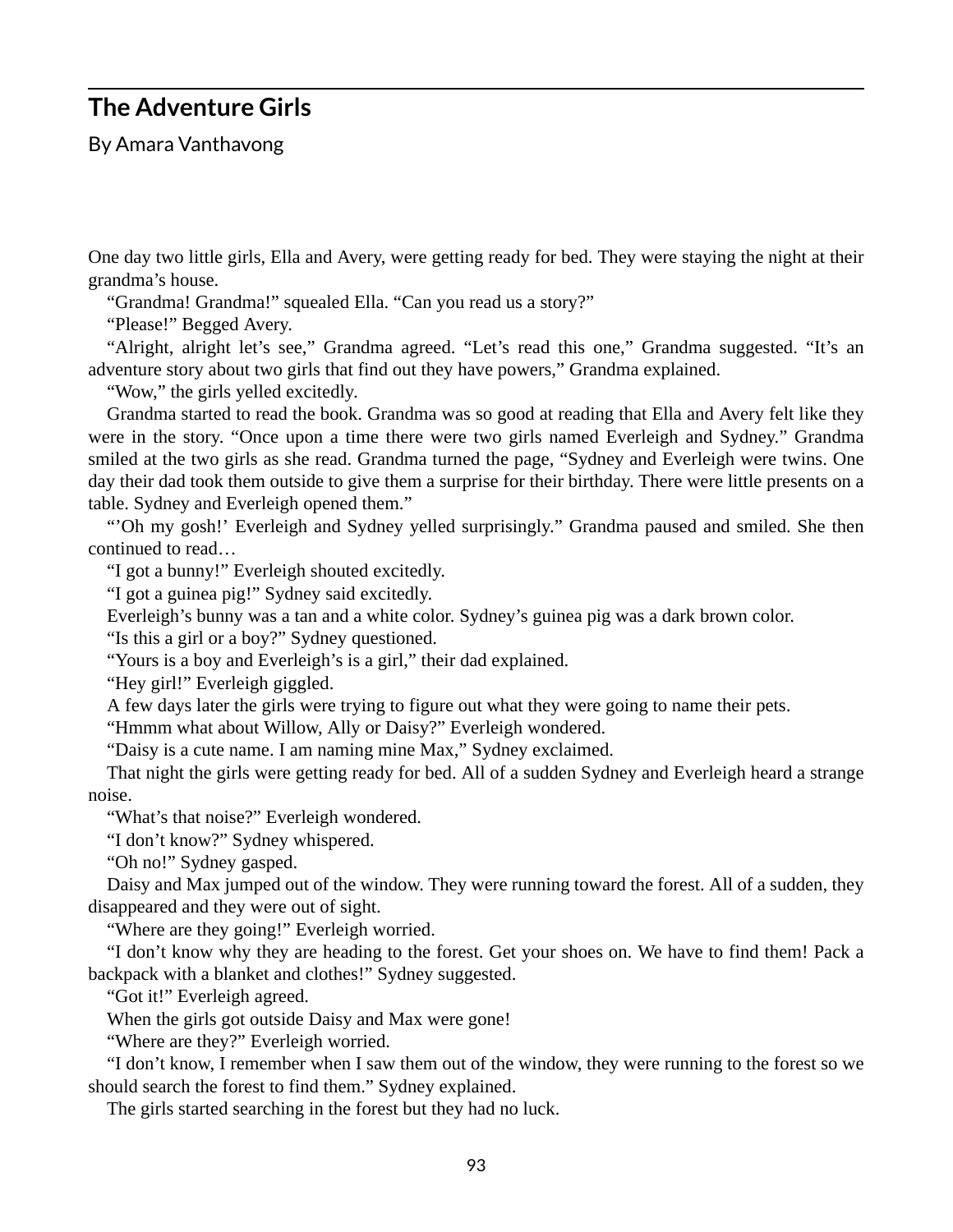## The Adventure Girls

By Amara Vanthavong

One day two little girls, Ella and Avery, were getting ready for bed. They were staying the night at their grandma's house.

"Grandma! Grandma!" squealed Ella. "Can you read us a story?"

"Please!" Begged Avery.

"Alright, alright let's see," Grandma agreed. "Let's read this one," Grandma suggested. "It's an adventure story about two girls that find out they have powers," Grandma explained.

"Wow," the girls yelled excitedly.

Grandma started to read the book. Grandma was so good at reading that Ella and Avery felt like they were in the story. "Once upon a time there were two girls named Everleigh and Sydney." Grandma smiled at the two girls as she read. Grandma turned the page, "Sydney and Everleigh were twins. One day their dad took them outside to give them a surprise for their birthday. There were little presents on a table. Sydney and Everleigh opened them."

"'Oh my gosh!' Everleigh and Sydney yelled surprisingly." Grandma paused and smiled. She then continued to read…

"I got a bunny!" Everleigh shouted excitedly.

"I got a guinea pig!" Sydney said excitedly.

Everleigh's bunny was a tan and a white color. Sydney's guinea pig was a dark brown color.

"Is this a girl or a boy?" Sydney questioned.

"Yours is a boy and Everleigh's is a girl," their dad explained.

"Hey girl!" Everleigh giggled.

A few days later the girls were trying to figure out what they were going to name their pets.

"Hmmm what about Willow, Ally or Daisy?" Everleigh wondered.

"Daisy is a cute name. I am naming mine Max," Sydney exclaimed.

That night the girls were getting ready for bed. All of a sudden Sydney and Everleigh heard a strange noise.

"What's that noise?" Everleigh wondered.

"I don't know?" Sydney whispered.

"Oh no!" Sydney gasped.

Daisy and Max jumped out of the window. They were running toward the forest. All of a sudden, they disappeared and they were out of sight.

"Where are they going!" Everleigh worried.

"I don't know why they are heading to the forest. Get your shoes on. We have to find them! Pack a backpack with a blanket and clothes!" Sydney suggested.

"Got it!" Everleigh agreed.

When the girls got outside Daisy and Max were gone!

"Where are they?" Everleigh worried.

"I don't know, I remember when I saw them out of the window, they were running to the forest so we should search the forest to find them." Sydney explained.

The girls started searching in the forest but they had no luck.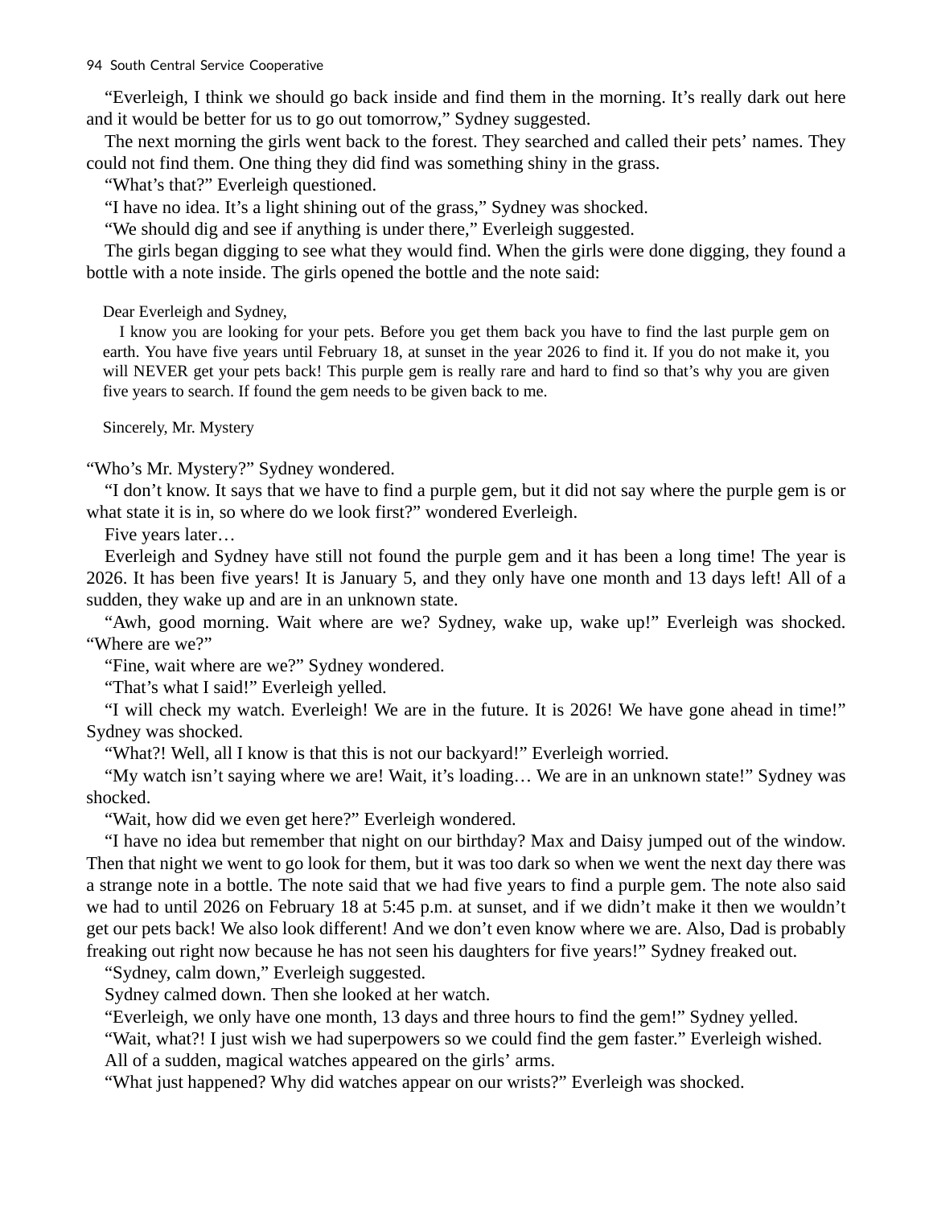"Everleigh, I think we should go back inside and find them in the morning. It's really dark out here and it would be better for us to go out tomorrow," Sydney suggested.

The next morning the girls went back to the forest. They searched and called their pets' names. They could not find them. One thing they did find was something shiny in the grass.

"What's that?" Everleigh questioned.

"I have no idea. It's a light shining out of the grass," Sydney was shocked.

"We should dig and see if anything is under there," Everleigh suggested.

The girls began digging to see what they would find. When the girls were done digging, they found a bottle with a note inside. The girls opened the bottle and the note said:

> Dear Everleigh and Sydney,
>
> I know you are looking for your pets. Before you get them back you have to find the last purple gem on earth. You have five years until February 18, at sunset in the year 2026 to find it. If you do not make it, you will NEVER get your pets back! This purple gem is really rare and hard to find so that's why you are given five years to search. If found the gem needs to be given back to me.
>
> Sincerely, Mr. Mystery

"Who's Mr. Mystery?" Sydney wondered.

"I don't know. It says that we have to find a purple gem, but it did not say where the purple gem is or what state it is in, so where do we look first?" wondered Everleigh.

Five years later…

Everleigh and Sydney have still not found the purple gem and it has been a long time! The year is 2026. It has been five years! It is January 5, and they only have one month and 13 days left! All of a sudden, they wake up and are in an unknown state.

"Awh, good morning. Wait where are we? Sydney, wake up, wake up!" Everleigh was shocked. "Where are we?"

"Fine, wait where are we?" Sydney wondered.

"That's what I said!" Everleigh yelled.

"I will check my watch. Everleigh! We are in the future. It is 2026! We have gone ahead in time!" Sydney was shocked.

"What?! Well, all I know is that this is not our backyard!" Everleigh worried.

"My watch isn't saying where we are! Wait, it's loading… We are in an unknown state!" Sydney was shocked.

"Wait, how did we even get here?" Everleigh wondered.

"I have no idea but remember that night on our birthday? Max and Daisy jumped out of the window. Then that night we went to go look for them, but it was too dark so when we went the next day there was a strange note in a bottle. The note said that we had five years to find a purple gem. The note also said we had to until 2026 on February 18 at 5:45 p.m. at sunset, and if we didn't make it then we wouldn't get our pets back! We also look different! And we don't even know where we are. Also, Dad is probably freaking out right now because he has not seen his daughters for five years!" Sydney freaked out.

"Sydney, calm down," Everleigh suggested.

Sydney calmed down. Then she looked at her watch.

"Everleigh, we only have one month, 13 days and three hours to find the gem!" Sydney yelled.

"Wait, what?! I just wish we had superpowers so we could find the gem faster." Everleigh wished.

All of a sudden, magical watches appeared on the girls' arms.

"What just happened? Why did watches appear on our wrists?" Everleigh was shocked.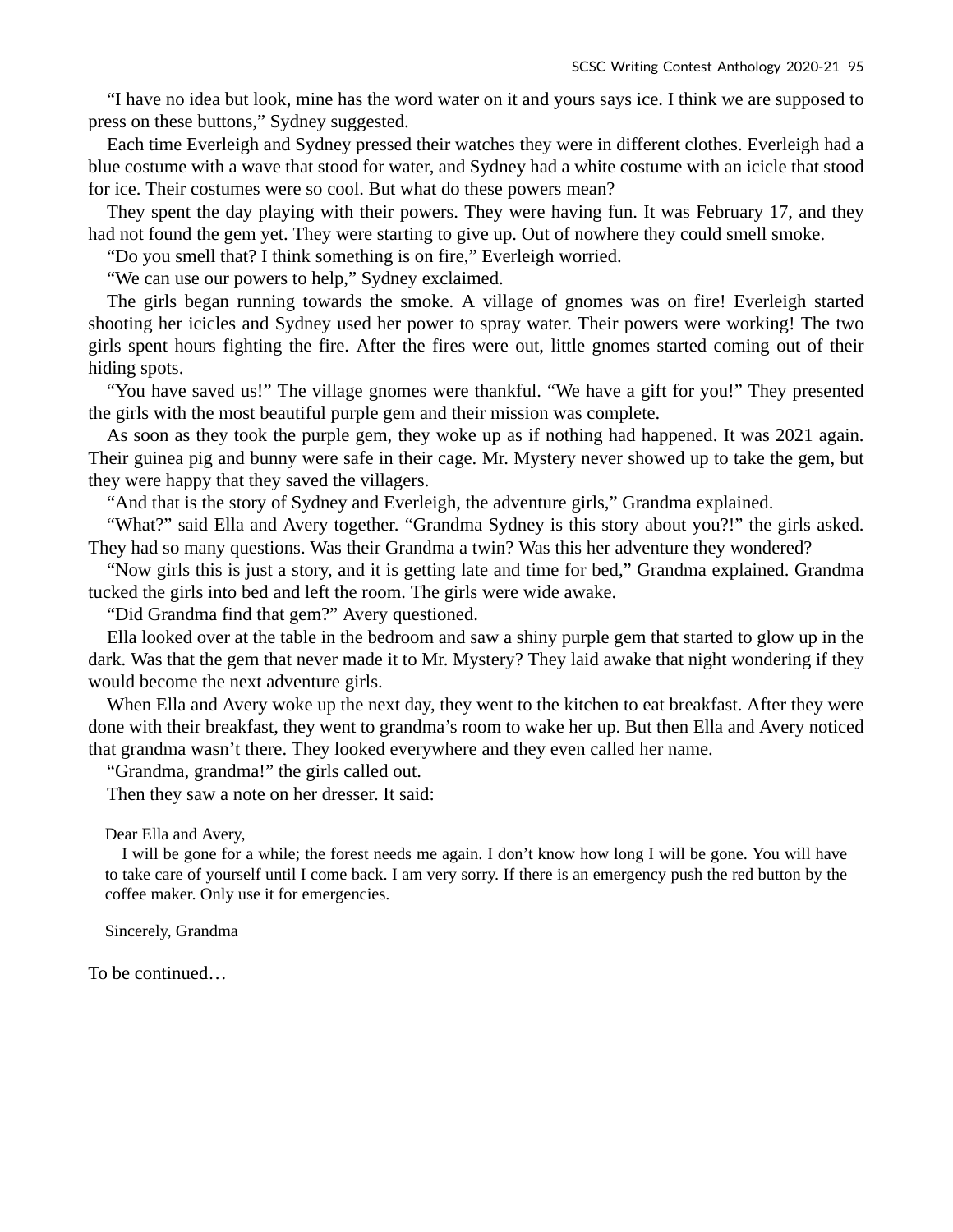"I have no idea but look, mine has the word water on it and yours says ice. I think we are supposed to press on these buttons," Sydney suggested.

Each time Everleigh and Sydney pressed their watches they were in different clothes. Everleigh had a blue costume with a wave that stood for water, and Sydney had a white costume with an icicle that stood for ice. Their costumes were so cool. But what do these powers mean?

They spent the day playing with their powers. They were having fun. It was February 17, and they had not found the gem yet. They were starting to give up. Out of nowhere they could smell smoke.

"Do you smell that? I think something is on fire," Everleigh worried.

"We can use our powers to help," Sydney exclaimed.

The girls began running towards the smoke. A village of gnomes was on fire! Everleigh started shooting her icicles and Sydney used her power to spray water. Their powers were working! The two girls spent hours fighting the fire. After the fires were out, little gnomes started coming out of their hiding spots.

"You have saved us!" The village gnomes were thankful. "We have a gift for you!" They presented the girls with the most beautiful purple gem and their mission was complete.

As soon as they took the purple gem, they woke up as if nothing had happened. It was 2021 again. Their guinea pig and bunny were safe in their cage. Mr. Mystery never showed up to take the gem, but they were happy that they saved the villagers.

"And that is the story of Sydney and Everleigh, the adventure girls," Grandma explained.

"What?" said Ella and Avery together. "Grandma Sydney is this story about you?!" the girls asked. They had so many questions. Was their Grandma a twin? Was this her adventure they wondered?

"Now girls this is just a story, and it is getting late and time for bed," Grandma explained. Grandma tucked the girls into bed and left the room. The girls were wide awake.

"Did Grandma find that gem?" Avery questioned.

Ella looked over at the table in the bedroom and saw a shiny purple gem that started to glow up in the dark. Was that the gem that never made it to Mr. Mystery? They laid awake that night wondering if they would become the next adventure girls.

When Ella and Avery woke up the next day, they went to the kitchen to eat breakfast. After they were done with their breakfast, they went to grandma's room to wake her up. But then Ella and Avery noticed that grandma wasn't there. They looked everywhere and they even called her name.

"Grandma, grandma!" the girls called out.

Then they saw a note on her dresser. It said:

> Dear Ella and Avery,
>
> I will be gone for a while; the forest needs me again. I don't know how long I will be gone. You will have to take care of yourself until I come back. I am very sorry. If there is an emergency push the red button by the coffee maker. Only use it for emergencies.
>
> Sincerely, Grandma

To be continued…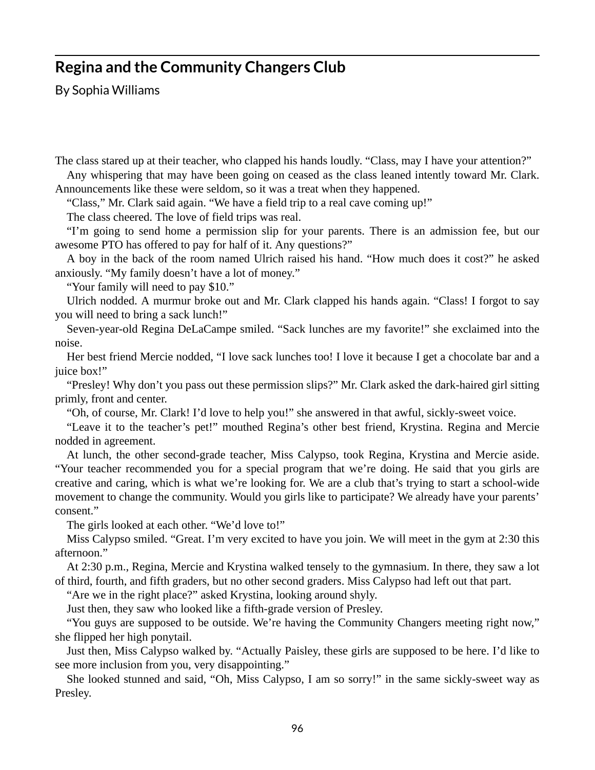## Regina and the Community Changers Club

By Sophia Williams

The class stared up at their teacher, who clapped his hands loudly. “Class, may I have your attention?”

Any whispering that may have been going on ceased as the class leaned intently toward Mr. Clark. Announcements like these were seldom, so it was a treat when they happened.

“Class,” Mr. Clark said again. “We have a field trip to a real cave coming up!”

The class cheered. The love of field trips was real.

“I’m going to send home a permission slip for your parents. There is an admission fee, but our awesome PTO has offered to pay for half of it. Any questions?”

A boy in the back of the room named Ulrich raised his hand. “How much does it cost?” he asked anxiously. “My family doesn’t have a lot of money.”

“Your family will need to pay $10.”

Ulrich nodded. A murmur broke out and Mr. Clark clapped his hands again. “Class! I forgot to say you will need to bring a sack lunch!”

Seven-year-old Regina DeLaCampe smiled. “Sack lunches are my favorite!” she exclaimed into the noise.

Her best friend Mercie nodded, “I love sack lunches too! I love it because I get a chocolate bar and a juice box!”

“Presley! Why don’t you pass out these permission slips?” Mr. Clark asked the dark-haired girl sitting primly, front and center.

“Oh, of course, Mr. Clark! I’d love to help you!” she answered in that awful, sickly-sweet voice.

“Leave it to the teacher’s pet!” mouthed Regina’s other best friend, Krystina. Regina and Mercie nodded in agreement.

At lunch, the other second-grade teacher, Miss Calypso, took Regina, Krystina and Mercie aside. “Your teacher recommended you for a special program that we’re doing. He said that you girls are creative and caring, which is what we’re looking for. We are a club that’s trying to start a school-wide movement to change the community. Would you girls like to participate? We already have your parents’ consent.”

The girls looked at each other. “We’d love to!”

Miss Calypso smiled. “Great. I’m very excited to have you join. We will meet in the gym at 2:30 this afternoon.”

At 2:30 p.m., Regina, Mercie and Krystina walked tensely to the gymnasium. In there, they saw a lot of third, fourth, and fifth graders, but no other second graders. Miss Calypso had left out that part.

“Are we in the right place?” asked Krystina, looking around shyly.

Just then, they saw who looked like a fifth-grade version of Presley.

“You guys are supposed to be outside. We’re having the Community Changers meeting right now,” she flipped her high ponytail.

Just then, Miss Calypso walked by. “Actually Paisley, these girls are supposed to be here. I’d like to see more inclusion from you, very disappointing.”

She looked stunned and said, “Oh, Miss Calypso, I am so sorry!” in the same sickly-sweet way as Presley.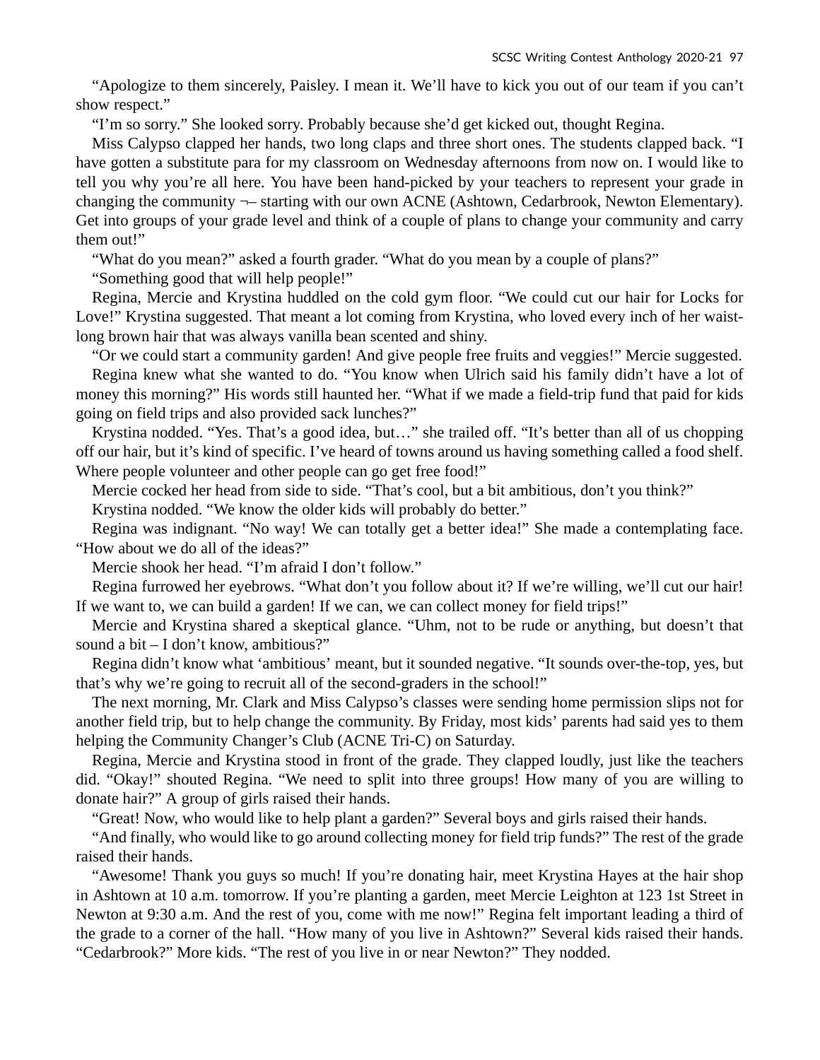“Apologize to them sincerely, Paisley. I mean it. We’ll have to kick you out of our team if you can’t show respect.”

“I’m so sorry.” She looked sorry. Probably because she’d get kicked out, thought Regina.

Miss Calypso clapped her hands, two long claps and three short ones. The students clapped back. “I have gotten a substitute para for my classroom on Wednesday afternoons from now on. I would like to tell you why you’re all here. You have been hand-picked by your teachers to represent your grade in changing the community ¬– starting with our own ACNE (Ashtown, Cedarbrook, Newton Elementary). Get into groups of your grade level and think of a couple of plans to change your community and carry them out!”

“What do you mean?” asked a fourth grader. “What do you mean by a couple of plans?”

“Something good that will help people!”

Regina, Mercie and Krystina huddled on the cold gym floor. “We could cut our hair for Locks for Love!” Krystina suggested. That meant a lot coming from Krystina, who loved every inch of her waist-long brown hair that was always vanilla bean scented and shiny.

“Or we could start a community garden! And give people free fruits and veggies!” Mercie suggested.

Regina knew what she wanted to do. “You know when Ulrich said his family didn’t have a lot of money this morning?” His words still haunted her. “What if we made a field-trip fund that paid for kids going on field trips and also provided sack lunches?”

Krystina nodded. “Yes. That’s a good idea, but…” she trailed off. “It’s better than all of us chopping off our hair, but it’s kind of specific. I’ve heard of towns around us having something called a food shelf. Where people volunteer and other people can go get free food!”

Mercie cocked her head from side to side. “That’s cool, but a bit ambitious, don’t you think?”

Krystina nodded. “We know the older kids will probably do better.”

Regina was indignant. “No way! We can totally get a better idea!” She made a contemplating face. “How about we do all of the ideas?”

Mercie shook her head. “I’m afraid I don’t follow.”

Regina furrowed her eyebrows. “What don’t you follow about it? If we’re willing, we’ll cut our hair! If we want to, we can build a garden! If we can, we can collect money for field trips!”

Mercie and Krystina shared a skeptical glance. “Uhm, not to be rude or anything, but doesn’t that sound a bit – I don’t know, ambitious?”

Regina didn’t know what ‘ambitious’ meant, but it sounded negative. “It sounds over-the-top, yes, but that’s why we’re going to recruit all of the second-graders in the school!”

The next morning, Mr. Clark and Miss Calypso’s classes were sending home permission slips not for another field trip, but to help change the community. By Friday, most kids’ parents had said yes to them helping the Community Changer’s Club (ACNE Tri-C) on Saturday.

Regina, Mercie and Krystina stood in front of the grade. They clapped loudly, just like the teachers did. “Okay!” shouted Regina. “We need to split into three groups! How many of you are willing to donate hair?” A group of girls raised their hands.

“Great! Now, who would like to help plant a garden?” Several boys and girls raised their hands.

“And finally, who would like to go around collecting money for field trip funds?” The rest of the grade raised their hands.

“Awesome! Thank you guys so much! If you’re donating hair, meet Krystina Hayes at the hair shop in Ashtown at 10 a.m. tomorrow. If you’re planting a garden, meet Mercie Leighton at 123 1st Street in Newton at 9:30 a.m. And the rest of you, come with me now!” Regina felt important leading a third of the grade to a corner of the hall. “How many of you live in Ashtown?” Several kids raised their hands. “Cedarbrook?” More kids. “The rest of you live in or near Newton?” They nodded.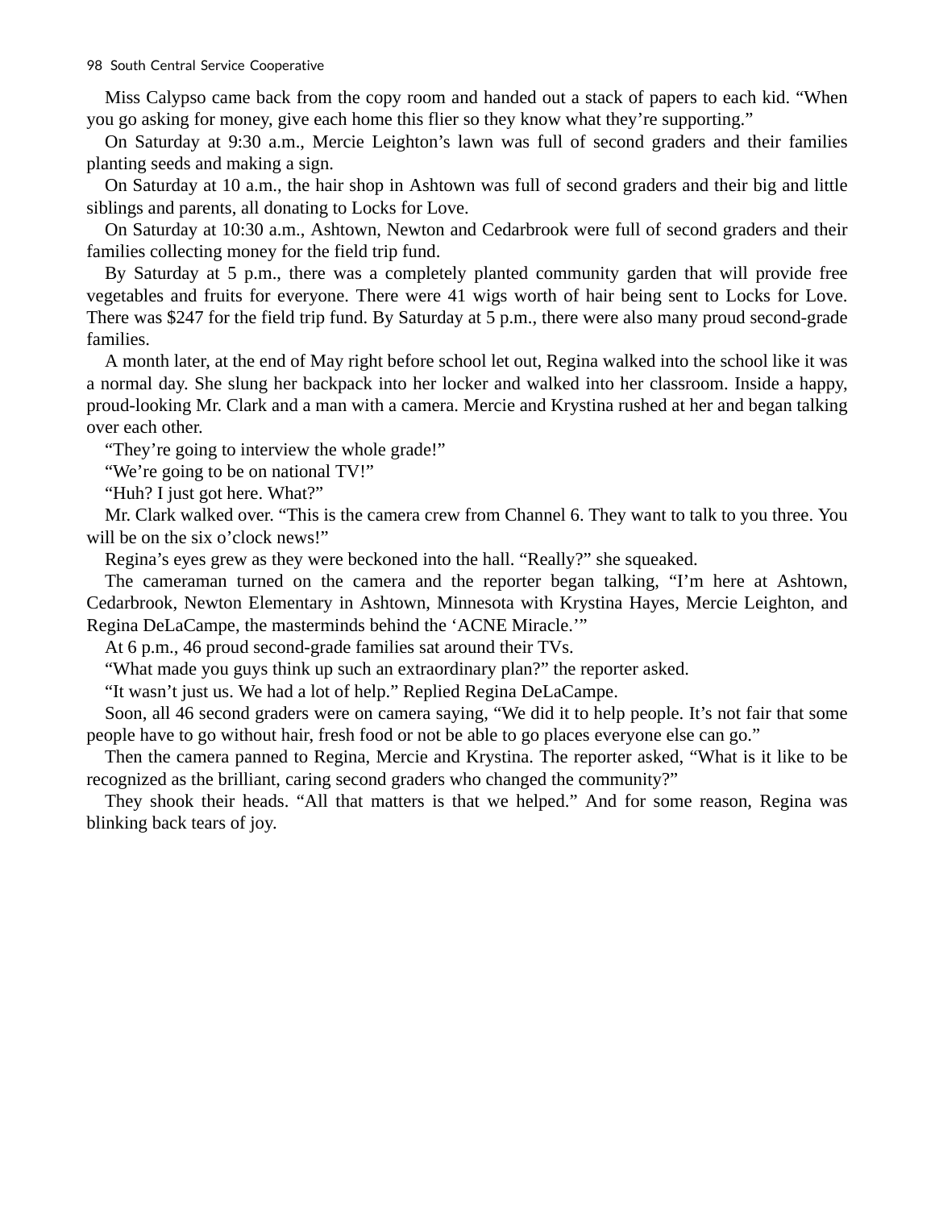Miss Calypso came back from the copy room and handed out a stack of papers to each kid. “When you go asking for money, give each home this flier so they know what they’re supporting.”

On Saturday at 9:30 a.m., Mercie Leighton’s lawn was full of second graders and their families planting seeds and making a sign.

On Saturday at 10 a.m., the hair shop in Ashtown was full of second graders and their big and little siblings and parents, all donating to Locks for Love.

On Saturday at 10:30 a.m., Ashtown, Newton and Cedarbrook were full of second graders and their families collecting money for the field trip fund.

By Saturday at 5 p.m., there was a completely planted community garden that will provide free vegetables and fruits for everyone. There were 41 wigs worth of hair being sent to Locks for Love. There was $247 for the field trip fund. By Saturday at 5 p.m., there were also many proud second-grade families.

A month later, at the end of May right before school let out, Regina walked into the school like it was a normal day. She slung her backpack into her locker and walked into her classroom. Inside a happy, proud-looking Mr. Clark and a man with a camera. Mercie and Krystina rushed at her and began talking over each other.

“They’re going to interview the whole grade!”

“We’re going to be on national TV!”

“Huh? I just got here. What?”

Mr. Clark walked over. “This is the camera crew from Channel 6. They want to talk to you three. You will be on the six o’clock news!”

Regina’s eyes grew as they were beckoned into the hall. “Really?” she squeaked.

The cameraman turned on the camera and the reporter began talking, “I’m here at Ashtown, Cedarbrook, Newton Elementary in Ashtown, Minnesota with Krystina Hayes, Mercie Leighton, and Regina DeLaCampe, the masterminds behind the ‘ACNE Miracle.’”

At 6 p.m., 46 proud second-grade families sat around their TVs.

“What made you guys think up such an extraordinary plan?” the reporter asked.

“It wasn’t just us. We had a lot of help.” Replied Regina DeLaCampe.

Soon, all 46 second graders were on camera saying, “We did it to help people. It’s not fair that some people have to go without hair, fresh food or not be able to go places everyone else can go.”

Then the camera panned to Regina, Mercie and Krystina. The reporter asked, “What is it like to be recognized as the brilliant, caring second graders who changed the community?”

They shook their heads. “All that matters is that we helped.” And for some reason, Regina was blinking back tears of joy.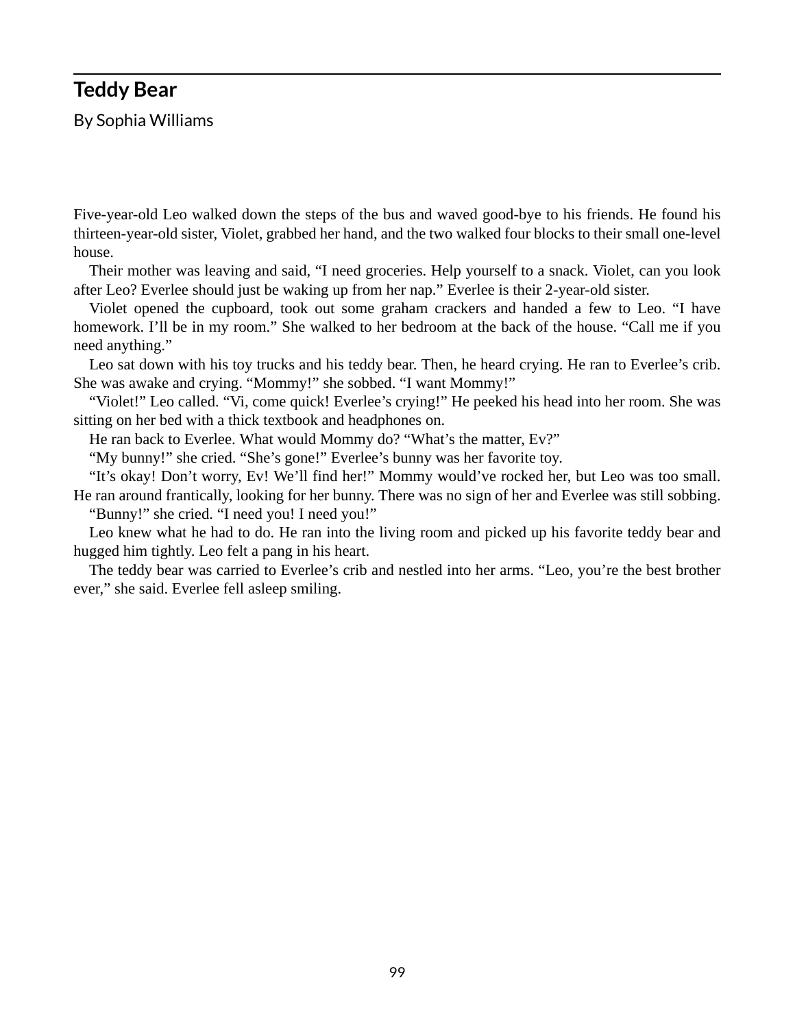## Teddy Bear

By Sophia Williams

Five-year-old Leo walked down the steps of the bus and waved good-bye to his friends. He found his thirteen-year-old sister, Violet, grabbed her hand, and the two walked four blocks to their small one-level house.

Their mother was leaving and said, "I need groceries. Help yourself to a snack. Violet, can you look after Leo? Everlee should just be waking up from her nap." Everlee is their 2-year-old sister.

Violet opened the cupboard, took out some graham crackers and handed a few to Leo. "I have homework. I'll be in my room." She walked to her bedroom at the back of the house. "Call me if you need anything."

Leo sat down with his toy trucks and his teddy bear. Then, he heard crying. He ran to Everlee's crib. She was awake and crying. "Mommy!" she sobbed. "I want Mommy!"

"Violet!" Leo called. "Vi, come quick! Everlee's crying!" He peeked his head into her room. She was sitting on her bed with a thick textbook and headphones on.

He ran back to Everlee. What would Mommy do? "What's the matter, Ev?"

"My bunny!" she cried. "She's gone!" Everlee's bunny was her favorite toy.

"It's okay! Don't worry, Ev! We'll find her!" Mommy would've rocked her, but Leo was too small. He ran around frantically, looking for her bunny. There was no sign of her and Everlee was still sobbing.

"Bunny!" she cried. "I need you! I need you!"

Leo knew what he had to do. He ran into the living room and picked up his favorite teddy bear and hugged him tightly. Leo felt a pang in his heart.

The teddy bear was carried to Everlee's crib and nestled into her arms. "Leo, you're the best brother ever," she said. Everlee fell asleep smiling.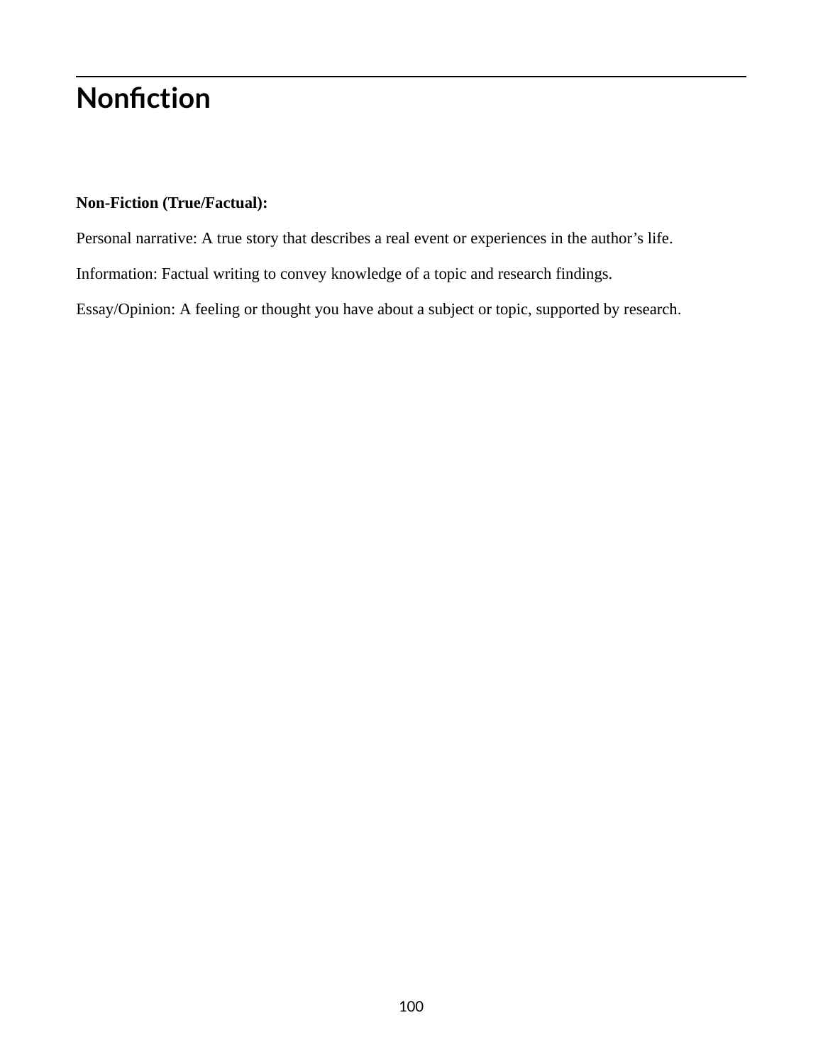# Nonfiction

**Non-Fiction (True/Factual):**

Personal narrative: A true story that describes a real event or experiences in the author's life.

Information: Factual writing to convey knowledge of a topic and research findings.

Essay/Opinion: A feeling or thought you have about a subject or topic, supported by research.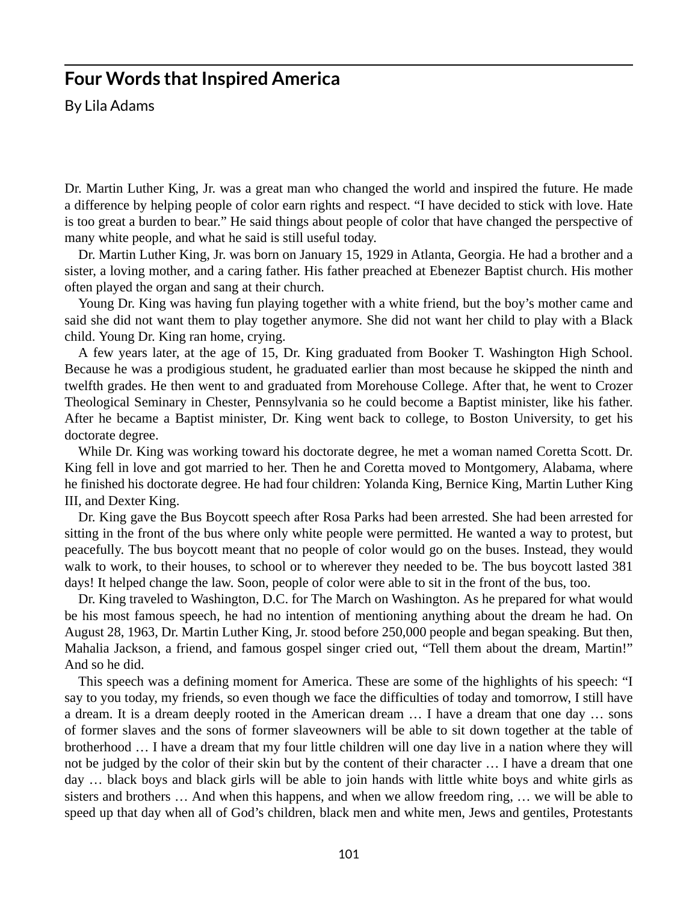## Four Words that Inspired America

By Lila Adams

Dr. Martin Luther King, Jr. was a great man who changed the world and inspired the future. He made a difference by helping people of color earn rights and respect. "I have decided to stick with love. Hate is too great a burden to bear." He said things about people of color that have changed the perspective of many white people, and what he said is still useful today.

Dr. Martin Luther King, Jr. was born on January 15, 1929 in Atlanta, Georgia. He had a brother and a sister, a loving mother, and a caring father. His father preached at Ebenezer Baptist church. His mother often played the organ and sang at their church.

Young Dr. King was having fun playing together with a white friend, but the boy's mother came and said she did not want them to play together anymore. She did not want her child to play with a Black child. Young Dr. King ran home, crying.

A few years later, at the age of 15, Dr. King graduated from Booker T. Washington High School. Because he was a prodigious student, he graduated earlier than most because he skipped the ninth and twelfth grades. He then went to and graduated from Morehouse College. After that, he went to Crozer Theological Seminary in Chester, Pennsylvania so he could become a Baptist minister, like his father. After he became a Baptist minister, Dr. King went back to college, to Boston University, to get his doctorate degree.

While Dr. King was working toward his doctorate degree, he met a woman named Coretta Scott. Dr. King fell in love and got married to her. Then he and Coretta moved to Montgomery, Alabama, where he finished his doctorate degree. He had four children: Yolanda King, Bernice King, Martin Luther King III, and Dexter King.

Dr. King gave the Bus Boycott speech after Rosa Parks had been arrested. She had been arrested for sitting in the front of the bus where only white people were permitted. He wanted a way to protest, but peacefully. The bus boycott meant that no people of color would go on the buses. Instead, they would walk to work, to their houses, to school or to wherever they needed to be. The bus boycott lasted 381 days! It helped change the law. Soon, people of color were able to sit in the front of the bus, too.

Dr. King traveled to Washington, D.C. for The March on Washington. As he prepared for what would be his most famous speech, he had no intention of mentioning anything about the dream he had. On August 28, 1963, Dr. Martin Luther King, Jr. stood before 250,000 people and began speaking. But then, Mahalia Jackson, a friend, and famous gospel singer cried out, "Tell them about the dream, Martin!" And so he did.

This speech was a defining moment for America. These are some of the highlights of his speech: "I say to you today, my friends, so even though we face the difficulties of today and tomorrow, I still have a dream. It is a dream deeply rooted in the American dream … I have a dream that one day … sons of former slaves and the sons of former slaveowners will be able to sit down together at the table of brotherhood … I have a dream that my four little children will one day live in a nation where they will not be judged by the color of their skin but by the content of their character … I have a dream that one day … black boys and black girls will be able to join hands with little white boys and white girls as sisters and brothers … And when this happens, and when we allow freedom ring, … we will be able to speed up that day when all of God's children, black men and white men, Jews and gentiles, Protestants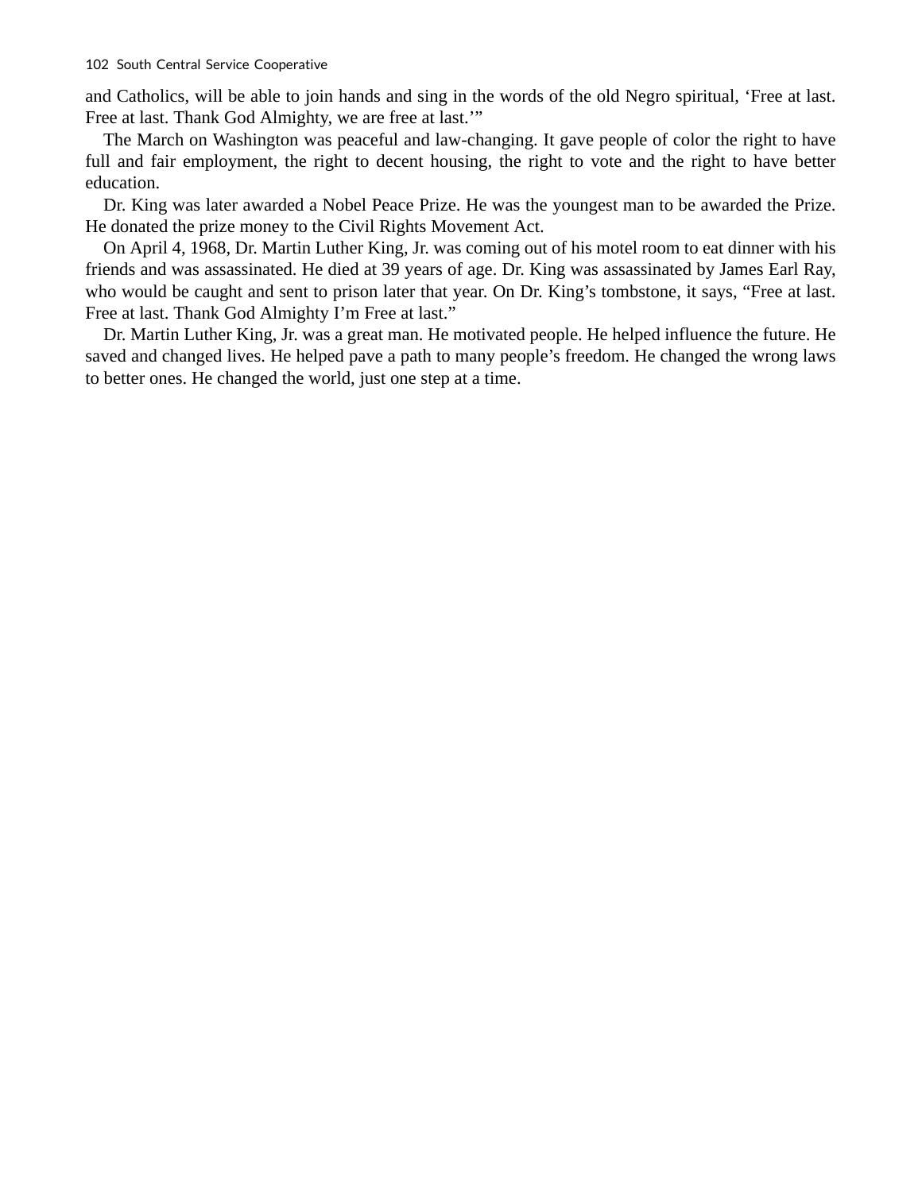and Catholics, will be able to join hands and sing in the words of the old Negro spiritual, 'Free at last. Free at last. Thank God Almighty, we are free at last.'"

The March on Washington was peaceful and law-changing. It gave people of color the right to have full and fair employment, the right to decent housing, the right to vote and the right to have better education.

Dr. King was later awarded a Nobel Peace Prize. He was the youngest man to be awarded the Prize. He donated the prize money to the Civil Rights Movement Act.

On April 4, 1968, Dr. Martin Luther King, Jr. was coming out of his motel room to eat dinner with his friends and was assassinated. He died at 39 years of age. Dr. King was assassinated by James Earl Ray, who would be caught and sent to prison later that year. On Dr. King's tombstone, it says, "Free at last. Free at last. Thank God Almighty I'm Free at last."

Dr. Martin Luther King, Jr. was a great man. He motivated people. He helped influence the future. He saved and changed lives. He helped pave a path to many people's freedom. He changed the wrong laws to better ones. He changed the world, just one step at a time.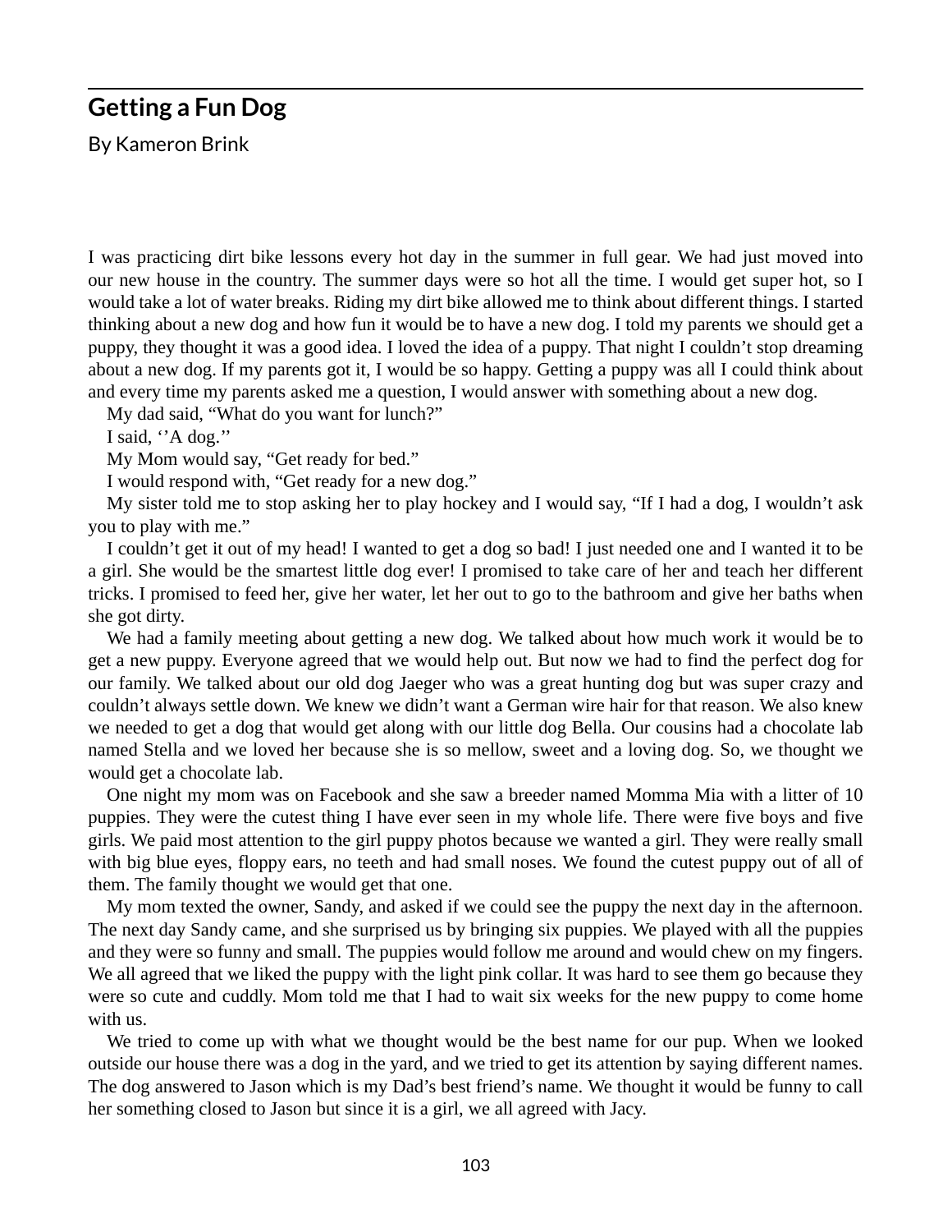## Getting a Fun Dog

By Kameron Brink

I was practicing dirt bike lessons every hot day in the summer in full gear. We had just moved into our new house in the country. The summer days were so hot all the time. I would get super hot, so I would take a lot of water breaks. Riding my dirt bike allowed me to think about different things. I started thinking about a new dog and how fun it would be to have a new dog. I told my parents we should get a puppy, they thought it was a good idea. I loved the idea of a puppy. That night I couldn't stop dreaming about a new dog. If my parents got it, I would be so happy. Getting a puppy was all I could think about and every time my parents asked me a question, I would answer with something about a new dog.

My dad said, "What do you want for lunch?"

I said, ''A dog.''

My Mom would say, "Get ready for bed."

I would respond with, "Get ready for a new dog."

My sister told me to stop asking her to play hockey and I would say, "If I had a dog, I wouldn't ask you to play with me."

I couldn't get it out of my head! I wanted to get a dog so bad! I just needed one and I wanted it to be a girl. She would be the smartest little dog ever! I promised to take care of her and teach her different tricks. I promised to feed her, give her water, let her out to go to the bathroom and give her baths when she got dirty.

We had a family meeting about getting a new dog. We talked about how much work it would be to get a new puppy. Everyone agreed that we would help out. But now we had to find the perfect dog for our family. We talked about our old dog Jaeger who was a great hunting dog but was super crazy and couldn't always settle down. We knew we didn't want a German wire hair for that reason. We also knew we needed to get a dog that would get along with our little dog Bella. Our cousins had a chocolate lab named Stella and we loved her because she is so mellow, sweet and a loving dog. So, we thought we would get a chocolate lab.

One night my mom was on Facebook and she saw a breeder named Momma Mia with a litter of 10 puppies. They were the cutest thing I have ever seen in my whole life. There were five boys and five girls. We paid most attention to the girl puppy photos because we wanted a girl. They were really small with big blue eyes, floppy ears, no teeth and had small noses. We found the cutest puppy out of all of them. The family thought we would get that one.

My mom texted the owner, Sandy, and asked if we could see the puppy the next day in the afternoon. The next day Sandy came, and she surprised us by bringing six puppies. We played with all the puppies and they were so funny and small. The puppies would follow me around and would chew on my fingers. We all agreed that we liked the puppy with the light pink collar. It was hard to see them go because they were so cute and cuddly. Mom told me that I had to wait six weeks for the new puppy to come home with us.

We tried to come up with what we thought would be the best name for our pup. When we looked outside our house there was a dog in the yard, and we tried to get its attention by saying different names. The dog answered to Jason which is my Dad's best friend's name. We thought it would be funny to call her something closed to Jason but since it is a girl, we all agreed with Jacy.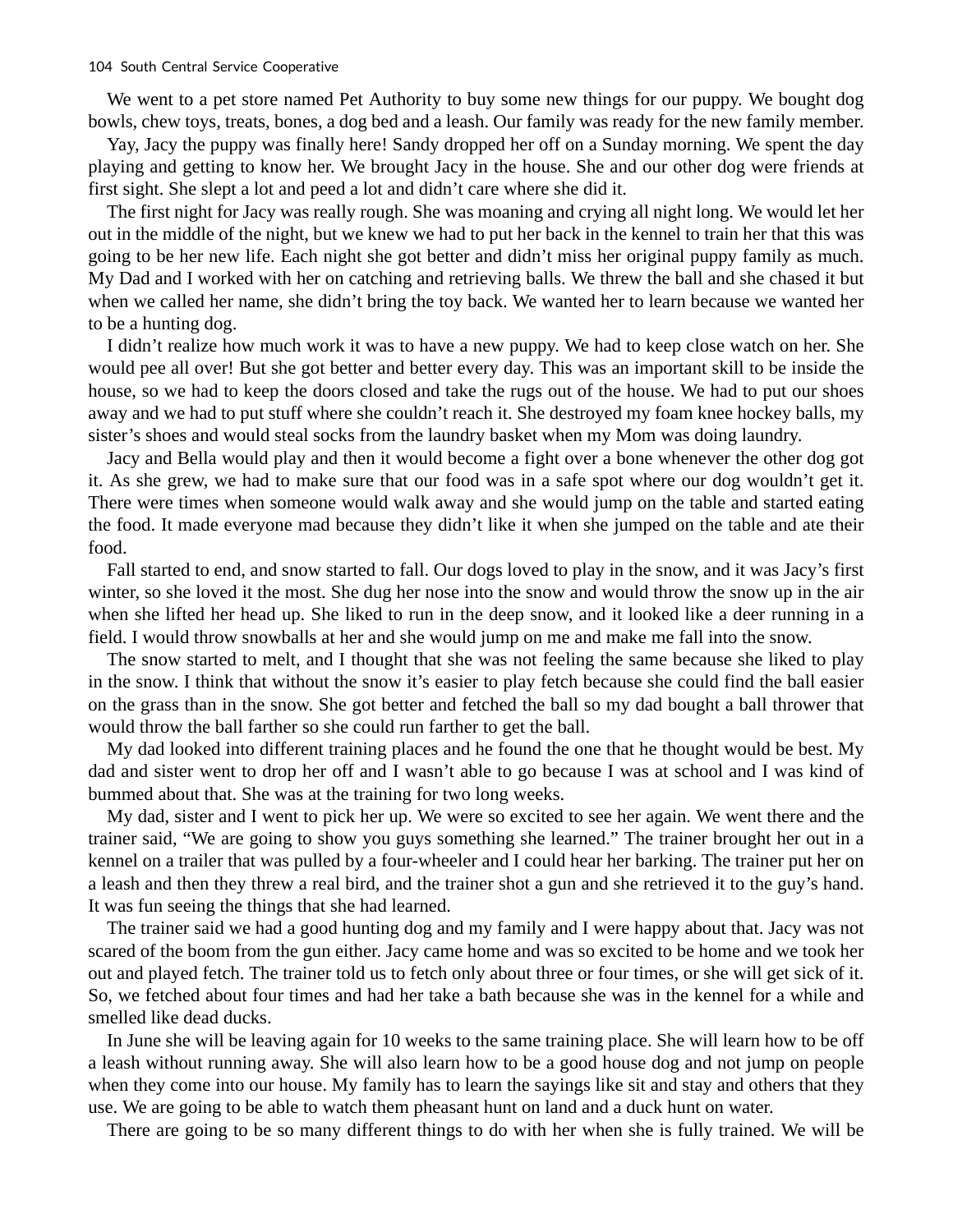We went to a pet store named Pet Authority to buy some new things for our puppy. We bought dog bowls, chew toys, treats, bones, a dog bed and a leash. Our family was ready for the new family member.

Yay, Jacy the puppy was finally here! Sandy dropped her off on a Sunday morning. We spent the day playing and getting to know her. We brought Jacy in the house. She and our other dog were friends at first sight. She slept a lot and peed a lot and didn't care where she did it.

The first night for Jacy was really rough. She was moaning and crying all night long. We would let her out in the middle of the night, but we knew we had to put her back in the kennel to train her that this was going to be her new life. Each night she got better and didn't miss her original puppy family as much. My Dad and I worked with her on catching and retrieving balls. We threw the ball and she chased it but when we called her name, she didn't bring the toy back. We wanted her to learn because we wanted her to be a hunting dog.

I didn't realize how much work it was to have a new puppy. We had to keep close watch on her. She would pee all over! But she got better and better every day. This was an important skill to be inside the house, so we had to keep the doors closed and take the rugs out of the house. We had to put our shoes away and we had to put stuff where she couldn't reach it. She destroyed my foam knee hockey balls, my sister's shoes and would steal socks from the laundry basket when my Mom was doing laundry.

Jacy and Bella would play and then it would become a fight over a bone whenever the other dog got it. As she grew, we had to make sure that our food was in a safe spot where our dog wouldn't get it. There were times when someone would walk away and she would jump on the table and started eating the food. It made everyone mad because they didn't like it when she jumped on the table and ate their food.

Fall started to end, and snow started to fall. Our dogs loved to play in the snow, and it was Jacy's first winter, so she loved it the most. She dug her nose into the snow and would throw the snow up in the air when she lifted her head up. She liked to run in the deep snow, and it looked like a deer running in a field. I would throw snowballs at her and she would jump on me and make me fall into the snow.

The snow started to melt, and I thought that she was not feeling the same because she liked to play in the snow. I think that without the snow it's easier to play fetch because she could find the ball easier on the grass than in the snow. She got better and fetched the ball so my dad bought a ball thrower that would throw the ball farther so she could run farther to get the ball.

My dad looked into different training places and he found the one that he thought would be best. My dad and sister went to drop her off and I wasn't able to go because I was at school and I was kind of bummed about that. She was at the training for two long weeks.

My dad, sister and I went to pick her up. We were so excited to see her again. We went there and the trainer said, "We are going to show you guys something she learned." The trainer brought her out in a kennel on a trailer that was pulled by a four-wheeler and I could hear her barking. The trainer put her on a leash and then they threw a real bird, and the trainer shot a gun and she retrieved it to the guy's hand. It was fun seeing the things that she had learned.

The trainer said we had a good hunting dog and my family and I were happy about that. Jacy was not scared of the boom from the gun either. Jacy came home and was so excited to be home and we took her out and played fetch. The trainer told us to fetch only about three or four times, or she will get sick of it. So, we fetched about four times and had her take a bath because she was in the kennel for a while and smelled like dead ducks.

In June she will be leaving again for 10 weeks to the same training place. She will learn how to be off a leash without running away. She will also learn how to be a good house dog and not jump on people when they come into our house. My family has to learn the sayings like sit and stay and others that they use. We are going to be able to watch them pheasant hunt on land and a duck hunt on water.

There are going to be so many different things to do with her when she is fully trained. We will be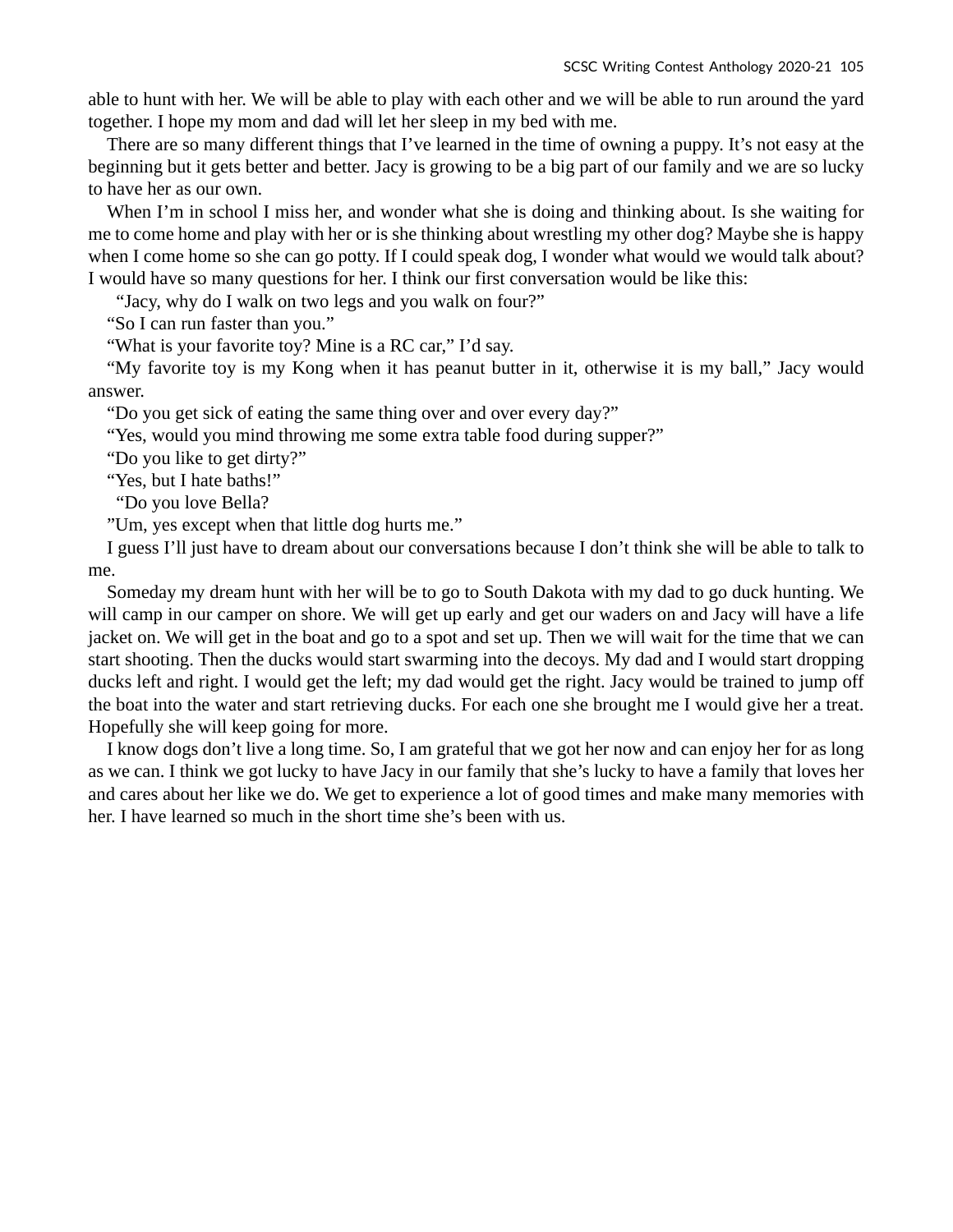able to hunt with her. We will be able to play with each other and we will be able to run around the yard together. I hope my mom and dad will let her sleep in my bed with me.

There are so many different things that I've learned in the time of owning a puppy. It's not easy at the beginning but it gets better and better. Jacy is growing to be a big part of our family and we are so lucky to have her as our own.

When I'm in school I miss her, and wonder what she is doing and thinking about. Is she waiting for me to come home and play with her or is she thinking about wrestling my other dog? Maybe she is happy when I come home so she can go potty. If I could speak dog, I wonder what would we would talk about? I would have so many questions for her. I think our first conversation would be like this:

"Jacy, why do I walk on two legs and you walk on four?"

"So I can run faster than you."

"What is your favorite toy? Mine is a RC car," I'd say.

"My favorite toy is my Kong when it has peanut butter in it, otherwise it is my ball," Jacy would answer.

"Do you get sick of eating the same thing over and over every day?"

"Yes, would you mind throwing me some extra table food during supper?"

"Do you like to get dirty?"

"Yes, but I hate baths!"

"Do you love Bella?

"Um, yes except when that little dog hurts me."

I guess I'll just have to dream about our conversations because I don't think she will be able to talk to me.

Someday my dream hunt with her will be to go to South Dakota with my dad to go duck hunting. We will camp in our camper on shore. We will get up early and get our waders on and Jacy will have a life jacket on. We will get in the boat and go to a spot and set up. Then we will wait for the time that we can start shooting. Then the ducks would start swarming into the decoys. My dad and I would start dropping ducks left and right. I would get the left; my dad would get the right. Jacy would be trained to jump off the boat into the water and start retrieving ducks. For each one she brought me I would give her a treat. Hopefully she will keep going for more.

I know dogs don't live a long time. So, I am grateful that we got her now and can enjoy her for as long as we can. I think we got lucky to have Jacy in our family that she's lucky to have a family that loves her and cares about her like we do. We get to experience a lot of good times and make many memories with her. I have learned so much in the short time she's been with us.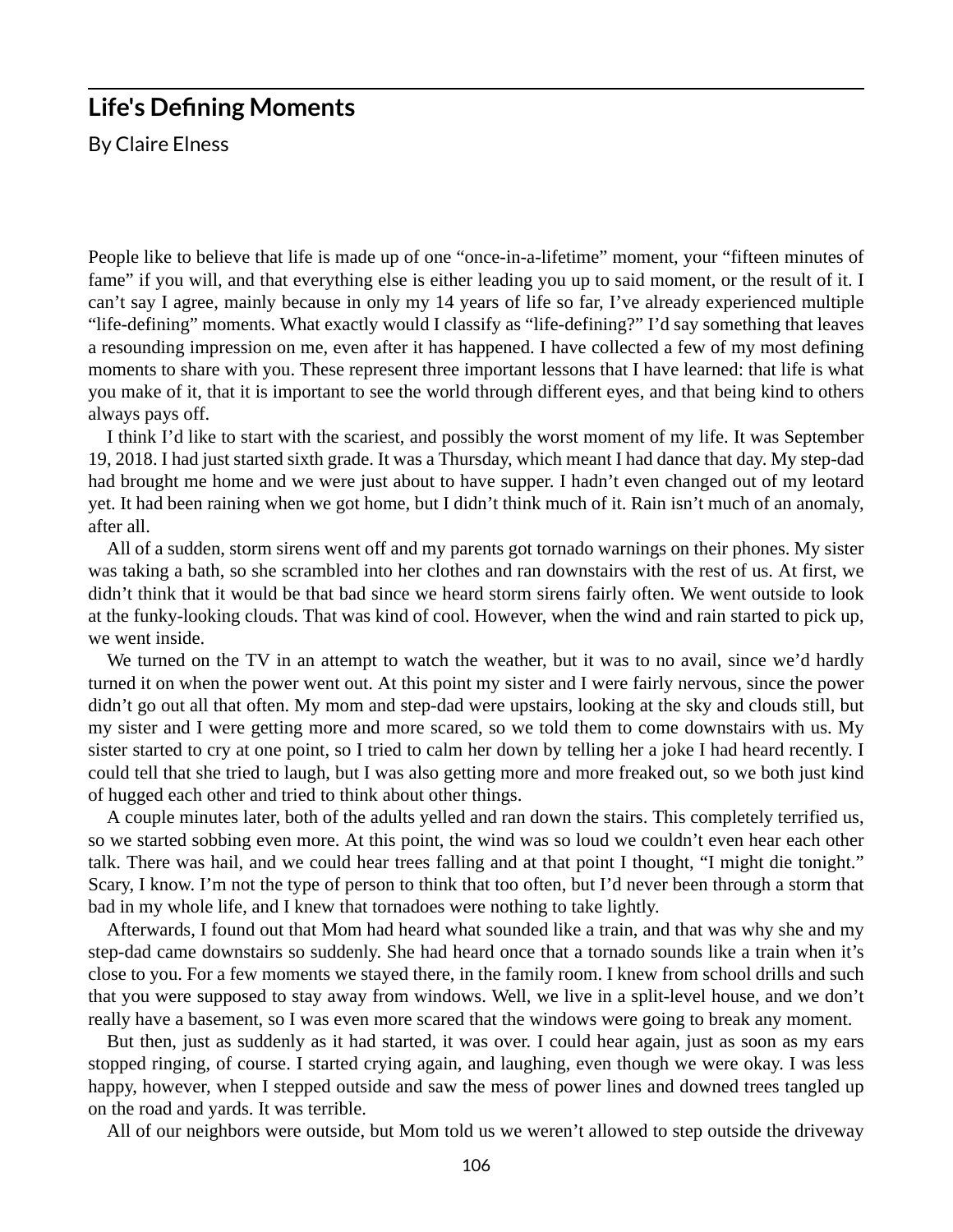## Life's Defining Moments

By Claire Elness

People like to believe that life is made up of one "once-in-a-lifetime" moment, your "fifteen minutes of fame" if you will, and that everything else is either leading you up to said moment, or the result of it. I can't say I agree, mainly because in only my 14 years of life so far, I've already experienced multiple "life-defining" moments. What exactly would I classify as "life-defining?" I'd say something that leaves a resounding impression on me, even after it has happened. I have collected a few of my most defining moments to share with you. These represent three important lessons that I have learned: that life is what you make of it, that it is important to see the world through different eyes, and that being kind to others always pays off.

I think I'd like to start with the scariest, and possibly the worst moment of my life. It was September 19, 2018. I had just started sixth grade. It was a Thursday, which meant I had dance that day. My step-dad had brought me home and we were just about to have supper. I hadn't even changed out of my leotard yet. It had been raining when we got home, but I didn't think much of it. Rain isn't much of an anomaly, after all.

All of a sudden, storm sirens went off and my parents got tornado warnings on their phones. My sister was taking a bath, so she scrambled into her clothes and ran downstairs with the rest of us. At first, we didn't think that it would be that bad since we heard storm sirens fairly often. We went outside to look at the funky-looking clouds. That was kind of cool. However, when the wind and rain started to pick up, we went inside.

We turned on the TV in an attempt to watch the weather, but it was to no avail, since we'd hardly turned it on when the power went out. At this point my sister and I were fairly nervous, since the power didn't go out all that often. My mom and step-dad were upstairs, looking at the sky and clouds still, but my sister and I were getting more and more scared, so we told them to come downstairs with us. My sister started to cry at one point, so I tried to calm her down by telling her a joke I had heard recently. I could tell that she tried to laugh, but I was also getting more and more freaked out, so we both just kind of hugged each other and tried to think about other things.

A couple minutes later, both of the adults yelled and ran down the stairs. This completely terrified us, so we started sobbing even more. At this point, the wind was so loud we couldn't even hear each other talk. There was hail, and we could hear trees falling and at that point I thought, "I might die tonight." Scary, I know. I'm not the type of person to think that too often, but I'd never been through a storm that bad in my whole life, and I knew that tornadoes were nothing to take lightly.

Afterwards, I found out that Mom had heard what sounded like a train, and that was why she and my step-dad came downstairs so suddenly. She had heard once that a tornado sounds like a train when it's close to you. For a few moments we stayed there, in the family room. I knew from school drills and such that you were supposed to stay away from windows. Well, we live in a split-level house, and we don't really have a basement, so I was even more scared that the windows were going to break any moment.

But then, just as suddenly as it had started, it was over. I could hear again, just as soon as my ears stopped ringing, of course. I started crying again, and laughing, even though we were okay. I was less happy, however, when I stepped outside and saw the mess of power lines and downed trees tangled up on the road and yards. It was terrible.

All of our neighbors were outside, but Mom told us we weren't allowed to step outside the driveway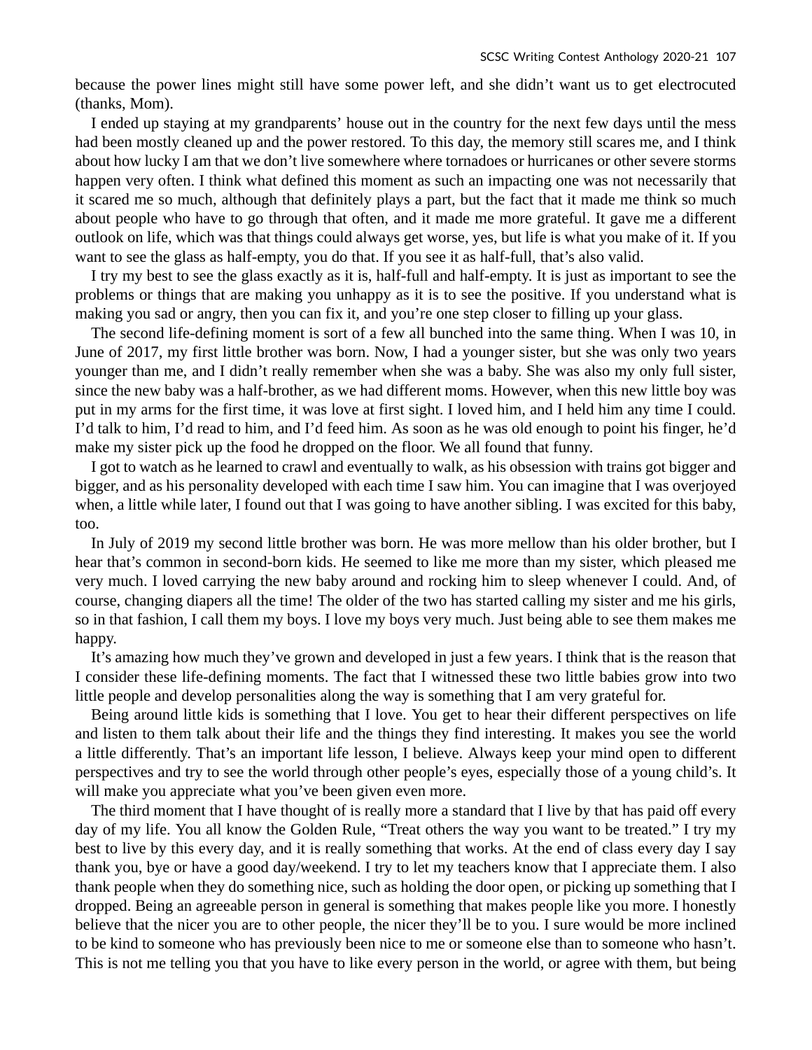because the power lines might still have some power left, and she didn't want us to get electrocuted (thanks, Mom).

I ended up staying at my grandparents' house out in the country for the next few days until the mess had been mostly cleaned up and the power restored. To this day, the memory still scares me, and I think about how lucky I am that we don't live somewhere where tornadoes or hurricanes or other severe storms happen very often. I think what defined this moment as such an impacting one was not necessarily that it scared me so much, although that definitely plays a part, but the fact that it made me think so much about people who have to go through that often, and it made me more grateful. It gave me a different outlook on life, which was that things could always get worse, yes, but life is what you make of it. If you want to see the glass as half-empty, you do that. If you see it as half-full, that's also valid.

I try my best to see the glass exactly as it is, half-full and half-empty. It is just as important to see the problems or things that are making you unhappy as it is to see the positive. If you understand what is making you sad or angry, then you can fix it, and you're one step closer to filling up your glass.

The second life-defining moment is sort of a few all bunched into the same thing. When I was 10, in June of 2017, my first little brother was born. Now, I had a younger sister, but she was only two years younger than me, and I didn't really remember when she was a baby. She was also my only full sister, since the new baby was a half-brother, as we had different moms. However, when this new little boy was put in my arms for the first time, it was love at first sight. I loved him, and I held him any time I could. I'd talk to him, I'd read to him, and I'd feed him. As soon as he was old enough to point his finger, he'd make my sister pick up the food he dropped on the floor. We all found that funny.

I got to watch as he learned to crawl and eventually to walk, as his obsession with trains got bigger and bigger, and as his personality developed with each time I saw him. You can imagine that I was overjoyed when, a little while later, I found out that I was going to have another sibling. I was excited for this baby, too.

In July of 2019 my second little brother was born. He was more mellow than his older brother, but I hear that's common in second-born kids. He seemed to like me more than my sister, which pleased me very much. I loved carrying the new baby around and rocking him to sleep whenever I could. And, of course, changing diapers all the time! The older of the two has started calling my sister and me his girls, so in that fashion, I call them my boys. I love my boys very much. Just being able to see them makes me happy.

It's amazing how much they've grown and developed in just a few years. I think that is the reason that I consider these life-defining moments. The fact that I witnessed these two little babies grow into two little people and develop personalities along the way is something that I am very grateful for.

Being around little kids is something that I love. You get to hear their different perspectives on life and listen to them talk about their life and the things they find interesting. It makes you see the world a little differently. That's an important life lesson, I believe. Always keep your mind open to different perspectives and try to see the world through other people's eyes, especially those of a young child's. It will make you appreciate what you've been given even more.

The third moment that I have thought of is really more a standard that I live by that has paid off every day of my life. You all know the Golden Rule, "Treat others the way you want to be treated." I try my best to live by this every day, and it is really something that works. At the end of class every day I say thank you, bye or have a good day/weekend. I try to let my teachers know that I appreciate them. I also thank people when they do something nice, such as holding the door open, or picking up something that I dropped. Being an agreeable person in general is something that makes people like you more. I honestly believe that the nicer you are to other people, the nicer they'll be to you. I sure would be more inclined to be kind to someone who has previously been nice to me or someone else than to someone who hasn't. This is not me telling you that you have to like every person in the world, or agree with them, but being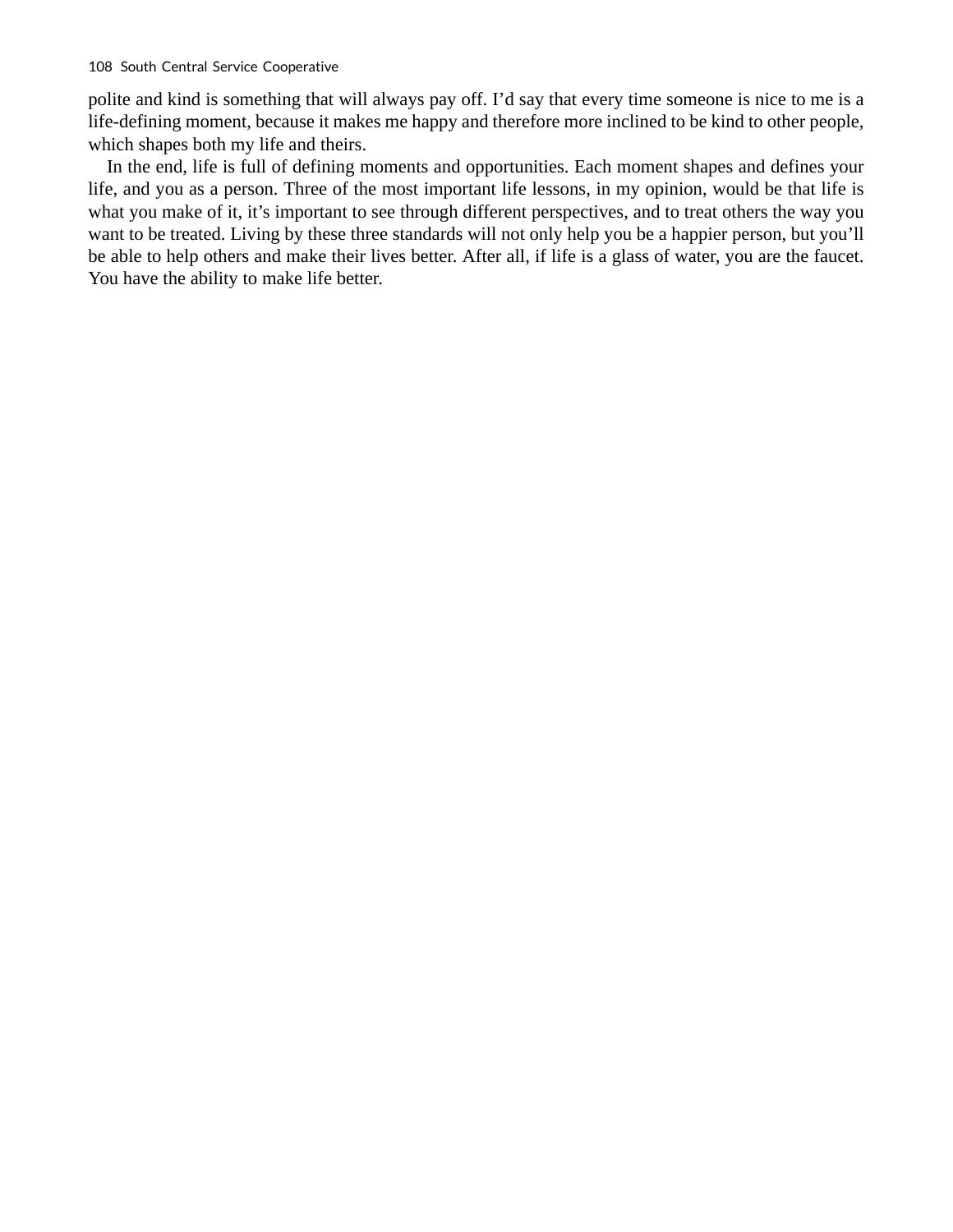polite and kind is something that will always pay off. I'd say that every time someone is nice to me is a life-defining moment, because it makes me happy and therefore more inclined to be kind to other people, which shapes both my life and theirs.

In the end, life is full of defining moments and opportunities. Each moment shapes and defines your life, and you as a person. Three of the most important life lessons, in my opinion, would be that life is what you make of it, it's important to see through different perspectives, and to treat others the way you want to be treated. Living by these three standards will not only help you be a happier person, but you'll be able to help others and make their lives better. After all, if life is a glass of water, you are the faucet. You have the ability to make life better.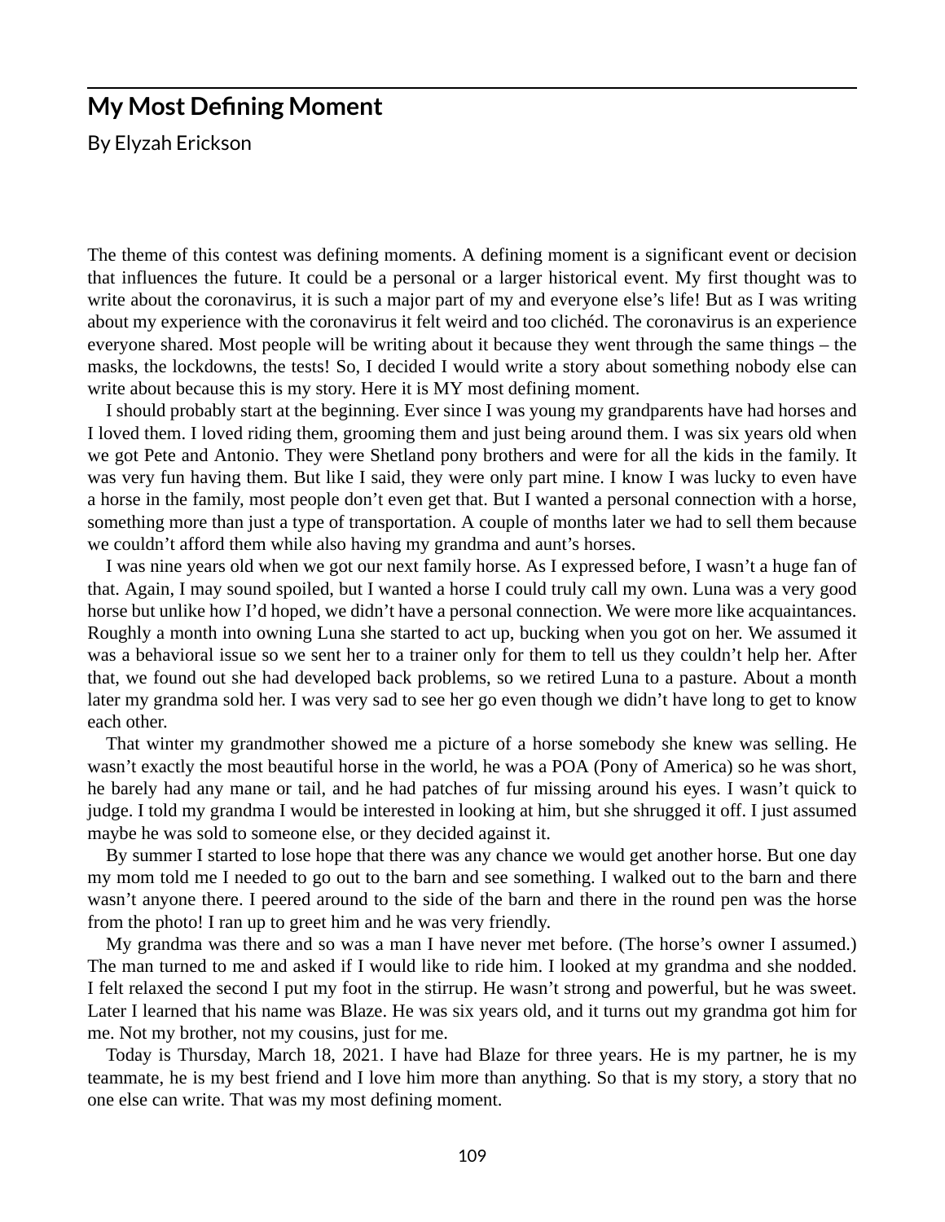## My Most Defining Moment

By Elyzah Erickson

The theme of this contest was defining moments. A defining moment is a significant event or decision that influences the future. It could be a personal or a larger historical event. My first thought was to write about the coronavirus, it is such a major part of my and everyone else's life! But as I was writing about my experience with the coronavirus it felt weird and too clichéd. The coronavirus is an experience everyone shared. Most people will be writing about it because they went through the same things – the masks, the lockdowns, the tests! So, I decided I would write a story about something nobody else can write about because this is my story. Here it is MY most defining moment.

I should probably start at the beginning. Ever since I was young my grandparents have had horses and I loved them. I loved riding them, grooming them and just being around them. I was six years old when we got Pete and Antonio. They were Shetland pony brothers and were for all the kids in the family. It was very fun having them. But like I said, they were only part mine. I know I was lucky to even have a horse in the family, most people don't even get that. But I wanted a personal connection with a horse, something more than just a type of transportation. A couple of months later we had to sell them because we couldn't afford them while also having my grandma and aunt's horses.

I was nine years old when we got our next family horse. As I expressed before, I wasn't a huge fan of that. Again, I may sound spoiled, but I wanted a horse I could truly call my own. Luna was a very good horse but unlike how I'd hoped, we didn't have a personal connection. We were more like acquaintances. Roughly a month into owning Luna she started to act up, bucking when you got on her. We assumed it was a behavioral issue so we sent her to a trainer only for them to tell us they couldn't help her. After that, we found out she had developed back problems, so we retired Luna to a pasture. About a month later my grandma sold her. I was very sad to see her go even though we didn't have long to get to know each other.

That winter my grandmother showed me a picture of a horse somebody she knew was selling. He wasn't exactly the most beautiful horse in the world, he was a POA (Pony of America) so he was short, he barely had any mane or tail, and he had patches of fur missing around his eyes. I wasn't quick to judge. I told my grandma I would be interested in looking at him, but she shrugged it off. I just assumed maybe he was sold to someone else, or they decided against it.

By summer I started to lose hope that there was any chance we would get another horse. But one day my mom told me I needed to go out to the barn and see something. I walked out to the barn and there wasn't anyone there. I peered around to the side of the barn and there in the round pen was the horse from the photo! I ran up to greet him and he was very friendly.

My grandma was there and so was a man I have never met before. (The horse's owner I assumed.) The man turned to me and asked if I would like to ride him. I looked at my grandma and she nodded. I felt relaxed the second I put my foot in the stirrup. He wasn't strong and powerful, but he was sweet. Later I learned that his name was Blaze. He was six years old, and it turns out my grandma got him for me. Not my brother, not my cousins, just for me.

Today is Thursday, March 18, 2021. I have had Blaze for three years. He is my partner, he is my teammate, he is my best friend and I love him more than anything. So that is my story, a story that no one else can write. That was my most defining moment.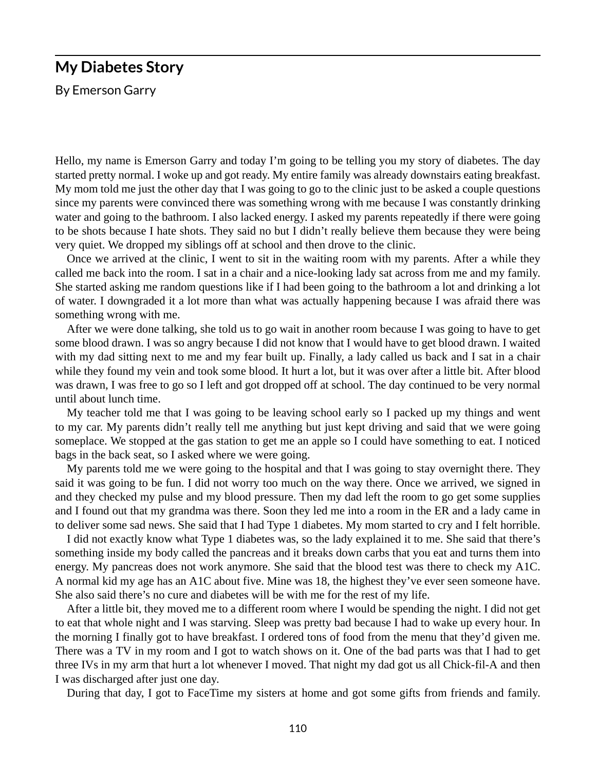## My Diabetes Story

By Emerson Garry

Hello, my name is Emerson Garry and today I'm going to be telling you my story of diabetes. The day started pretty normal. I woke up and got ready. My entire family was already downstairs eating breakfast. My mom told me just the other day that I was going to go to the clinic just to be asked a couple questions since my parents were convinced there was something wrong with me because I was constantly drinking water and going to the bathroom. I also lacked energy. I asked my parents repeatedly if there were going to be shots because I hate shots. They said no but I didn't really believe them because they were being very quiet. We dropped my siblings off at school and then drove to the clinic.

Once we arrived at the clinic, I went to sit in the waiting room with my parents. After a while they called me back into the room. I sat in a chair and a nice-looking lady sat across from me and my family. She started asking me random questions like if I had been going to the bathroom a lot and drinking a lot of water. I downgraded it a lot more than what was actually happening because I was afraid there was something wrong with me.

After we were done talking, she told us to go wait in another room because I was going to have to get some blood drawn. I was so angry because I did not know that I would have to get blood drawn. I waited with my dad sitting next to me and my fear built up. Finally, a lady called us back and I sat in a chair while they found my vein and took some blood. It hurt a lot, but it was over after a little bit. After blood was drawn, I was free to go so I left and got dropped off at school. The day continued to be very normal until about lunch time.

My teacher told me that I was going to be leaving school early so I packed up my things and went to my car. My parents didn't really tell me anything but just kept driving and said that we were going someplace. We stopped at the gas station to get me an apple so I could have something to eat. I noticed bags in the back seat, so I asked where we were going.

My parents told me we were going to the hospital and that I was going to stay overnight there. They said it was going to be fun. I did not worry too much on the way there. Once we arrived, we signed in and they checked my pulse and my blood pressure. Then my dad left the room to go get some supplies and I found out that my grandma was there. Soon they led me into a room in the ER and a lady came in to deliver some sad news. She said that I had Type 1 diabetes. My mom started to cry and I felt horrible.

I did not exactly know what Type 1 diabetes was, so the lady explained it to me. She said that there's something inside my body called the pancreas and it breaks down carbs that you eat and turns them into energy. My pancreas does not work anymore. She said that the blood test was there to check my A1C. A normal kid my age has an A1C about five. Mine was 18, the highest they've ever seen someone have. She also said there's no cure and diabetes will be with me for the rest of my life.

After a little bit, they moved me to a different room where I would be spending the night. I did not get to eat that whole night and I was starving. Sleep was pretty bad because I had to wake up every hour. In the morning I finally got to have breakfast. I ordered tons of food from the menu that they'd given me. There was a TV in my room and I got to watch shows on it. One of the bad parts was that I had to get three IVs in my arm that hurt a lot whenever I moved. That night my dad got us all Chick-fil-A and then I was discharged after just one day.

During that day, I got to FaceTime my sisters at home and got some gifts from friends and family.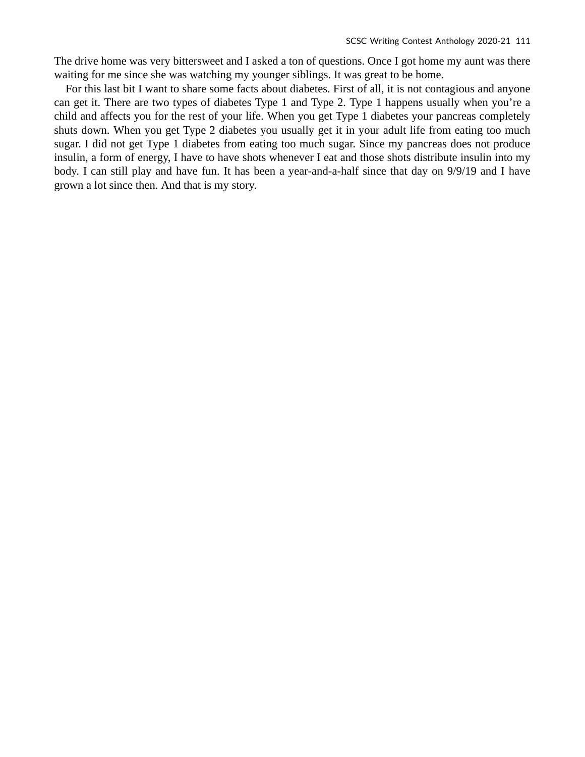The drive home was very bittersweet and I asked a ton of questions. Once I got home my aunt was there waiting for me since she was watching my younger siblings. It was great to be home.

For this last bit I want to share some facts about diabetes. First of all, it is not contagious and anyone can get it. There are two types of diabetes Type 1 and Type 2. Type 1 happens usually when you're a child and affects you for the rest of your life. When you get Type 1 diabetes your pancreas completely shuts down. When you get Type 2 diabetes you usually get it in your adult life from eating too much sugar. I did not get Type 1 diabetes from eating too much sugar. Since my pancreas does not produce insulin, a form of energy, I have to have shots whenever I eat and those shots distribute insulin into my body. I can still play and have fun. It has been a year-and-a-half since that day on 9/9/19 and I have grown a lot since then. And that is my story.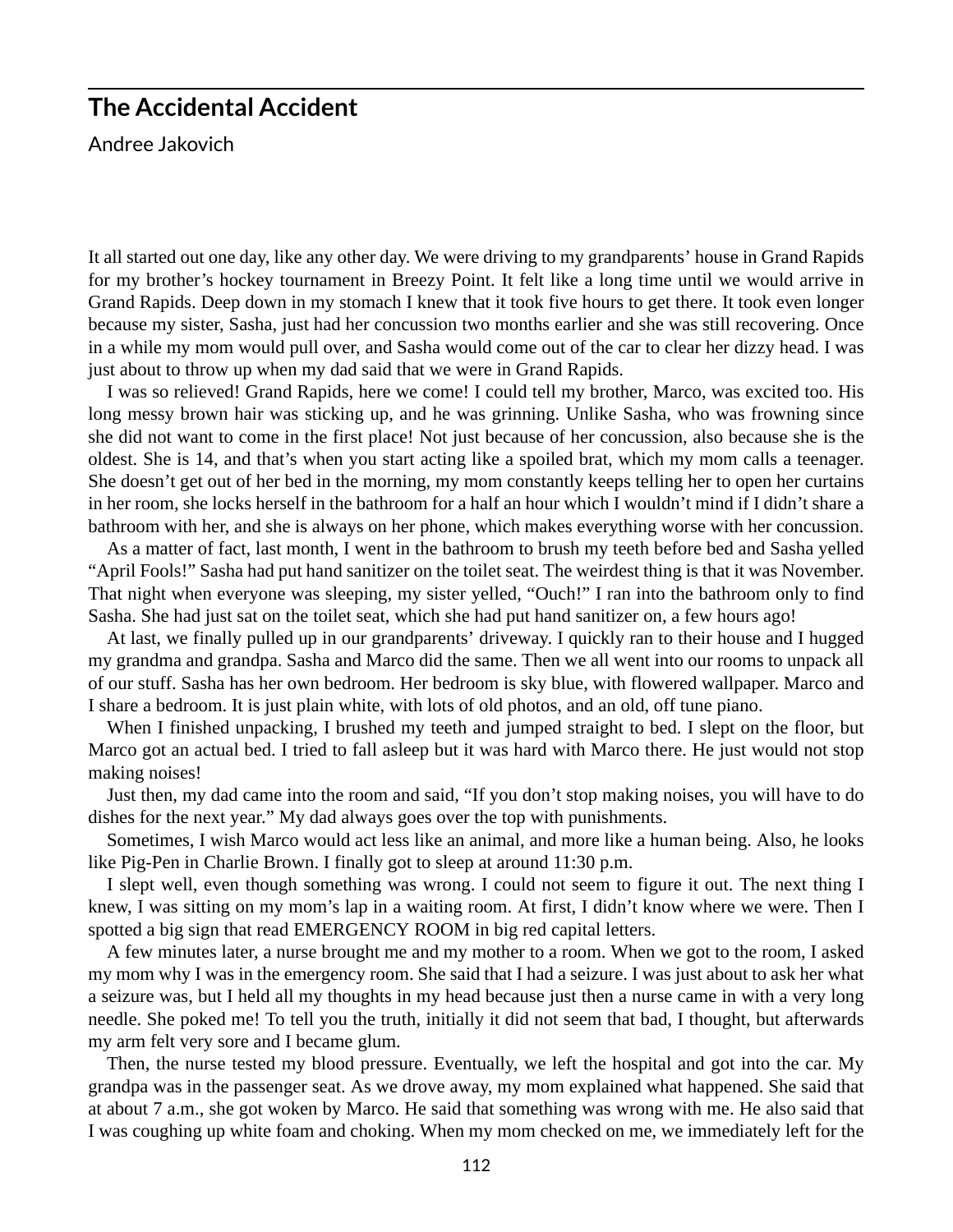## The Accidental Accident

Andree Jakovich

It all started out one day, like any other day. We were driving to my grandparents' house in Grand Rapids for my brother's hockey tournament in Breezy Point. It felt like a long time until we would arrive in Grand Rapids. Deep down in my stomach I knew that it took five hours to get there. It took even longer because my sister, Sasha, just had her concussion two months earlier and she was still recovering. Once in a while my mom would pull over, and Sasha would come out of the car to clear her dizzy head. I was just about to throw up when my dad said that we were in Grand Rapids.

I was so relieved! Grand Rapids, here we come! I could tell my brother, Marco, was excited too. His long messy brown hair was sticking up, and he was grinning. Unlike Sasha, who was frowning since she did not want to come in the first place! Not just because of her concussion, also because she is the oldest. She is 14, and that's when you start acting like a spoiled brat, which my mom calls a teenager. She doesn't get out of her bed in the morning, my mom constantly keeps telling her to open her curtains in her room, she locks herself in the bathroom for a half an hour which I wouldn't mind if I didn't share a bathroom with her, and she is always on her phone, which makes everything worse with her concussion.

As a matter of fact, last month, I went in the bathroom to brush my teeth before bed and Sasha yelled "April Fools!" Sasha had put hand sanitizer on the toilet seat. The weirdest thing is that it was November. That night when everyone was sleeping, my sister yelled, "Ouch!" I ran into the bathroom only to find Sasha. She had just sat on the toilet seat, which she had put hand sanitizer on, a few hours ago!

At last, we finally pulled up in our grandparents' driveway. I quickly ran to their house and I hugged my grandma and grandpa. Sasha and Marco did the same. Then we all went into our rooms to unpack all of our stuff. Sasha has her own bedroom. Her bedroom is sky blue, with flowered wallpaper. Marco and I share a bedroom. It is just plain white, with lots of old photos, and an old, off tune piano.

When I finished unpacking, I brushed my teeth and jumped straight to bed. I slept on the floor, but Marco got an actual bed. I tried to fall asleep but it was hard with Marco there. He just would not stop making noises!

Just then, my dad came into the room and said, "If you don't stop making noises, you will have to do dishes for the next year." My dad always goes over the top with punishments.

Sometimes, I wish Marco would act less like an animal, and more like a human being. Also, he looks like Pig-Pen in Charlie Brown. I finally got to sleep at around 11:30 p.m.

I slept well, even though something was wrong. I could not seem to figure it out. The next thing I knew, I was sitting on my mom's lap in a waiting room. At first, I didn't know where we were. Then I spotted a big sign that read EMERGENCY ROOM in big red capital letters.

A few minutes later, a nurse brought me and my mother to a room. When we got to the room, I asked my mom why I was in the emergency room. She said that I had a seizure. I was just about to ask her what a seizure was, but I held all my thoughts in my head because just then a nurse came in with a very long needle. She poked me! To tell you the truth, initially it did not seem that bad, I thought, but afterwards my arm felt very sore and I became glum.

Then, the nurse tested my blood pressure. Eventually, we left the hospital and got into the car. My grandpa was in the passenger seat. As we drove away, my mom explained what happened. She said that at about 7 a.m., she got woken by Marco. He said that something was wrong with me. He also said that I was coughing up white foam and choking. When my mom checked on me, we immediately left for the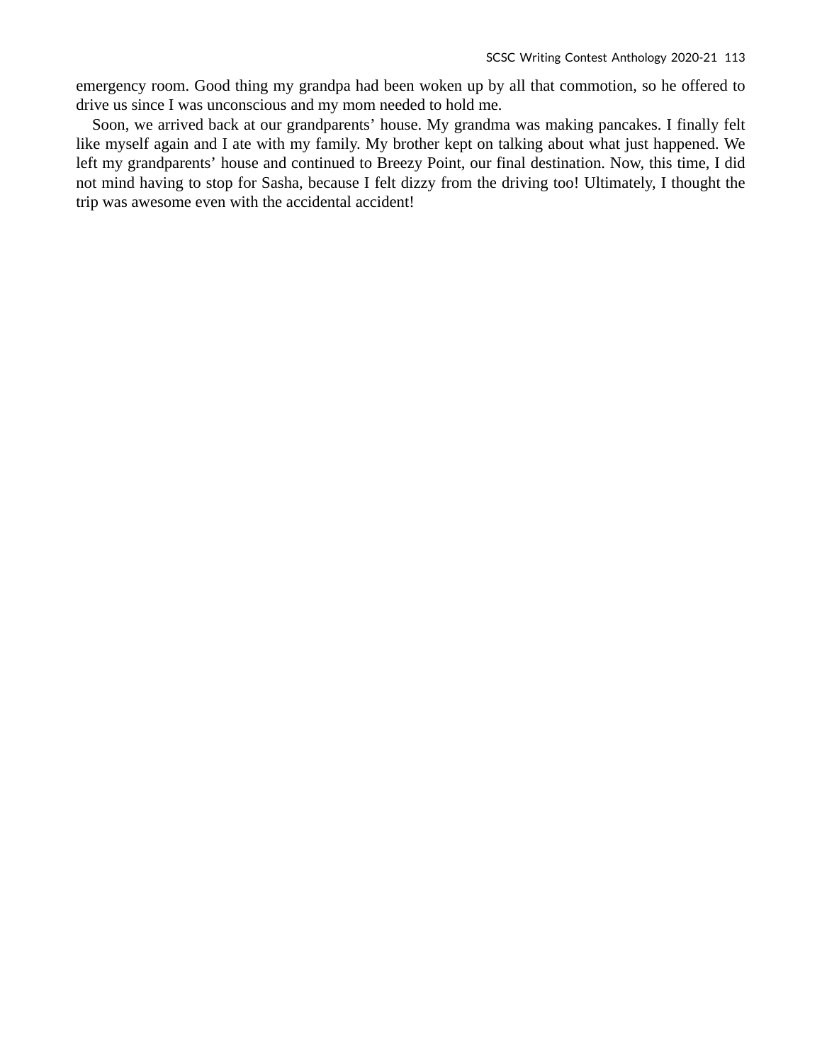emergency room. Good thing my grandpa had been woken up by all that commotion, so he offered to drive us since I was unconscious and my mom needed to hold me.

Soon, we arrived back at our grandparents' house. My grandma was making pancakes. I finally felt like myself again and I ate with my family. My brother kept on talking about what just happened. We left my grandparents' house and continued to Breezy Point, our final destination. Now, this time, I did not mind having to stop for Sasha, because I felt dizzy from the driving too! Ultimately, I thought the trip was awesome even with the accidental accident!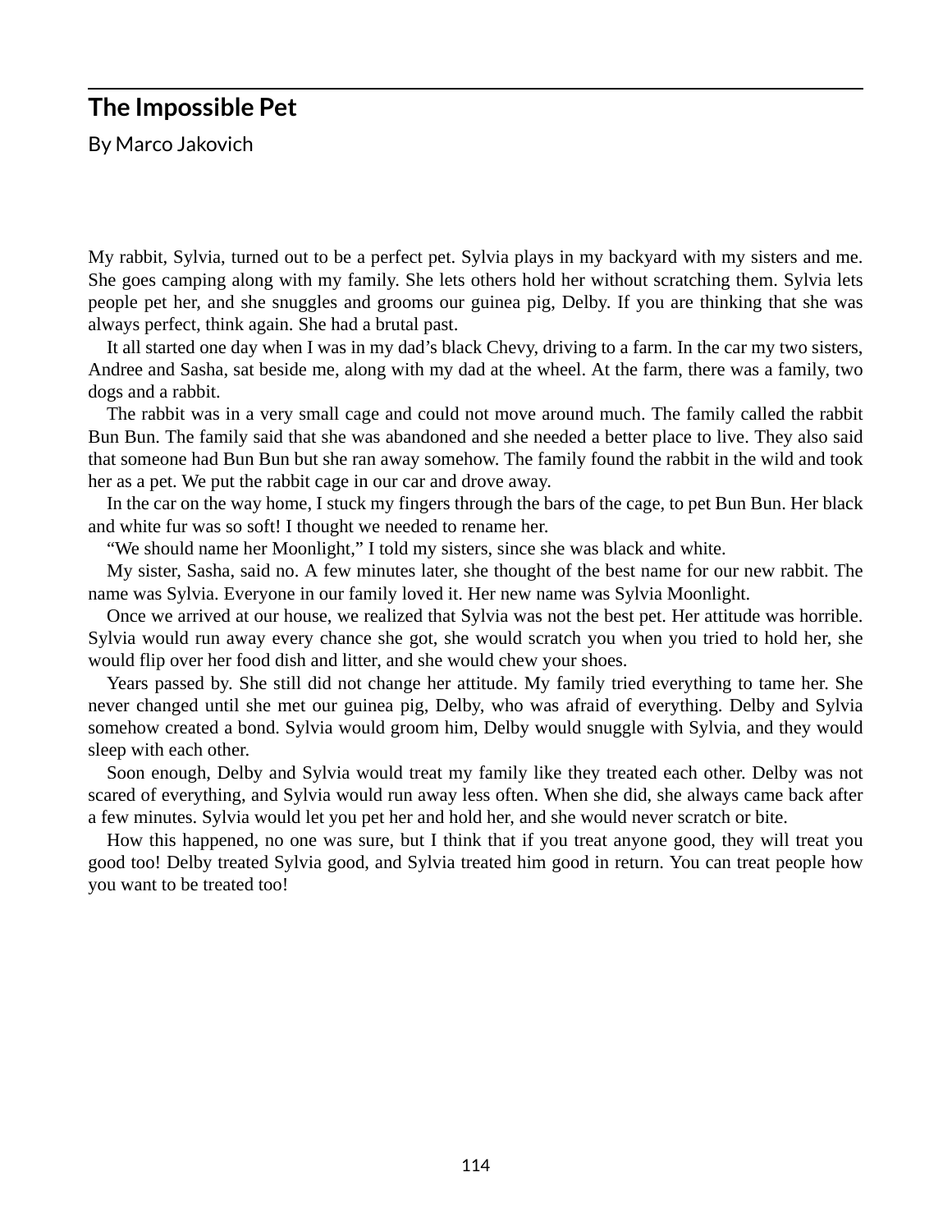## The Impossible Pet

By Marco Jakovich

My rabbit, Sylvia, turned out to be a perfect pet. Sylvia plays in my backyard with my sisters and me. She goes camping along with my family. She lets others hold her without scratching them. Sylvia lets people pet her, and she snuggles and grooms our guinea pig, Delby. If you are thinking that she was always perfect, think again. She had a brutal past.

It all started one day when I was in my dad's black Chevy, driving to a farm. In the car my two sisters, Andree and Sasha, sat beside me, along with my dad at the wheel. At the farm, there was a family, two dogs and a rabbit.

The rabbit was in a very small cage and could not move around much. The family called the rabbit Bun Bun. The family said that she was abandoned and she needed a better place to live. They also said that someone had Bun Bun but she ran away somehow. The family found the rabbit in the wild and took her as a pet. We put the rabbit cage in our car and drove away.

In the car on the way home, I stuck my fingers through the bars of the cage, to pet Bun Bun. Her black and white fur was so soft! I thought we needed to rename her.

"We should name her Moonlight," I told my sisters, since she was black and white.

My sister, Sasha, said no. A few minutes later, she thought of the best name for our new rabbit. The name was Sylvia. Everyone in our family loved it. Her new name was Sylvia Moonlight.

Once we arrived at our house, we realized that Sylvia was not the best pet. Her attitude was horrible. Sylvia would run away every chance she got, she would scratch you when you tried to hold her, she would flip over her food dish and litter, and she would chew your shoes.

Years passed by. She still did not change her attitude. My family tried everything to tame her. She never changed until she met our guinea pig, Delby, who was afraid of everything. Delby and Sylvia somehow created a bond. Sylvia would groom him, Delby would snuggle with Sylvia, and they would sleep with each other.

Soon enough, Delby and Sylvia would treat my family like they treated each other. Delby was not scared of everything, and Sylvia would run away less often. When she did, she always came back after a few minutes. Sylvia would let you pet her and hold her, and she would never scratch or bite.

How this happened, no one was sure, but I think that if you treat anyone good, they will treat you good too! Delby treated Sylvia good, and Sylvia treated him good in return. You can treat people how you want to be treated too!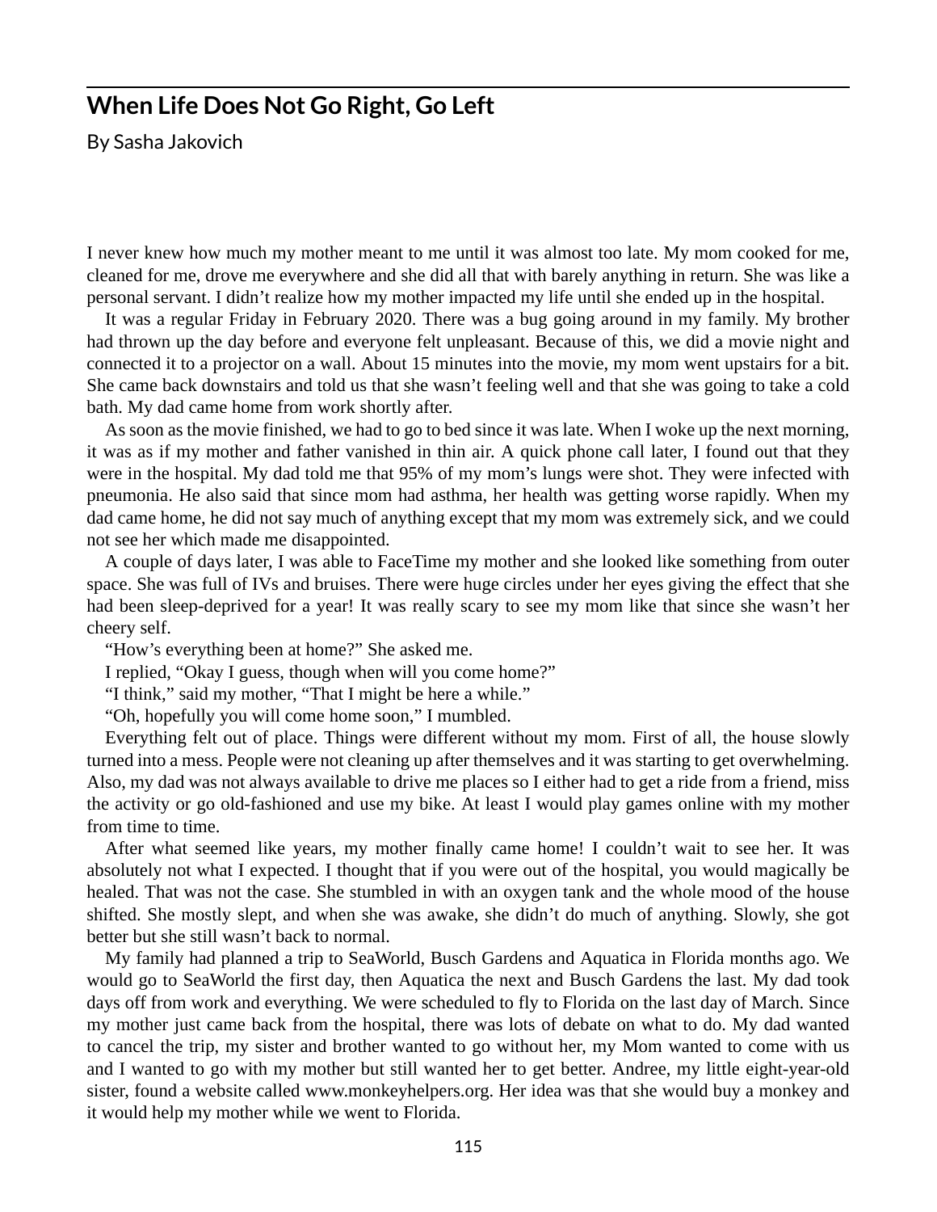## When Life Does Not Go Right, Go Left

By Sasha Jakovich

I never knew how much my mother meant to me until it was almost too late. My mom cooked for me, cleaned for me, drove me everywhere and she did all that with barely anything in return. She was like a personal servant. I didn't realize how my mother impacted my life until she ended up in the hospital.

It was a regular Friday in February 2020. There was a bug going around in my family. My brother had thrown up the day before and everyone felt unpleasant. Because of this, we did a movie night and connected it to a projector on a wall. About 15 minutes into the movie, my mom went upstairs for a bit. She came back downstairs and told us that she wasn't feeling well and that she was going to take a cold bath. My dad came home from work shortly after.

As soon as the movie finished, we had to go to bed since it was late. When I woke up the next morning, it was as if my mother and father vanished in thin air. A quick phone call later, I found out that they were in the hospital. My dad told me that 95% of my mom's lungs were shot. They were infected with pneumonia. He also said that since mom had asthma, her health was getting worse rapidly. When my dad came home, he did not say much of anything except that my mom was extremely sick, and we could not see her which made me disappointed.

A couple of days later, I was able to FaceTime my mother and she looked like something from outer space. She was full of IVs and bruises. There were huge circles under her eyes giving the effect that she had been sleep-deprived for a year! It was really scary to see my mom like that since she wasn't her cheery self.

"How's everything been at home?" She asked me.

I replied, "Okay I guess, though when will you come home?"

"I think," said my mother, "That I might be here a while."

"Oh, hopefully you will come home soon," I mumbled.

Everything felt out of place. Things were different without my mom. First of all, the house slowly turned into a mess. People were not cleaning up after themselves and it was starting to get overwhelming. Also, my dad was not always available to drive me places so I either had to get a ride from a friend, miss the activity or go old-fashioned and use my bike. At least I would play games online with my mother from time to time.

After what seemed like years, my mother finally came home! I couldn't wait to see her. It was absolutely not what I expected. I thought that if you were out of the hospital, you would magically be healed. That was not the case. She stumbled in with an oxygen tank and the whole mood of the house shifted. She mostly slept, and when she was awake, she didn't do much of anything. Slowly, she got better but she still wasn't back to normal.

My family had planned a trip to SeaWorld, Busch Gardens and Aquatica in Florida months ago. We would go to SeaWorld the first day, then Aquatica the next and Busch Gardens the last. My dad took days off from work and everything. We were scheduled to fly to Florida on the last day of March. Since my mother just came back from the hospital, there was lots of debate on what to do. My dad wanted to cancel the trip, my sister and brother wanted to go without her, my Mom wanted to come with us and I wanted to go with my mother but still wanted her to get better. Andree, my little eight-year-old sister, found a website called www.monkeyhelpers.org. Her idea was that she would buy a monkey and it would help my mother while we went to Florida.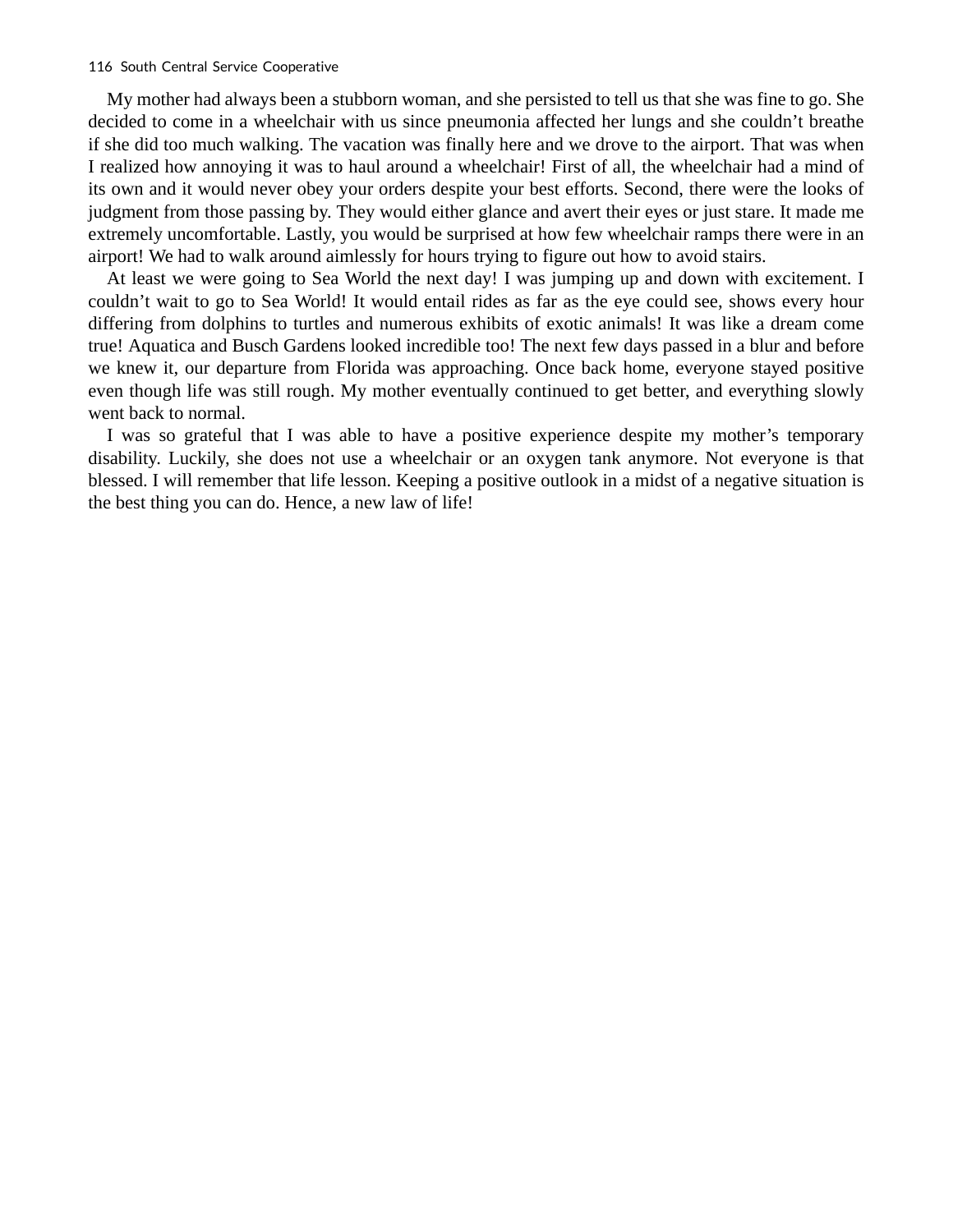My mother had always been a stubborn woman, and she persisted to tell us that she was fine to go. She decided to come in a wheelchair with us since pneumonia affected her lungs and she couldn't breathe if she did too much walking. The vacation was finally here and we drove to the airport. That was when I realized how annoying it was to haul around a wheelchair! First of all, the wheelchair had a mind of its own and it would never obey your orders despite your best efforts. Second, there were the looks of judgment from those passing by. They would either glance and avert their eyes or just stare. It made me extremely uncomfortable. Lastly, you would be surprised at how few wheelchair ramps there were in an airport! We had to walk around aimlessly for hours trying to figure out how to avoid stairs.

At least we were going to Sea World the next day! I was jumping up and down with excitement. I couldn't wait to go to Sea World! It would entail rides as far as the eye could see, shows every hour differing from dolphins to turtles and numerous exhibits of exotic animals! It was like a dream come true! Aquatica and Busch Gardens looked incredible too! The next few days passed in a blur and before we knew it, our departure from Florida was approaching. Once back home, everyone stayed positive even though life was still rough. My mother eventually continued to get better, and everything slowly went back to normal.

I was so grateful that I was able to have a positive experience despite my mother's temporary disability. Luckily, she does not use a wheelchair or an oxygen tank anymore. Not everyone is that blessed. I will remember that life lesson. Keeping a positive outlook in a midst of a negative situation is the best thing you can do. Hence, a new law of life!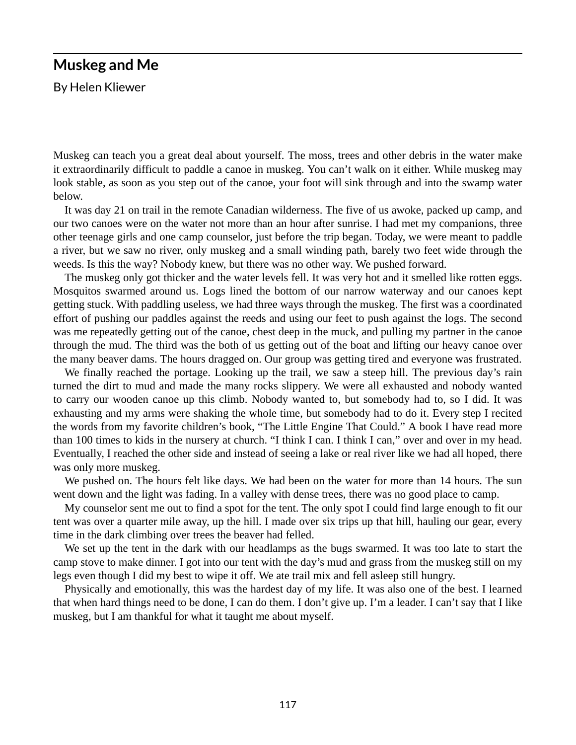## Muskeg and Me

By Helen Kliewer

Muskeg can teach you a great deal about yourself. The moss, trees and other debris in the water make it extraordinarily difficult to paddle a canoe in muskeg. You can't walk on it either. While muskeg may look stable, as soon as you step out of the canoe, your foot will sink through and into the swamp water below.

It was day 21 on trail in the remote Canadian wilderness. The five of us awoke, packed up camp, and our two canoes were on the water not more than an hour after sunrise. I had met my companions, three other teenage girls and one camp counselor, just before the trip began. Today, we were meant to paddle a river, but we saw no river, only muskeg and a small winding path, barely two feet wide through the weeds. Is this the way? Nobody knew, but there was no other way. We pushed forward.

The muskeg only got thicker and the water levels fell. It was very hot and it smelled like rotten eggs. Mosquitos swarmed around us. Logs lined the bottom of our narrow waterway and our canoes kept getting stuck. With paddling useless, we had three ways through the muskeg. The first was a coordinated effort of pushing our paddles against the reeds and using our feet to push against the logs. The second was me repeatedly getting out of the canoe, chest deep in the muck, and pulling my partner in the canoe through the mud. The third was the both of us getting out of the boat and lifting our heavy canoe over the many beaver dams. The hours dragged on. Our group was getting tired and everyone was frustrated.

We finally reached the portage. Looking up the trail, we saw a steep hill. The previous day's rain turned the dirt to mud and made the many rocks slippery. We were all exhausted and nobody wanted to carry our wooden canoe up this climb. Nobody wanted to, but somebody had to, so I did. It was exhausting and my arms were shaking the whole time, but somebody had to do it. Every step I recited the words from my favorite children's book, "The Little Engine That Could." A book I have read more than 100 times to kids in the nursery at church. "I think I can. I think I can," over and over in my head. Eventually, I reached the other side and instead of seeing a lake or real river like we had all hoped, there was only more muskeg.

We pushed on. The hours felt like days. We had been on the water for more than 14 hours. The sun went down and the light was fading. In a valley with dense trees, there was no good place to camp.

My counselor sent me out to find a spot for the tent. The only spot I could find large enough to fit our tent was over a quarter mile away, up the hill. I made over six trips up that hill, hauling our gear, every time in the dark climbing over trees the beaver had felled.

We set up the tent in the dark with our headlamps as the bugs swarmed. It was too late to start the camp stove to make dinner. I got into our tent with the day's mud and grass from the muskeg still on my legs even though I did my best to wipe it off. We ate trail mix and fell asleep still hungry.

Physically and emotionally, this was the hardest day of my life. It was also one of the best. I learned that when hard things need to be done, I can do them. I don't give up. I'm a leader. I can't say that I like muskeg, but I am thankful for what it taught me about myself.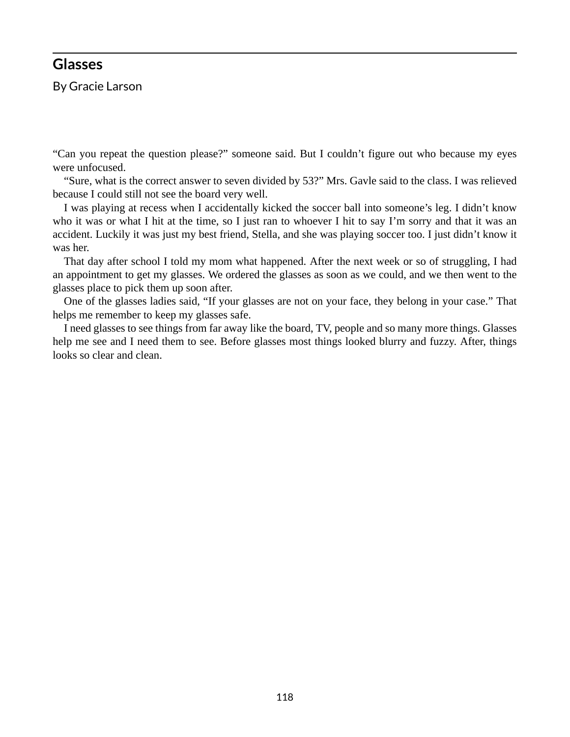## Glasses

By Gracie Larson

"Can you repeat the question please?" someone said. But I couldn't figure out who because my eyes were unfocused.

"Sure, what is the correct answer to seven divided by 53?" Mrs. Gavle said to the class. I was relieved because I could still not see the board very well.

I was playing at recess when I accidentally kicked the soccer ball into someone's leg. I didn't know who it was or what I hit at the time, so I just ran to whoever I hit to say I'm sorry and that it was an accident. Luckily it was just my best friend, Stella, and she was playing soccer too. I just didn't know it was her.

That day after school I told my mom what happened. After the next week or so of struggling, I had an appointment to get my glasses. We ordered the glasses as soon as we could, and we then went to the glasses place to pick them up soon after.

One of the glasses ladies said, "If your glasses are not on your face, they belong in your case." That helps me remember to keep my glasses safe.

I need glasses to see things from far away like the board, TV, people and so many more things. Glasses help me see and I need them to see. Before glasses most things looked blurry and fuzzy. After, things looks so clear and clean.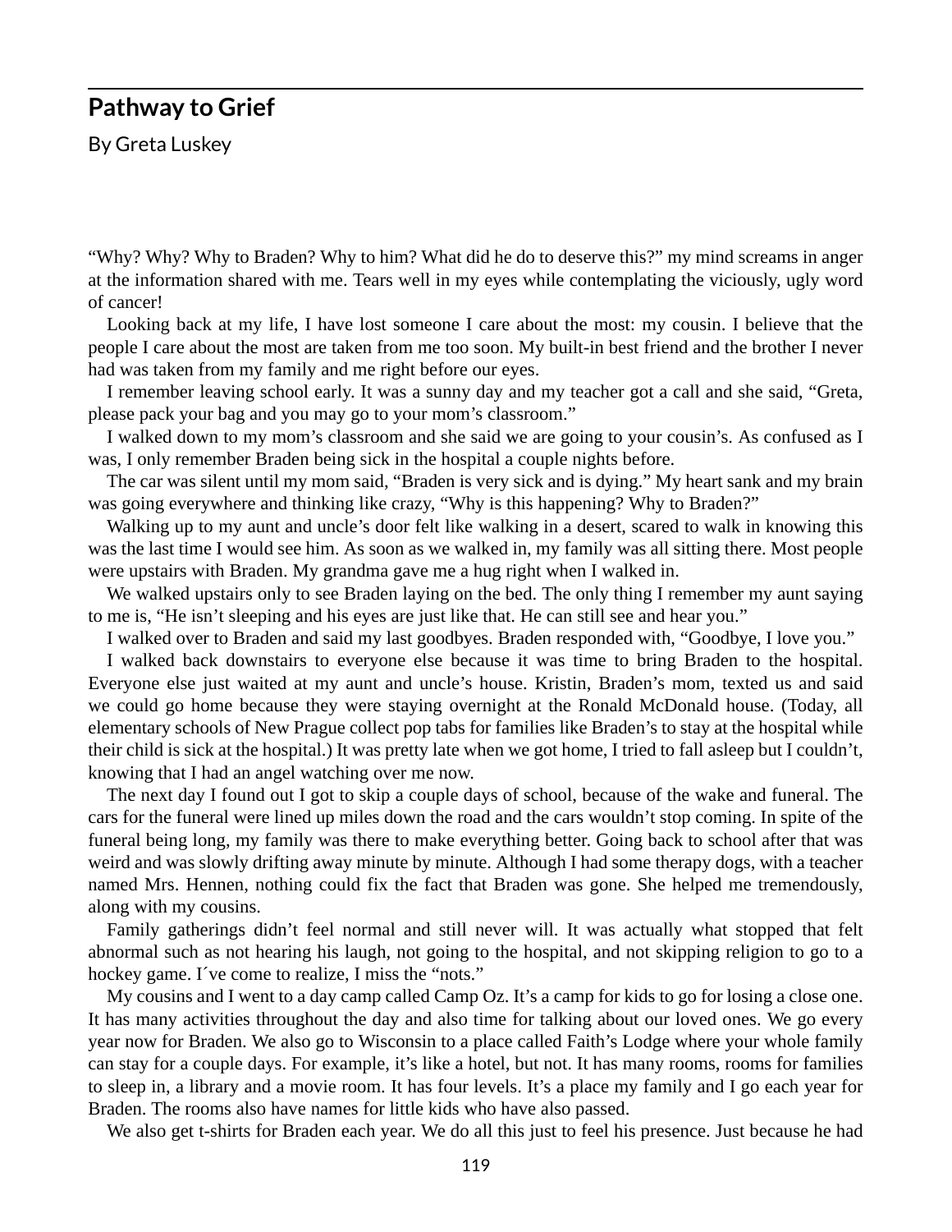## Pathway to Grief

By Greta Luskey

"Why? Why? Why to Braden? Why to him? What did he do to deserve this?" my mind screams in anger at the information shared with me. Tears well in my eyes while contemplating the viciously, ugly word of cancer!

Looking back at my life, I have lost someone I care about the most: my cousin. I believe that the people I care about the most are taken from me too soon. My built-in best friend and the brother I never had was taken from my family and me right before our eyes.

I remember leaving school early. It was a sunny day and my teacher got a call and she said, "Greta, please pack your bag and you may go to your mom's classroom."

I walked down to my mom's classroom and she said we are going to your cousin's. As confused as I was, I only remember Braden being sick in the hospital a couple nights before.

The car was silent until my mom said, "Braden is very sick and is dying." My heart sank and my brain was going everywhere and thinking like crazy, "Why is this happening? Why to Braden?"

Walking up to my aunt and uncle's door felt like walking in a desert, scared to walk in knowing this was the last time I would see him. As soon as we walked in, my family was all sitting there. Most people were upstairs with Braden. My grandma gave me a hug right when I walked in.

We walked upstairs only to see Braden laying on the bed. The only thing I remember my aunt saying to me is, "He isn't sleeping and his eyes are just like that. He can still see and hear you."

I walked over to Braden and said my last goodbyes. Braden responded with, "Goodbye, I love you."

I walked back downstairs to everyone else because it was time to bring Braden to the hospital. Everyone else just waited at my aunt and uncle's house. Kristin, Braden's mom, texted us and said we could go home because they were staying overnight at the Ronald McDonald house. (Today, all elementary schools of New Prague collect pop tabs for families like Braden's to stay at the hospital while their child is sick at the hospital.) It was pretty late when we got home, I tried to fall asleep but I couldn't, knowing that I had an angel watching over me now.

The next day I found out I got to skip a couple days of school, because of the wake and funeral. The cars for the funeral were lined up miles down the road and the cars wouldn't stop coming. In spite of the funeral being long, my family was there to make everything better. Going back to school after that was weird and was slowly drifting away minute by minute. Although I had some therapy dogs, with a teacher named Mrs. Hennen, nothing could fix the fact that Braden was gone. She helped me tremendously, along with my cousins.

Family gatherings didn't feel normal and still never will. It was actually what stopped that felt abnormal such as not hearing his laugh, not going to the hospital, and not skipping religion to go to a hockey game. I´ve come to realize, I miss the "nots."

My cousins and I went to a day camp called Camp Oz. It's a camp for kids to go for losing a close one. It has many activities throughout the day and also time for talking about our loved ones. We go every year now for Braden. We also go to Wisconsin to a place called Faith's Lodge where your whole family can stay for a couple days. For example, it's like a hotel, but not. It has many rooms, rooms for families to sleep in, a library and a movie room. It has four levels. It's a place my family and I go each year for Braden. The rooms also have names for little kids who have also passed.

We also get t-shirts for Braden each year. We do all this just to feel his presence. Just because he had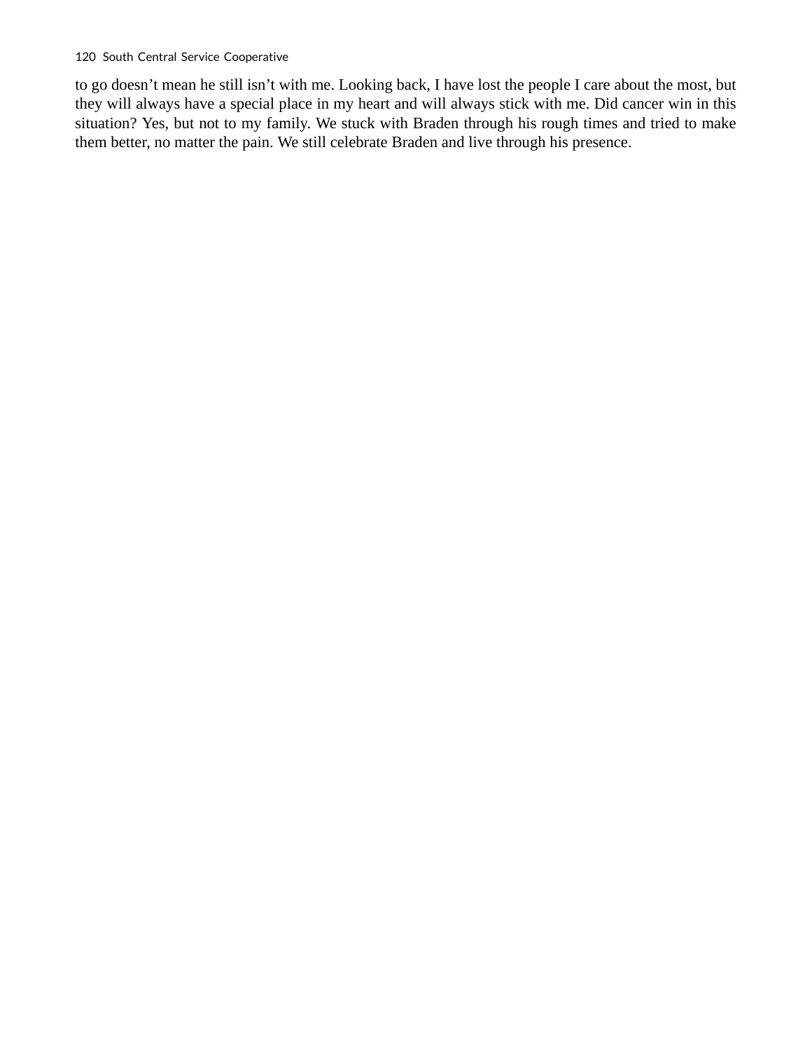to go doesn't mean he still isn't with me. Looking back, I have lost the people I care about the most, but they will always have a special place in my heart and will always stick with me. Did cancer win in this situation? Yes, but not to my family. We stuck with Braden through his rough times and tried to make them better, no matter the pain. We still celebrate Braden and live through his presence.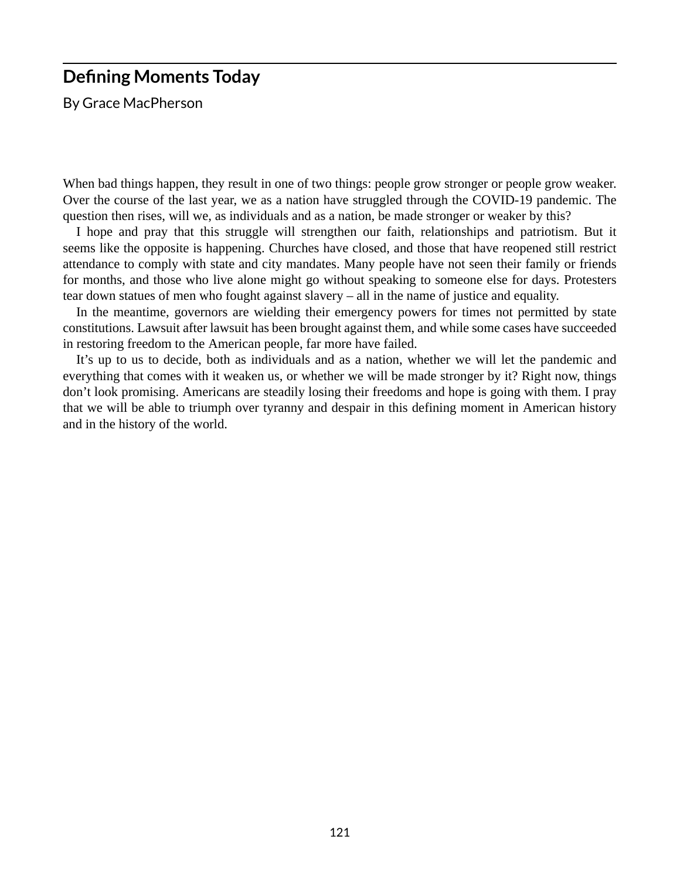## Defining Moments Today

By Grace MacPherson

When bad things happen, they result in one of two things: people grow stronger or people grow weaker. Over the course of the last year, we as a nation have struggled through the COVID-19 pandemic. The question then rises, will we, as individuals and as a nation, be made stronger or weaker by this?

I hope and pray that this struggle will strengthen our faith, relationships and patriotism. But it seems like the opposite is happening. Churches have closed, and those that have reopened still restrict attendance to comply with state and city mandates. Many people have not seen their family or friends for months, and those who live alone might go without speaking to someone else for days. Protesters tear down statues of men who fought against slavery – all in the name of justice and equality.

In the meantime, governors are wielding their emergency powers for times not permitted by state constitutions. Lawsuit after lawsuit has been brought against them, and while some cases have succeeded in restoring freedom to the American people, far more have failed.

It's up to us to decide, both as individuals and as a nation, whether we will let the pandemic and everything that comes with it weaken us, or whether we will be made stronger by it? Right now, things don't look promising. Americans are steadily losing their freedoms and hope is going with them. I pray that we will be able to triumph over tyranny and despair in this defining moment in American history and in the history of the world.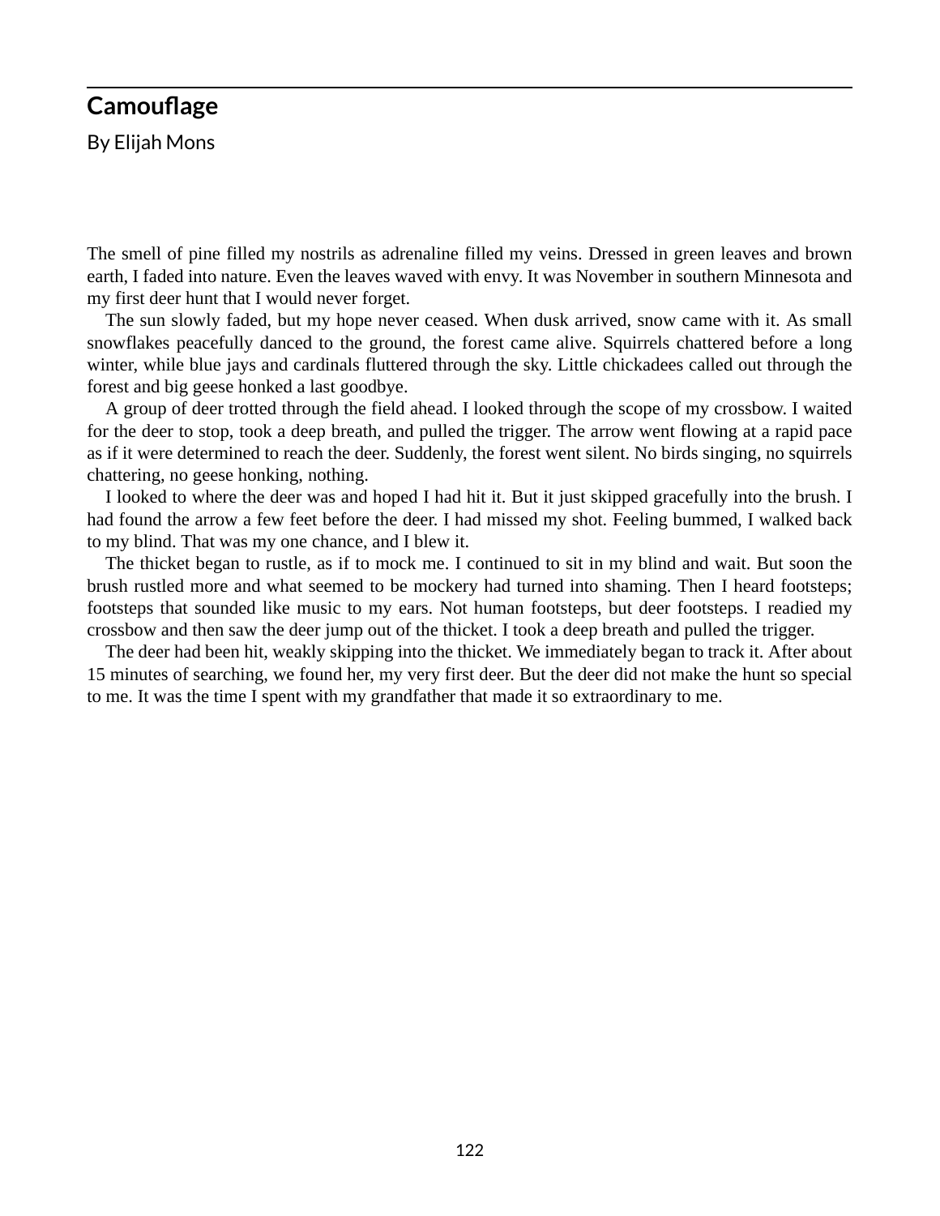## Camouflage

By Elijah Mons

The smell of pine filled my nostrils as adrenaline filled my veins. Dressed in green leaves and brown earth, I faded into nature. Even the leaves waved with envy. It was November in southern Minnesota and my first deer hunt that I would never forget.

The sun slowly faded, but my hope never ceased. When dusk arrived, snow came with it. As small snowflakes peacefully danced to the ground, the forest came alive. Squirrels chattered before a long winter, while blue jays and cardinals fluttered through the sky. Little chickadees called out through the forest and big geese honked a last goodbye.

A group of deer trotted through the field ahead. I looked through the scope of my crossbow. I waited for the deer to stop, took a deep breath, and pulled the trigger. The arrow went flowing at a rapid pace as if it were determined to reach the deer. Suddenly, the forest went silent. No birds singing, no squirrels chattering, no geese honking, nothing.

I looked to where the deer was and hoped I had hit it. But it just skipped gracefully into the brush. I had found the arrow a few feet before the deer. I had missed my shot. Feeling bummed, I walked back to my blind. That was my one chance, and I blew it.

The thicket began to rustle, as if to mock me. I continued to sit in my blind and wait. But soon the brush rustled more and what seemed to be mockery had turned into shaming. Then I heard footsteps; footsteps that sounded like music to my ears. Not human footsteps, but deer footsteps. I readied my crossbow and then saw the deer jump out of the thicket. I took a deep breath and pulled the trigger.

The deer had been hit, weakly skipping into the thicket. We immediately began to track it. After about 15 minutes of searching, we found her, my very first deer. But the deer did not make the hunt so special to me. It was the time I spent with my grandfather that made it so extraordinary to me.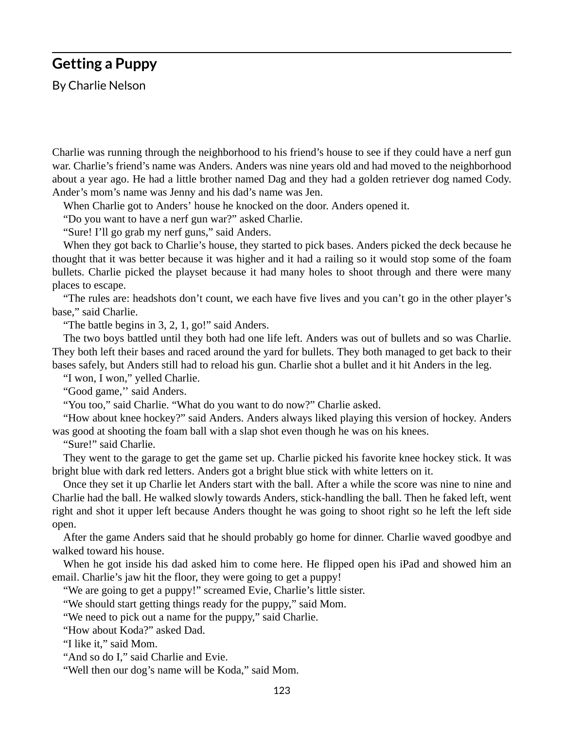## Getting a Puppy

By Charlie Nelson

Charlie was running through the neighborhood to his friend’s house to see if they could have a nerf gun war. Charlie’s friend’s name was Anders. Anders was nine years old and had moved to the neighborhood about a year ago. He had a little brother named Dag and they had a golden retriever dog named Cody. Ander’s mom’s name was Jenny and his dad’s name was Jen.

When Charlie got to Anders’ house he knocked on the door. Anders opened it.

“Do you want to have a nerf gun war?” asked Charlie.

“Sure! I’ll go grab my nerf guns,” said Anders.

When they got back to Charlie’s house, they started to pick bases. Anders picked the deck because he thought that it was better because it was higher and it had a railing so it would stop some of the foam bullets. Charlie picked the playset because it had many holes to shoot through and there were many places to escape.

“The rules are: headshots don’t count, we each have five lives and you can’t go in the other player’s base,” said Charlie.

“The battle begins in 3, 2, 1, go!” said Anders.

The two boys battled until they both had one life left. Anders was out of bullets and so was Charlie. They both left their bases and raced around the yard for bullets. They both managed to get back to their bases safely, but Anders still had to reload his gun. Charlie shot a bullet and it hit Anders in the leg.

“I won, I won,” yelled Charlie.

“Good game,’’ said Anders.

“You too,” said Charlie. “What do you want to do now?” Charlie asked.

“How about knee hockey?” said Anders. Anders always liked playing this version of hockey. Anders was good at shooting the foam ball with a slap shot even though he was on his knees.

“Sure!” said Charlie.

They went to the garage to get the game set up. Charlie picked his favorite knee hockey stick. It was bright blue with dark red letters. Anders got a bright blue stick with white letters on it.

Once they set it up Charlie let Anders start with the ball. After a while the score was nine to nine and Charlie had the ball. He walked slowly towards Anders, stick-handling the ball. Then he faked left, went right and shot it upper left because Anders thought he was going to shoot right so he left the left side open.

After the game Anders said that he should probably go home for dinner. Charlie waved goodbye and walked toward his house.

When he got inside his dad asked him to come here. He flipped open his iPad and showed him an email. Charlie’s jaw hit the floor, they were going to get a puppy!

“We are going to get a puppy!” screamed Evie, Charlie’s little sister.

“We should start getting things ready for the puppy,” said Mom.

“We need to pick out a name for the puppy,” said Charlie.

“How about Koda?” asked Dad.

“I like it,” said Mom.

“And so do I,” said Charlie and Evie.

“Well then our dog’s name will be Koda,” said Mom.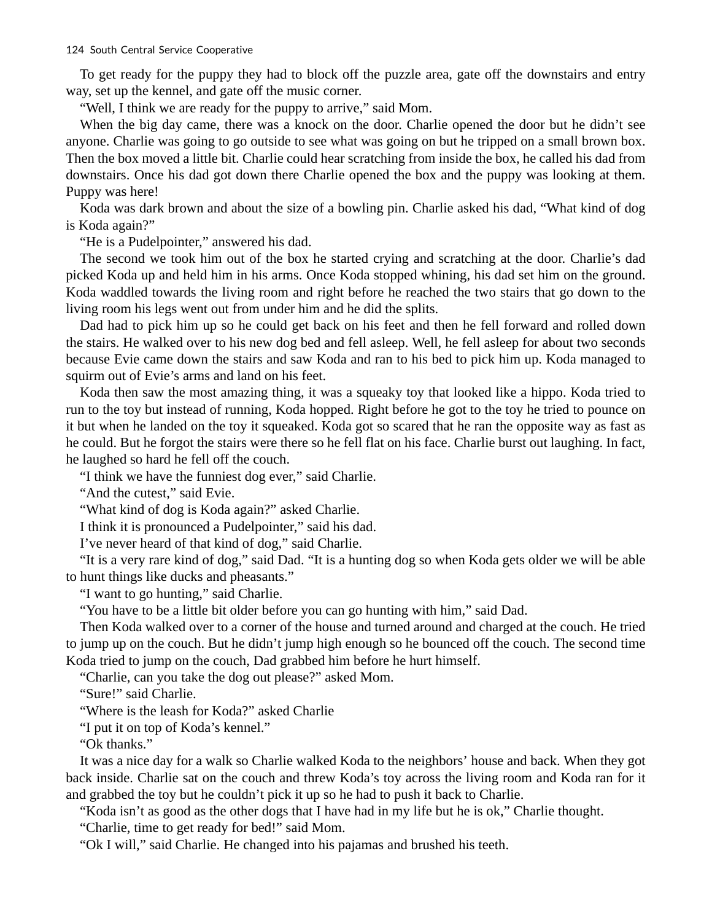To get ready for the puppy they had to block off the puzzle area, gate off the downstairs and entry way, set up the kennel, and gate off the music corner.

"Well, I think we are ready for the puppy to arrive," said Mom.

When the big day came, there was a knock on the door. Charlie opened the door but he didn't see anyone. Charlie was going to go outside to see what was going on but he tripped on a small brown box. Then the box moved a little bit. Charlie could hear scratching from inside the box, he called his dad from downstairs. Once his dad got down there Charlie opened the box and the puppy was looking at them. Puppy was here!

Koda was dark brown and about the size of a bowling pin. Charlie asked his dad, "What kind of dog is Koda again?"

"He is a Pudelpointer," answered his dad.

The second we took him out of the box he started crying and scratching at the door. Charlie's dad picked Koda up and held him in his arms. Once Koda stopped whining, his dad set him on the ground. Koda waddled towards the living room and right before he reached the two stairs that go down to the living room his legs went out from under him and he did the splits.

Dad had to pick him up so he could get back on his feet and then he fell forward and rolled down the stairs. He walked over to his new dog bed and fell asleep. Well, he fell asleep for about two seconds because Evie came down the stairs and saw Koda and ran to his bed to pick him up. Koda managed to squirm out of Evie's arms and land on his feet.

Koda then saw the most amazing thing, it was a squeaky toy that looked like a hippo. Koda tried to run to the toy but instead of running, Koda hopped. Right before he got to the toy he tried to pounce on it but when he landed on the toy it squeaked. Koda got so scared that he ran the opposite way as fast as he could. But he forgot the stairs were there so he fell flat on his face. Charlie burst out laughing. In fact, he laughed so hard he fell off the couch.

"I think we have the funniest dog ever," said Charlie.

"And the cutest," said Evie.

"What kind of dog is Koda again?" asked Charlie.

I think it is pronounced a Pudelpointer," said his dad.

I've never heard of that kind of dog," said Charlie.

"It is a very rare kind of dog," said Dad. "It is a hunting dog so when Koda gets older we will be able to hunt things like ducks and pheasants."

"I want to go hunting," said Charlie.

"You have to be a little bit older before you can go hunting with him," said Dad.

Then Koda walked over to a corner of the house and turned around and charged at the couch. He tried to jump up on the couch. But he didn't jump high enough so he bounced off the couch. The second time Koda tried to jump on the couch, Dad grabbed him before he hurt himself.

"Charlie, can you take the dog out please?" asked Mom.

"Sure!" said Charlie.

"Where is the leash for Koda?" asked Charlie

"I put it on top of Koda's kennel."

"Ok thanks."

It was a nice day for a walk so Charlie walked Koda to the neighbors' house and back. When they got back inside. Charlie sat on the couch and threw Koda's toy across the living room and Koda ran for it and grabbed the toy but he couldn't pick it up so he had to push it back to Charlie.

"Koda isn't as good as the other dogs that I have had in my life but he is ok," Charlie thought.

"Charlie, time to get ready for bed!" said Mom.

"Ok I will," said Charlie. He changed into his pajamas and brushed his teeth.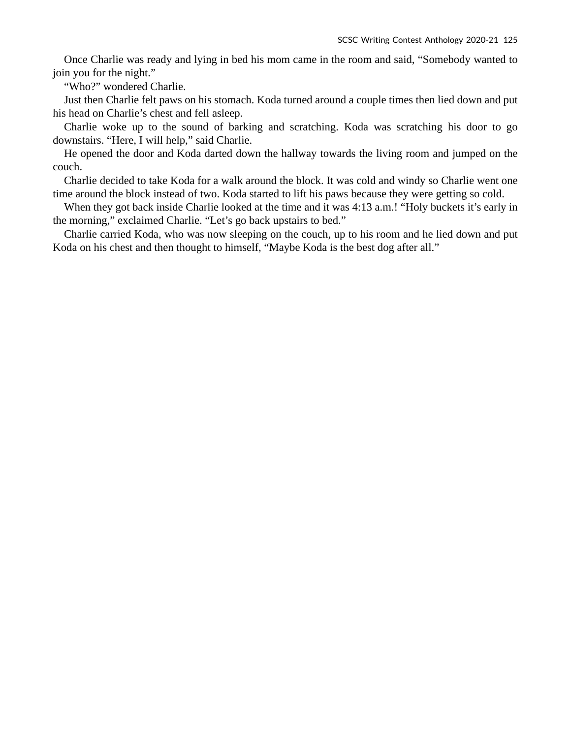Once Charlie was ready and lying in bed his mom came in the room and said, “Somebody wanted to join you for the night.”

“Who?” wondered Charlie.

Just then Charlie felt paws on his stomach. Koda turned around a couple times then lied down and put his head on Charlie’s chest and fell asleep.

Charlie woke up to the sound of barking and scratching. Koda was scratching his door to go downstairs. “Here, I will help,” said Charlie.

He opened the door and Koda darted down the hallway towards the living room and jumped on the couch.

Charlie decided to take Koda for a walk around the block. It was cold and windy so Charlie went one time around the block instead of two. Koda started to lift his paws because they were getting so cold.

When they got back inside Charlie looked at the time and it was 4:13 a.m.! “Holy buckets it’s early in the morning,” exclaimed Charlie. “Let’s go back upstairs to bed.”

Charlie carried Koda, who was now sleeping on the couch, up to his room and he lied down and put Koda on his chest and then thought to himself, “Maybe Koda is the best dog after all.”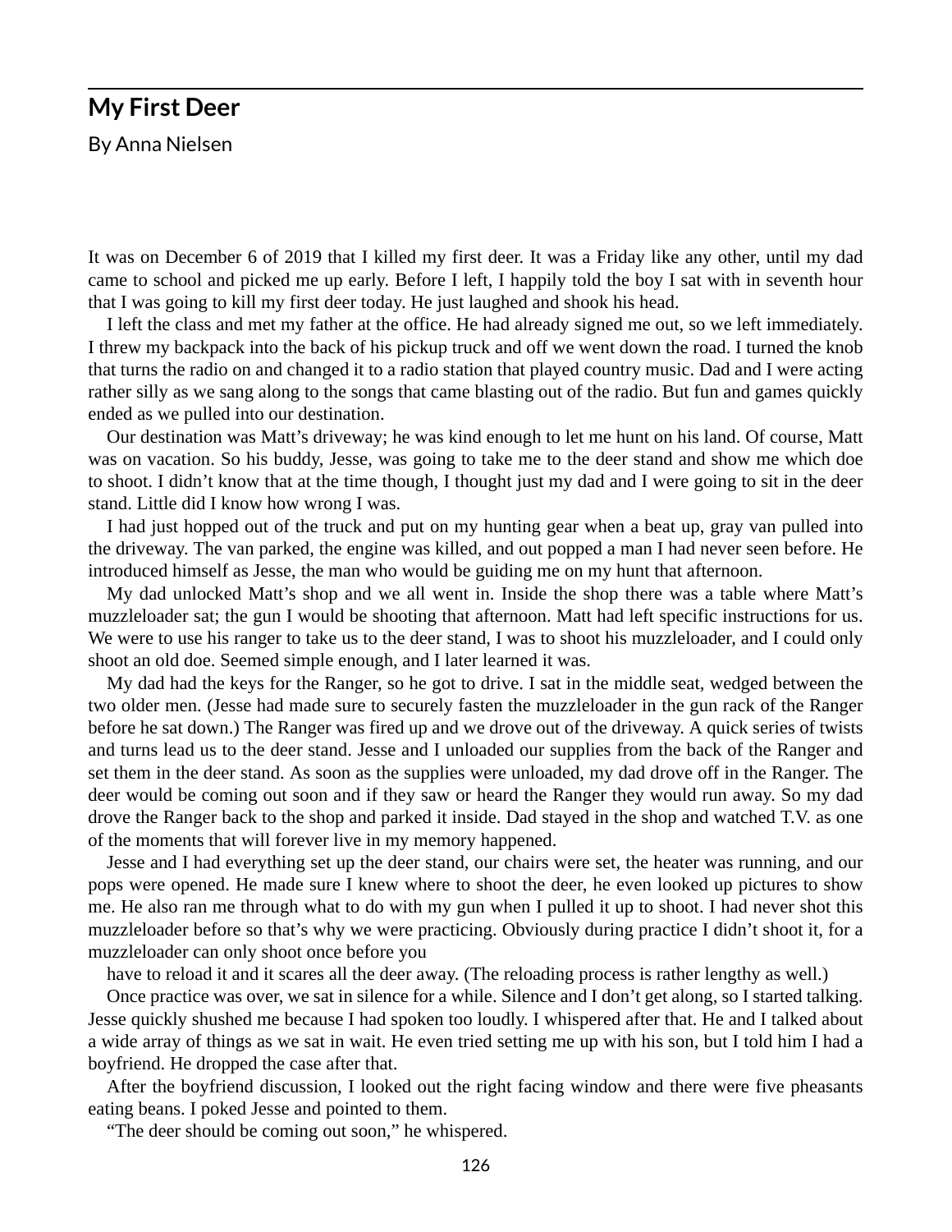## My First Deer

By Anna Nielsen

It was on December 6 of 2019 that I killed my first deer. It was a Friday like any other, until my dad came to school and picked me up early. Before I left, I happily told the boy I sat with in seventh hour that I was going to kill my first deer today. He just laughed and shook his head.

I left the class and met my father at the office. He had already signed me out, so we left immediately. I threw my backpack into the back of his pickup truck and off we went down the road. I turned the knob that turns the radio on and changed it to a radio station that played country music. Dad and I were acting rather silly as we sang along to the songs that came blasting out of the radio. But fun and games quickly ended as we pulled into our destination.

Our destination was Matt's driveway; he was kind enough to let me hunt on his land. Of course, Matt was on vacation. So his buddy, Jesse, was going to take me to the deer stand and show me which doe to shoot. I didn't know that at the time though, I thought just my dad and I were going to sit in the deer stand. Little did I know how wrong I was.

I had just hopped out of the truck and put on my hunting gear when a beat up, gray van pulled into the driveway. The van parked, the engine was killed, and out popped a man I had never seen before. He introduced himself as Jesse, the man who would be guiding me on my hunt that afternoon.

My dad unlocked Matt's shop and we all went in. Inside the shop there was a table where Matt's muzzleloader sat; the gun I would be shooting that afternoon. Matt had left specific instructions for us. We were to use his ranger to take us to the deer stand, I was to shoot his muzzleloader, and I could only shoot an old doe. Seemed simple enough, and I later learned it was.

My dad had the keys for the Ranger, so he got to drive. I sat in the middle seat, wedged between the two older men. (Jesse had made sure to securely fasten the muzzleloader in the gun rack of the Ranger before he sat down.) The Ranger was fired up and we drove out of the driveway. A quick series of twists and turns lead us to the deer stand. Jesse and I unloaded our supplies from the back of the Ranger and set them in the deer stand. As soon as the supplies were unloaded, my dad drove off in the Ranger. The deer would be coming out soon and if they saw or heard the Ranger they would run away. So my dad drove the Ranger back to the shop and parked it inside. Dad stayed in the shop and watched T.V. as one of the moments that will forever live in my memory happened.

Jesse and I had everything set up the deer stand, our chairs were set, the heater was running, and our pops were opened. He made sure I knew where to shoot the deer, he even looked up pictures to show me. He also ran me through what to do with my gun when I pulled it up to shoot. I had never shot this muzzleloader before so that's why we were practicing. Obviously during practice I didn't shoot it, for a muzzleloader can only shoot once before you have to reload it and it scares all the deer away. (The reloading process is rather lengthy as well.)

Once practice was over, we sat in silence for a while. Silence and I don't get along, so I started talking. Jesse quickly shushed me because I had spoken too loudly. I whispered after that. He and I talked about a wide array of things as we sat in wait. He even tried setting me up with his son, but I told him I had a boyfriend. He dropped the case after that.

After the boyfriend discussion, I looked out the right facing window and there were five pheasants eating beans. I poked Jesse and pointed to them.

"The deer should be coming out soon," he whispered.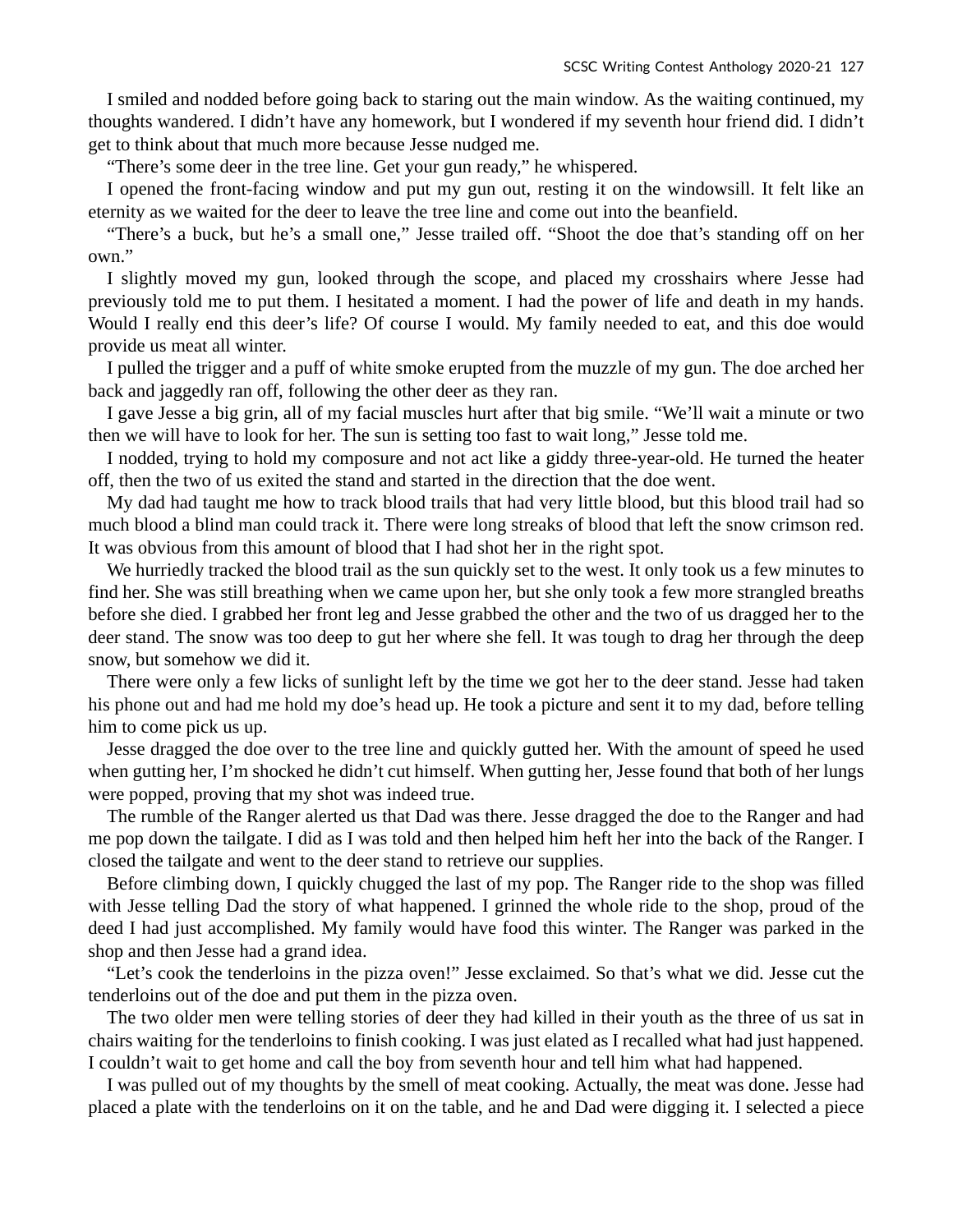I smiled and nodded before going back to staring out the main window. As the waiting continued, my thoughts wandered. I didn't have any homework, but I wondered if my seventh hour friend did. I didn't get to think about that much more because Jesse nudged me.

"There's some deer in the tree line. Get your gun ready," he whispered.

I opened the front-facing window and put my gun out, resting it on the windowsill. It felt like an eternity as we waited for the deer to leave the tree line and come out into the beanfield.

"There's a buck, but he's a small one," Jesse trailed off. "Shoot the doe that's standing off on her own."

I slightly moved my gun, looked through the scope, and placed my crosshairs where Jesse had previously told me to put them. I hesitated a moment. I had the power of life and death in my hands. Would I really end this deer's life? Of course I would. My family needed to eat, and this doe would provide us meat all winter.

I pulled the trigger and a puff of white smoke erupted from the muzzle of my gun. The doe arched her back and jaggedly ran off, following the other deer as they ran.

I gave Jesse a big grin, all of my facial muscles hurt after that big smile. "We'll wait a minute or two then we will have to look for her. The sun is setting too fast to wait long," Jesse told me.

I nodded, trying to hold my composure and not act like a giddy three-year-old. He turned the heater off, then the two of us exited the stand and started in the direction that the doe went.

My dad had taught me how to track blood trails that had very little blood, but this blood trail had so much blood a blind man could track it. There were long streaks of blood that left the snow crimson red. It was obvious from this amount of blood that I had shot her in the right spot.

We hurriedly tracked the blood trail as the sun quickly set to the west. It only took us a few minutes to find her. She was still breathing when we came upon her, but she only took a few more strangled breaths before she died. I grabbed her front leg and Jesse grabbed the other and the two of us dragged her to the deer stand. The snow was too deep to gut her where she fell. It was tough to drag her through the deep snow, but somehow we did it.

There were only a few licks of sunlight left by the time we got her to the deer stand. Jesse had taken his phone out and had me hold my doe's head up. He took a picture and sent it to my dad, before telling him to come pick us up.

Jesse dragged the doe over to the tree line and quickly gutted her. With the amount of speed he used when gutting her, I'm shocked he didn't cut himself. When gutting her, Jesse found that both of her lungs were popped, proving that my shot was indeed true.

The rumble of the Ranger alerted us that Dad was there. Jesse dragged the doe to the Ranger and had me pop down the tailgate. I did as I was told and then helped him heft her into the back of the Ranger. I closed the tailgate and went to the deer stand to retrieve our supplies.

Before climbing down, I quickly chugged the last of my pop. The Ranger ride to the shop was filled with Jesse telling Dad the story of what happened. I grinned the whole ride to the shop, proud of the deed I had just accomplished. My family would have food this winter. The Ranger was parked in the shop and then Jesse had a grand idea.

"Let's cook the tenderloins in the pizza oven!" Jesse exclaimed. So that's what we did. Jesse cut the tenderloins out of the doe and put them in the pizza oven.

The two older men were telling stories of deer they had killed in their youth as the three of us sat in chairs waiting for the tenderloins to finish cooking. I was just elated as I recalled what had just happened. I couldn't wait to get home and call the boy from seventh hour and tell him what had happened.

I was pulled out of my thoughts by the smell of meat cooking. Actually, the meat was done. Jesse had placed a plate with the tenderloins on it on the table, and he and Dad were digging it. I selected a piece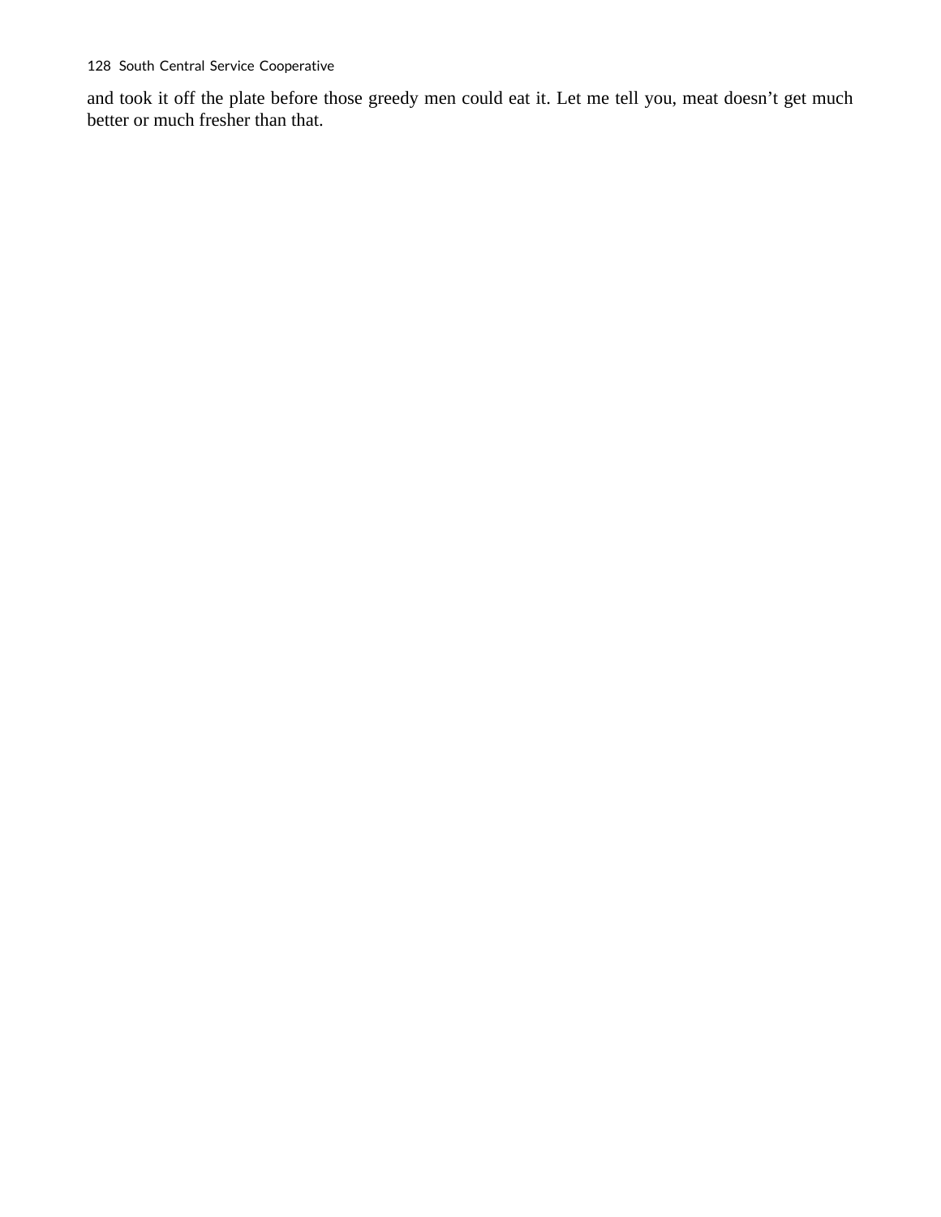and took it off the plate before those greedy men could eat it. Let me tell you, meat doesn't get much better or much fresher than that.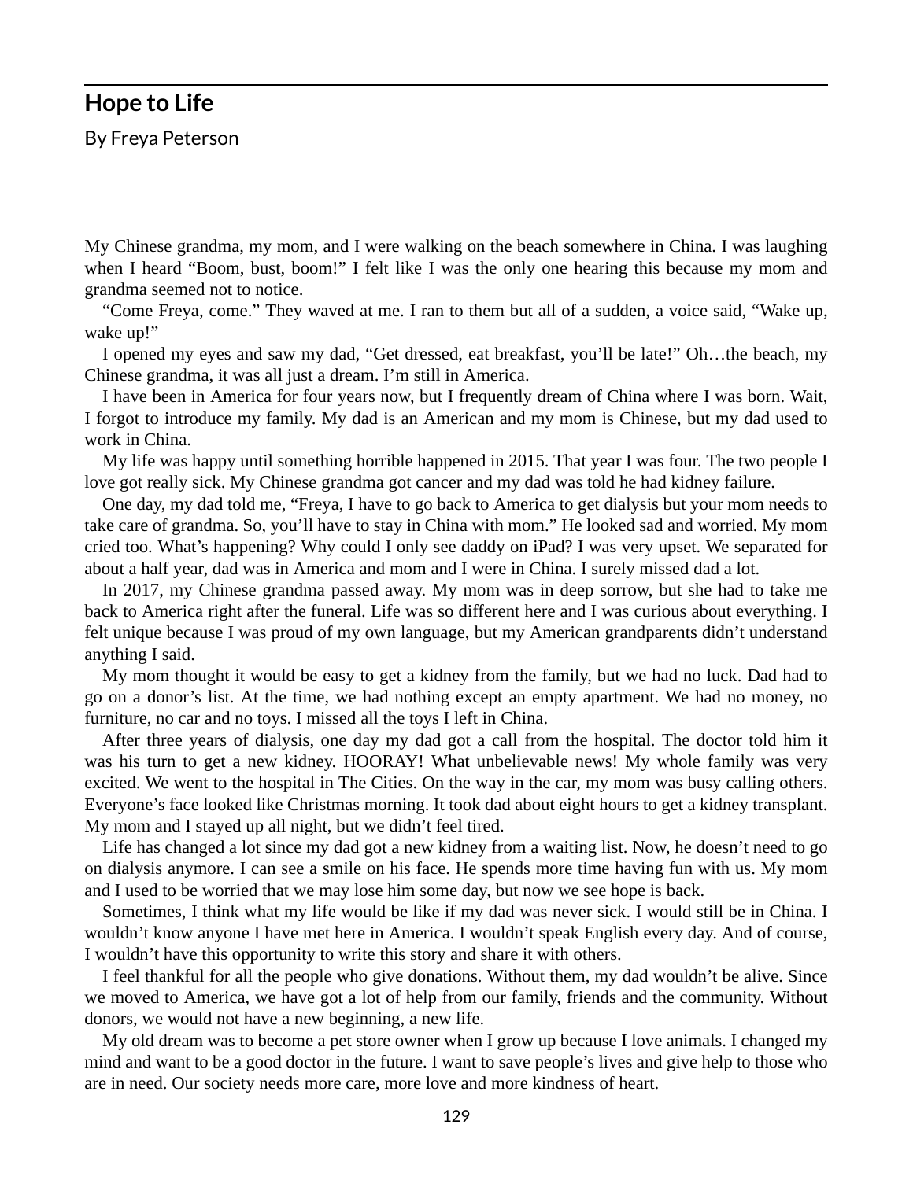## Hope to Life

By Freya Peterson

My Chinese grandma, my mom, and I were walking on the beach somewhere in China. I was laughing when I heard "Boom, bust, boom!" I felt like I was the only one hearing this because my mom and grandma seemed not to notice.

"Come Freya, come." They waved at me. I ran to them but all of a sudden, a voice said, "Wake up, wake up!"

I opened my eyes and saw my dad, "Get dressed, eat breakfast, you'll be late!" Oh…the beach, my Chinese grandma, it was all just a dream. I'm still in America.

I have been in America for four years now, but I frequently dream of China where I was born. Wait, I forgot to introduce my family. My dad is an American and my mom is Chinese, but my dad used to work in China.

My life was happy until something horrible happened in 2015. That year I was four. The two people I love got really sick. My Chinese grandma got cancer and my dad was told he had kidney failure.

One day, my dad told me, "Freya, I have to go back to America to get dialysis but your mom needs to take care of grandma. So, you'll have to stay in China with mom." He looked sad and worried. My mom cried too. What's happening? Why could I only see daddy on iPad? I was very upset. We separated for about a half year, dad was in America and mom and I were in China. I surely missed dad a lot.

In 2017, my Chinese grandma passed away. My mom was in deep sorrow, but she had to take me back to America right after the funeral. Life was so different here and I was curious about everything. I felt unique because I was proud of my own language, but my American grandparents didn't understand anything I said.

My mom thought it would be easy to get a kidney from the family, but we had no luck. Dad had to go on a donor's list. At the time, we had nothing except an empty apartment. We had no money, no furniture, no car and no toys. I missed all the toys I left in China.

After three years of dialysis, one day my dad got a call from the hospital. The doctor told him it was his turn to get a new kidney. HOORAY! What unbelievable news! My whole family was very excited. We went to the hospital in The Cities. On the way in the car, my mom was busy calling others. Everyone's face looked like Christmas morning. It took dad about eight hours to get a kidney transplant. My mom and I stayed up all night, but we didn't feel tired.

Life has changed a lot since my dad got a new kidney from a waiting list. Now, he doesn't need to go on dialysis anymore. I can see a smile on his face. He spends more time having fun with us. My mom and I used to be worried that we may lose him some day, but now we see hope is back.

Sometimes, I think what my life would be like if my dad was never sick. I would still be in China. I wouldn't know anyone I have met here in America. I wouldn't speak English every day. And of course, I wouldn't have this opportunity to write this story and share it with others.

I feel thankful for all the people who give donations. Without them, my dad wouldn't be alive. Since we moved to America, we have got a lot of help from our family, friends and the community. Without donors, we would not have a new beginning, a new life.

My old dream was to become a pet store owner when I grow up because I love animals. I changed my mind and want to be a good doctor in the future. I want to save people's lives and give help to those who are in need. Our society needs more care, more love and more kindness of heart.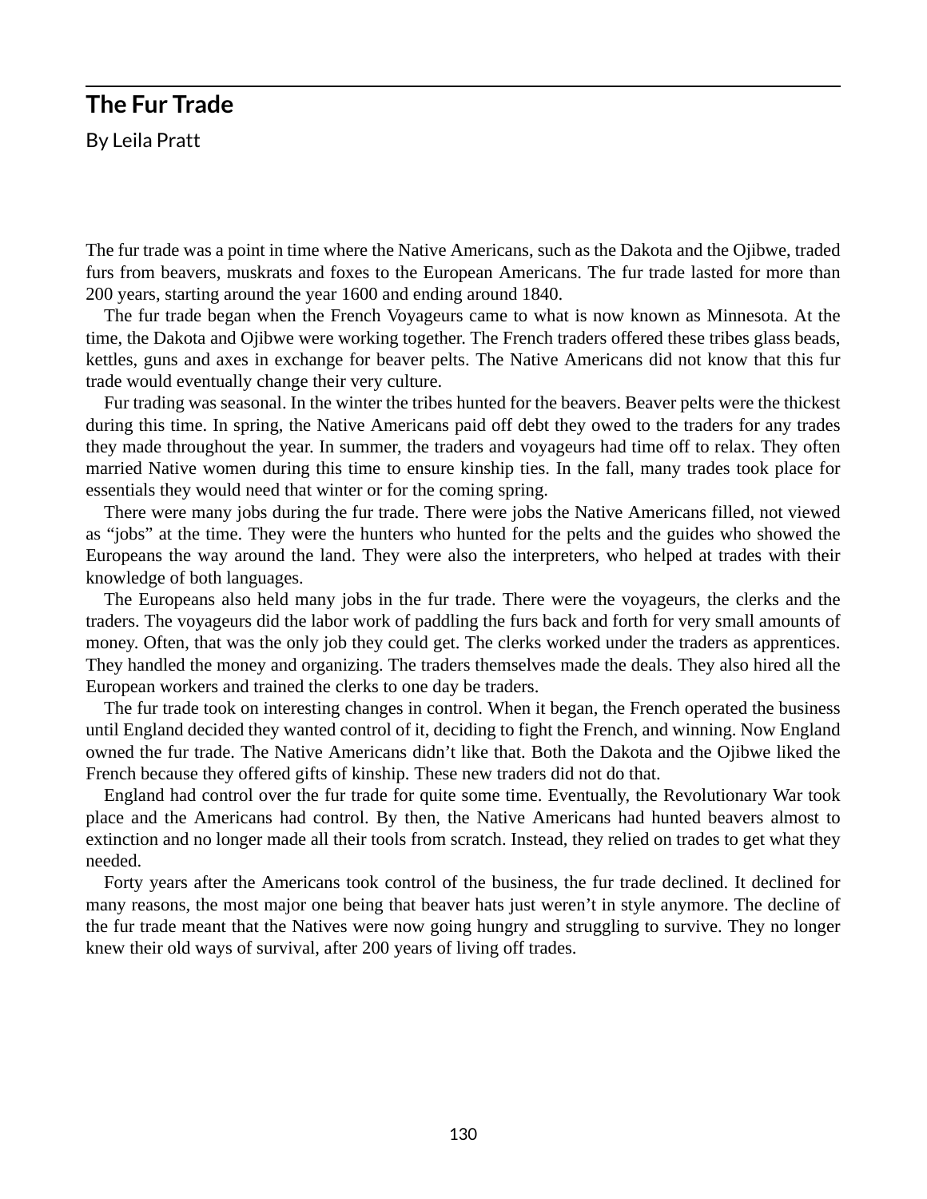## The Fur Trade

By Leila Pratt

The fur trade was a point in time where the Native Americans, such as the Dakota and the Ojibwe, traded furs from beavers, muskrats and foxes to the European Americans. The fur trade lasted for more than 200 years, starting around the year 1600 and ending around 1840.

The fur trade began when the French Voyageurs came to what is now known as Minnesota. At the time, the Dakota and Ojibwe were working together. The French traders offered these tribes glass beads, kettles, guns and axes in exchange for beaver pelts. The Native Americans did not know that this fur trade would eventually change their very culture.

Fur trading was seasonal. In the winter the tribes hunted for the beavers. Beaver pelts were the thickest during this time. In spring, the Native Americans paid off debt they owed to the traders for any trades they made throughout the year. In summer, the traders and voyageurs had time off to relax. They often married Native women during this time to ensure kinship ties. In the fall, many trades took place for essentials they would need that winter or for the coming spring.

There were many jobs during the fur trade. There were jobs the Native Americans filled, not viewed as "jobs" at the time. They were the hunters who hunted for the pelts and the guides who showed the Europeans the way around the land. They were also the interpreters, who helped at trades with their knowledge of both languages.

The Europeans also held many jobs in the fur trade. There were the voyageurs, the clerks and the traders. The voyageurs did the labor work of paddling the furs back and forth for very small amounts of money. Often, that was the only job they could get. The clerks worked under the traders as apprentices. They handled the money and organizing. The traders themselves made the deals. They also hired all the European workers and trained the clerks to one day be traders.

The fur trade took on interesting changes in control. When it began, the French operated the business until England decided they wanted control of it, deciding to fight the French, and winning. Now England owned the fur trade. The Native Americans didn't like that. Both the Dakota and the Ojibwe liked the French because they offered gifts of kinship. These new traders did not do that.

England had control over the fur trade for quite some time. Eventually, the Revolutionary War took place and the Americans had control. By then, the Native Americans had hunted beavers almost to extinction and no longer made all their tools from scratch. Instead, they relied on trades to get what they needed.

Forty years after the Americans took control of the business, the fur trade declined. It declined for many reasons, the most major one being that beaver hats just weren't in style anymore. The decline of the fur trade meant that the Natives were now going hungry and struggling to survive. They no longer knew their old ways of survival, after 200 years of living off trades.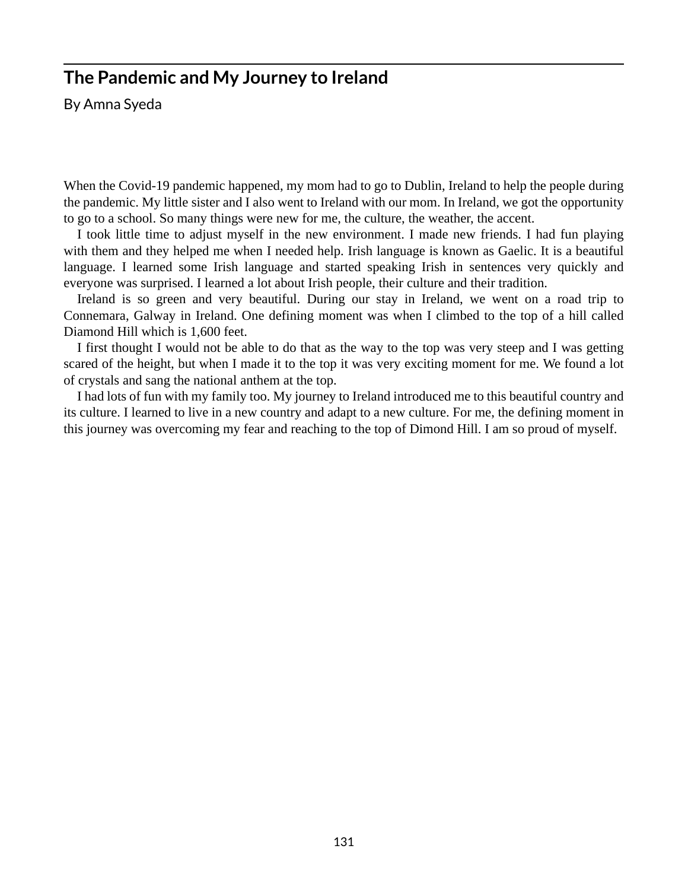## The Pandemic and My Journey to Ireland

By Amna Syeda

When the Covid-19 pandemic happened, my mom had to go to Dublin, Ireland to help the people during the pandemic. My little sister and I also went to Ireland with our mom. In Ireland, we got the opportunity to go to a school. So many things were new for me, the culture, the weather, the accent.

I took little time to adjust myself in the new environment. I made new friends. I had fun playing with them and they helped me when I needed help. Irish language is known as Gaelic. It is a beautiful language. I learned some Irish language and started speaking Irish in sentences very quickly and everyone was surprised. I learned a lot about Irish people, their culture and their tradition.

Ireland is so green and very beautiful. During our stay in Ireland, we went on a road trip to Connemara, Galway in Ireland. One defining moment was when I climbed to the top of a hill called Diamond Hill which is 1,600 feet.

I first thought I would not be able to do that as the way to the top was very steep and I was getting scared of the height, but when I made it to the top it was very exciting moment for me. We found a lot of crystals and sang the national anthem at the top.

I had lots of fun with my family too. My journey to Ireland introduced me to this beautiful country and its culture. I learned to live in a new country and adapt to a new culture. For me, the defining moment in this journey was overcoming my fear and reaching to the top of Dimond Hill. I am so proud of myself.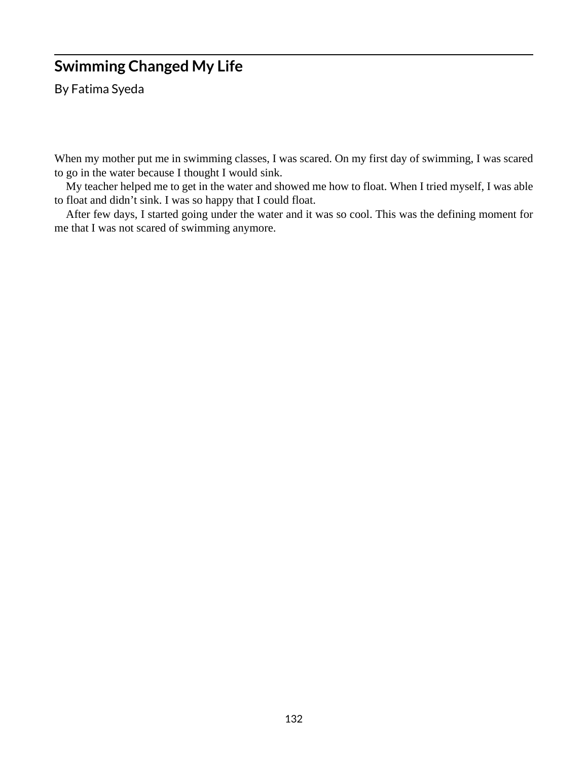## Swimming Changed My Life

By Fatima Syeda

When my mother put me in swimming classes, I was scared. On my first day of swimming, I was scared to go in the water because I thought I would sink.

My teacher helped me to get in the water and showed me how to float. When I tried myself, I was able to float and didn't sink. I was so happy that I could float.

After few days, I started going under the water and it was so cool. This was the defining moment for me that I was not scared of swimming anymore.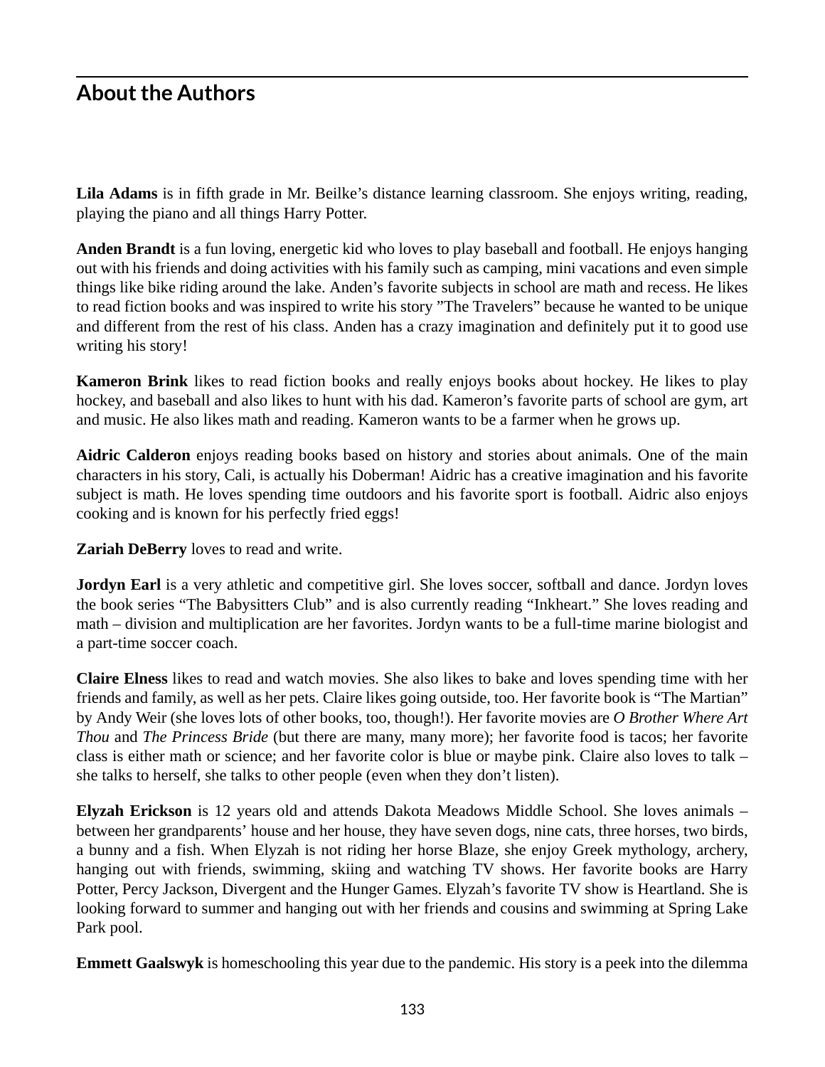## About the Authors

**Lila Adams** is in fifth grade in Mr. Beilke's distance learning classroom. She enjoys writing, reading, playing the piano and all things Harry Potter.

**Anden Brandt** is a fun loving, energetic kid who loves to play baseball and football. He enjoys hanging out with his friends and doing activities with his family such as camping, mini vacations and even simple things like bike riding around the lake. Anden's favorite subjects in school are math and recess. He likes to read fiction books and was inspired to write his story "The Travelers" because he wanted to be unique and different from the rest of his class. Anden has a crazy imagination and definitely put it to good use writing his story!

**Kameron Brink** likes to read fiction books and really enjoys books about hockey. He likes to play hockey, and baseball and also likes to hunt with his dad. Kameron's favorite parts of school are gym, art and music. He also likes math and reading. Kameron wants to be a farmer when he grows up.

**Aidric Calderon** enjoys reading books based on history and stories about animals. One of the main characters in his story, Cali, is actually his Doberman! Aidric has a creative imagination and his favorite subject is math. He loves spending time outdoors and his favorite sport is football. Aidric also enjoys cooking and is known for his perfectly fried eggs!

**Zariah DeBerry** loves to read and write.

**Jordyn Earl** is a very athletic and competitive girl. She loves soccer, softball and dance. Jordyn loves the book series "The Babysitters Club" and is also currently reading "Inkheart." She loves reading and math – division and multiplication are her favorites. Jordyn wants to be a full-time marine biologist and a part-time soccer coach.

**Claire Elness** likes to read and watch movies. She also likes to bake and loves spending time with her friends and family, as well as her pets. Claire likes going outside, too. Her favorite book is "The Martian" by Andy Weir (she loves lots of other books, too, though!). Her favorite movies are *O Brother Where Art Thou* and *The Princess Bride* (but there are many, many more); her favorite food is tacos; her favorite class is either math or science; and her favorite color is blue or maybe pink. Claire also loves to talk – she talks to herself, she talks to other people (even when they don't listen).

**Elyzah Erickson** is 12 years old and attends Dakota Meadows Middle School. She loves animals – between her grandparents' house and her house, they have seven dogs, nine cats, three horses, two birds, a bunny and a fish. When Elyzah is not riding her horse Blaze, she enjoy Greek mythology, archery, hanging out with friends, swimming, skiing and watching TV shows. Her favorite books are Harry Potter, Percy Jackson, Divergent and the Hunger Games. Elyzah's favorite TV show is Heartland. She is looking forward to summer and hanging out with her friends and cousins and swimming at Spring Lake Park pool.

**Emmett Gaalswyk** is homeschooling this year due to the pandemic. His story is a peek into the dilemma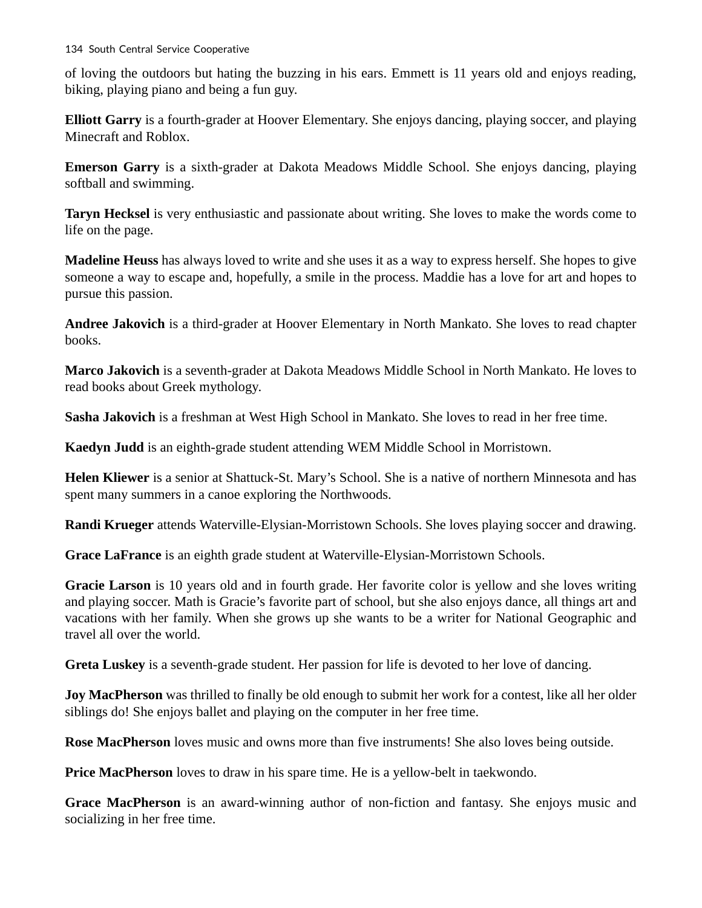of loving the outdoors but hating the buzzing in his ears. Emmett is 11 years old and enjoys reading, biking, playing piano and being a fun guy.

**Elliott Garry** is a fourth-grader at Hoover Elementary. She enjoys dancing, playing soccer, and playing Minecraft and Roblox.

**Emerson Garry** is a sixth-grader at Dakota Meadows Middle School. She enjoys dancing, playing softball and swimming.

**Taryn Hecksel** is very enthusiastic and passionate about writing. She loves to make the words come to life on the page.

**Madeline Heuss** has always loved to write and she uses it as a way to express herself. She hopes to give someone a way to escape and, hopefully, a smile in the process. Maddie has a love for art and hopes to pursue this passion.

**Andree Jakovich** is a third-grader at Hoover Elementary in North Mankato. She loves to read chapter books.

**Marco Jakovich** is a seventh-grader at Dakota Meadows Middle School in North Mankato. He loves to read books about Greek mythology.

**Sasha Jakovich** is a freshman at West High School in Mankato. She loves to read in her free time.

**Kaedyn Judd** is an eighth-grade student attending WEM Middle School in Morristown.

**Helen Kliewer** is a senior at Shattuck-St. Mary's School. She is a native of northern Minnesota and has spent many summers in a canoe exploring the Northwoods.

**Randi Krueger** attends Waterville-Elysian-Morristown Schools. She loves playing soccer and drawing.

**Grace LaFrance** is an eighth grade student at Waterville-Elysian-Morristown Schools.

**Gracie Larson** is 10 years old and in fourth grade. Her favorite color is yellow and she loves writing and playing soccer. Math is Gracie's favorite part of school, but she also enjoys dance, all things art and vacations with her family. When she grows up she wants to be a writer for National Geographic and travel all over the world.

**Greta Luskey** is a seventh-grade student. Her passion for life is devoted to her love of dancing.

**Joy MacPherson** was thrilled to finally be old enough to submit her work for a contest, like all her older siblings do! She enjoys ballet and playing on the computer in her free time.

**Rose MacPherson** loves music and owns more than five instruments! She also loves being outside.

**Price MacPherson** loves to draw in his spare time. He is a yellow-belt in taekwondo.

**Grace MacPherson** is an award-winning author of non-fiction and fantasy. She enjoys music and socializing in her free time.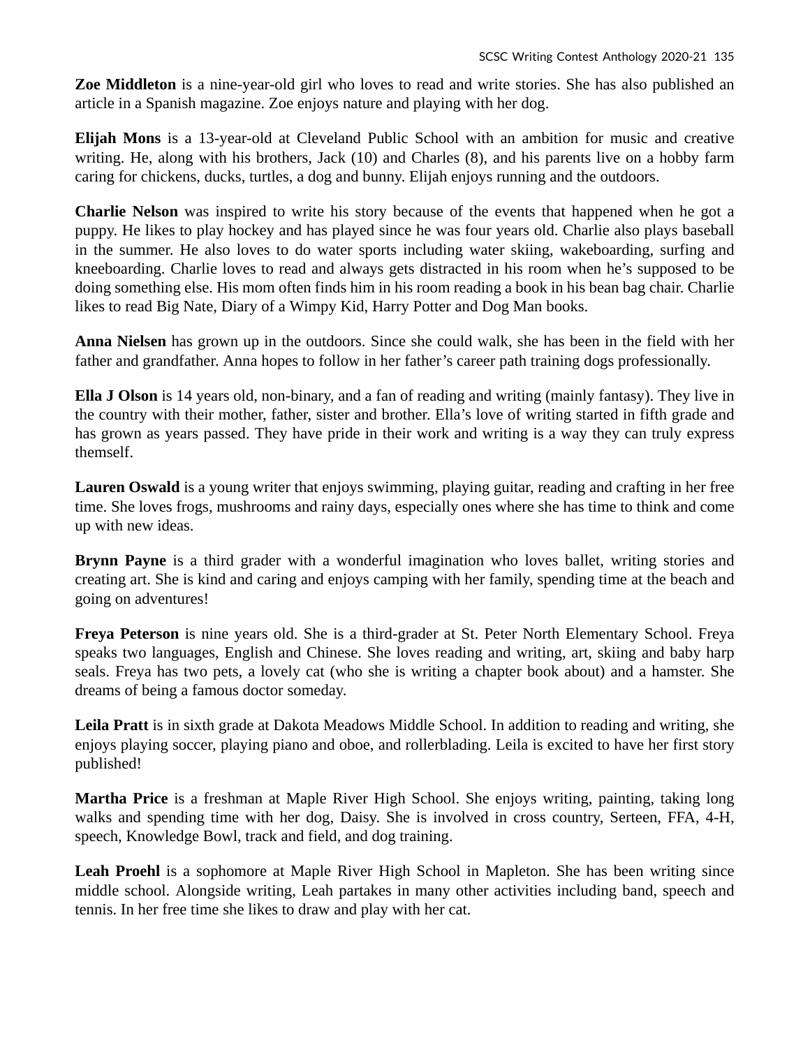**Zoe Middleton** is a nine-year-old girl who loves to read and write stories. She has also published an article in a Spanish magazine. Zoe enjoys nature and playing with her dog.

**Elijah Mons** is a 13-year-old at Cleveland Public School with an ambition for music and creative writing. He, along with his brothers, Jack (10) and Charles (8), and his parents live on a hobby farm caring for chickens, ducks, turtles, a dog and bunny. Elijah enjoys running and the outdoors.

**Charlie Nelson** was inspired to write his story because of the events that happened when he got a puppy. He likes to play hockey and has played since he was four years old. Charlie also plays baseball in the summer. He also loves to do water sports including water skiing, wakeboarding, surfing and kneeboarding. Charlie loves to read and always gets distracted in his room when he's supposed to be doing something else. His mom often finds him in his room reading a book in his bean bag chair. Charlie likes to read Big Nate, Diary of a Wimpy Kid, Harry Potter and Dog Man books.

**Anna Nielsen** has grown up in the outdoors. Since she could walk, she has been in the field with her father and grandfather. Anna hopes to follow in her father's career path training dogs professionally.

**Ella J Olson** is 14 years old, non-binary, and a fan of reading and writing (mainly fantasy). They live in the country with their mother, father, sister and brother. Ella's love of writing started in fifth grade and has grown as years passed. They have pride in their work and writing is a way they can truly express themself.

**Lauren Oswald** is a young writer that enjoys swimming, playing guitar, reading and crafting in her free time. She loves frogs, mushrooms and rainy days, especially ones where she has time to think and come up with new ideas.

**Brynn Payne** is a third grader with a wonderful imagination who loves ballet, writing stories and creating art. She is kind and caring and enjoys camping with her family, spending time at the beach and going on adventures!

**Freya Peterson** is nine years old. She is a third-grader at St. Peter North Elementary School. Freya speaks two languages, English and Chinese. She loves reading and writing, art, skiing and baby harp seals. Freya has two pets, a lovely cat (who she is writing a chapter book about) and a hamster. She dreams of being a famous doctor someday.

**Leila Pratt** is in sixth grade at Dakota Meadows Middle School. In addition to reading and writing, she enjoys playing soccer, playing piano and oboe, and rollerblading. Leila is excited to have her first story published!

**Martha Price** is a freshman at Maple River High School. She enjoys writing, painting, taking long walks and spending time with her dog, Daisy. She is involved in cross country, Serteen, FFA, 4-H, speech, Knowledge Bowl, track and field, and dog training.

**Leah Proehl** is a sophomore at Maple River High School in Mapleton. She has been writing since middle school. Alongside writing, Leah partakes in many other activities including band, speech and tennis. In her free time she likes to draw and play with her cat.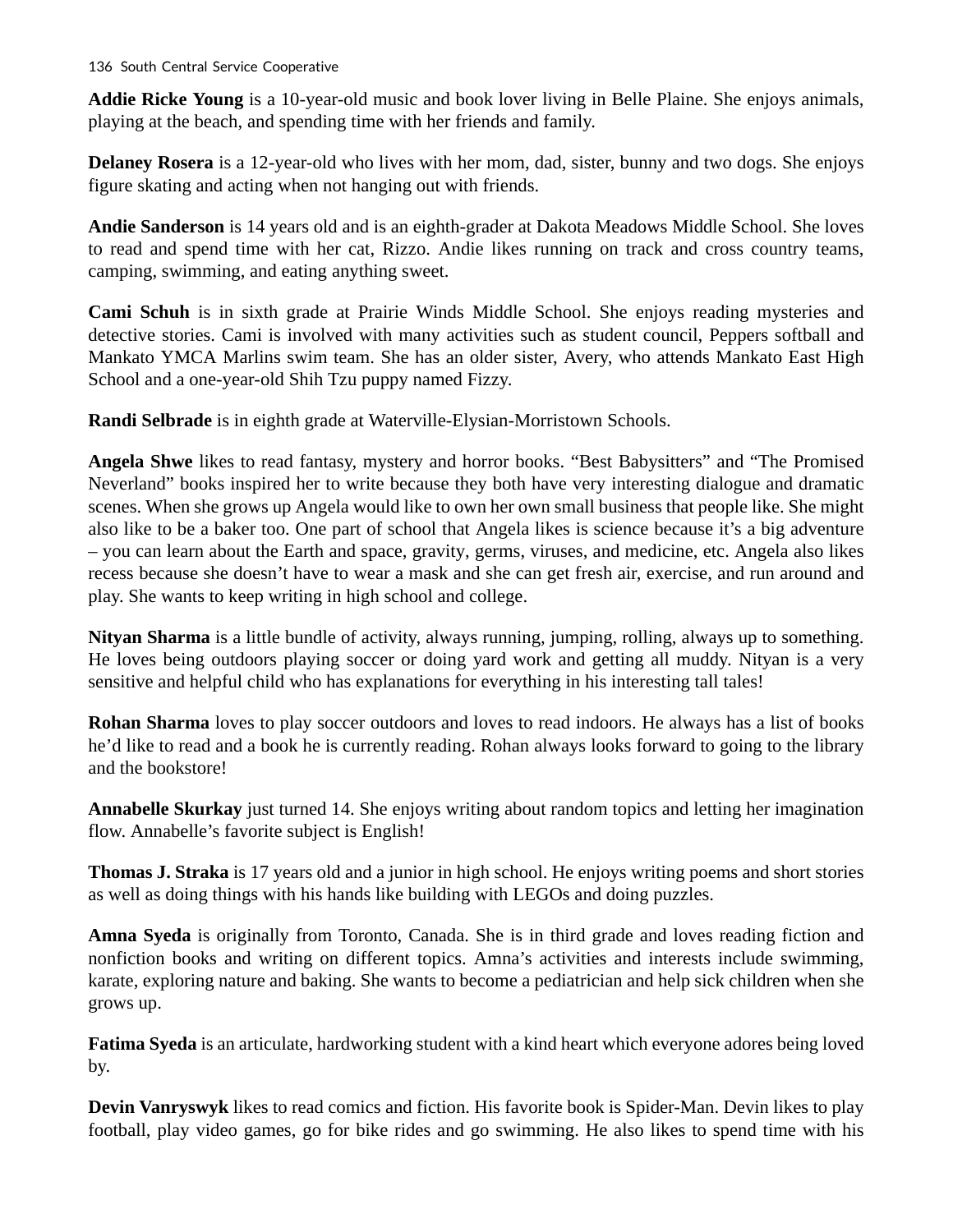**Addie Ricke Young** is a 10-year-old music and book lover living in Belle Plaine. She enjoys animals, playing at the beach, and spending time with her friends and family.

**Delaney Rosera** is a 12-year-old who lives with her mom, dad, sister, bunny and two dogs. She enjoys figure skating and acting when not hanging out with friends.

**Andie Sanderson** is 14 years old and is an eighth-grader at Dakota Meadows Middle School. She loves to read and spend time with her cat, Rizzo. Andie likes running on track and cross country teams, camping, swimming, and eating anything sweet.

**Cami Schuh** is in sixth grade at Prairie Winds Middle School. She enjoys reading mysteries and detective stories. Cami is involved with many activities such as student council, Peppers softball and Mankato YMCA Marlins swim team. She has an older sister, Avery, who attends Mankato East High School and a one-year-old Shih Tzu puppy named Fizzy.

**Randi Selbrade** is in eighth grade at Waterville-Elysian-Morristown Schools.

**Angela Shwe** likes to read fantasy, mystery and horror books. "Best Babysitters" and "The Promised Neverland" books inspired her to write because they both have very interesting dialogue and dramatic scenes. When she grows up Angela would like to own her own small business that people like. She might also like to be a baker too. One part of school that Angela likes is science because it's a big adventure – you can learn about the Earth and space, gravity, germs, viruses, and medicine, etc. Angela also likes recess because she doesn't have to wear a mask and she can get fresh air, exercise, and run around and play. She wants to keep writing in high school and college.

**Nityan Sharma** is a little bundle of activity, always running, jumping, rolling, always up to something. He loves being outdoors playing soccer or doing yard work and getting all muddy. Nityan is a very sensitive and helpful child who has explanations for everything in his interesting tall tales!

**Rohan Sharma** loves to play soccer outdoors and loves to read indoors. He always has a list of books he'd like to read and a book he is currently reading. Rohan always looks forward to going to the library and the bookstore!

**Annabelle Skurkay** just turned 14. She enjoys writing about random topics and letting her imagination flow. Annabelle's favorite subject is English!

**Thomas J. Straka** is 17 years old and a junior in high school. He enjoys writing poems and short stories as well as doing things with his hands like building with LEGOs and doing puzzles.

**Amna Syeda** is originally from Toronto, Canada. She is in third grade and loves reading fiction and nonfiction books and writing on different topics. Amna's activities and interests include swimming, karate, exploring nature and baking. She wants to become a pediatrician and help sick children when she grows up.

**Fatima Syeda** is an articulate, hardworking student with a kind heart which everyone adores being loved by.

**Devin Vanryswyk** likes to read comics and fiction. His favorite book is Spider-Man. Devin likes to play football, play video games, go for bike rides and go swimming. He also likes to spend time with his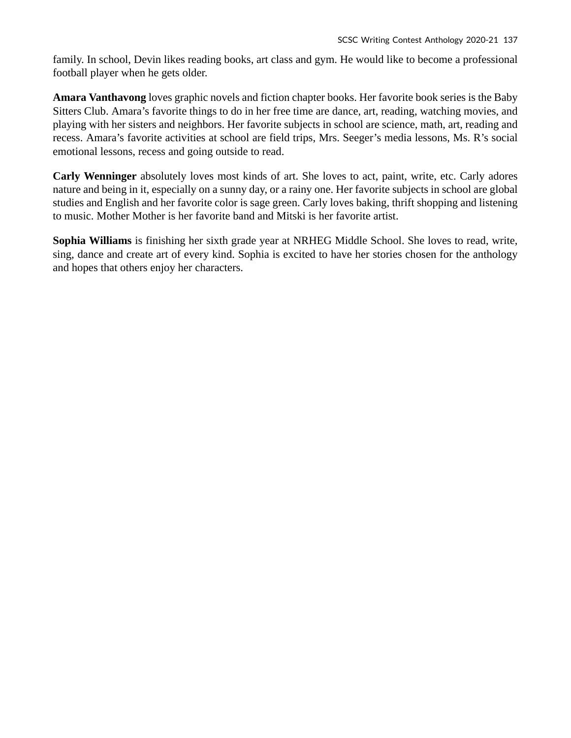family. In school, Devin likes reading books, art class and gym. He would like to become a professional football player when he gets older.

**Amara Vanthavong** loves graphic novels and fiction chapter books. Her favorite book series is the Baby Sitters Club. Amara's favorite things to do in her free time are dance, art, reading, watching movies, and playing with her sisters and neighbors. Her favorite subjects in school are science, math, art, reading and recess. Amara's favorite activities at school are field trips, Mrs. Seeger's media lessons, Ms. R's social emotional lessons, recess and going outside to read.

**Carly Wenninger** absolutely loves most kinds of art. She loves to act, paint, write, etc. Carly adores nature and being in it, especially on a sunny day, or a rainy one. Her favorite subjects in school are global studies and English and her favorite color is sage green. Carly loves baking, thrift shopping and listening to music. Mother Mother is her favorite band and Mitski is her favorite artist.

**Sophia Williams** is finishing her sixth grade year at NRHEG Middle School. She loves to read, write, sing, dance and create art of every kind. Sophia is excited to have her stories chosen for the anthology and hopes that others enjoy her characters.